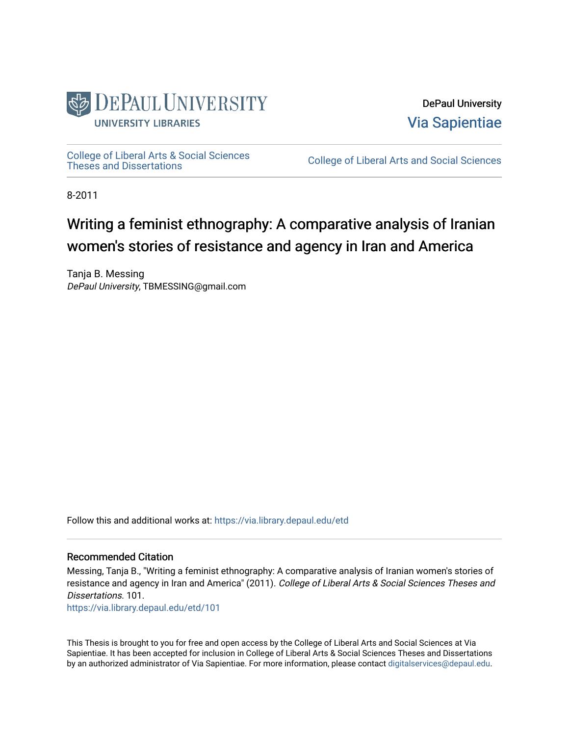DePaul University

Via Sapientiae

College of Liberal Arts & Social Sciences Theses and Dissertations

College of Liberal Arts and Social Sciences

8-2011

# Writing a feminist ethnography: A comparative analysis of Iranian women's stories of resistance and agency in Iran and America

Tanja B. Messing
*DePaul University*, TBMESSING@gmail.com

Follow this and additional works at: https://via.library.depaul.edu/etd

## Recommended Citation

Messing, Tanja B., "Writing a feminist ethnography: A comparative analysis of Iranian women's stories of resistance and agency in Iran and America" (2011). *College of Liberal Arts & Social Sciences Theses and Dissertations*. 101.
https://via.library.depaul.edu/etd/101

This Thesis is brought to you for free and open access by the College of Liberal Arts and Social Sciences at Via Sapientiae. It has been accepted for inclusion in College of Liberal Arts & Social Sciences Theses and Dissertations by an authorized administrator of Via Sapientiae. For more information, please contact digitalservices@depaul.edu.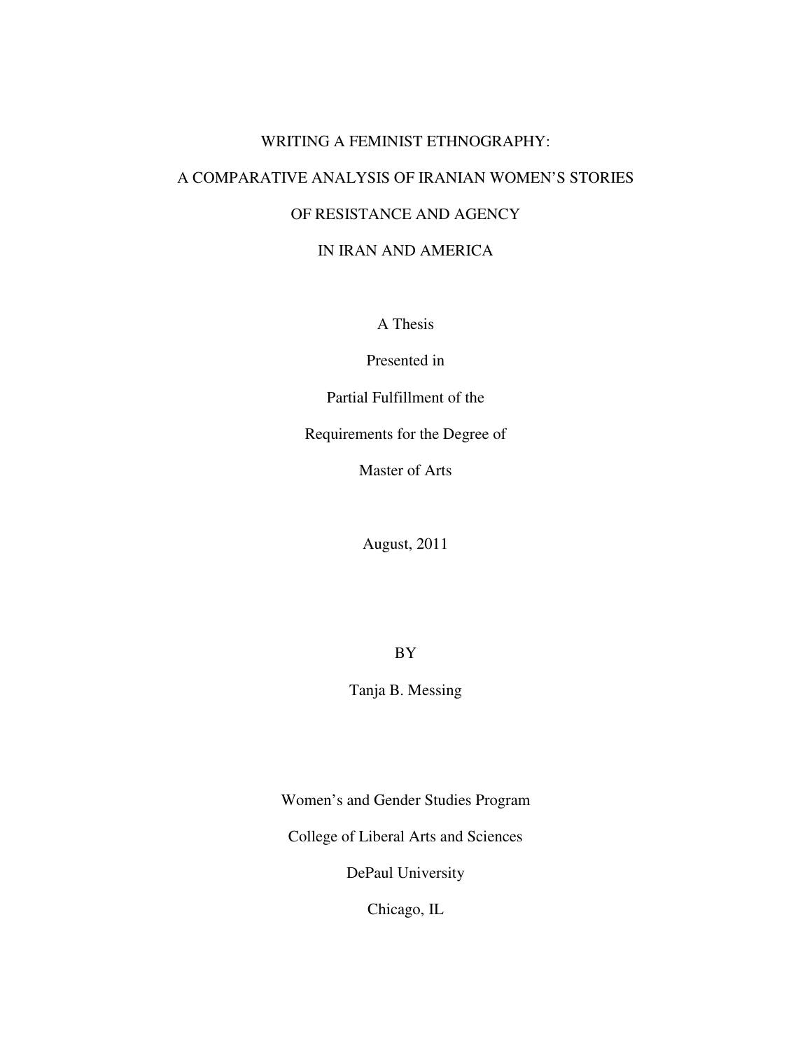# WRITING A FEMINIST ETHNOGRAPHY:

# A COMPARATIVE ANALYSIS OF IRANIAN WOMEN'S STORIES

# OF RESISTANCE AND AGENCY

# IN IRAN AND AMERICA

A Thesis

Presented in

Partial Fulfillment of the

Requirements for the Degree of

Master of Arts

August, 2011

BY

Tanja B. Messing

Women's and Gender Studies Program

College of Liberal Arts and Sciences

DePaul University

Chicago, IL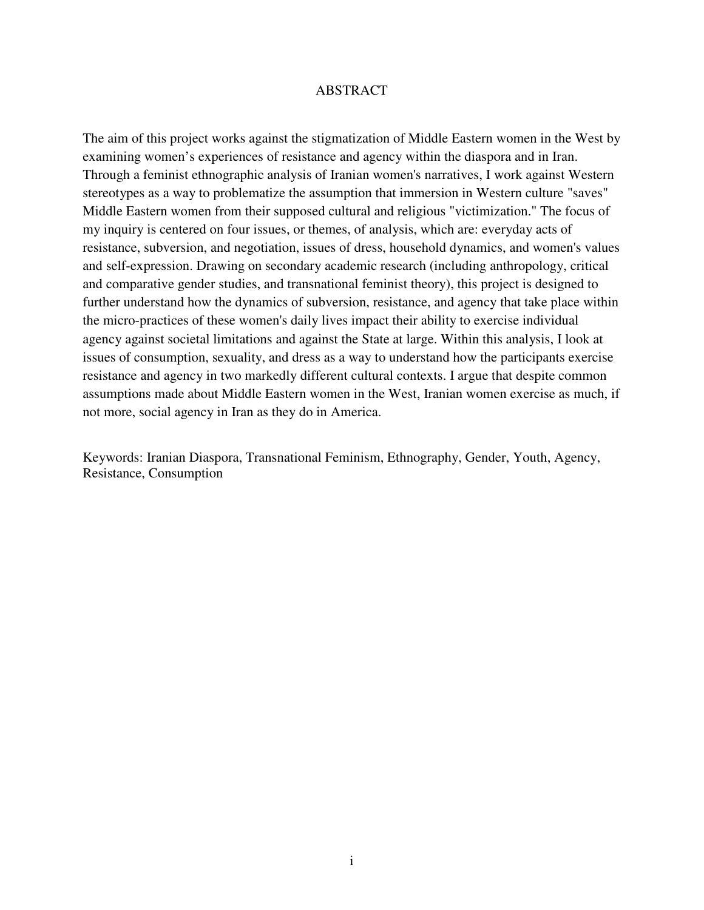# ABSTRACT

The aim of this project works against the stigmatization of Middle Eastern women in the West by examining women's experiences of resistance and agency within the diaspora and in Iran. Through a feminist ethnographic analysis of Iranian women's narratives, I work against Western stereotypes as a way to problematize the assumption that immersion in Western culture "saves" Middle Eastern women from their supposed cultural and religious "victimization." The focus of my inquiry is centered on four issues, or themes, of analysis, which are: everyday acts of resistance, subversion, and negotiation, issues of dress, household dynamics, and women's values and self-expression. Drawing on secondary academic research (including anthropology, critical and comparative gender studies, and transnational feminist theory), this project is designed to further understand how the dynamics of subversion, resistance, and agency that take place within the micro-practices of these women's daily lives impact their ability to exercise individual agency against societal limitations and against the State at large. Within this analysis, I look at issues of consumption, sexuality, and dress as a way to understand how the participants exercise resistance and agency in two markedly different cultural contexts. I argue that despite common assumptions made about Middle Eastern women in the West, Iranian women exercise as much, if not more, social agency in Iran as they do in America.

Keywords: Iranian Diaspora, Transnational Feminism, Ethnography, Gender, Youth, Agency, Resistance, Consumption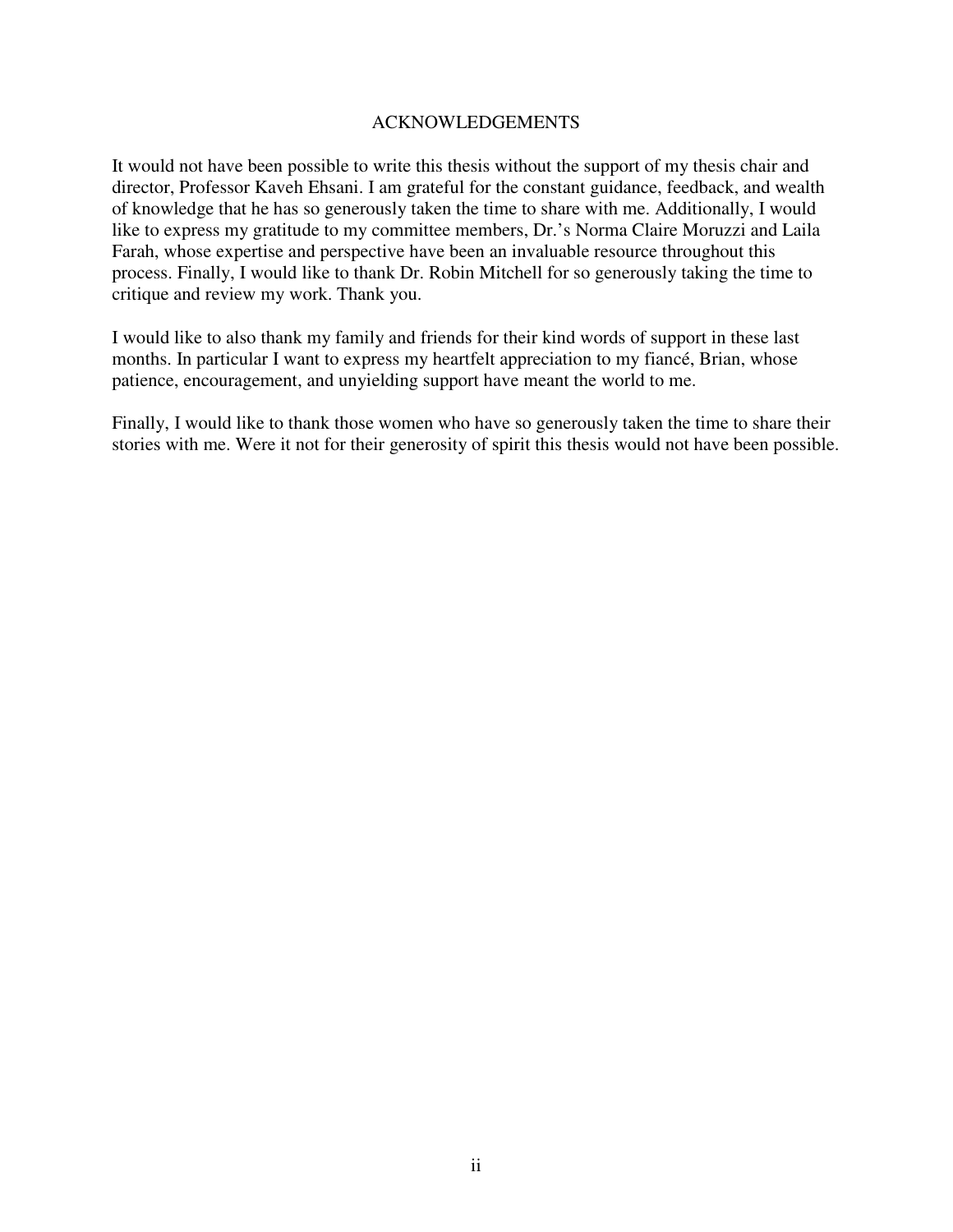# ACKNOWLEDGEMENTS

It would not have been possible to write this thesis without the support of my thesis chair and director, Professor Kaveh Ehsani. I am grateful for the constant guidance, feedback, and wealth of knowledge that he has so generously taken the time to share with me. Additionally, I would like to express my gratitude to my committee members, Dr.'s Norma Claire Moruzzi and Laila Farah, whose expertise and perspective have been an invaluable resource throughout this process. Finally, I would like to thank Dr. Robin Mitchell for so generously taking the time to critique and review my work. Thank you.

I would like to also thank my family and friends for their kind words of support in these last months. In particular I want to express my heartfelt appreciation to my fiancé, Brian, whose patience, encouragement, and unyielding support have meant the world to me.

Finally, I would like to thank those women who have so generously taken the time to share their stories with me. Were it not for their generosity of spirit this thesis would not have been possible.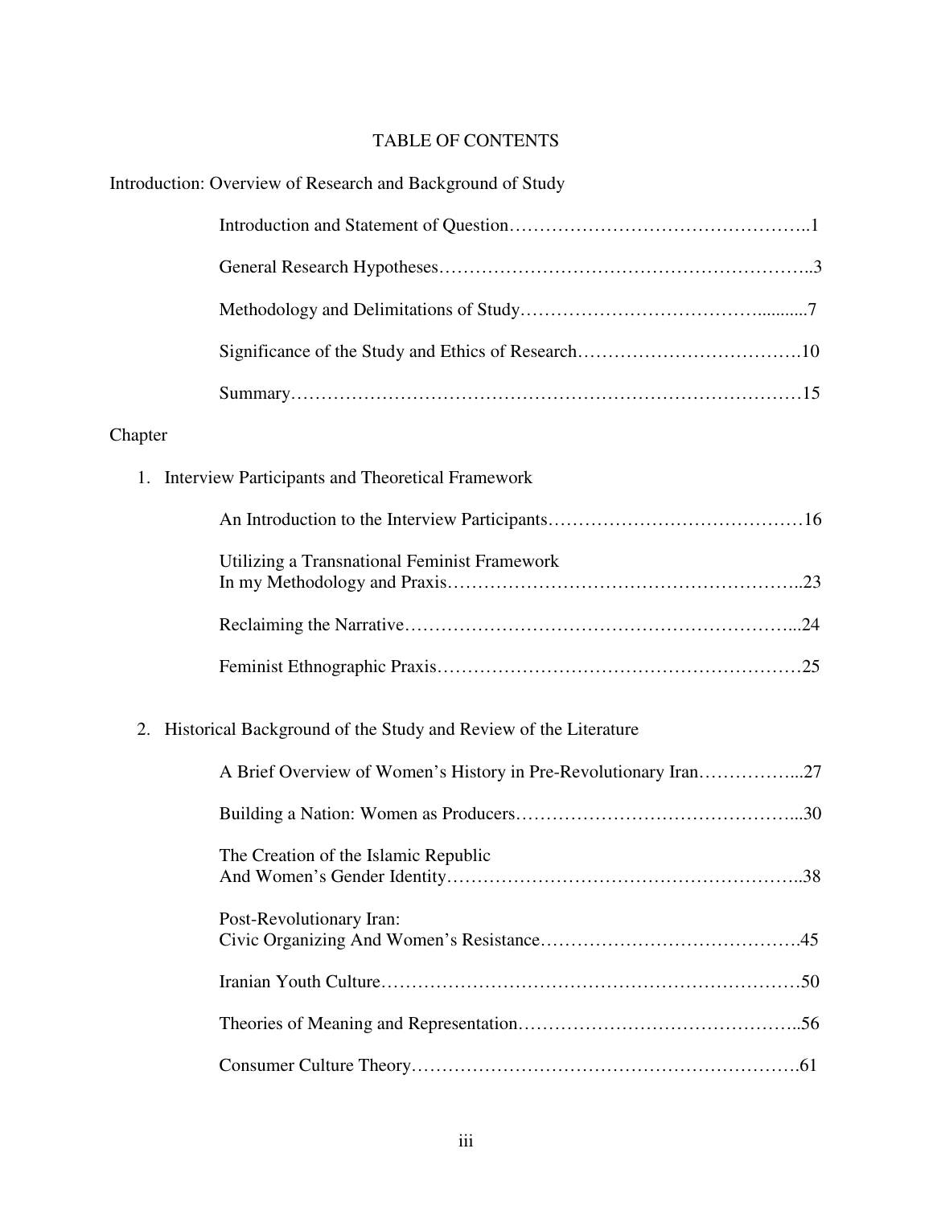# TABLE OF CONTENTS

Introduction: Overview of Research and Background of Study

- Introduction and Statement of Question…………………………………………..1
- General Research Hypotheses……………………………………………………..3
- Methodology and Delimitations of Study………………………………...........7
- Significance of the Study and Ethics of Research……………………………….10
- Summary……………………………………………………………………15

Chapter

1. Interview Participants and Theoretical Framework
   - An Introduction to the Interview Participants……………………………………16
   - Utilizing a Transnational Feminist Framework In my Methodology and Praxis…………………………………………………..23
   - Reclaiming the Narrative…………………………………………………...24
   - Feminist Ethnographic Praxis……………………………………………………25

2. Historical Background of the Study and Review of the Literature
   - A Brief Overview of Women's History in Pre-Revolutionary Iran……………...27
   - Building a Nation: Women as Producers………………………………………...30
   - The Creation of the Islamic Republic And Women's Gender Identity…………………………………………………..38
   - Post-Revolutionary Iran: Civic Organizing And Women's Resistance…………………………………….45
   - Iranian Youth Culture……………………………………………………………50
   - Theories of Meaning and Representation……………………………………...56
   - Consumer Culture Theory……………………………………………………….61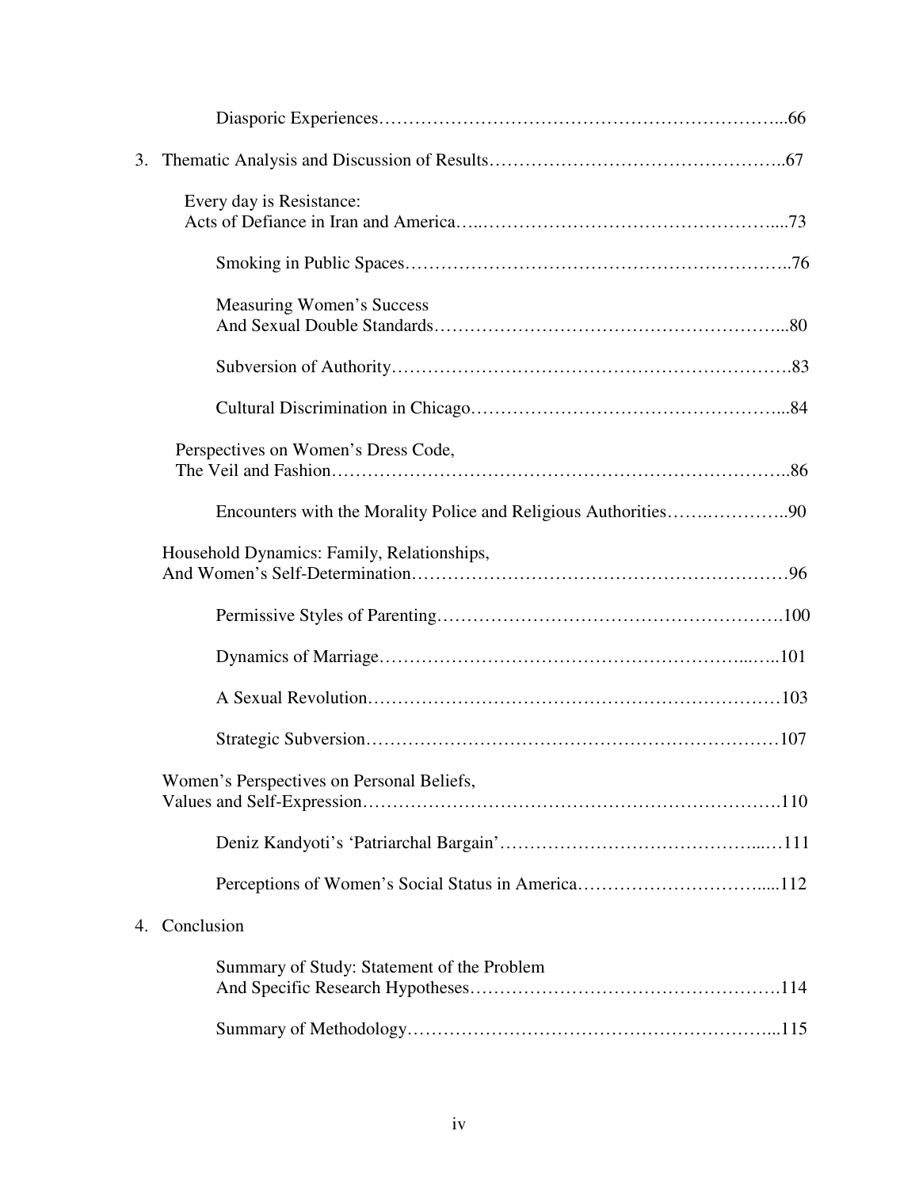Diasporic Experiences.....66

3. Thematic Analysis and Discussion of Results.....67

   Every day is Resistance:
   Acts of Defiance in Iran and America.....73

      Smoking in Public Spaces.....76

      Measuring Women's Success
      And Sexual Double Standards.....80

      Subversion of Authority.....83

      Cultural Discrimination in Chicago.....84

   Perspectives on Women's Dress Code,
   The Veil and Fashion.....86

      Encounters with the Morality Police and Religious Authorities.....90

   Household Dynamics: Family, Relationships,
   And Women's Self-Determination.....96

      Permissive Styles of Parenting.....100

      Dynamics of Marriage.....101

      A Sexual Revolution.....103

      Strategic Subversion.....107

   Women's Perspectives on Personal Beliefs,
   Values and Self-Expression.....110

      Deniz Kandyoti's 'Patriarchal Bargain'.....111

      Perceptions of Women's Social Status in America.....112

4. Conclusion

      Summary of Study: Statement of the Problem
      And Specific Research Hypotheses.....114

      Summary of Methodology.....115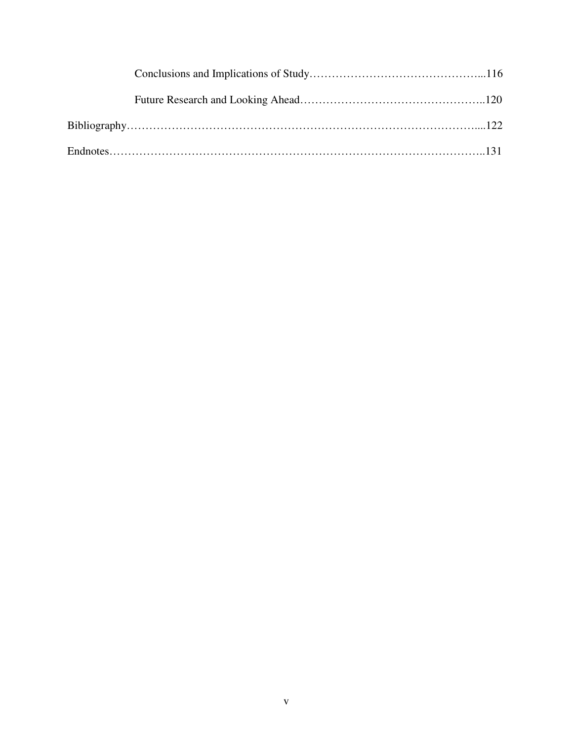Conclusions and Implications of Study……………………………………...116

Future Research and Looking Ahead…………………………………………..120

Bibliography……………………………………………………………………………....122

Endnotes………………………………………………………………………………….131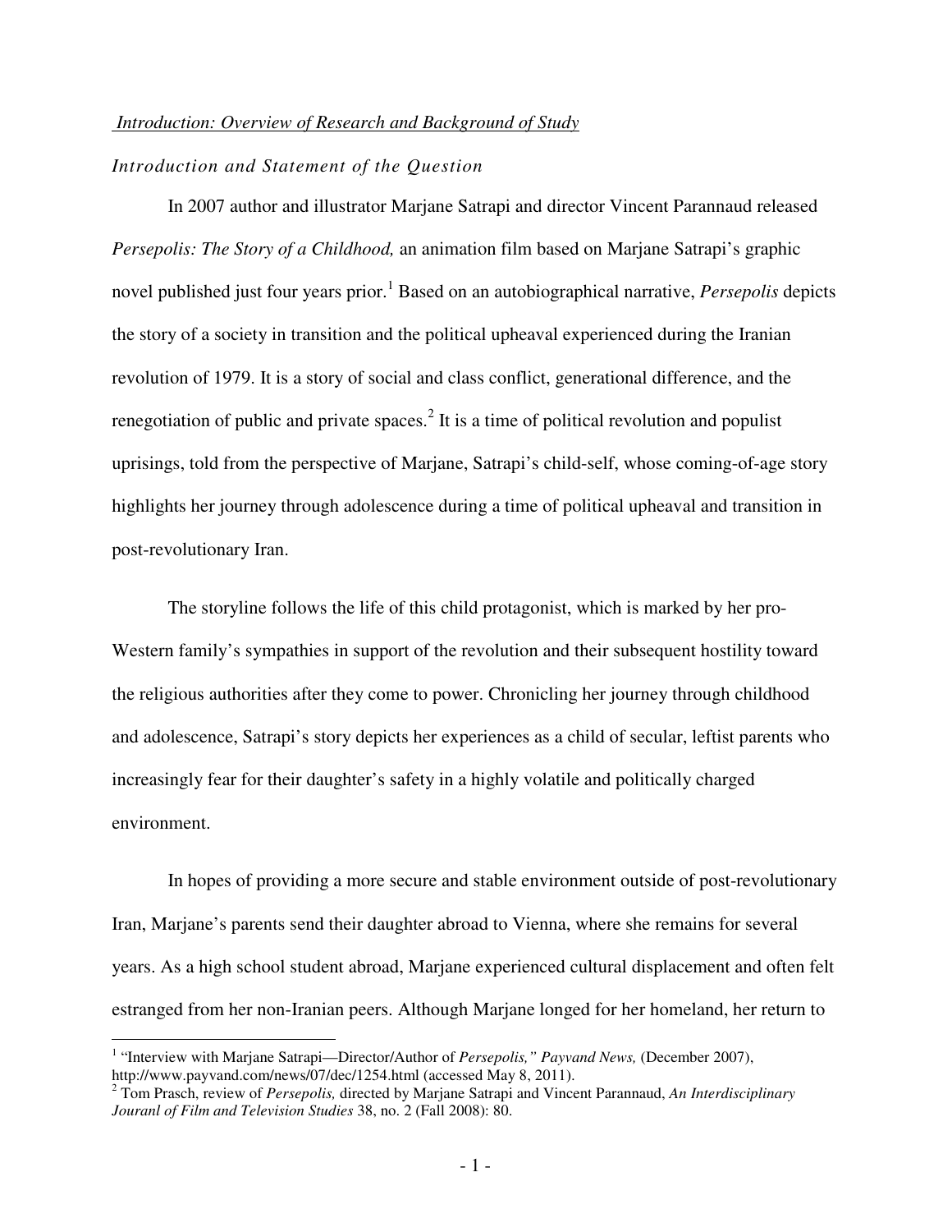## *Introduction: Overview of Research and Background of Study*

### *Introduction and Statement of the Question*

In 2007 author and illustrator Marjane Satrapi and director Vincent Parannaud released *Persepolis: The Story of a Childhood,* an animation film based on Marjane Satrapi's graphic novel published just four years prior.[1] Based on an autobiographical narrative, *Persepolis* depicts the story of a society in transition and the political upheaval experienced during the Iranian revolution of 1979. It is a story of social and class conflict, generational difference, and the renegotiation of public and private spaces.[2] It is a time of political revolution and populist uprisings, told from the perspective of Marjane, Satrapi's child-self, whose coming-of-age story highlights her journey through adolescence during a time of political upheaval and transition in post-revolutionary Iran.

The storyline follows the life of this child protagonist, which is marked by her pro-Western family's sympathies in support of the revolution and their subsequent hostility toward the religious authorities after they come to power. Chronicling her journey through childhood and adolescence, Satrapi's story depicts her experiences as a child of secular, leftist parents who increasingly fear for their daughter's safety in a highly volatile and politically charged environment.

In hopes of providing a more secure and stable environment outside of post-revolutionary Iran, Marjane's parents send their daughter abroad to Vienna, where she remains for several years. As a high school student abroad, Marjane experienced cultural displacement and often felt estranged from her non-Iranian peers. Although Marjane longed for her homeland, her return to

---

[1] "Interview with Marjane Satrapi—Director/Author of *Persepolis," Payvand News,* (December 2007), http://www.payvand.com/news/07/dec/1254.html (accessed May 8, 2011).

[2] Tom Prasch, review of *Persepolis,* directed by Marjane Satrapi and Vincent Parannaud, *An Interdisciplinary Jouranl of Film and Television Studies* 38, no. 2 (Fall 2008): 80.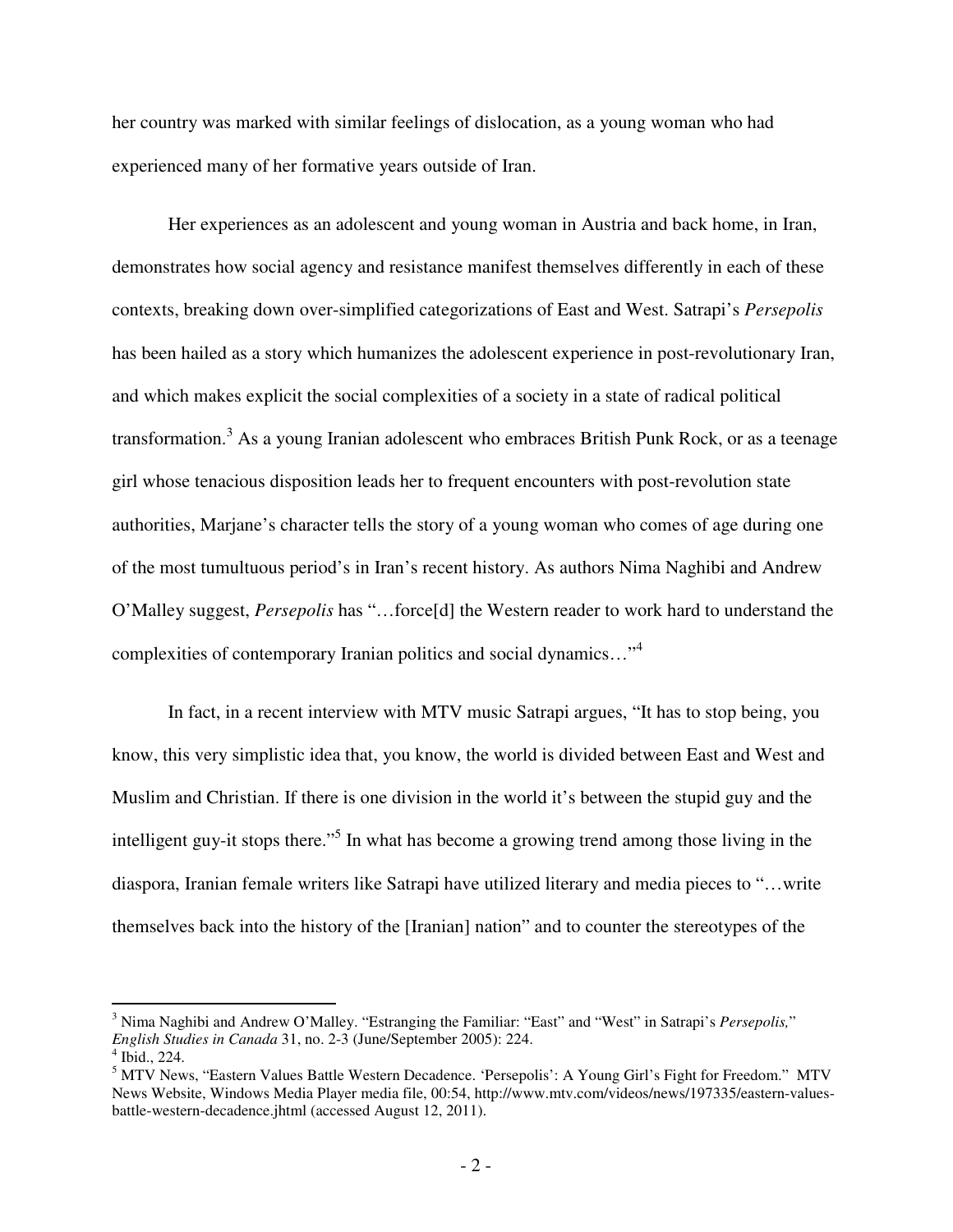her country was marked with similar feelings of dislocation, as a young woman who had experienced many of her formative years outside of Iran.

Her experiences as an adolescent and young woman in Austria and back home, in Iran, demonstrates how social agency and resistance manifest themselves differently in each of these contexts, breaking down over-simplified categorizations of East and West. Satrapi's *Persepolis* has been hailed as a story which humanizes the adolescent experience in post-revolutionary Iran, and which makes explicit the social complexities of a society in a state of radical political transformation.[3] As a young Iranian adolescent who embraces British Punk Rock, or as a teenage girl whose tenacious disposition leads her to frequent encounters with post-revolution state authorities, Marjane's character tells the story of a young woman who comes of age during one of the most tumultuous period's in Iran's recent history. As authors Nima Naghibi and Andrew O'Malley suggest, *Persepolis* has "…force[d] the Western reader to work hard to understand the complexities of contemporary Iranian politics and social dynamics…"[4]

In fact, in a recent interview with MTV music Satrapi argues, "It has to stop being, you know, this very simplistic idea that, you know, the world is divided between East and West and Muslim and Christian. If there is one division in the world it's between the stupid guy and the intelligent guy-it stops there."[5] In what has become a growing trend among those living in the diaspora, Iranian female writers like Satrapi have utilized literary and media pieces to "…write themselves back into the history of the [Iranian] nation" and to counter the stereotypes of the

---

[3] Nima Naghibi and Andrew O'Malley. "Estranging the Familiar: "East" and "West" in Satrapi's *Persepolis,*" *English Studies in Canada* 31, no. 2-3 (June/September 2005): 224.

[4] Ibid., 224.

[5] MTV News, "Eastern Values Battle Western Decadence. 'Persepolis': A Young Girl's Fight for Freedom." MTV News Website, Windows Media Player media file, 00:54, http://www.mtv.com/videos/news/197335/eastern-values-battle-western-decadence.jhtml (accessed August 12, 2011).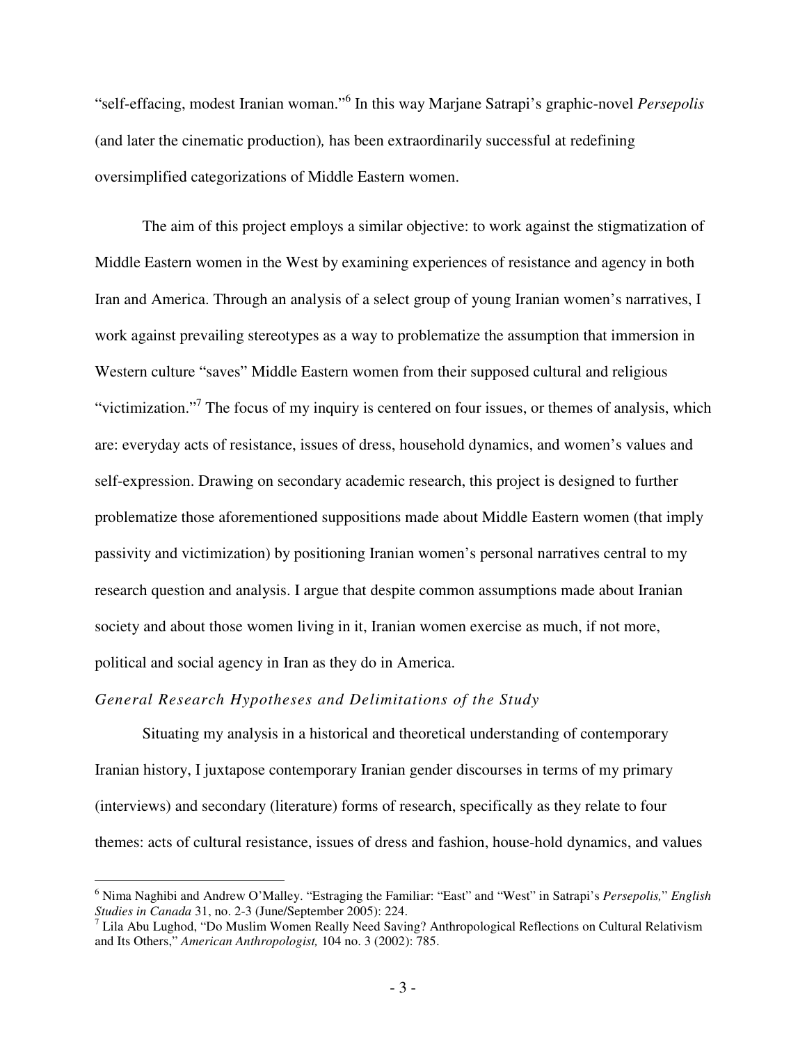"self-effacing, modest Iranian woman."[6] In this way Marjane Satrapi's graphic-novel *Persepolis* (and later the cinematic production)*,* has been extraordinarily successful at redefining oversimplified categorizations of Middle Eastern women.

The aim of this project employs a similar objective: to work against the stigmatization of Middle Eastern women in the West by examining experiences of resistance and agency in both Iran and America. Through an analysis of a select group of young Iranian women's narratives, I work against prevailing stereotypes as a way to problematize the assumption that immersion in Western culture "saves" Middle Eastern women from their supposed cultural and religious "victimization."[7] The focus of my inquiry is centered on four issues, or themes of analysis, which are: everyday acts of resistance, issues of dress, household dynamics, and women's values and self-expression. Drawing on secondary academic research, this project is designed to further problematize those aforementioned suppositions made about Middle Eastern women (that imply passivity and victimization) by positioning Iranian women's personal narratives central to my research question and analysis. I argue that despite common assumptions made about Iranian society and about those women living in it, Iranian women exercise as much, if not more, political and social agency in Iran as they do in America.

*General Research Hypotheses and Delimitations of the Study*

Situating my analysis in a historical and theoretical understanding of contemporary Iranian history, I juxtapose contemporary Iranian gender discourses in terms of my primary (interviews) and secondary (literature) forms of research, specifically as they relate to four themes: acts of cultural resistance, issues of dress and fashion, house-hold dynamics, and values

---

[6] Nima Naghibi and Andrew O'Malley. "Estraging the Familiar: "East" and "West" in Satrapi's *Persepolis,*" *English Studies in Canada* 31, no. 2-3 (June/September 2005): 224.

[7] Lila Abu Lughod, "Do Muslim Women Really Need Saving? Anthropological Reflections on Cultural Relativism and Its Others," *American Anthropologist,* 104 no. 3 (2002): 785.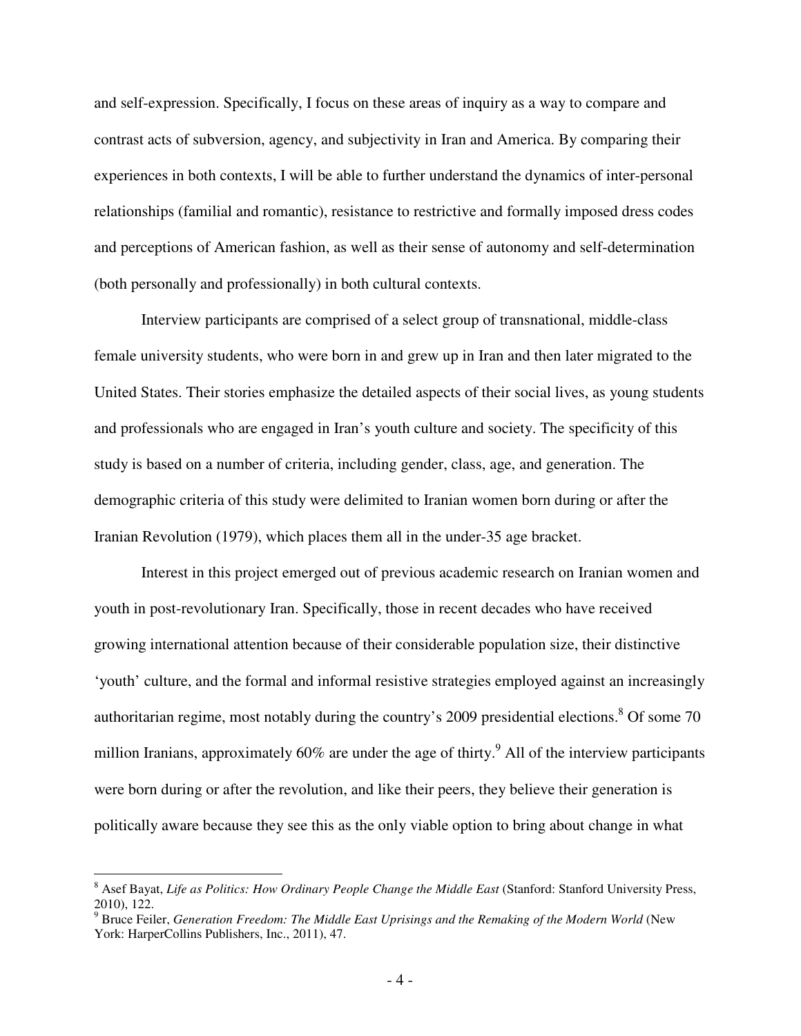and self-expression. Specifically, I focus on these areas of inquiry as a way to compare and contrast acts of subversion, agency, and subjectivity in Iran and America. By comparing their experiences in both contexts, I will be able to further understand the dynamics of inter-personal relationships (familial and romantic), resistance to restrictive and formally imposed dress codes and perceptions of American fashion, as well as their sense of autonomy and self-determination (both personally and professionally) in both cultural contexts.

Interview participants are comprised of a select group of transnational, middle-class female university students, who were born in and grew up in Iran and then later migrated to the United States. Their stories emphasize the detailed aspects of their social lives, as young students and professionals who are engaged in Iran's youth culture and society. The specificity of this study is based on a number of criteria, including gender, class, age, and generation. The demographic criteria of this study were delimited to Iranian women born during or after the Iranian Revolution (1979), which places them all in the under-35 age bracket.

Interest in this project emerged out of previous academic research on Iranian women and youth in post-revolutionary Iran. Specifically, those in recent decades who have received growing international attention because of their considerable population size, their distinctive 'youth' culture, and the formal and informal resistive strategies employed against an increasingly authoritarian regime, most notably during the country's 2009 presidential elections.[8] Of some 70 million Iranians, approximately 60% are under the age of thirty.[9] All of the interview participants were born during or after the revolution, and like their peers, they believe their generation is politically aware because they see this as the only viable option to bring about change in what

---

[8] Asef Bayat, *Life as Politics: How Ordinary People Change the Middle East* (Stanford: Stanford University Press, 2010), 122.

[9] Bruce Feiler, *Generation Freedom: The Middle East Uprisings and the Remaking of the Modern World* (New York: HarperCollins Publishers, Inc., 2011), 47.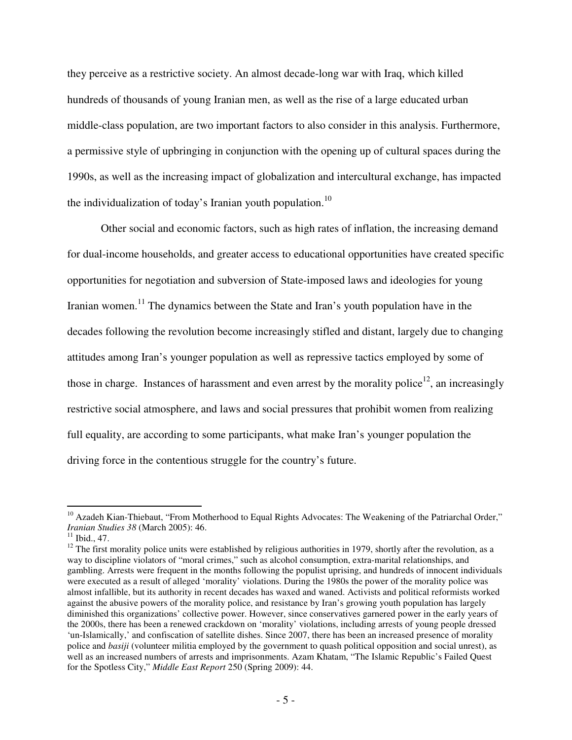they perceive as a restrictive society. An almost decade-long war with Iraq, which killed hundreds of thousands of young Iranian men, as well as the rise of a large educated urban middle-class population, are two important factors to also consider in this analysis. Furthermore, a permissive style of upbringing in conjunction with the opening up of cultural spaces during the 1990s, as well as the increasing impact of globalization and intercultural exchange, has impacted the individualization of today's Iranian youth population.[10]

Other social and economic factors, such as high rates of inflation, the increasing demand for dual-income households, and greater access to educational opportunities have created specific opportunities for negotiation and subversion of State-imposed laws and ideologies for young Iranian women.[11] The dynamics between the State and Iran's youth population have in the decades following the revolution become increasingly stifled and distant, largely due to changing attitudes among Iran's younger population as well as repressive tactics employed by some of those in charge. Instances of harassment and even arrest by the morality police[12], an increasingly restrictive social atmosphere, and laws and social pressures that prohibit women from realizing full equality, are according to some participants, what make Iran's younger population the driving force in the contentious struggle for the country's future.

---

[10] Azadeh Kian-Thiebaut, "From Motherhood to Equal Rights Advocates: The Weakening of the Patriarchal Order," *Iranian Studies 38* (March 2005): 46.

[11] Ibid., 47.

[12] The first morality police units were established by religious authorities in 1979, shortly after the revolution, as a way to discipline violators of "moral crimes," such as alcohol consumption, extra-marital relationships, and gambling. Arrests were frequent in the months following the populist uprising, and hundreds of innocent individuals were executed as a result of alleged 'morality' violations. During the 1980s the power of the morality police was almost infallible, but its authority in recent decades has waxed and waned. Activists and political reformists worked against the abusive powers of the morality police, and resistance by Iran's growing youth population has largely diminished this organizations' collective power. However, since conservatives garnered power in the early years of the 2000s, there has been a renewed crackdown on 'morality' violations, including arrests of young people dressed 'un-Islamically,' and confiscation of satellite dishes. Since 2007, there has been an increased presence of morality police and *basiji* (volunteer militia employed by the government to quash political opposition and social unrest), as well as an increased numbers of arrests and imprisonments. Azam Khatam, "The Islamic Republic's Failed Quest for the Spotless City," *Middle East Report* 250 (Spring 2009): 44.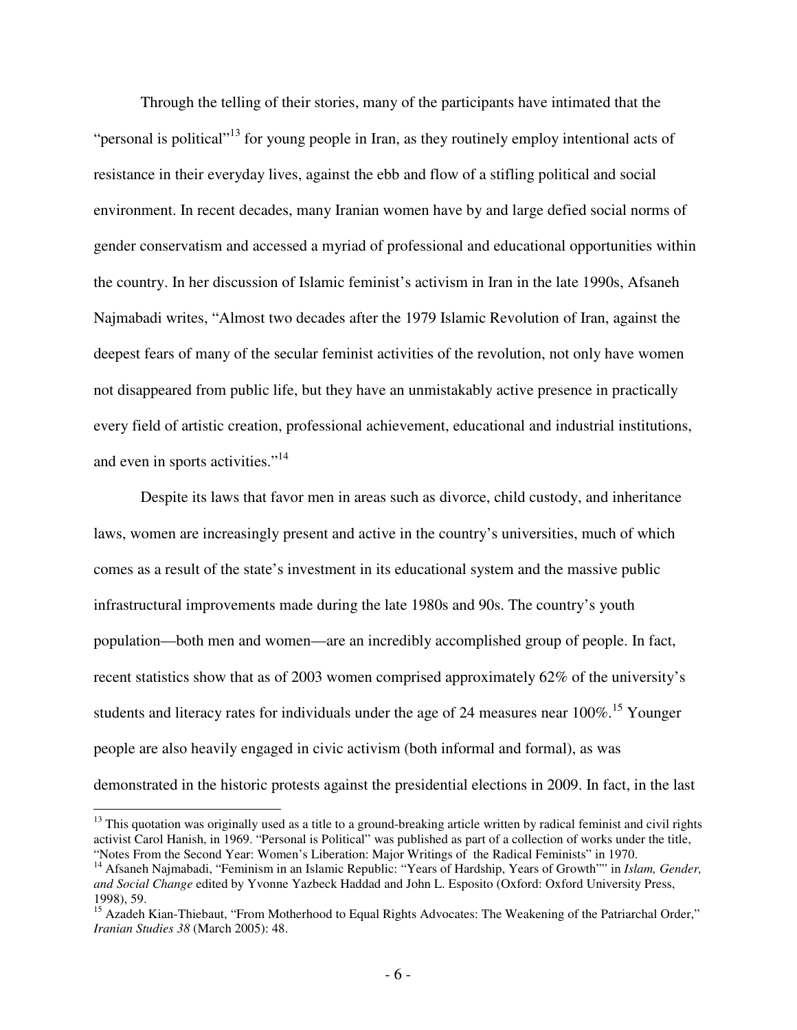Through the telling of their stories, many of the participants have intimated that the "personal is political"[13] for young people in Iran, as they routinely employ intentional acts of resistance in their everyday lives, against the ebb and flow of a stifling political and social environment. In recent decades, many Iranian women have by and large defied social norms of gender conservatism and accessed a myriad of professional and educational opportunities within the country. In her discussion of Islamic feminist's activism in Iran in the late 1990s, Afsaneh Najmabadi writes, "Almost two decades after the 1979 Islamic Revolution of Iran, against the deepest fears of many of the secular feminist activities of the revolution, not only have women not disappeared from public life, but they have an unmistakably active presence in practically every field of artistic creation, professional achievement, educational and industrial institutions, and even in sports activities."[14]

Despite its laws that favor men in areas such as divorce, child custody, and inheritance laws, women are increasingly present and active in the country's universities, much of which comes as a result of the state's investment in its educational system and the massive public infrastructural improvements made during the late 1980s and 90s. The country's youth population—both men and women—are an incredibly accomplished group of people. In fact, recent statistics show that as of 2003 women comprised approximately 62% of the university's students and literacy rates for individuals under the age of 24 measures near 100%.[15] Younger people are also heavily engaged in civic activism (both informal and formal), as was demonstrated in the historic protests against the presidential elections in 2009. In fact, in the last

---

[13] This quotation was originally used as a title to a ground-breaking article written by radical feminist and civil rights activist Carol Hanish, in 1969. "Personal is Political" was published as part of a collection of works under the title, "Notes From the Second Year: Women's Liberation: Major Writings of the Radical Feminists" in 1970.

[14] Afsaneh Najmabadi, "Feminism in an Islamic Republic: "Years of Hardship, Years of Growth"" in *Islam, Gender, and Social Change* edited by Yvonne Yazbeck Haddad and John L. Esposito (Oxford: Oxford University Press, 1998), 59.

[15] Azadeh Kian-Thiebaut, "From Motherhood to Equal Rights Advocates: The Weakening of the Patriarchal Order," *Iranian Studies 38* (March 2005): 48.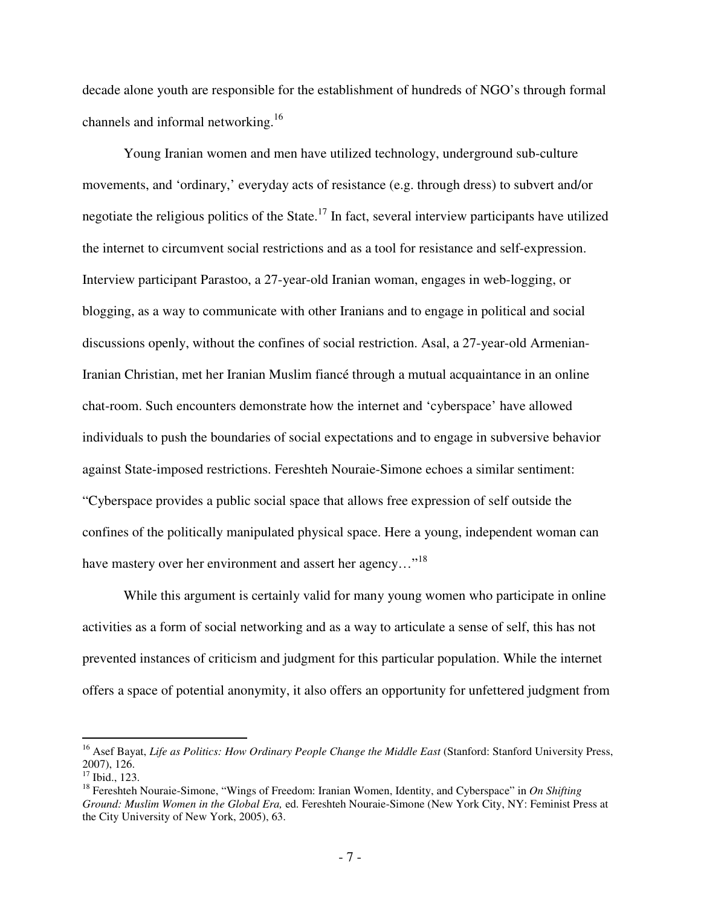decade alone youth are responsible for the establishment of hundreds of NGO's through formal channels and informal networking.[16]

Young Iranian women and men have utilized technology, underground sub-culture movements, and 'ordinary,' everyday acts of resistance (e.g. through dress) to subvert and/or negotiate the religious politics of the State.[17] In fact, several interview participants have utilized the internet to circumvent social restrictions and as a tool for resistance and self-expression. Interview participant Parastoo, a 27-year-old Iranian woman, engages in web-logging, or blogging, as a way to communicate with other Iranians and to engage in political and social discussions openly, without the confines of social restriction. Asal, a 27-year-old Armenian-Iranian Christian, met her Iranian Muslim fiancé through a mutual acquaintance in an online chat-room. Such encounters demonstrate how the internet and 'cyberspace' have allowed individuals to push the boundaries of social expectations and to engage in subversive behavior against State-imposed restrictions. Fereshteh Nouraie-Simone echoes a similar sentiment: "Cyberspace provides a public social space that allows free expression of self outside the confines of the politically manipulated physical space. Here a young, independent woman can have mastery over her environment and assert her agency…"[18]

While this argument is certainly valid for many young women who participate in online activities as a form of social networking and as a way to articulate a sense of self, this has not prevented instances of criticism and judgment for this particular population. While the internet offers a space of potential anonymity, it also offers an opportunity for unfettered judgment from

---

[16] Asef Bayat, *Life as Politics: How Ordinary People Change the Middle East* (Stanford: Stanford University Press, 2007), 126.

[17] Ibid., 123.

[18] Fereshteh Nouraie-Simone, "Wings of Freedom: Iranian Women, Identity, and Cyberspace" in *On Shifting Ground: Muslim Women in the Global Era,* ed. Fereshteh Nouraie-Simone (New York City, NY: Feminist Press at the City University of New York, 2005), 63.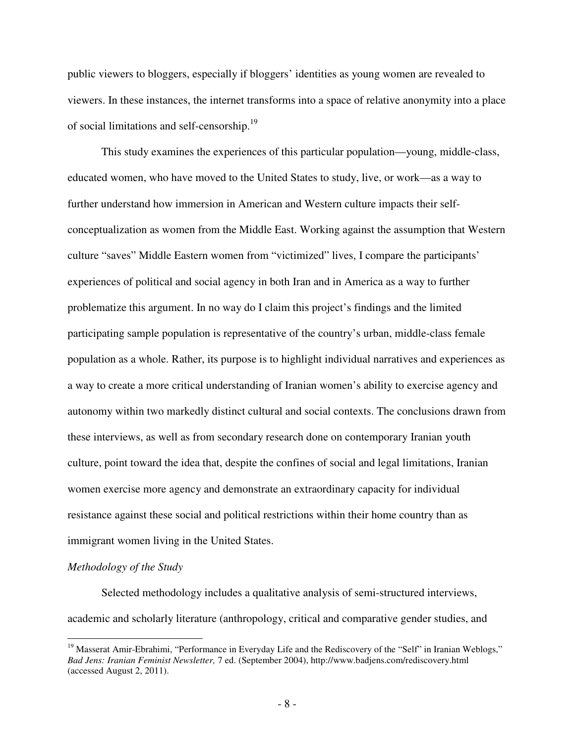public viewers to bloggers, especially if bloggers' identities as young women are revealed to viewers. In these instances, the internet transforms into a space of relative anonymity into a place of social limitations and self-censorship.[19]

This study examines the experiences of this particular population—young, middle-class, educated women, who have moved to the United States to study, live, or work—as a way to further understand how immersion in American and Western culture impacts their self-conceptualization as women from the Middle East. Working against the assumption that Western culture "saves" Middle Eastern women from "victimized" lives, I compare the participants' experiences of political and social agency in both Iran and in America as a way to further problematize this argument. In no way do I claim this project's findings and the limited participating sample population is representative of the country's urban, middle-class female population as a whole. Rather, its purpose is to highlight individual narratives and experiences as a way to create a more critical understanding of Iranian women's ability to exercise agency and autonomy within two markedly distinct cultural and social contexts. The conclusions drawn from these interviews, as well as from secondary research done on contemporary Iranian youth culture, point toward the idea that, despite the confines of social and legal limitations, Iranian women exercise more agency and demonstrate an extraordinary capacity for individual resistance against these social and political restrictions within their home country than as immigrant women living in the United States.

*Methodology of the Study*

Selected methodology includes a qualitative analysis of semi-structured interviews, academic and scholarly literature (anthropology, critical and comparative gender studies, and

---

[19] Masserat Amir-Ebrahimi, "Performance in Everyday Life and the Rediscovery of the "Self" in Iranian Weblogs," *Bad Jens: Iranian Feminist Newsletter,* 7 ed. (September 2004), http://www.badjens.com/rediscovery.html (accessed August 2, 2011).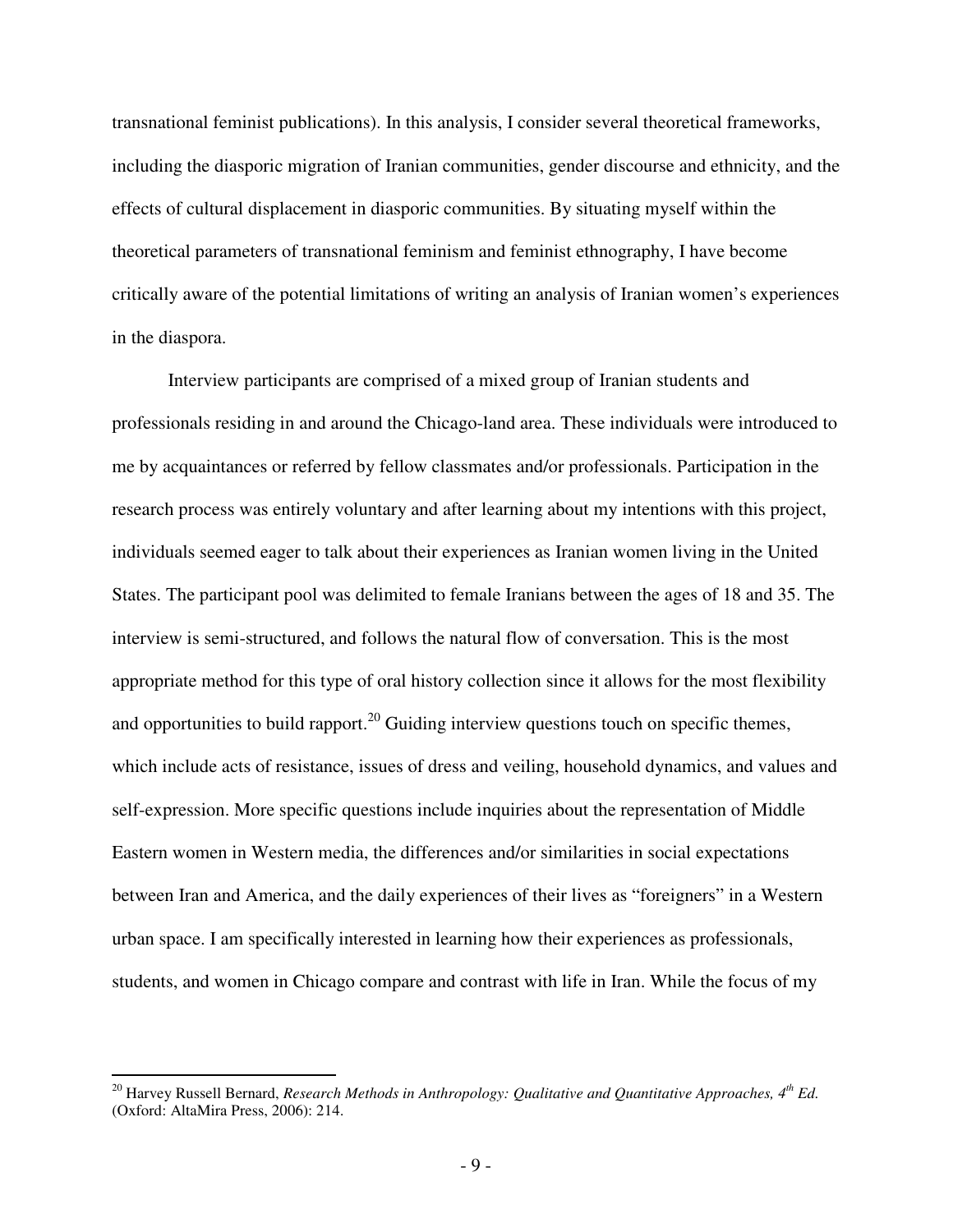transnational feminist publications). In this analysis, I consider several theoretical frameworks, including the diasporic migration of Iranian communities, gender discourse and ethnicity, and the effects of cultural displacement in diasporic communities. By situating myself within the theoretical parameters of transnational feminism and feminist ethnography, I have become critically aware of the potential limitations of writing an analysis of Iranian women's experiences in the diaspora.

Interview participants are comprised of a mixed group of Iranian students and professionals residing in and around the Chicago-land area. These individuals were introduced to me by acquaintances or referred by fellow classmates and/or professionals. Participation in the research process was entirely voluntary and after learning about my intentions with this project, individuals seemed eager to talk about their experiences as Iranian women living in the United States. The participant pool was delimited to female Iranians between the ages of 18 and 35. The interview is semi-structured, and follows the natural flow of conversation. This is the most appropriate method for this type of oral history collection since it allows for the most flexibility and opportunities to build rapport.[20] Guiding interview questions touch on specific themes, which include acts of resistance, issues of dress and veiling, household dynamics, and values and self-expression. More specific questions include inquiries about the representation of Middle Eastern women in Western media, the differences and/or similarities in social expectations between Iran and America, and the daily experiences of their lives as "foreigners" in a Western urban space. I am specifically interested in learning how their experiences as professionals, students, and women in Chicago compare and contrast with life in Iran. While the focus of my

---

[20] Harvey Russell Bernard, *Research Methods in Anthropology: Qualitative and Quantitative Approaches, 4th Ed.* (Oxford: AltaMira Press, 2006): 214.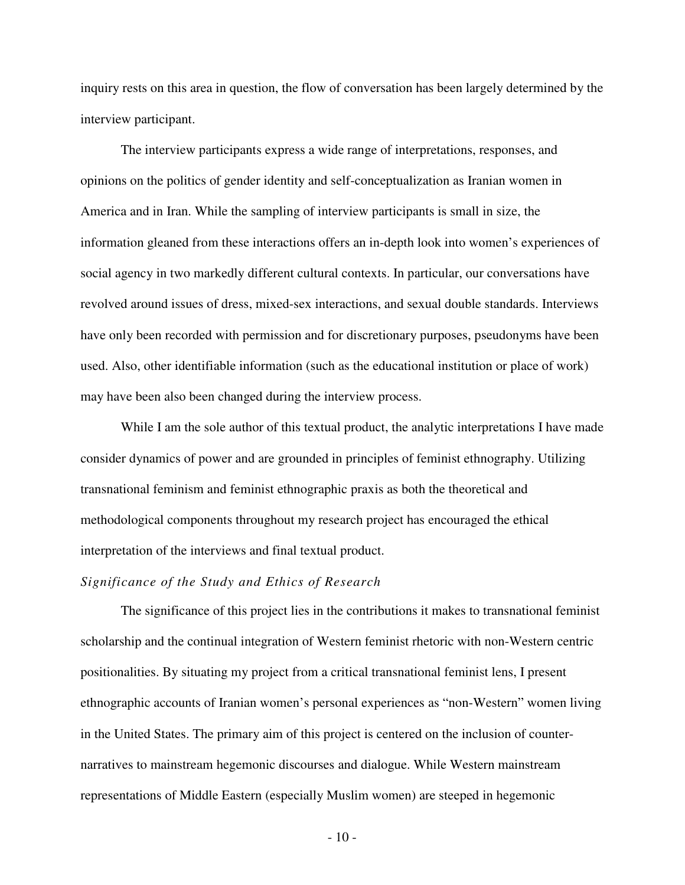inquiry rests on this area in question, the flow of conversation has been largely determined by the interview participant.

The interview participants express a wide range of interpretations, responses, and opinions on the politics of gender identity and self-conceptualization as Iranian women in America and in Iran. While the sampling of interview participants is small in size, the information gleaned from these interactions offers an in-depth look into women's experiences of social agency in two markedly different cultural contexts. In particular, our conversations have revolved around issues of dress, mixed-sex interactions, and sexual double standards. Interviews have only been recorded with permission and for discretionary purposes, pseudonyms have been used. Also, other identifiable information (such as the educational institution or place of work) may have been also been changed during the interview process.

While I am the sole author of this textual product, the analytic interpretations I have made consider dynamics of power and are grounded in principles of feminist ethnography. Utilizing transnational feminism and feminist ethnographic praxis as both the theoretical and methodological components throughout my research project has encouraged the ethical interpretation of the interviews and final textual product.

*Significance of the Study and Ethics of Research*

The significance of this project lies in the contributions it makes to transnational feminist scholarship and the continual integration of Western feminist rhetoric with non-Western centric positionalities. By situating my project from a critical transnational feminist lens, I present ethnographic accounts of Iranian women's personal experiences as "non-Western" women living in the United States. The primary aim of this project is centered on the inclusion of counter-narratives to mainstream hegemonic discourses and dialogue. While Western mainstream representations of Middle Eastern (especially Muslim women) are steeped in hegemonic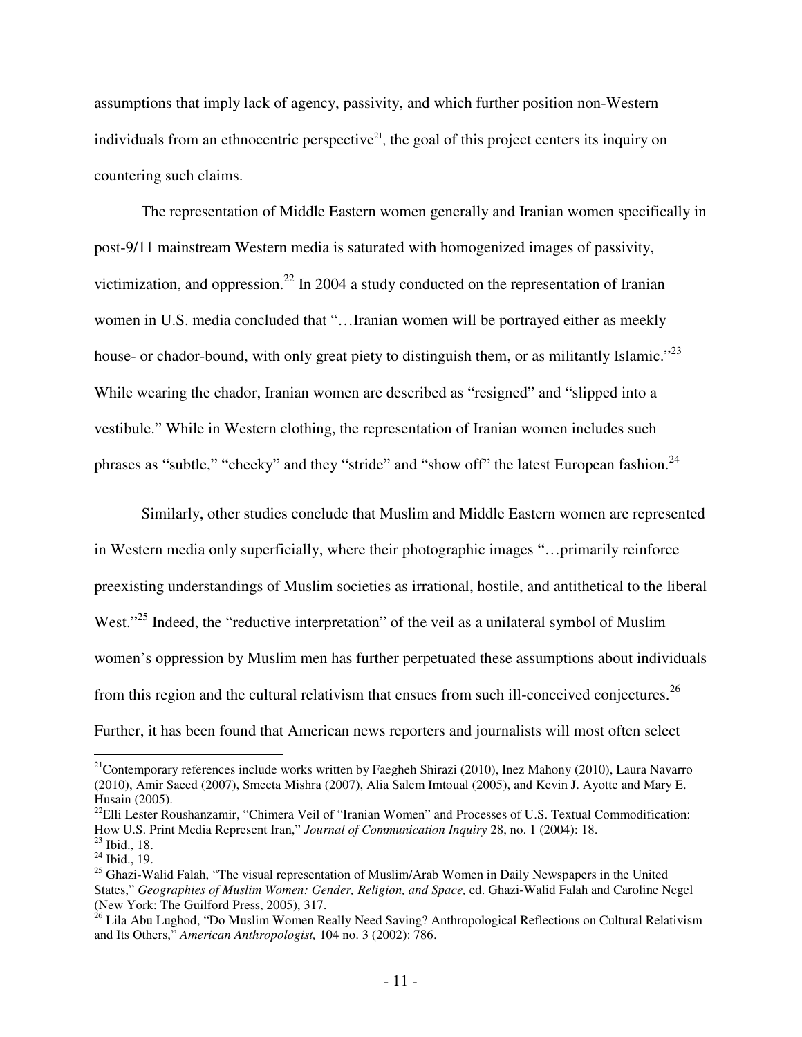assumptions that imply lack of agency, passivity, and which further position non-Western individuals from an ethnocentric perspective[21], the goal of this project centers its inquiry on countering such claims.

The representation of Middle Eastern women generally and Iranian women specifically in post-9/11 mainstream Western media is saturated with homogenized images of passivity, victimization, and oppression.[22] In 2004 a study conducted on the representation of Iranian women in U.S. media concluded that "…Iranian women will be portrayed either as meekly house- or chador-bound, with only great piety to distinguish them, or as militantly Islamic."[23] While wearing the chador, Iranian women are described as "resigned" and "slipped into a vestibule." While in Western clothing, the representation of Iranian women includes such phrases as "subtle," "cheeky" and they "stride" and "show off" the latest European fashion.[24]

Similarly, other studies conclude that Muslim and Middle Eastern women are represented in Western media only superficially, where their photographic images "…primarily reinforce preexisting understandings of Muslim societies as irrational, hostile, and antithetical to the liberal West."[25] Indeed, the "reductive interpretation" of the veil as a unilateral symbol of Muslim women's oppression by Muslim men has further perpetuated these assumptions about individuals from this region and the cultural relativism that ensues from such ill-conceived conjectures.[26] Further, it has been found that American news reporters and journalists will most often select

---

[21] Contemporary references include works written by Faegheh Shirazi (2010), Inez Mahony (2010), Laura Navarro (2010), Amir Saeed (2007), Smeeta Mishra (2007), Alia Salem Imtoual (2005), and Kevin J. Ayotte and Mary E. Husain (2005).

[22] Elli Lester Roushanzamir, "Chimera Veil of "Iranian Women" and Processes of U.S. Textual Commodification: How U.S. Print Media Represent Iran," *Journal of Communication Inquiry* 28, no. 1 (2004): 18.

[23] Ibid., 18.

[24] Ibid., 19.

[25] Ghazi-Walid Falah, "The visual representation of Muslim/Arab Women in Daily Newspapers in the United States," *Geographies of Muslim Women: Gender, Religion, and Space,* ed. Ghazi-Walid Falah and Caroline Negel (New York: The Guilford Press, 2005), 317.

[26] Lila Abu Lughod, "Do Muslim Women Really Need Saving? Anthropological Reflections on Cultural Relativism and Its Others," *American Anthropologist,* 104 no. 3 (2002): 786.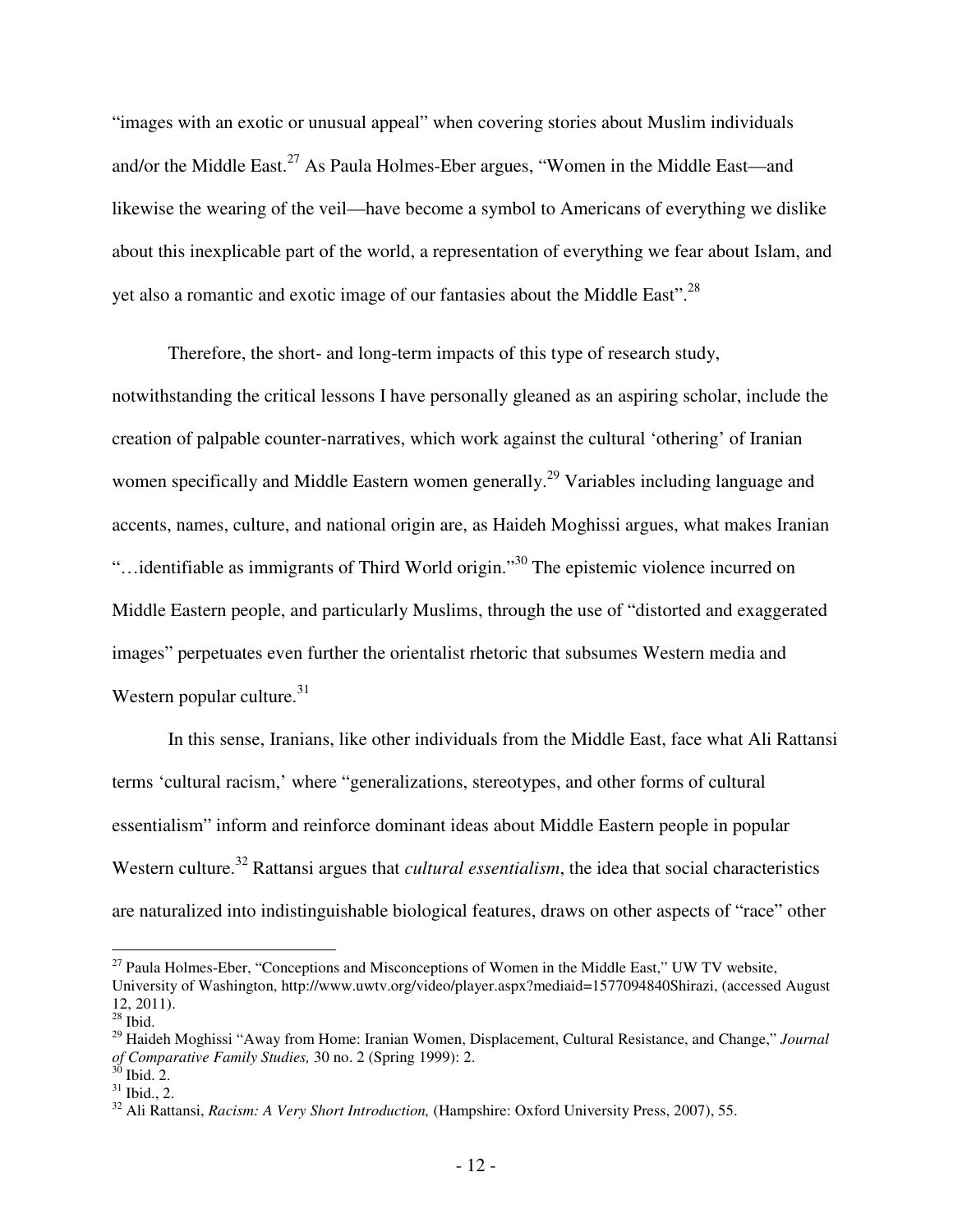"images with an exotic or unusual appeal" when covering stories about Muslim individuals and/or the Middle East.[27] As Paula Holmes-Eber argues, "Women in the Middle East—and likewise the wearing of the veil—have become a symbol to Americans of everything we dislike about this inexplicable part of the world, a representation of everything we fear about Islam, and yet also a romantic and exotic image of our fantasies about the Middle East".[28]

Therefore, the short- and long-term impacts of this type of research study, notwithstanding the critical lessons I have personally gleaned as an aspiring scholar, include the creation of palpable counter-narratives, which work against the cultural 'othering' of Iranian women specifically and Middle Eastern women generally.[29] Variables including language and accents, names, culture, and national origin are, as Haideh Moghissi argues, what makes Iranian "…identifiable as immigrants of Third World origin."[30] The epistemic violence incurred on Middle Eastern people, and particularly Muslims, through the use of "distorted and exaggerated images" perpetuates even further the orientalist rhetoric that subsumes Western media and Western popular culture.[31]

In this sense, Iranians, like other individuals from the Middle East, face what Ali Rattansi terms 'cultural racism,' where "generalizations, stereotypes, and other forms of cultural essentialism" inform and reinforce dominant ideas about Middle Eastern people in popular Western culture.[32] Rattansi argues that *cultural essentialism*, the idea that social characteristics are naturalized into indistinguishable biological features, draws on other aspects of "race" other

---

[27] Paula Holmes-Eber, "Conceptions and Misconceptions of Women in the Middle East," UW TV website, University of Washington, http://www.uwtv.org/video/player.aspx?mediaid=1577094840Shirazi, (accessed August 12, 2011).

[28] Ibid.

[29] Haideh Moghissi "Away from Home: Iranian Women, Displacement, Cultural Resistance, and Change," *Journal of Comparative Family Studies,* 30 no. 2 (Spring 1999): 2.

[30] Ibid. 2.

[31] Ibid., 2.

[32] Ali Rattansi, *Racism: A Very Short Introduction,* (Hampshire: Oxford University Press, 2007), 55.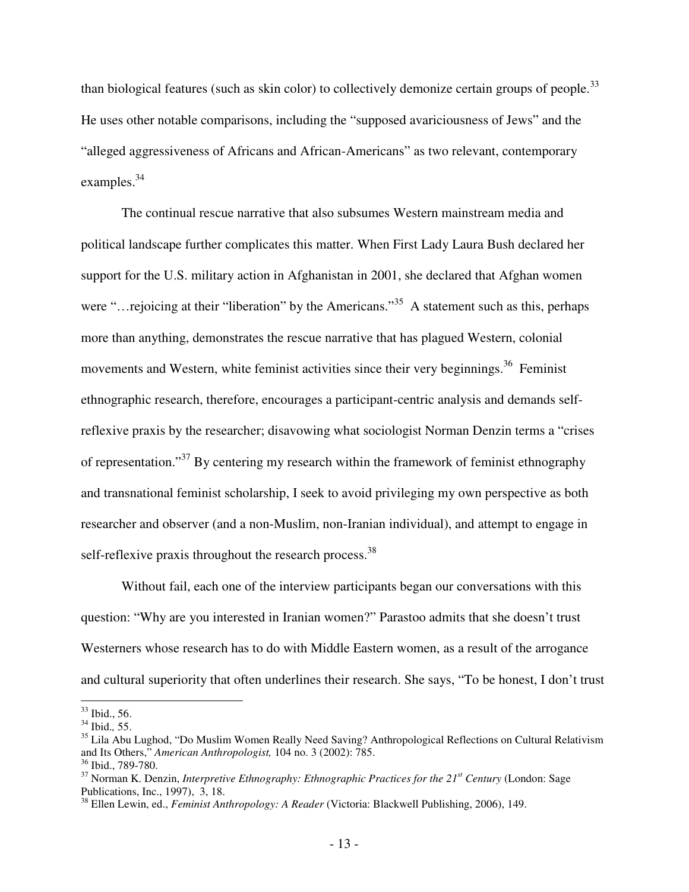than biological features (such as skin color) to collectively demonize certain groups of people.[33] He uses other notable comparisons, including the "supposed avariciousness of Jews" and the "alleged aggressiveness of Africans and African-Americans" as two relevant, contemporary examples.[34]

The continual rescue narrative that also subsumes Western mainstream media and political landscape further complicates this matter. When First Lady Laura Bush declared her support for the U.S. military action in Afghanistan in 2001, she declared that Afghan women were "…rejoicing at their "liberation" by the Americans."[35] A statement such as this, perhaps more than anything, demonstrates the rescue narrative that has plagued Western, colonial movements and Western, white feminist activities since their very beginnings.[36] Feminist ethnographic research, therefore, encourages a participant-centric analysis and demands self-reflexive praxis by the researcher; disavowing what sociologist Norman Denzin terms a "crises of representation."[37] By centering my research within the framework of feminist ethnography and transnational feminist scholarship, I seek to avoid privileging my own perspective as both researcher and observer (and a non-Muslim, non-Iranian individual), and attempt to engage in self-reflexive praxis throughout the research process.[38]

Without fail, each one of the interview participants began our conversations with this question: "Why are you interested in Iranian women?" Parastoo admits that she doesn't trust Westerners whose research has to do with Middle Eastern women, as a result of the arrogance and cultural superiority that often underlines their research. She says, "To be honest, I don't trust

---

[33] Ibid., 56.

[34] Ibid., 55.

[35] Lila Abu Lughod, "Do Muslim Women Really Need Saving? Anthropological Reflections on Cultural Relativism and Its Others," *American Anthropologist,* 104 no. 3 (2002): 785.

[36] Ibid., 789-780.

[37] Norman K. Denzin, *Interpretive Ethnography: Ethnographic Practices for the 21st Century* (London: Sage Publications, Inc., 1997), 3, 18.

[38] Ellen Lewin, ed., *Feminist Anthropology: A Reader* (Victoria: Blackwell Publishing, 2006), 149.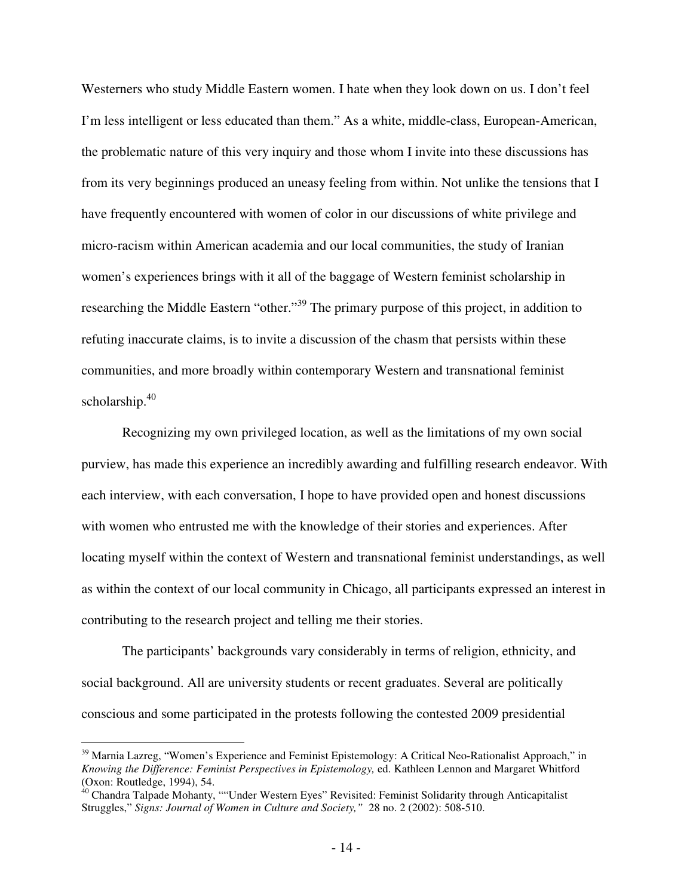Westerners who study Middle Eastern women. I hate when they look down on us. I don't feel I'm less intelligent or less educated than them." As a white, middle-class, European-American, the problematic nature of this very inquiry and those whom I invite into these discussions has from its very beginnings produced an uneasy feeling from within. Not unlike the tensions that I have frequently encountered with women of color in our discussions of white privilege and micro-racism within American academia and our local communities, the study of Iranian women's experiences brings with it all of the baggage of Western feminist scholarship in researching the Middle Eastern "other."[39] The primary purpose of this project, in addition to refuting inaccurate claims, is to invite a discussion of the chasm that persists within these communities, and more broadly within contemporary Western and transnational feminist scholarship.[40]

Recognizing my own privileged location, as well as the limitations of my own social purview, has made this experience an incredibly awarding and fulfilling research endeavor. With each interview, with each conversation, I hope to have provided open and honest discussions with women who entrusted me with the knowledge of their stories and experiences. After locating myself within the context of Western and transnational feminist understandings, as well as within the context of our local community in Chicago, all participants expressed an interest in contributing to the research project and telling me their stories.

The participants' backgrounds vary considerably in terms of religion, ethnicity, and social background. All are university students or recent graduates. Several are politically conscious and some participated in the protests following the contested 2009 presidential

---

[39] Marnia Lazreg, "Women's Experience and Feminist Epistemology: A Critical Neo-Rationalist Approach," in *Knowing the Difference: Feminist Perspectives in Epistemology,* ed. Kathleen Lennon and Margaret Whitford (Oxon: Routledge, 1994), 54.

[40] Chandra Talpade Mohanty, ""Under Western Eyes" Revisited: Feminist Solidarity through Anticapitalist Struggles," *Signs: Journal of Women in Culture and Society,"* 28 no. 2 (2002): 508-510.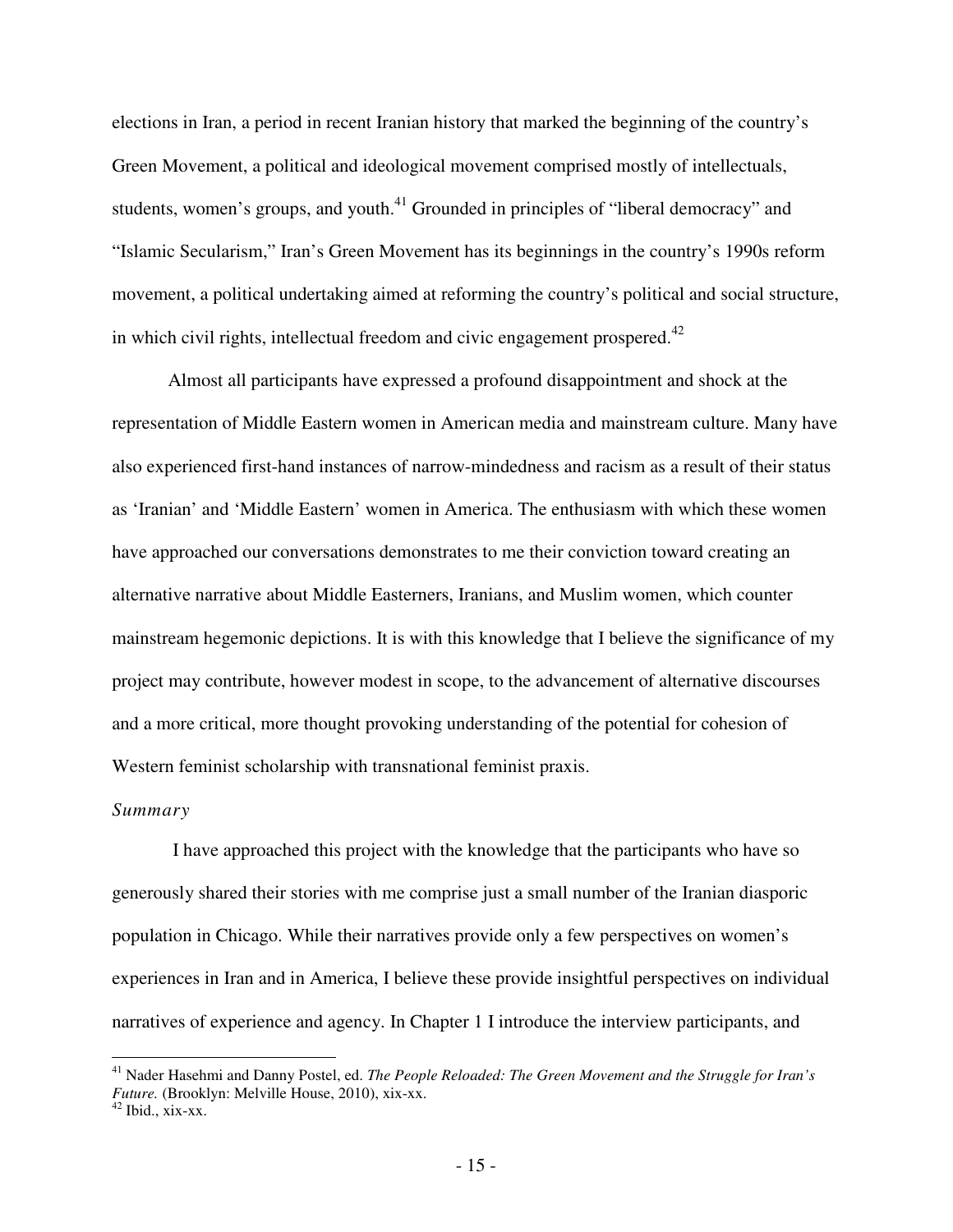elections in Iran, a period in recent Iranian history that marked the beginning of the country's Green Movement, a political and ideological movement comprised mostly of intellectuals, students, women's groups, and youth.[41] Grounded in principles of "liberal democracy" and "Islamic Secularism," Iran's Green Movement has its beginnings in the country's 1990s reform movement, a political undertaking aimed at reforming the country's political and social structure, in which civil rights, intellectual freedom and civic engagement prospered.[42]

Almost all participants have expressed a profound disappointment and shock at the representation of Middle Eastern women in American media and mainstream culture. Many have also experienced first-hand instances of narrow-mindedness and racism as a result of their status as 'Iranian' and 'Middle Eastern' women in America. The enthusiasm with which these women have approached our conversations demonstrates to me their conviction toward creating an alternative narrative about Middle Easterners, Iranians, and Muslim women, which counter mainstream hegemonic depictions. It is with this knowledge that I believe the significance of my project may contribute, however modest in scope, to the advancement of alternative discourses and a more critical, more thought provoking understanding of the potential for cohesion of Western feminist scholarship with transnational feminist praxis.

*Summary*

I have approached this project with the knowledge that the participants who have so generously shared their stories with me comprise just a small number of the Iranian diasporic population in Chicago. While their narratives provide only a few perspectives on women's experiences in Iran and in America, I believe these provide insightful perspectives on individual narratives of experience and agency. In Chapter 1 I introduce the interview participants, and

---

[41] Nader Hasehmi and Danny Postel, ed. *The People Reloaded: The Green Movement and the Struggle for Iran's Future.* (Brooklyn: Melville House, 2010), xix-xx.

[42] Ibid., xix-xx.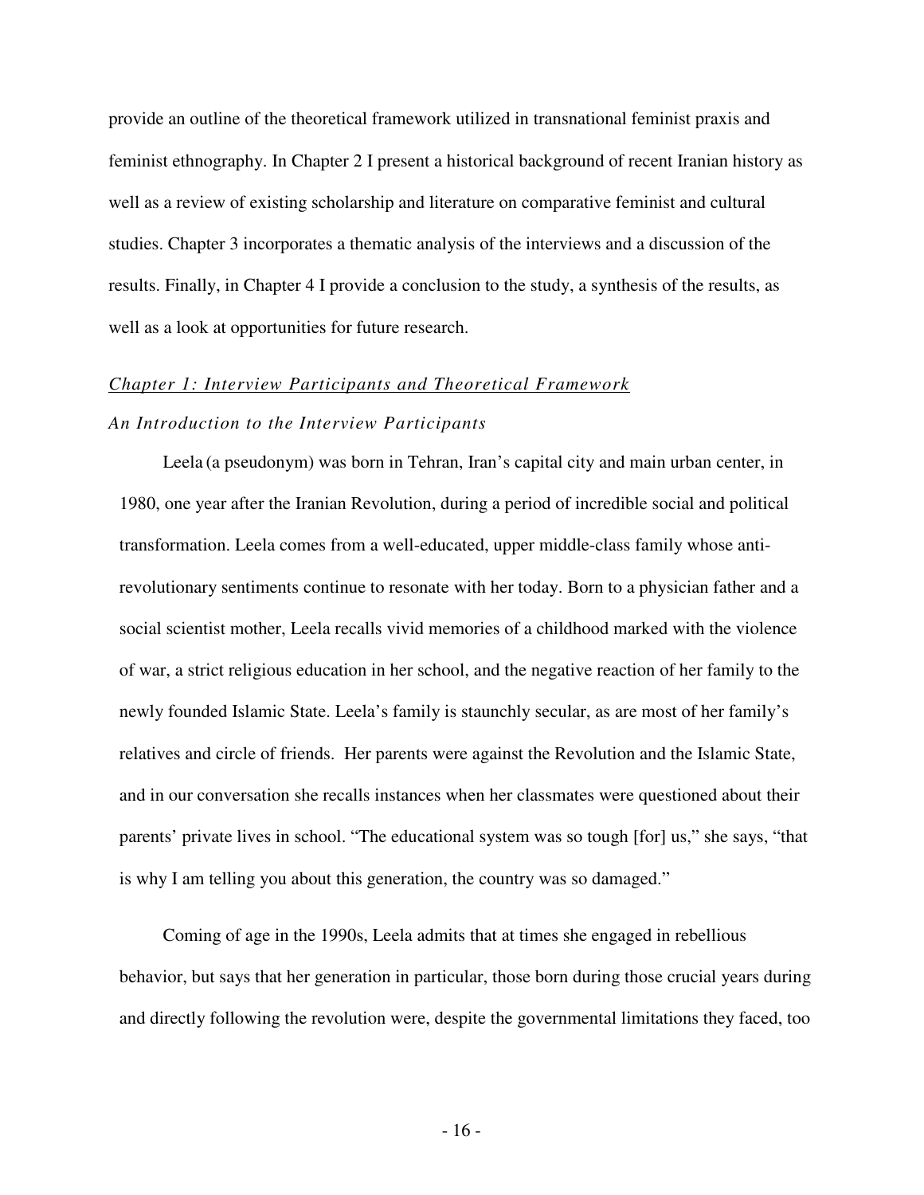provide an outline of the theoretical framework utilized in transnational feminist praxis and feminist ethnography. In Chapter 2 I present a historical background of recent Iranian history as well as a review of existing scholarship and literature on comparative feminist and cultural studies. Chapter 3 incorporates a thematic analysis of the interviews and a discussion of the results. Finally, in Chapter 4 I provide a conclusion to the study, a synthesis of the results, as well as a look at opportunities for future research.

## *Chapter 1: Interview Participants and Theoretical Framework*

### *An Introduction to the Interview Participants*

Leela (a pseudonym) was born in Tehran, Iran's capital city and main urban center, in 1980, one year after the Iranian Revolution, during a period of incredible social and political transformation. Leela comes from a well-educated, upper middle-class family whose anti-revolutionary sentiments continue to resonate with her today. Born to a physician father and a social scientist mother, Leela recalls vivid memories of a childhood marked with the violence of war, a strict religious education in her school, and the negative reaction of her family to the newly founded Islamic State. Leela's family is staunchly secular, as are most of her family's relatives and circle of friends. Her parents were against the Revolution and the Islamic State, and in our conversation she recalls instances when her classmates were questioned about their parents' private lives in school. "The educational system was so tough [for] us," she says, "that is why I am telling you about this generation, the country was so damaged."

Coming of age in the 1990s, Leela admits that at times she engaged in rebellious behavior, but says that her generation in particular, those born during those crucial years during and directly following the revolution were, despite the governmental limitations they faced, too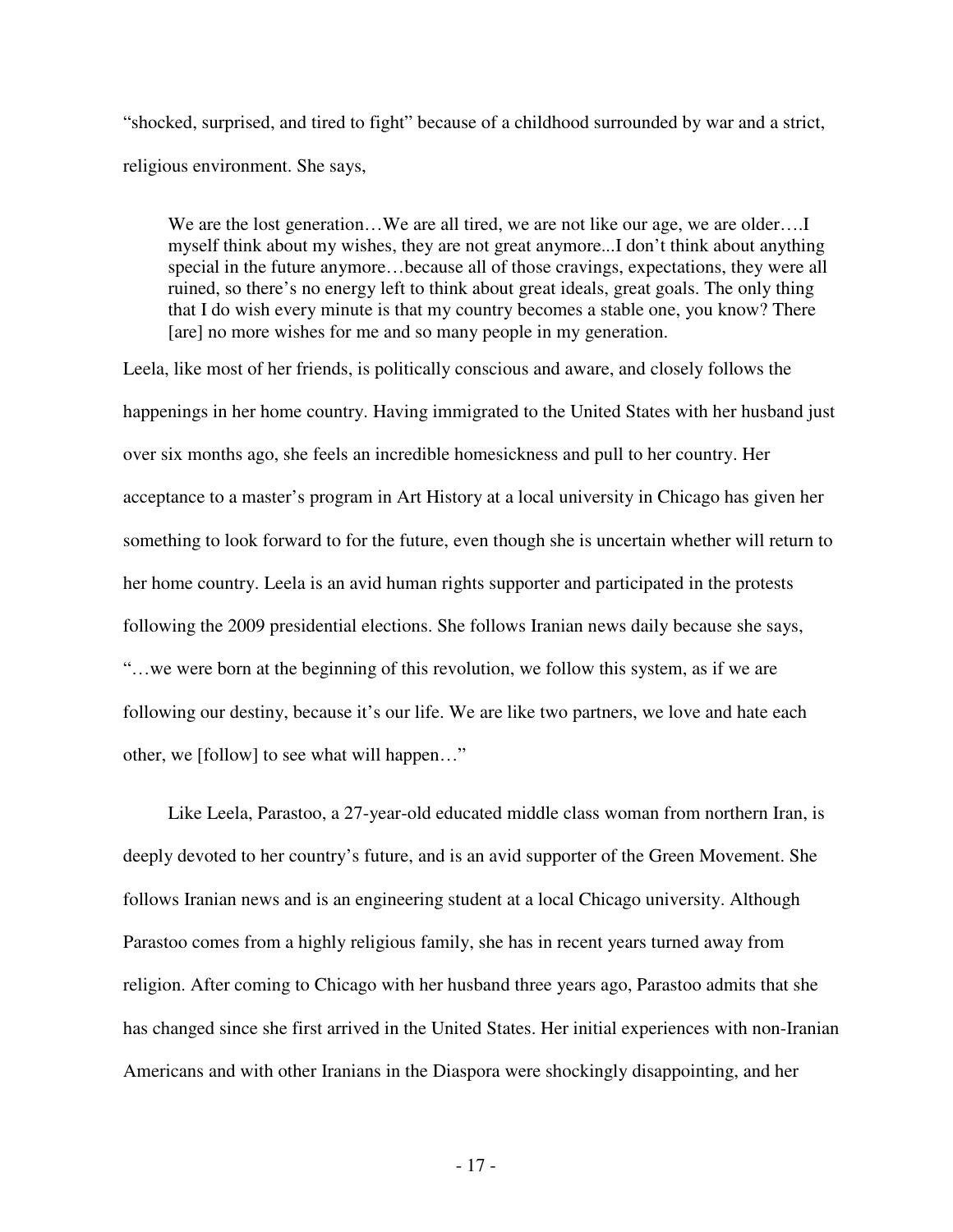"shocked, surprised, and tired to fight" because of a childhood surrounded by war and a strict, religious environment. She says,

> We are the lost generation…We are all tired, we are not like our age, we are older….I myself think about my wishes, they are not great anymore...I don't think about anything special in the future anymore…because all of those cravings, expectations, they were all ruined, so there's no energy left to think about great ideals, great goals. The only thing that I do wish every minute is that my country becomes a stable one, you know? There [are] no more wishes for me and so many people in my generation.

Leela, like most of her friends, is politically conscious and aware, and closely follows the happenings in her home country. Having immigrated to the United States with her husband just over six months ago, she feels an incredible homesickness and pull to her country. Her acceptance to a master's program in Art History at a local university in Chicago has given her something to look forward to for the future, even though she is uncertain whether will return to her home country. Leela is an avid human rights supporter and participated in the protests following the 2009 presidential elections. She follows Iranian news daily because she says, "…we were born at the beginning of this revolution, we follow this system, as if we are following our destiny, because it's our life. We are like two partners, we love and hate each other, we [follow] to see what will happen…"

Like Leela, Parastoo, a 27-year-old educated middle class woman from northern Iran, is deeply devoted to her country's future, and is an avid supporter of the Green Movement. She follows Iranian news and is an engineering student at a local Chicago university. Although Parastoo comes from a highly religious family, she has in recent years turned away from religion. After coming to Chicago with her husband three years ago, Parastoo admits that she has changed since she first arrived in the United States. Her initial experiences with non-Iranian Americans and with other Iranians in the Diaspora were shockingly disappointing, and her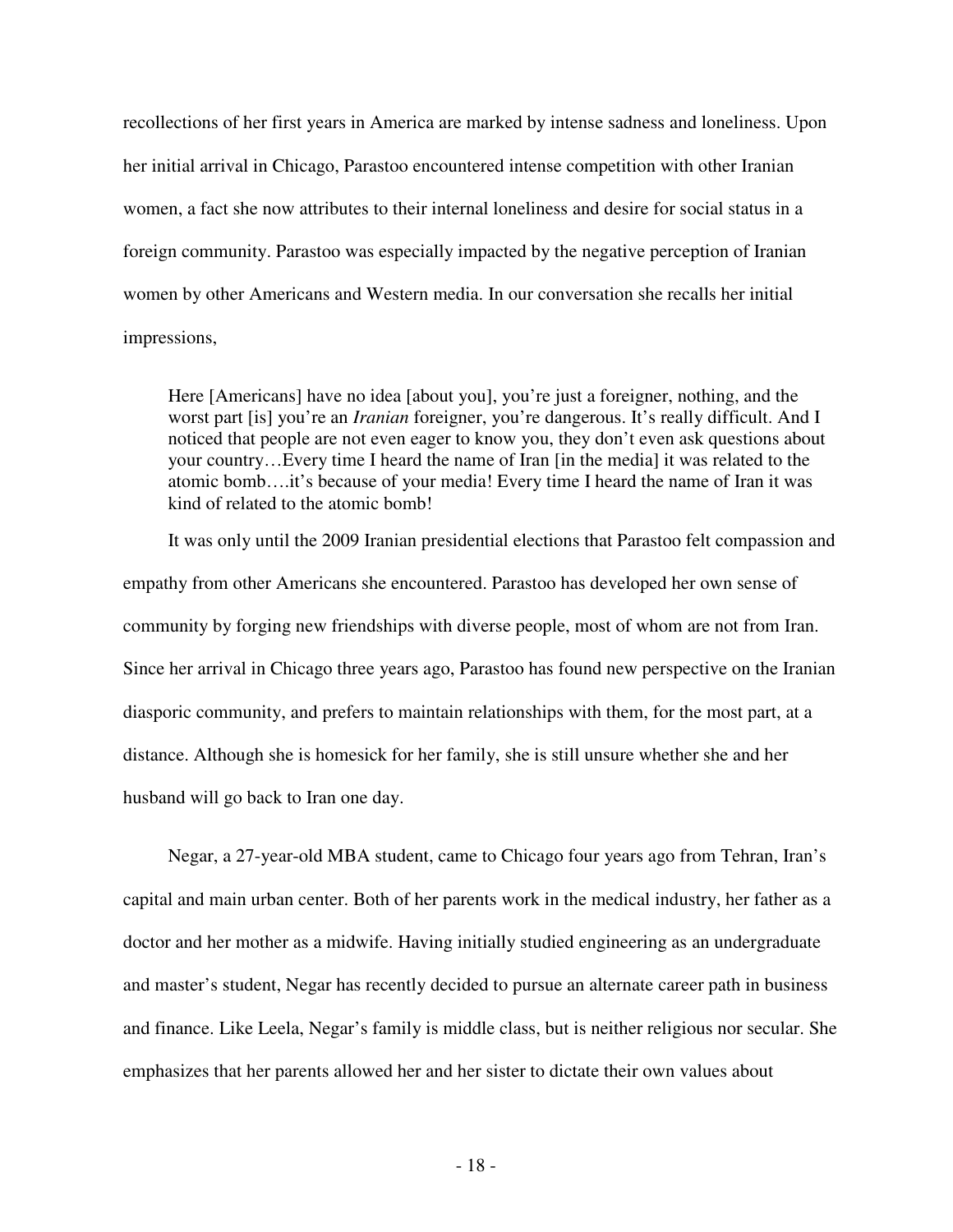recollections of her first years in America are marked by intense sadness and loneliness. Upon her initial arrival in Chicago, Parastoo encountered intense competition with other Iranian women, a fact she now attributes to their internal loneliness and desire for social status in a foreign community. Parastoo was especially impacted by the negative perception of Iranian women by other Americans and Western media. In our conversation she recalls her initial impressions,

> Here [Americans] have no idea [about you], you're just a foreigner, nothing, and the worst part [is] you're an *Iranian* foreigner, you're dangerous. It's really difficult. And I noticed that people are not even eager to know you, they don't even ask questions about your country…Every time I heard the name of Iran [in the media] it was related to the atomic bomb….it's because of your media! Every time I heard the name of Iran it was kind of related to the atomic bomb!

It was only until the 2009 Iranian presidential elections that Parastoo felt compassion and empathy from other Americans she encountered. Parastoo has developed her own sense of community by forging new friendships with diverse people, most of whom are not from Iran. Since her arrival in Chicago three years ago, Parastoo has found new perspective on the Iranian diasporic community, and prefers to maintain relationships with them, for the most part, at a distance. Although she is homesick for her family, she is still unsure whether she and her husband will go back to Iran one day.

Negar, a 27-year-old MBA student, came to Chicago four years ago from Tehran, Iran's capital and main urban center. Both of her parents work in the medical industry, her father as a doctor and her mother as a midwife. Having initially studied engineering as an undergraduate and master's student, Negar has recently decided to pursue an alternate career path in business and finance. Like Leela, Negar's family is middle class, but is neither religious nor secular. She emphasizes that her parents allowed her and her sister to dictate their own values about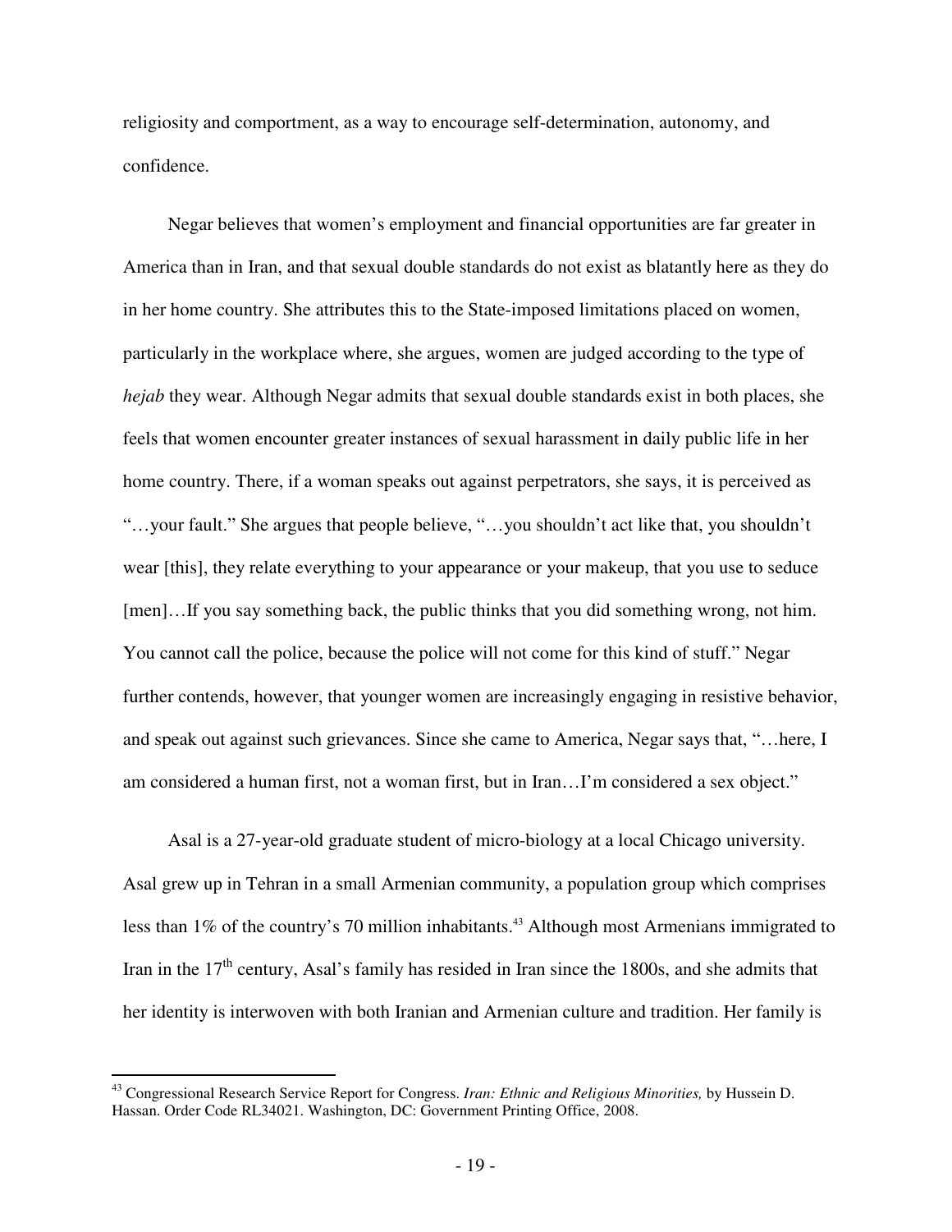religiosity and comportment, as a way to encourage self-determination, autonomy, and confidence.

Negar believes that women's employment and financial opportunities are far greater in America than in Iran, and that sexual double standards do not exist as blatantly here as they do in her home country. She attributes this to the State-imposed limitations placed on women, particularly in the workplace where, she argues, women are judged according to the type of *hejab* they wear. Although Negar admits that sexual double standards exist in both places, she feels that women encounter greater instances of sexual harassment in daily public life in her home country. There, if a woman speaks out against perpetrators, she says, it is perceived as "…your fault." She argues that people believe, "…you shouldn't act like that, you shouldn't wear [this], they relate everything to your appearance or your makeup, that you use to seduce [men]…If you say something back, the public thinks that you did something wrong, not him. You cannot call the police, because the police will not come for this kind of stuff." Negar further contends, however, that younger women are increasingly engaging in resistive behavior, and speak out against such grievances. Since she came to America, Negar says that, "…here, I am considered a human first, not a woman first, but in Iran…I'm considered a sex object."

Asal is a 27-year-old graduate student of micro-biology at a local Chicago university. Asal grew up in Tehran in a small Armenian community, a population group which comprises less than 1% of the country's 70 million inhabitants.[43] Although most Armenians immigrated to Iran in the 17th century, Asal's family has resided in Iran since the 1800s, and she admits that her identity is interwoven with both Iranian and Armenian culture and tradition. Her family is

---

[43] Congressional Research Service Report for Congress. *Iran: Ethnic and Religious Minorities,* by Hussein D. Hassan. Order Code RL34021. Washington, DC: Government Printing Office, 2008.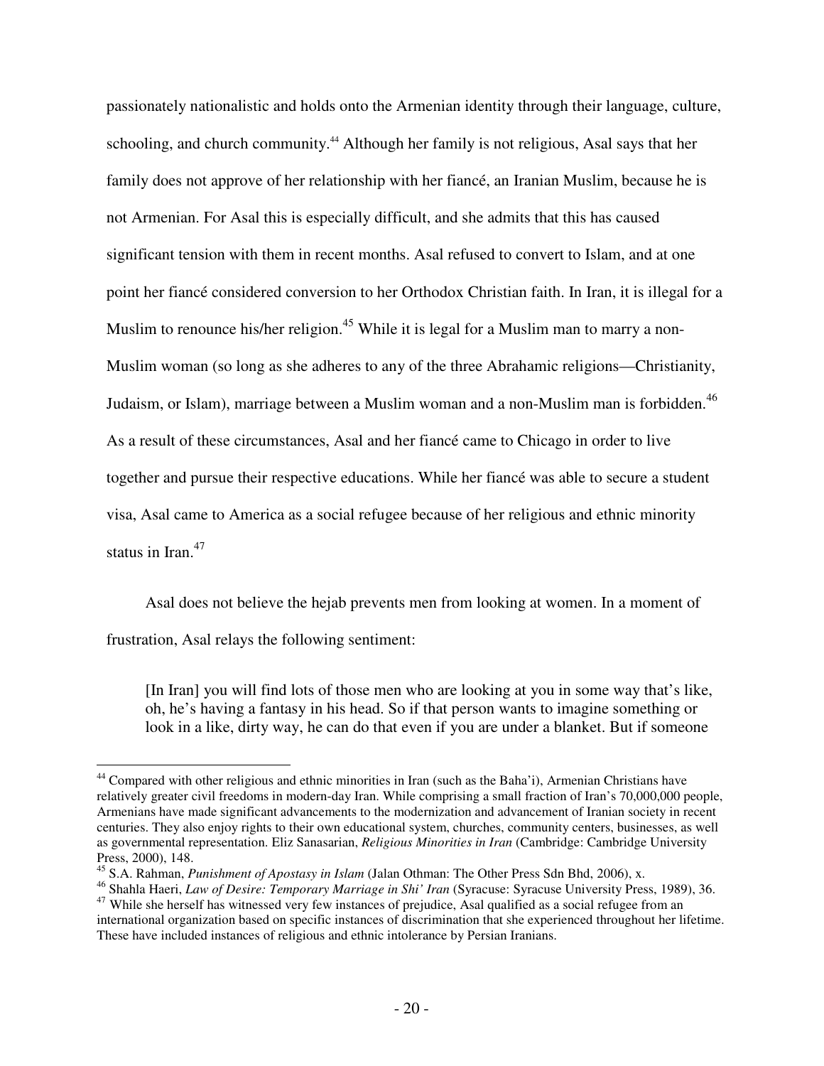passionately nationalistic and holds onto the Armenian identity through their language, culture, schooling, and church community.[44] Although her family is not religious, Asal says that her family does not approve of her relationship with her fiancé, an Iranian Muslim, because he is not Armenian. For Asal this is especially difficult, and she admits that this has caused significant tension with them in recent months. Asal refused to convert to Islam, and at one point her fiancé considered conversion to her Orthodox Christian faith. In Iran, it is illegal for a Muslim to renounce his/her religion.[45] While it is legal for a Muslim man to marry a non-Muslim woman (so long as she adheres to any of the three Abrahamic religions—Christianity, Judaism, or Islam), marriage between a Muslim woman and a non-Muslim man is forbidden.[46] As a result of these circumstances, Asal and her fiancé came to Chicago in order to live together and pursue their respective educations. While her fiancé was able to secure a student visa, Asal came to America as a social refugee because of her religious and ethnic minority status in Iran.[47]

Asal does not believe the hejab prevents men from looking at women. In a moment of frustration, Asal relays the following sentiment:

> [In Iran] you will find lots of those men who are looking at you in some way that's like, oh, he's having a fantasy in his head. So if that person wants to imagine something or look in a like, dirty way, he can do that even if you are under a blanket. But if someone

---

[44] Compared with other religious and ethnic minorities in Iran (such as the Baha'i), Armenian Christians have relatively greater civil freedoms in modern-day Iran. While comprising a small fraction of Iran's 70,000,000 people, Armenians have made significant advancements to the modernization and advancement of Iranian society in recent centuries. They also enjoy rights to their own educational system, churches, community centers, businesses, as well as governmental representation. Eliz Sanasarian, *Religious Minorities in Iran* (Cambridge: Cambridge University Press, 2000), 148.

[45] S.A. Rahman, *Punishment of Apostasy in Islam* (Jalan Othman: The Other Press Sdn Bhd, 2006), x.

[46] Shahla Haeri, *Law of Desire: Temporary Marriage in Shi' Iran* (Syracuse: Syracuse University Press, 1989), 36.

[47] While she herself has witnessed very few instances of prejudice, Asal qualified as a social refugee from an international organization based on specific instances of discrimination that she experienced throughout her lifetime. These have included instances of religious and ethnic intolerance by Persian Iranians.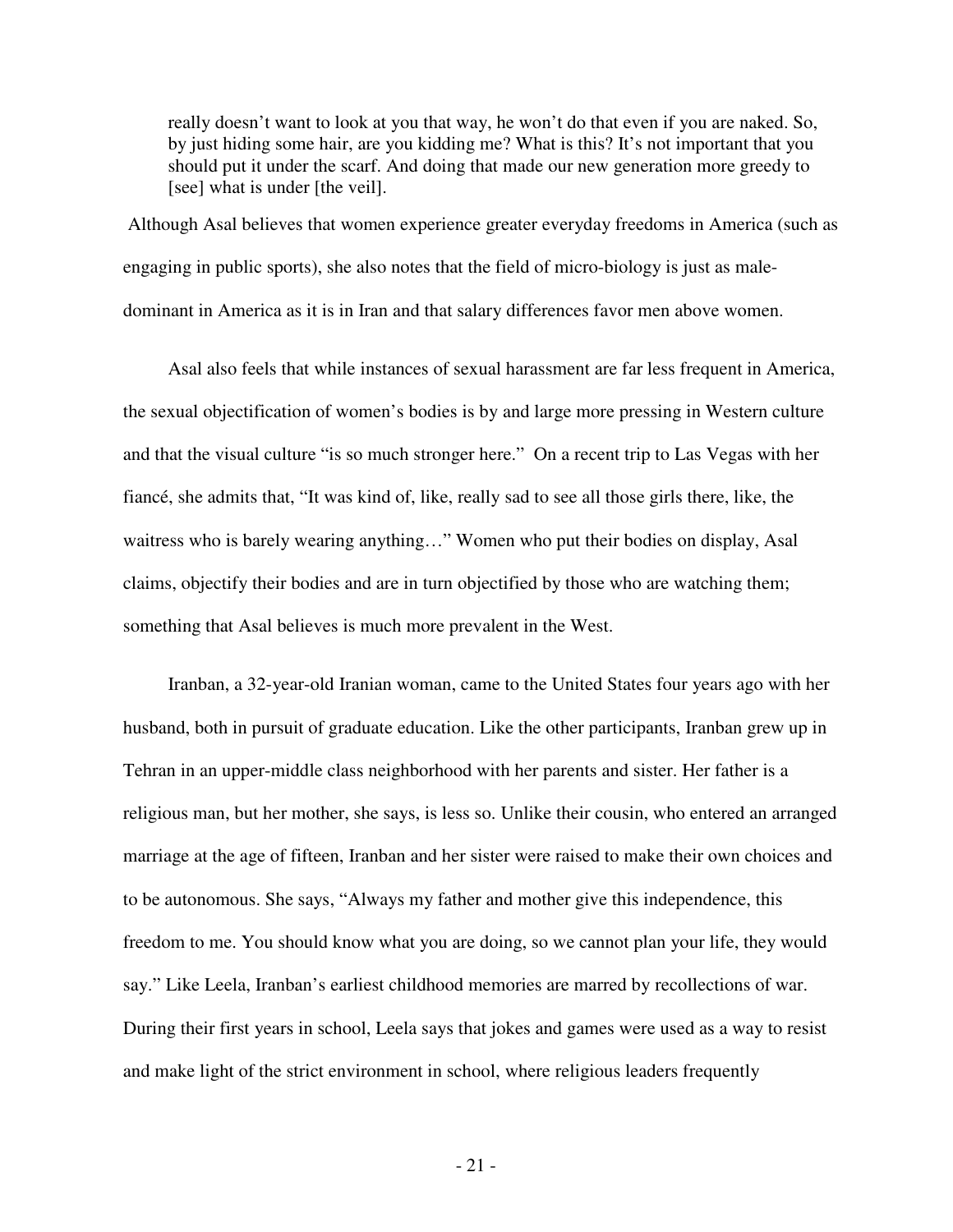> really doesn't want to look at you that way, he won't do that even if you are naked. So, by just hiding some hair, are you kidding me? What is this? It's not important that you should put it under the scarf. And doing that made our new generation more greedy to [see] what is under [the veil].

Although Asal believes that women experience greater everyday freedoms in America (such as engaging in public sports), she also notes that the field of micro-biology is just as male-dominant in America as it is in Iran and that salary differences favor men above women.

Asal also feels that while instances of sexual harassment are far less frequent in America, the sexual objectification of women's bodies is by and large more pressing in Western culture and that the visual culture "is so much stronger here." On a recent trip to Las Vegas with her fiancé, she admits that, "It was kind of, like, really sad to see all those girls there, like, the waitress who is barely wearing anything…" Women who put their bodies on display, Asal claims, objectify their bodies and are in turn objectified by those who are watching them; something that Asal believes is much more prevalent in the West.

Iranban, a 32-year-old Iranian woman, came to the United States four years ago with her husband, both in pursuit of graduate education. Like the other participants, Iranban grew up in Tehran in an upper-middle class neighborhood with her parents and sister. Her father is a religious man, but her mother, she says, is less so. Unlike their cousin, who entered an arranged marriage at the age of fifteen, Iranban and her sister were raised to make their own choices and to be autonomous. She says, "Always my father and mother give this independence, this freedom to me. You should know what you are doing, so we cannot plan your life, they would say." Like Leela, Iranban's earliest childhood memories are marred by recollections of war. During their first years in school, Leela says that jokes and games were used as a way to resist and make light of the strict environment in school, where religious leaders frequently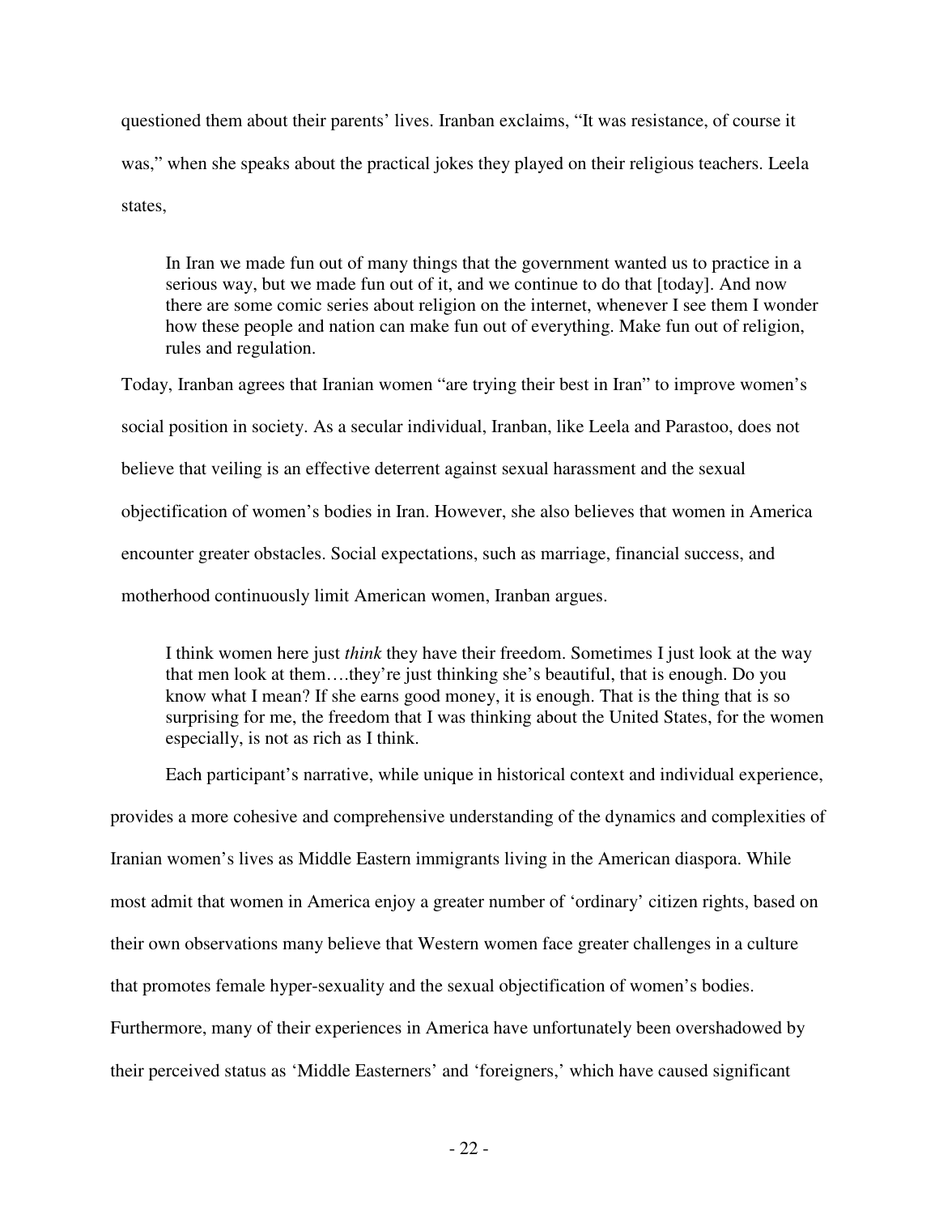questioned them about their parents' lives. Iranban exclaims, "It was resistance, of course it was," when she speaks about the practical jokes they played on their religious teachers. Leela states,

> In Iran we made fun out of many things that the government wanted us to practice in a serious way, but we made fun out of it, and we continue to do that [today]. And now there are some comic series about religion on the internet, whenever I see them I wonder how these people and nation can make fun out of everything. Make fun out of religion, rules and regulation.

Today, Iranban agrees that Iranian women "are trying their best in Iran" to improve women's social position in society. As a secular individual, Iranban, like Leela and Parastoo, does not believe that veiling is an effective deterrent against sexual harassment and the sexual objectification of women's bodies in Iran. However, she also believes that women in America encounter greater obstacles. Social expectations, such as marriage, financial success, and motherhood continuously limit American women, Iranban argues.

> I think women here just *think* they have their freedom. Sometimes I just look at the way that men look at them….they're just thinking she's beautiful, that is enough. Do you know what I mean? If she earns good money, it is enough. That is the thing that is so surprising for me, the freedom that I was thinking about the United States, for the women especially, is not as rich as I think.

Each participant's narrative, while unique in historical context and individual experience, provides a more cohesive and comprehensive understanding of the dynamics and complexities of Iranian women's lives as Middle Eastern immigrants living in the American diaspora. While most admit that women in America enjoy a greater number of 'ordinary' citizen rights, based on their own observations many believe that Western women face greater challenges in a culture that promotes female hyper-sexuality and the sexual objectification of women's bodies. Furthermore, many of their experiences in America have unfortunately been overshadowed by their perceived status as 'Middle Easterners' and 'foreigners,' which have caused significant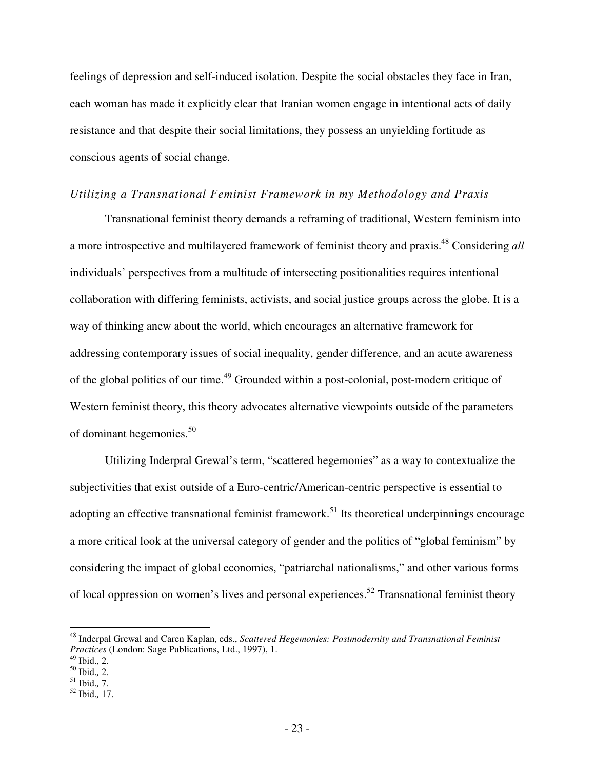feelings of depression and self-induced isolation. Despite the social obstacles they face in Iran, each woman has made it explicitly clear that Iranian women engage in intentional acts of daily resistance and that despite their social limitations, they possess an unyielding fortitude as conscious agents of social change.

### *Utilizing a Transnational Feminist Framework in my Methodology and Praxis*

Transnational feminist theory demands a reframing of traditional, Western feminism into a more introspective and multilayered framework of feminist theory and praxis.[48] Considering *all* individuals' perspectives from a multitude of intersecting positionalities requires intentional collaboration with differing feminists, activists, and social justice groups across the globe. It is a way of thinking anew about the world, which encourages an alternative framework for addressing contemporary issues of social inequality, gender difference, and an acute awareness of the global politics of our time.[49] Grounded within a post-colonial, post-modern critique of Western feminist theory, this theory advocates alternative viewpoints outside of the parameters of dominant hegemonies.[50]

Utilizing Inderpral Grewal's term, "scattered hegemonies" as a way to contextualize the subjectivities that exist outside of a Euro-centric/American-centric perspective is essential to adopting an effective transnational feminist framework.[51] Its theoretical underpinnings encourage a more critical look at the universal category of gender and the politics of "global feminism" by considering the impact of global economies, "patriarchal nationalisms," and other various forms of local oppression on women's lives and personal experiences.[52] Transnational feminist theory

---

[48] Inderpal Grewal and Caren Kaplan, eds., *Scattered Hegemonies: Postmodernity and Transnational Feminist Practices* (London: Sage Publications, Ltd., 1997), 1.
[49] Ibid.*,* 2.
[50] Ibid.*,* 2.
[51] Ibid.*,* 7.
[52] Ibid.*,* 17.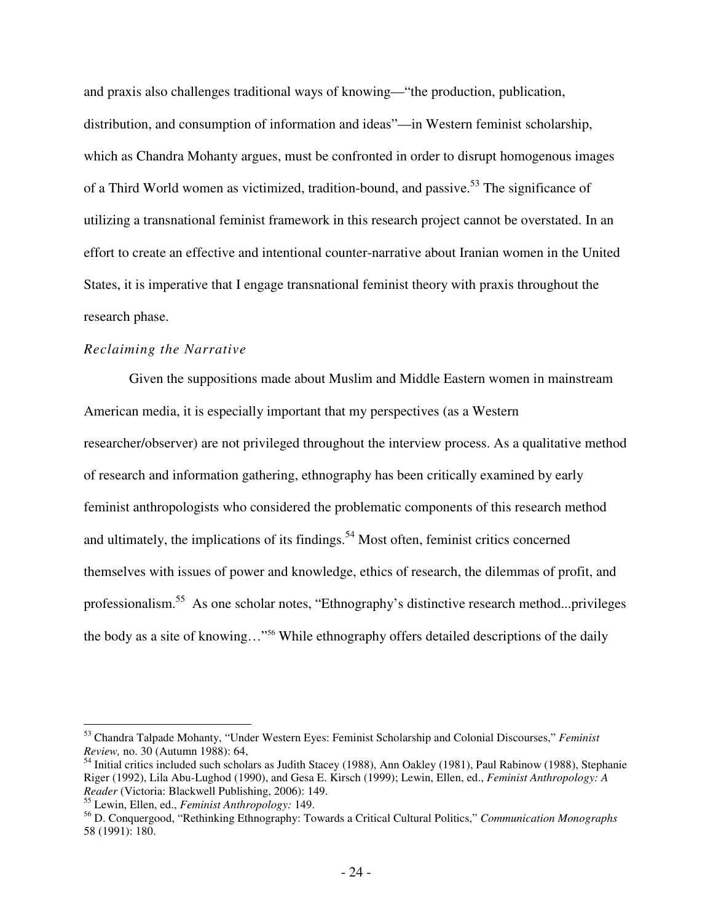and praxis also challenges traditional ways of knowing—"the production, publication, distribution, and consumption of information and ideas"—in Western feminist scholarship, which as Chandra Mohanty argues, must be confronted in order to disrupt homogenous images of a Third World women as victimized, tradition-bound, and passive.[53] The significance of utilizing a transnational feminist framework in this research project cannot be overstated. In an effort to create an effective and intentional counter-narrative about Iranian women in the United States, it is imperative that I engage transnational feminist theory with praxis throughout the research phase.

*Reclaiming the Narrative*

Given the suppositions made about Muslim and Middle Eastern women in mainstream American media, it is especially important that my perspectives (as a Western researcher/observer) are not privileged throughout the interview process. As a qualitative method of research and information gathering, ethnography has been critically examined by early feminist anthropologists who considered the problematic components of this research method and ultimately, the implications of its findings.[54] Most often, feminist critics concerned themselves with issues of power and knowledge, ethics of research, the dilemmas of profit, and professionalism.[55] As one scholar notes, "Ethnography's distinctive research method...privileges the body as a site of knowing…"[56] While ethnography offers detailed descriptions of the daily

---

[53] Chandra Talpade Mohanty, "Under Western Eyes: Feminist Scholarship and Colonial Discourses," *Feminist Review,* no. 30 (Autumn 1988): 64,

[54] Initial critics included such scholars as Judith Stacey (1988), Ann Oakley (1981), Paul Rabinow (1988), Stephanie Riger (1992), Lila Abu-Lughod (1990), and Gesa E. Kirsch (1999); Lewin, Ellen, ed., *Feminist Anthropology: A Reader* (Victoria: Blackwell Publishing, 2006): 149.

[55] Lewin, Ellen, ed., *Feminist Anthropology:* 149.

[56] D. Conquergood, "Rethinking Ethnography: Towards a Critical Cultural Politics," *Communication Monographs* 58 (1991): 180.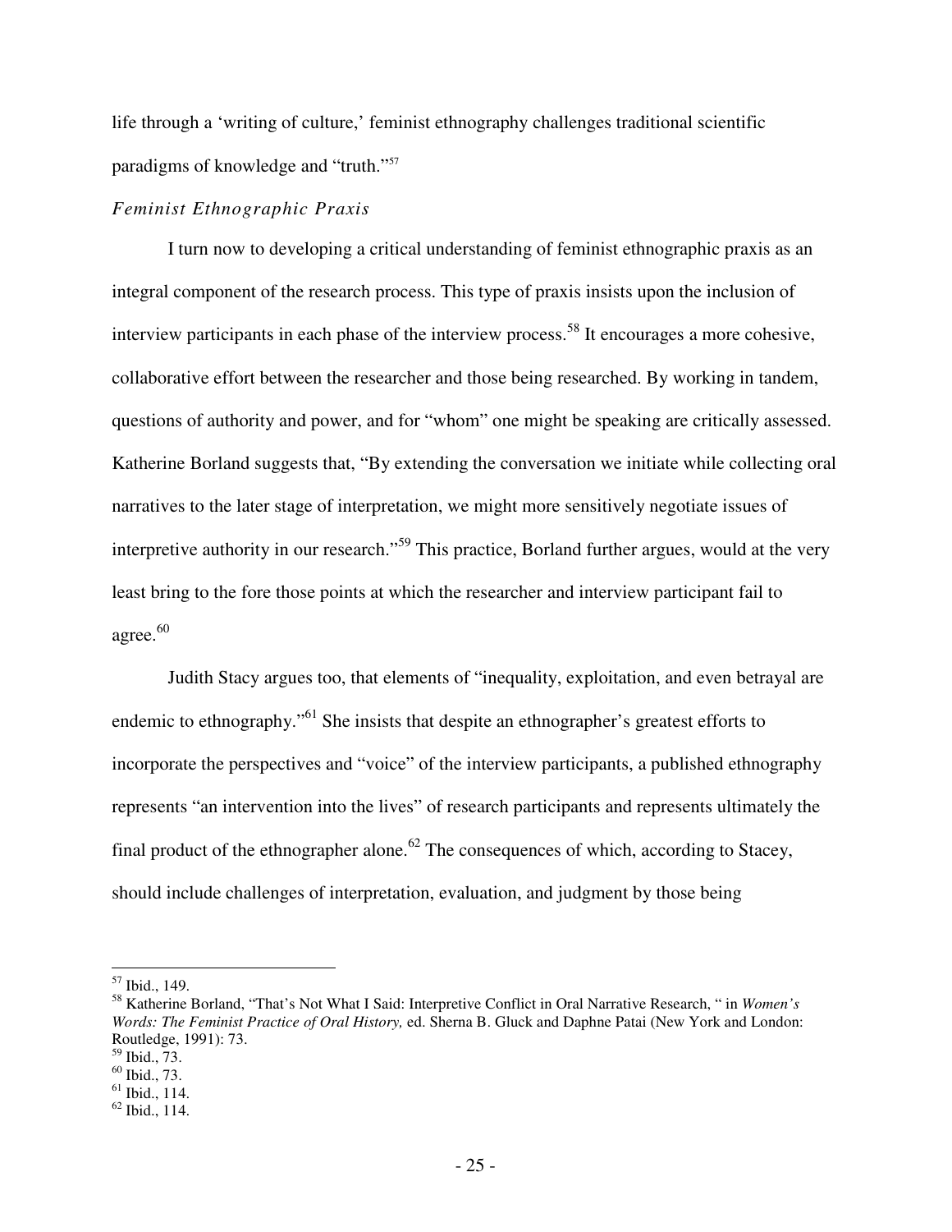life through a 'writing of culture,' feminist ethnography challenges traditional scientific paradigms of knowledge and "truth."[57]

*Feminist Ethnographic Praxis*

I turn now to developing a critical understanding of feminist ethnographic praxis as an integral component of the research process. This type of praxis insists upon the inclusion of interview participants in each phase of the interview process.[58] It encourages a more cohesive, collaborative effort between the researcher and those being researched. By working in tandem, questions of authority and power, and for "whom" one might be speaking are critically assessed. Katherine Borland suggests that, "By extending the conversation we initiate while collecting oral narratives to the later stage of interpretation, we might more sensitively negotiate issues of interpretive authority in our research."[59] This practice, Borland further argues, would at the very least bring to the fore those points at which the researcher and interview participant fail to agree.[60]

Judith Stacy argues too, that elements of "inequality, exploitation, and even betrayal are endemic to ethnography."[61] She insists that despite an ethnographer's greatest efforts to incorporate the perspectives and "voice" of the interview participants, a published ethnography represents "an intervention into the lives" of research participants and represents ultimately the final product of the ethnographer alone.[62] The consequences of which, according to Stacey, should include challenges of interpretation, evaluation, and judgment by those being

---

[57] Ibid., 149.

[58] Katherine Borland, "That's Not What I Said: Interpretive Conflict in Oral Narrative Research, " in *Women's Words: The Feminist Practice of Oral History,* ed. Sherna B. Gluck and Daphne Patai (New York and London: Routledge, 1991): 73.

[59] Ibid., 73.

[60] Ibid., 73.

[61] Ibid., 114.

[62] Ibid., 114.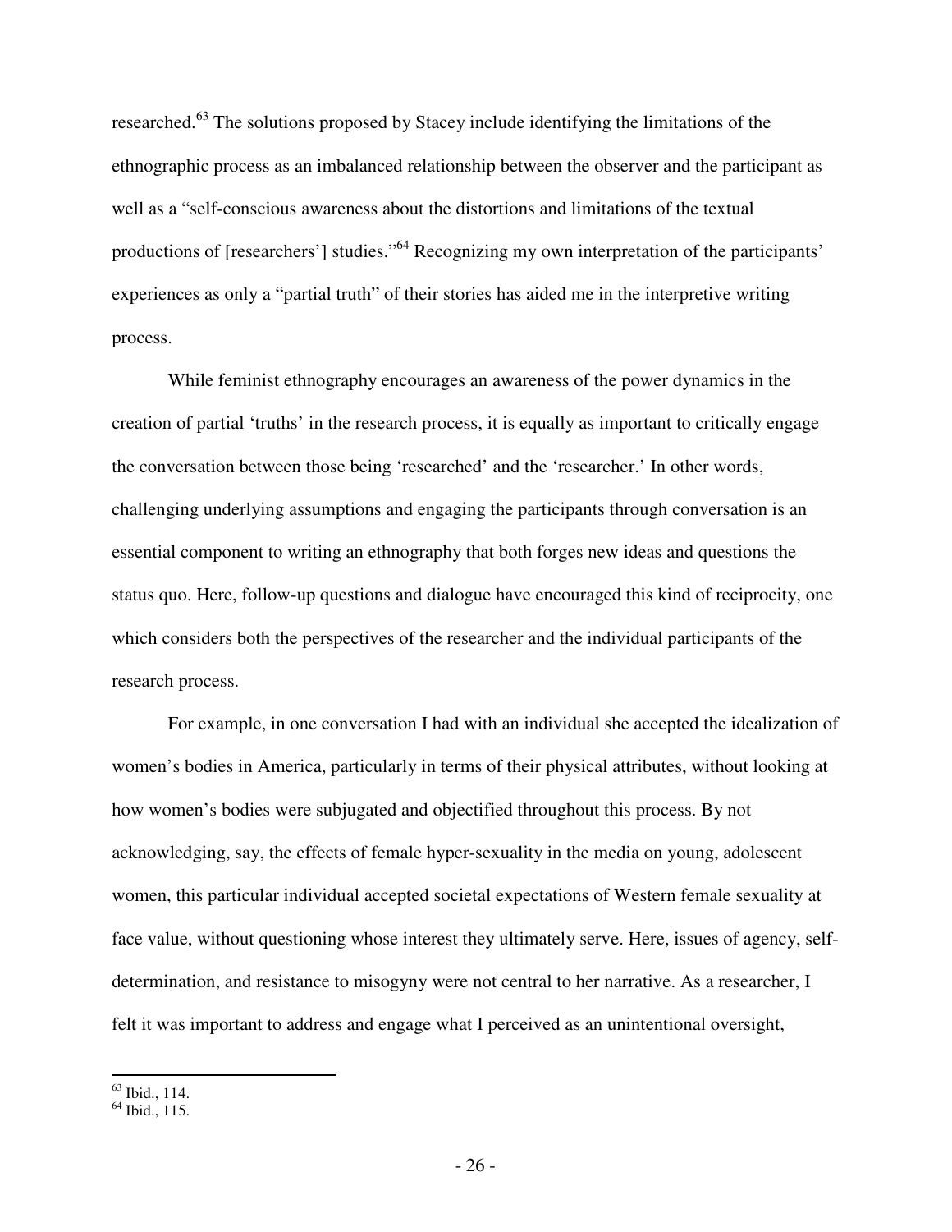researched.[63] The solutions proposed by Stacey include identifying the limitations of the ethnographic process as an imbalanced relationship between the observer and the participant as well as a "self-conscious awareness about the distortions and limitations of the textual productions of [researchers'] studies."[64] Recognizing my own interpretation of the participants' experiences as only a "partial truth" of their stories has aided me in the interpretive writing process.

While feminist ethnography encourages an awareness of the power dynamics in the creation of partial 'truths' in the research process, it is equally as important to critically engage the conversation between those being 'researched' and the 'researcher.' In other words, challenging underlying assumptions and engaging the participants through conversation is an essential component to writing an ethnography that both forges new ideas and questions the status quo. Here, follow-up questions and dialogue have encouraged this kind of reciprocity, one which considers both the perspectives of the researcher and the individual participants of the research process.

For example, in one conversation I had with an individual she accepted the idealization of women's bodies in America, particularly in terms of their physical attributes, without looking at how women's bodies were subjugated and objectified throughout this process. By not acknowledging, say, the effects of female hyper-sexuality in the media on young, adolescent women, this particular individual accepted societal expectations of Western female sexuality at face value, without questioning whose interest they ultimately serve. Here, issues of agency, self-determination, and resistance to misogyny were not central to her narrative. As a researcher, I felt it was important to address and engage what I perceived as an unintentional oversight,

---

[63] Ibid., 114.
[64] Ibid., 115.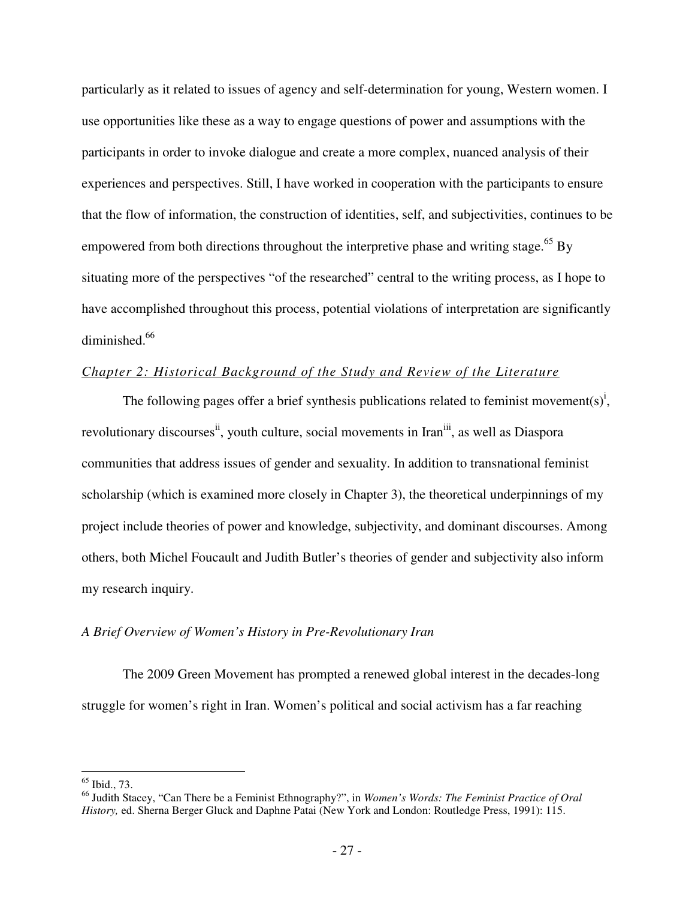particularly as it related to issues of agency and self-determination for young, Western women. I use opportunities like these as a way to engage questions of power and assumptions with the participants in order to invoke dialogue and create a more complex, nuanced analysis of their experiences and perspectives. Still, I have worked in cooperation with the participants to ensure that the flow of information, the construction of identities, self, and subjectivities, continues to be empowered from both directions throughout the interpretive phase and writing stage.[65] By situating more of the perspectives "of the researched" central to the writing process, as I hope to have accomplished throughout this process, potential violations of interpretation are significantly diminished.[66]

## *Chapter 2: Historical Background of the Study and Review of the Literature*

The following pages offer a brief synthesis publications related to feminist movement(s)[i], revolutionary discourses[ii], youth culture, social movements in Iran[iii], as well as Diaspora communities that address issues of gender and sexuality. In addition to transnational feminist scholarship (which is examined more closely in Chapter 3), the theoretical underpinnings of my project include theories of power and knowledge, subjectivity, and dominant discourses. Among others, both Michel Foucault and Judith Butler's theories of gender and subjectivity also inform my research inquiry.

### *A Brief Overview of Women's History in Pre-Revolutionary Iran*

The 2009 Green Movement has prompted a renewed global interest in the decades-long struggle for women's right in Iran. Women's political and social activism has a far reaching

---

[65] Ibid., 73.

[66] Judith Stacey, "Can There be a Feminist Ethnography?", in *Women's Words: The Feminist Practice of Oral History,* ed. Sherna Berger Gluck and Daphne Patai (New York and London: Routledge Press, 1991): 115.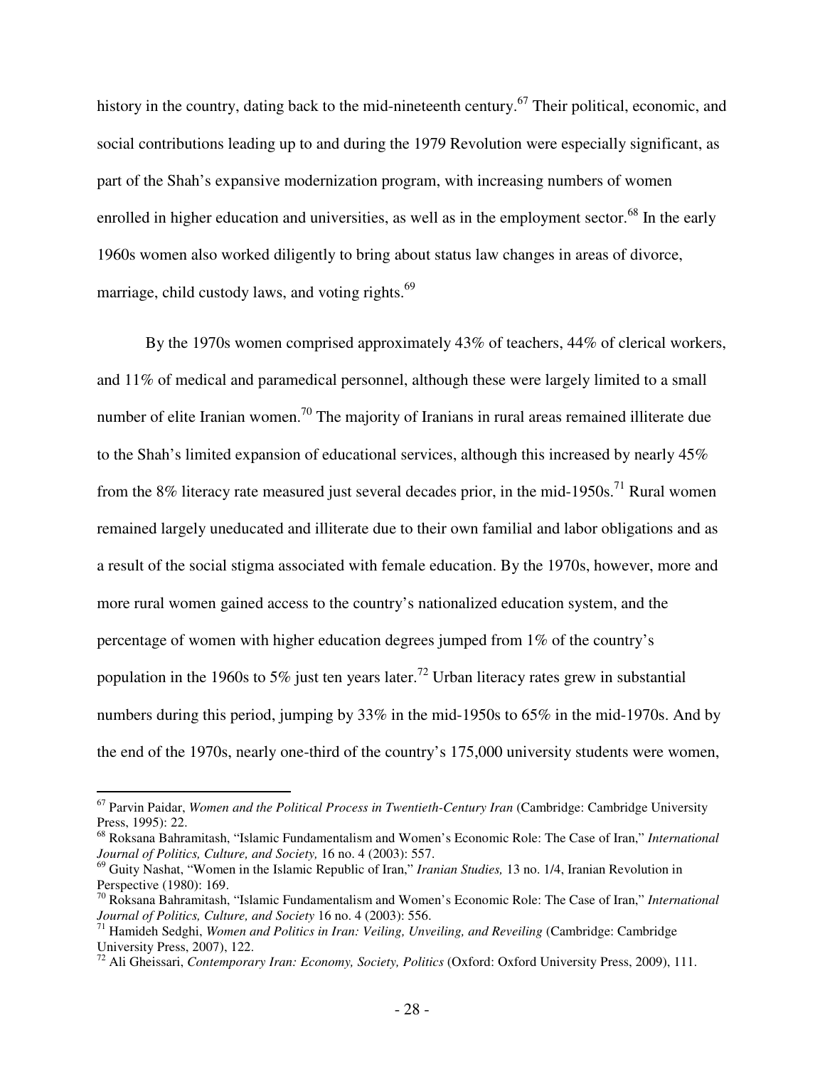history in the country, dating back to the mid-nineteenth century.[67] Their political, economic, and social contributions leading up to and during the 1979 Revolution were especially significant, as part of the Shah's expansive modernization program, with increasing numbers of women enrolled in higher education and universities, as well as in the employment sector.[68] In the early 1960s women also worked diligently to bring about status law changes in areas of divorce, marriage, child custody laws, and voting rights.[69]

By the 1970s women comprised approximately 43% of teachers, 44% of clerical workers, and 11% of medical and paramedical personnel, although these were largely limited to a small number of elite Iranian women.[70] The majority of Iranians in rural areas remained illiterate due to the Shah's limited expansion of educational services, although this increased by nearly 45% from the 8% literacy rate measured just several decades prior, in the mid-1950s.[71] Rural women remained largely uneducated and illiterate due to their own familial and labor obligations and as a result of the social stigma associated with female education. By the 1970s, however, more and more rural women gained access to the country's nationalized education system, and the percentage of women with higher education degrees jumped from 1% of the country's population in the 1960s to 5% just ten years later.[72] Urban literacy rates grew in substantial numbers during this period, jumping by 33% in the mid-1950s to 65% in the mid-1970s. And by the end of the 1970s, nearly one-third of the country's 175,000 university students were women,

---

[67] Parvin Paidar, *Women and the Political Process in Twentieth-Century Iran* (Cambridge: Cambridge University Press, 1995): 22.

[68] Roksana Bahramitash, "Islamic Fundamentalism and Women's Economic Role: The Case of Iran," *International Journal of Politics, Culture, and Society,* 16 no. 4 (2003): 557.

[69] Guity Nashat, "Women in the Islamic Republic of Iran," *Iranian Studies,* 13 no. 1/4, Iranian Revolution in Perspective (1980): 169.

[70] Roksana Bahramitash, "Islamic Fundamentalism and Women's Economic Role: The Case of Iran," *International Journal of Politics, Culture, and Society* 16 no. 4 (2003): 556.

[71] Hamideh Sedghi, *Women and Politics in Iran: Veiling, Unveiling, and Reveiling* (Cambridge: Cambridge University Press, 2007), 122.

[72] Ali Gheissari, *Contemporary Iran: Economy, Society, Politics* (Oxford: Oxford University Press, 2009), 111.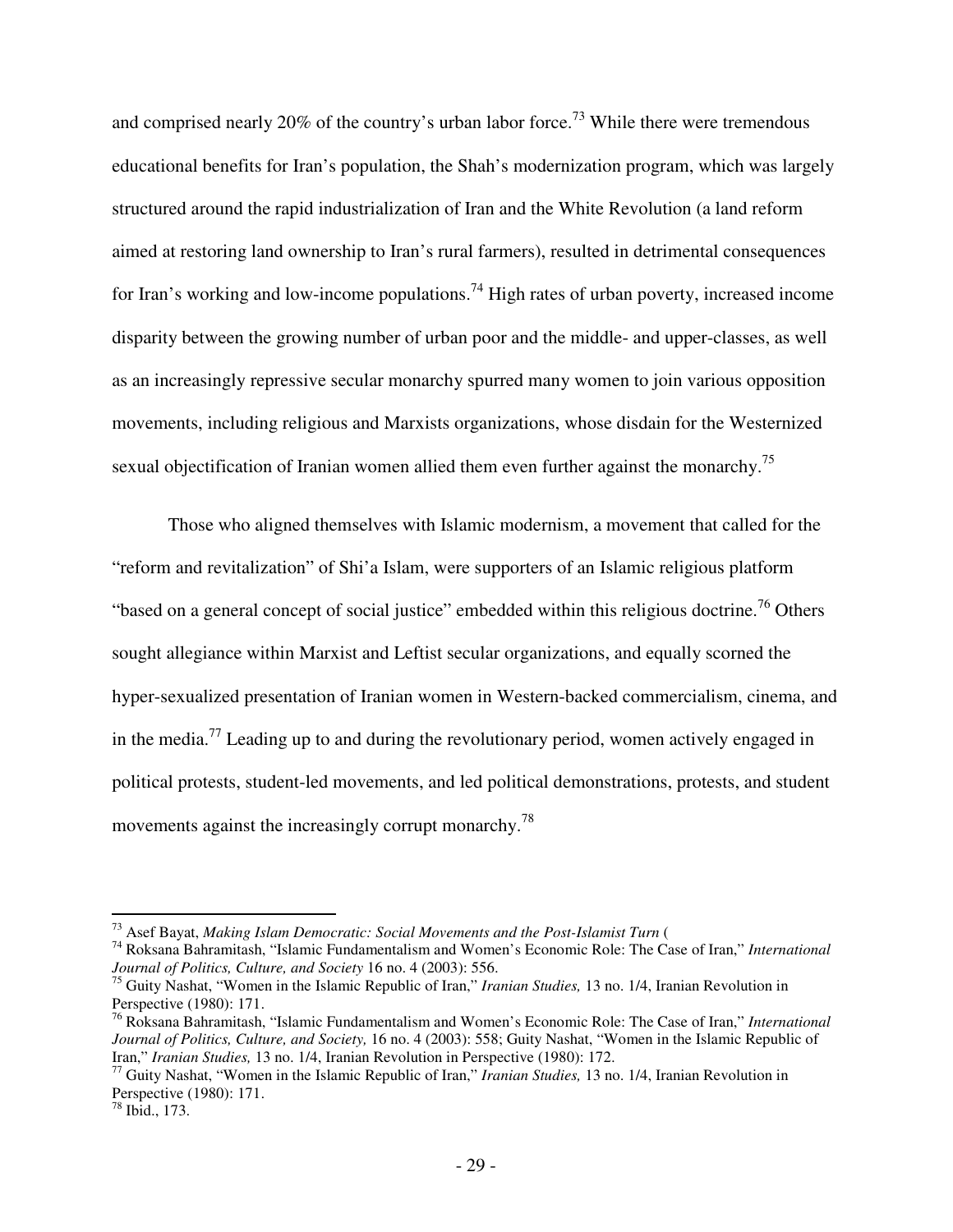and comprised nearly 20% of the country's urban labor force.[73] While there were tremendous educational benefits for Iran's population, the Shah's modernization program, which was largely structured around the rapid industrialization of Iran and the White Revolution (a land reform aimed at restoring land ownership to Iran's rural farmers), resulted in detrimental consequences for Iran's working and low-income populations.[74] High rates of urban poverty, increased income disparity between the growing number of urban poor and the middle- and upper-classes, as well as an increasingly repressive secular monarchy spurred many women to join various opposition movements, including religious and Marxists organizations, whose disdain for the Westernized sexual objectification of Iranian women allied them even further against the monarchy.[75]

Those who aligned themselves with Islamic modernism, a movement that called for the "reform and revitalization" of Shi'a Islam, were supporters of an Islamic religious platform "based on a general concept of social justice" embedded within this religious doctrine.[76] Others sought allegiance within Marxist and Leftist secular organizations, and equally scorned the hyper-sexualized presentation of Iranian women in Western-backed commercialism, cinema, and in the media.[77] Leading up to and during the revolutionary period, women actively engaged in political protests, student-led movements, and led political demonstrations, protests, and student movements against the increasingly corrupt monarchy.[78]

---

[73] Asef Bayat, *Making Islam Democratic: Social Movements and the Post-Islamist Turn* (

[74] Roksana Bahramitash, "Islamic Fundamentalism and Women's Economic Role: The Case of Iran," *International Journal of Politics, Culture, and Society* 16 no. 4 (2003): 556.

[75] Guity Nashat, "Women in the Islamic Republic of Iran," *Iranian Studies,* 13 no. 1/4, Iranian Revolution in Perspective (1980): 171.

[76] Roksana Bahramitash, "Islamic Fundamentalism and Women's Economic Role: The Case of Iran," *International Journal of Politics, Culture, and Society,* 16 no. 4 (2003): 558; Guity Nashat, "Women in the Islamic Republic of Iran," *Iranian Studies,* 13 no. 1/4, Iranian Revolution in Perspective (1980): 172.

[77] Guity Nashat, "Women in the Islamic Republic of Iran," *Iranian Studies,* 13 no. 1/4, Iranian Revolution in Perspective (1980): 171.

[78] Ibid., 173.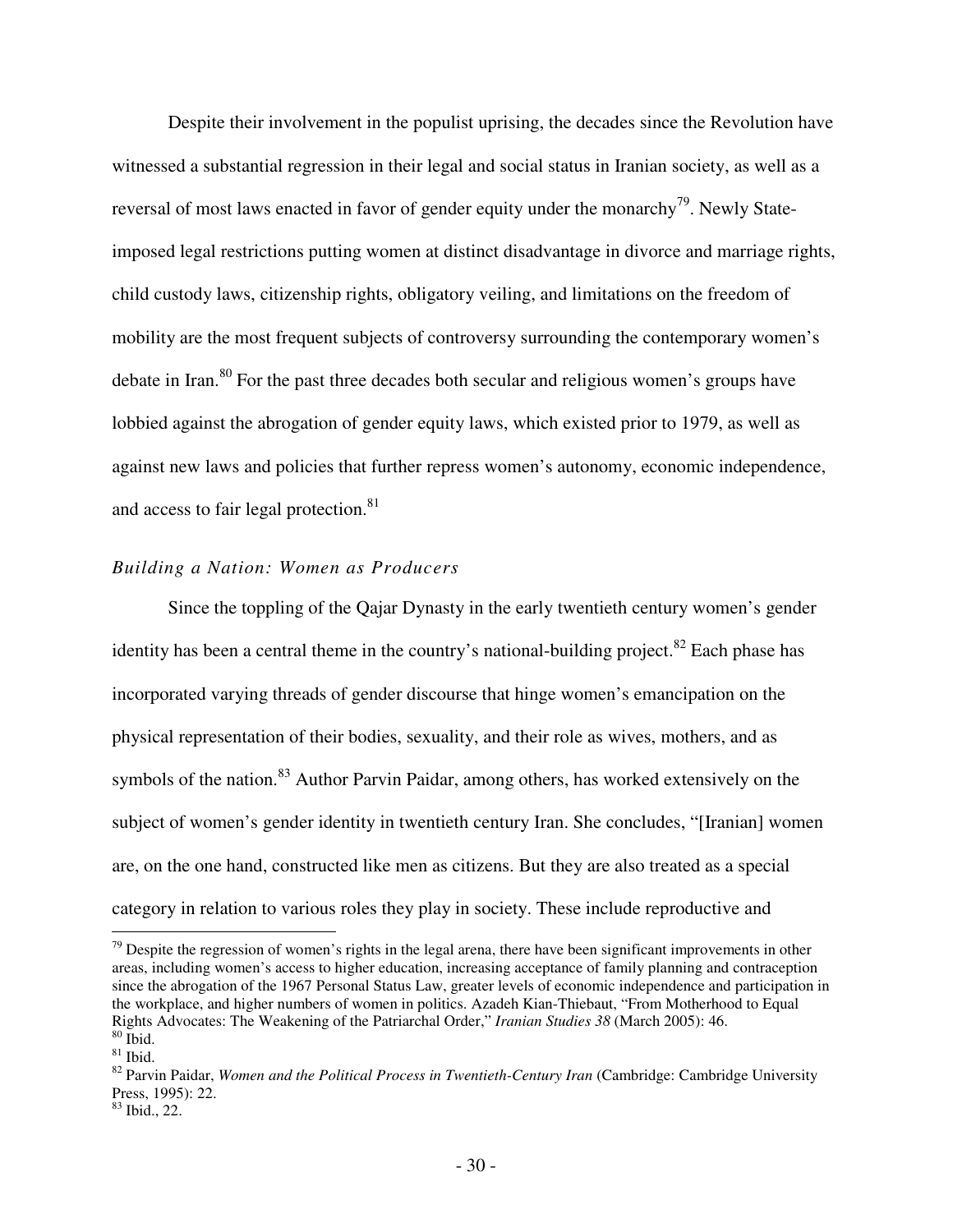Despite their involvement in the populist uprising, the decades since the Revolution have witnessed a substantial regression in their legal and social status in Iranian society, as well as a reversal of most laws enacted in favor of gender equity under the monarchy[79]. Newly State-imposed legal restrictions putting women at distinct disadvantage in divorce and marriage rights, child custody laws, citizenship rights, obligatory veiling, and limitations on the freedom of mobility are the most frequent subjects of controversy surrounding the contemporary women's debate in Iran.[80] For the past three decades both secular and religious women's groups have lobbied against the abrogation of gender equity laws, which existed prior to 1979, as well as against new laws and policies that further repress women's autonomy, economic independence, and access to fair legal protection.[81]

### *Building a Nation: Women as Producers*

Since the toppling of the Qajar Dynasty in the early twentieth century women's gender identity has been a central theme in the country's national-building project.[82] Each phase has incorporated varying threads of gender discourse that hinge women's emancipation on the physical representation of their bodies, sexuality, and their role as wives, mothers, and as symbols of the nation.[83] Author Parvin Paidar, among others, has worked extensively on the subject of women's gender identity in twentieth century Iran. She concludes, "[Iranian] women are, on the one hand, constructed like men as citizens. But they are also treated as a special category in relation to various roles they play in society. These include reproductive and

---

[79] Despite the regression of women's rights in the legal arena, there have been significant improvements in other areas, including women's access to higher education, increasing acceptance of family planning and contraception since the abrogation of the 1967 Personal Status Law, greater levels of economic independence and participation in the workplace, and higher numbers of women in politics. Azadeh Kian-Thiebaut, "From Motherhood to Equal Rights Advocates: The Weakening of the Patriarchal Order," *Iranian Studies 38* (March 2005): 46.

[80] Ibid.

[81] Ibid.

[82] Parvin Paidar, *Women and the Political Process in Twentieth-Century Iran* (Cambridge: Cambridge University Press, 1995): 22.

[83] Ibid., 22.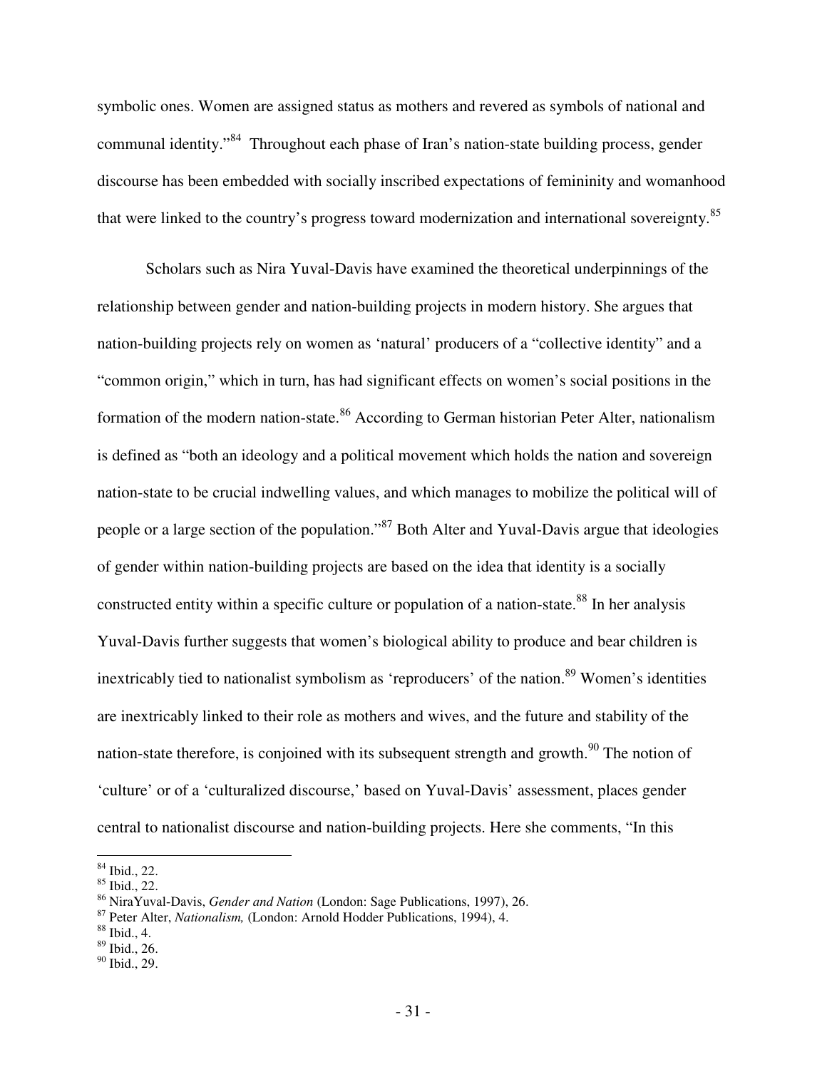symbolic ones. Women are assigned status as mothers and revered as symbols of national and communal identity."[84] Throughout each phase of Iran's nation-state building process, gender discourse has been embedded with socially inscribed expectations of femininity and womanhood that were linked to the country's progress toward modernization and international sovereignty.[85]

Scholars such as Nira Yuval-Davis have examined the theoretical underpinnings of the relationship between gender and nation-building projects in modern history. She argues that nation-building projects rely on women as 'natural' producers of a "collective identity" and a "common origin," which in turn, has had significant effects on women's social positions in the formation of the modern nation-state.[86] According to German historian Peter Alter, nationalism is defined as "both an ideology and a political movement which holds the nation and sovereign nation-state to be crucial indwelling values, and which manages to mobilize the political will of people or a large section of the population."[87] Both Alter and Yuval-Davis argue that ideologies of gender within nation-building projects are based on the idea that identity is a socially constructed entity within a specific culture or population of a nation-state.[88] In her analysis Yuval-Davis further suggests that women's biological ability to produce and bear children is inextricably tied to nationalist symbolism as 'reproducers' of the nation.[89] Women's identities are inextricably linked to their role as mothers and wives, and the future and stability of the nation-state therefore, is conjoined with its subsequent strength and growth.[90] The notion of 'culture' or of a 'culturalized discourse,' based on Yuval-Davis' assessment, places gender central to nationalist discourse and nation-building projects. Here she comments, "In this

[84] Ibid., 22.
[85] Ibid., 22.
[86] NiraYuval-Davis, *Gender and Nation* (London: Sage Publications, 1997), 26.
[87] Peter Alter, *Nationalism,* (London: Arnold Hodder Publications, 1994), 4.
[88] Ibid., 4.
[89] Ibid., 26.
[90] Ibid., 29.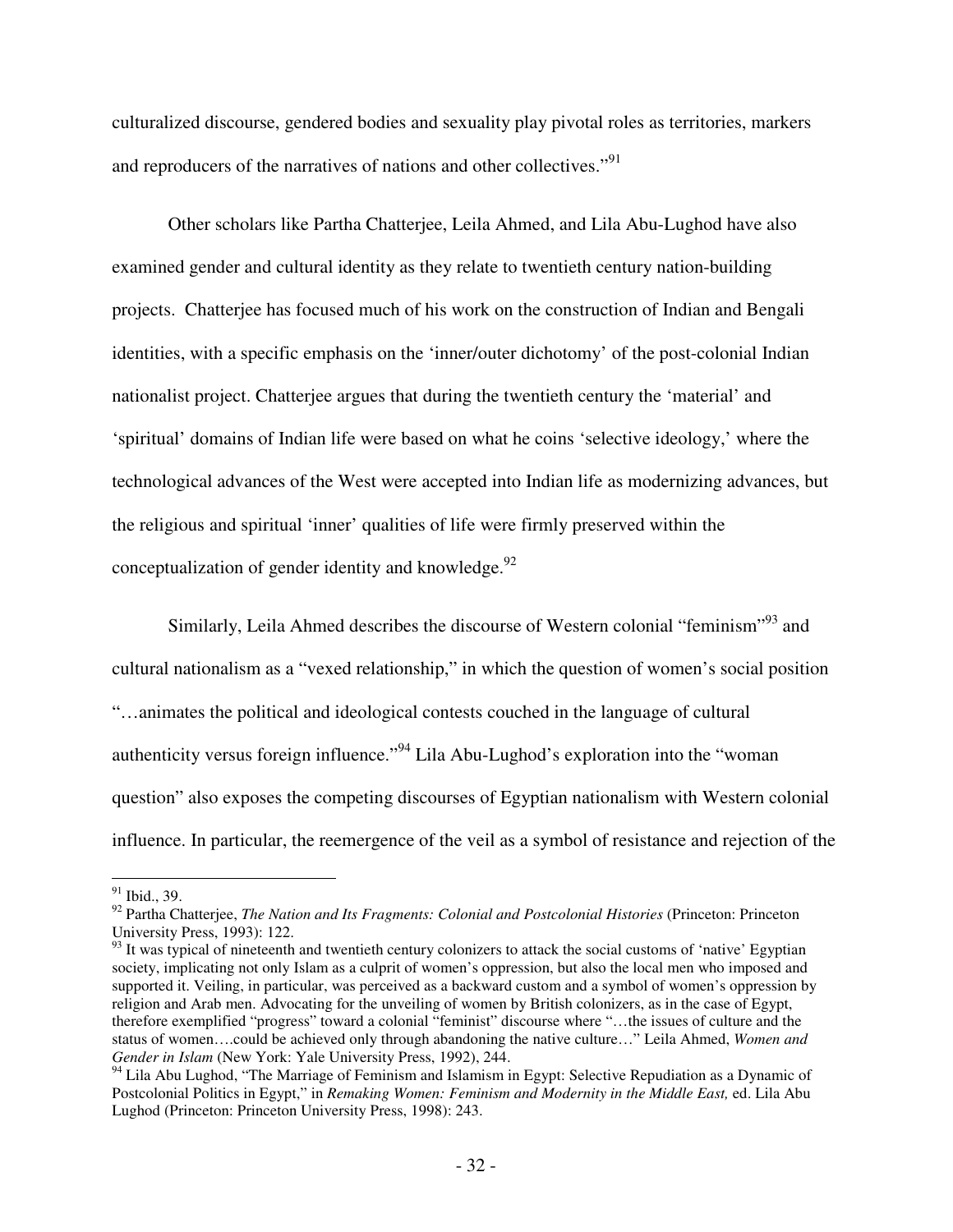culturalized discourse, gendered bodies and sexuality play pivotal roles as territories, markers and reproducers of the narratives of nations and other collectives."[91]

Other scholars like Partha Chatterjee, Leila Ahmed, and Lila Abu-Lughod have also examined gender and cultural identity as they relate to twentieth century nation-building projects. Chatterjee has focused much of his work on the construction of Indian and Bengali identities, with a specific emphasis on the 'inner/outer dichotomy' of the post-colonial Indian nationalist project. Chatterjee argues that during the twentieth century the 'material' and 'spiritual' domains of Indian life were based on what he coins 'selective ideology,' where the technological advances of the West were accepted into Indian life as modernizing advances, but the religious and spiritual 'inner' qualities of life were firmly preserved within the conceptualization of gender identity and knowledge.[92]

Similarly, Leila Ahmed describes the discourse of Western colonial "feminism"[93] and cultural nationalism as a "vexed relationship," in which the question of women's social position "…animates the political and ideological contests couched in the language of cultural authenticity versus foreign influence."[94] Lila Abu-Lughod's exploration into the "woman question" also exposes the competing discourses of Egyptian nationalism with Western colonial influence. In particular, the reemergence of the veil as a symbol of resistance and rejection of the

---

[91] Ibid., 39.

[92] Partha Chatterjee, *The Nation and Its Fragments: Colonial and Postcolonial Histories* (Princeton: Princeton University Press, 1993): 122.

[93] It was typical of nineteenth and twentieth century colonizers to attack the social customs of 'native' Egyptian society, implicating not only Islam as a culprit of women's oppression, but also the local men who imposed and supported it. Veiling, in particular, was perceived as a backward custom and a symbol of women's oppression by religion and Arab men. Advocating for the unveiling of women by British colonizers, as in the case of Egypt, therefore exemplified "progress" toward a colonial "feminist" discourse where "…the issues of culture and the status of women….could be achieved only through abandoning the native culture…" Leila Ahmed, *Women and Gender in Islam* (New York: Yale University Press, 1992), 244.

[94] Lila Abu Lughod, "The Marriage of Feminism and Islamism in Egypt: Selective Repudiation as a Dynamic of Postcolonial Politics in Egypt," in *Remaking Women: Feminism and Modernity in the Middle East,* ed. Lila Abu Lughod (Princeton: Princeton University Press, 1998): 243.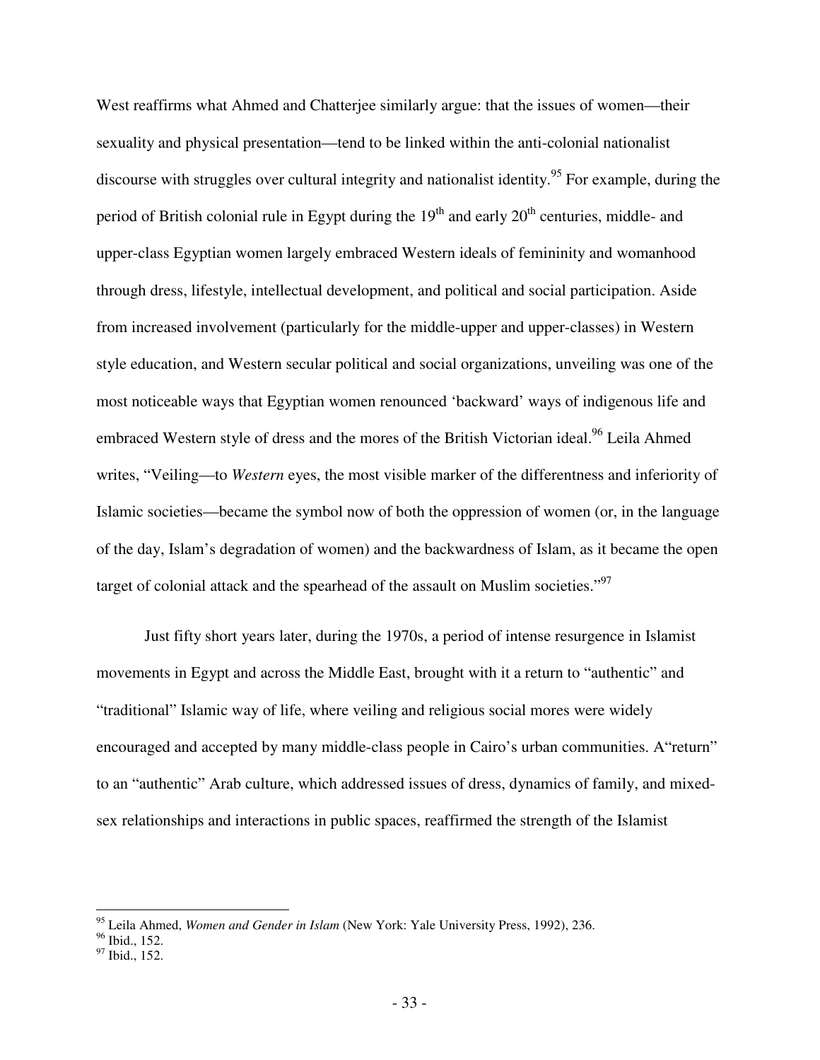West reaffirms what Ahmed and Chatterjee similarly argue: that the issues of women—their sexuality and physical presentation—tend to be linked within the anti-colonial nationalist discourse with struggles over cultural integrity and nationalist identity.[95] For example, during the period of British colonial rule in Egypt during the 19th and early 20th centuries, middle- and upper-class Egyptian women largely embraced Western ideals of femininity and womanhood through dress, lifestyle, intellectual development, and political and social participation. Aside from increased involvement (particularly for the middle-upper and upper-classes) in Western style education, and Western secular political and social organizations, unveiling was one of the most noticeable ways that Egyptian women renounced 'backward' ways of indigenous life and embraced Western style of dress and the mores of the British Victorian ideal.[96] Leila Ahmed writes, "Veiling—to *Western* eyes, the most visible marker of the differentness and inferiority of Islamic societies—became the symbol now of both the oppression of women (or, in the language of the day, Islam's degradation of women) and the backwardness of Islam, as it became the open target of colonial attack and the spearhead of the assault on Muslim societies."[97]

Just fifty short years later, during the 1970s, a period of intense resurgence in Islamist movements in Egypt and across the Middle East, brought with it a return to "authentic" and "traditional" Islamic way of life, where veiling and religious social mores were widely encouraged and accepted by many middle-class people in Cairo's urban communities. A"return" to an "authentic" Arab culture, which addressed issues of dress, dynamics of family, and mixed-sex relationships and interactions in public spaces, reaffirmed the strength of the Islamist

---

[95] Leila Ahmed, *Women and Gender in Islam* (New York: Yale University Press, 1992), 236.

[96] Ibid., 152.

[97] Ibid., 152.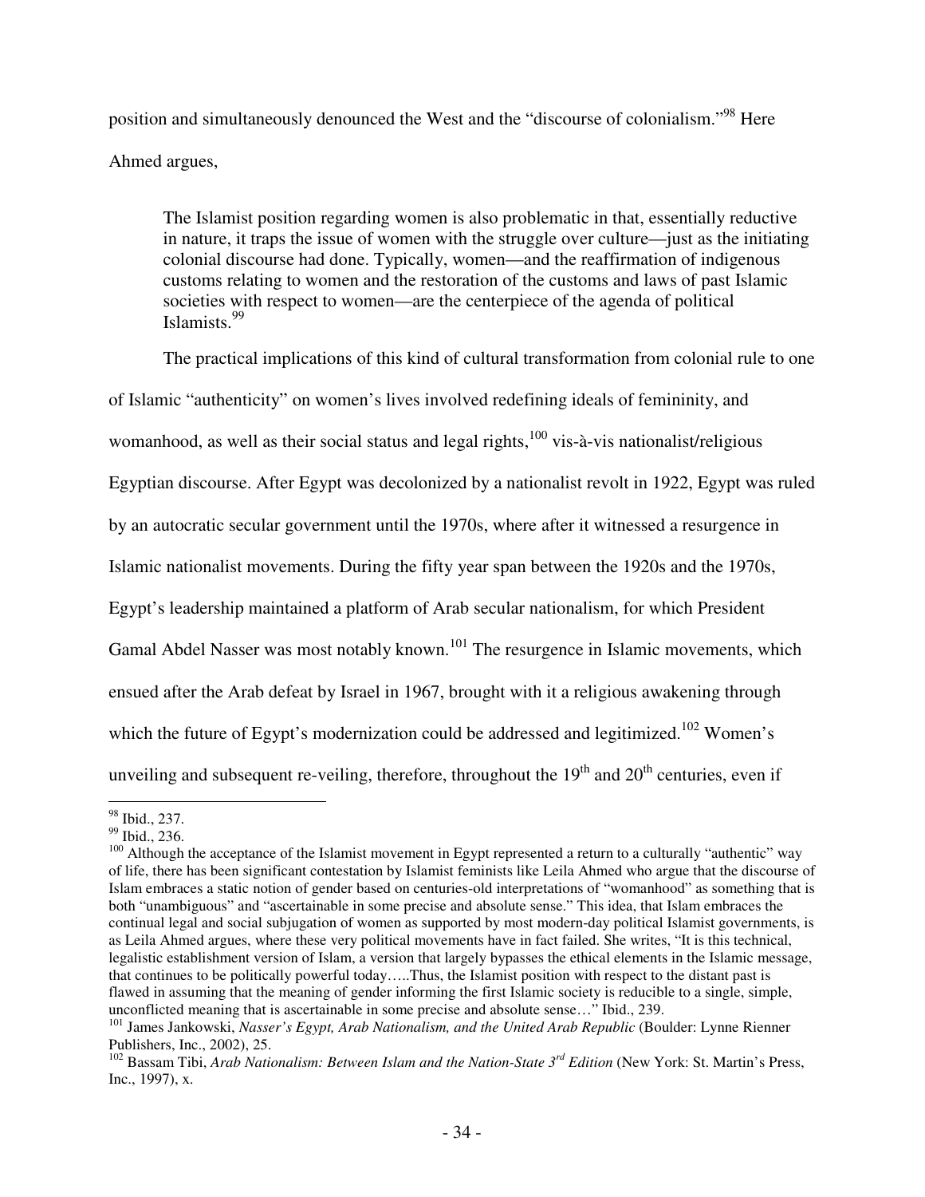position and simultaneously denounced the West and the "discourse of colonialism."[98] Here Ahmed argues,

> The Islamist position regarding women is also problematic in that, essentially reductive in nature, it traps the issue of women with the struggle over culture—just as the initiating colonial discourse had done. Typically, women—and the reaffirmation of indigenous customs relating to women and the restoration of the customs and laws of past Islamic societies with respect to women—are the centerpiece of the agenda of political Islamists.[99]

The practical implications of this kind of cultural transformation from colonial rule to one of Islamic "authenticity" on women's lives involved redefining ideals of femininity, and womanhood, as well as their social status and legal rights,[100] vis-à-vis nationalist/religious Egyptian discourse. After Egypt was decolonized by a nationalist revolt in 1922, Egypt was ruled by an autocratic secular government until the 1970s, where after it witnessed a resurgence in Islamic nationalist movements. During the fifty year span between the 1920s and the 1970s, Egypt's leadership maintained a platform of Arab secular nationalism, for which President Gamal Abdel Nasser was most notably known.[101] The resurgence in Islamic movements, which ensued after the Arab defeat by Israel in 1967, brought with it a religious awakening through which the future of Egypt's modernization could be addressed and legitimized.[102] Women's unveiling and subsequent re-veiling, therefore, throughout the 19th and 20th centuries, even if

---

[98] Ibid., 237.

[99] Ibid., 236.

[100] Although the acceptance of the Islamist movement in Egypt represented a return to a culturally "authentic" way of life, there has been significant contestation by Islamist feminists like Leila Ahmed who argue that the discourse of Islam embraces a static notion of gender based on centuries-old interpretations of "womanhood" as something that is both "unambiguous" and "ascertainable in some precise and absolute sense." This idea, that Islam embraces the continual legal and social subjugation of women as supported by most modern-day political Islamist governments, is as Leila Ahmed argues, where these very political movements have in fact failed. She writes, "It is this technical, legalistic establishment version of Islam, a version that largely bypasses the ethical elements in the Islamic message, that continues to be politically powerful today…..Thus, the Islamist position with respect to the distant past is flawed in assuming that the meaning of gender informing the first Islamic society is reducible to a single, simple, unconflicted meaning that is ascertainable in some precise and absolute sense…" Ibid., 239.

[101] James Jankowski, *Nasser's Egypt, Arab Nationalism, and the United Arab Republic* (Boulder: Lynne Rienner Publishers, Inc., 2002), 25.

[102] Bassam Tibi, *Arab Nationalism: Between Islam and the Nation-State 3rd Edition* (New York: St. Martin's Press, Inc., 1997), x.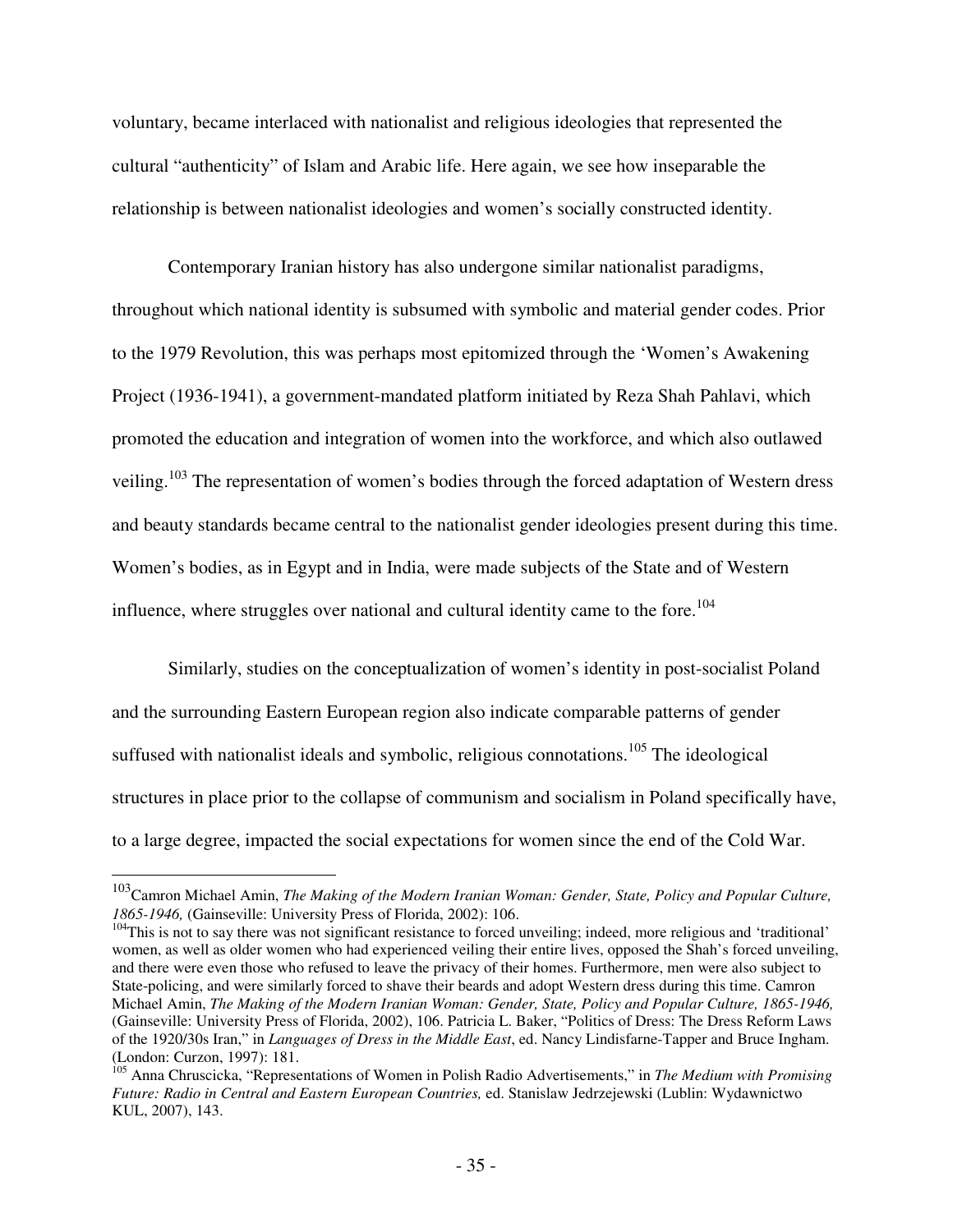voluntary, became interlaced with nationalist and religious ideologies that represented the cultural "authenticity" of Islam and Arabic life. Here again, we see how inseparable the relationship is between nationalist ideologies and women's socially constructed identity.

Contemporary Iranian history has also undergone similar nationalist paradigms, throughout which national identity is subsumed with symbolic and material gender codes. Prior to the 1979 Revolution, this was perhaps most epitomized through the 'Women's Awakening Project (1936-1941), a government-mandated platform initiated by Reza Shah Pahlavi, which promoted the education and integration of women into the workforce, and which also outlawed veiling.[103] The representation of women's bodies through the forced adaptation of Western dress and beauty standards became central to the nationalist gender ideologies present during this time. Women's bodies, as in Egypt and in India, were made subjects of the State and of Western influence, where struggles over national and cultural identity came to the fore.[104]

Similarly, studies on the conceptualization of women's identity in post-socialist Poland and the surrounding Eastern European region also indicate comparable patterns of gender suffused with nationalist ideals and symbolic, religious connotations.[105] The ideological structures in place prior to the collapse of communism and socialism in Poland specifically have, to a large degree, impacted the social expectations for women since the end of the Cold War.

---

[103] Camron Michael Amin, *The Making of the Modern Iranian Woman: Gender, State, Policy and Popular Culture, 1865-1946,* (Gainseville: University Press of Florida, 2002): 106.

[104] This is not to say there was not significant resistance to forced unveiling; indeed, more religious and 'traditional' women, as well as older women who had experienced veiling their entire lives, opposed the Shah's forced unveiling, and there were even those who refused to leave the privacy of their homes. Furthermore, men were also subject to State-policing, and were similarly forced to shave their beards and adopt Western dress during this time. Camron Michael Amin, *The Making of the Modern Iranian Woman: Gender, State, Policy and Popular Culture, 1865-1946,* (Gainseville: University Press of Florida, 2002), 106. Patricia L. Baker, "Politics of Dress: The Dress Reform Laws of the 1920/30s Iran," in *Languages of Dress in the Middle East*, ed. Nancy Lindisfarne-Tapper and Bruce Ingham. (London: Curzon, 1997): 181.

[105] Anna Chruscicka, "Representations of Women in Polish Radio Advertisements," in *The Medium with Promising Future: Radio in Central and Eastern European Countries,* ed. Stanislaw Jedrzejewski (Lublin: Wydawnictwo KUL, 2007), 143.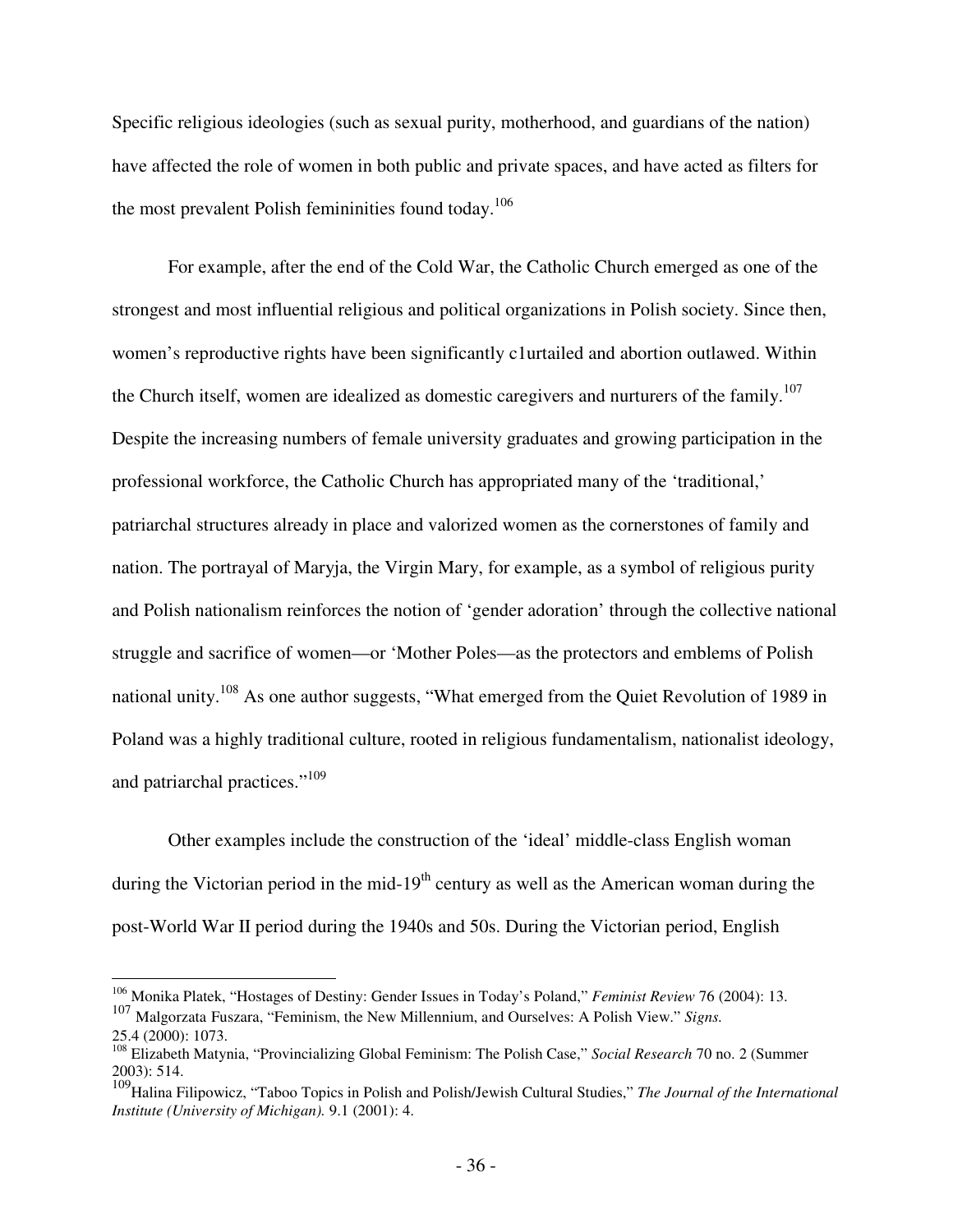Specific religious ideologies (such as sexual purity, motherhood, and guardians of the nation) have affected the role of women in both public and private spaces, and have acted as filters for the most prevalent Polish femininities found today.[106]

For example, after the end of the Cold War, the Catholic Church emerged as one of the strongest and most influential religious and political organizations in Polish society. Since then, women's reproductive rights have been significantly c1urtailed and abortion outlawed. Within the Church itself, women are idealized as domestic caregivers and nurturers of the family.[107] Despite the increasing numbers of female university graduates and growing participation in the professional workforce, the Catholic Church has appropriated many of the 'traditional,' patriarchal structures already in place and valorized women as the cornerstones of family and nation. The portrayal of Maryja, the Virgin Mary, for example, as a symbol of religious purity and Polish nationalism reinforces the notion of 'gender adoration' through the collective national struggle and sacrifice of women—or 'Mother Poles—as the protectors and emblems of Polish national unity.[108] As one author suggests, "What emerged from the Quiet Revolution of 1989 in Poland was a highly traditional culture, rooted in religious fundamentalism, nationalist ideology, and patriarchal practices."[109]

Other examples include the construction of the 'ideal' middle-class English woman during the Victorian period in the mid-19th century as well as the American woman during the post-World War II period during the 1940s and 50s. During the Victorian period, English

---

[106] Monika Platek, "Hostages of Destiny: Gender Issues in Today's Poland," *Feminist Review* 76 (2004): 13.

[107] Malgorzata Fuszara, "Feminism, the New Millennium, and Ourselves: A Polish View." *Signs.* 25.4 (2000): 1073.

[108] Elizabeth Matynia, "Provincializing Global Feminism: The Polish Case," *Social Research* 70 no. 2 (Summer 2003): 514.

[109] Halina Filipowicz, "Taboo Topics in Polish and Polish/Jewish Cultural Studies," *The Journal of the International Institute (University of Michigan).* 9.1 (2001): 4.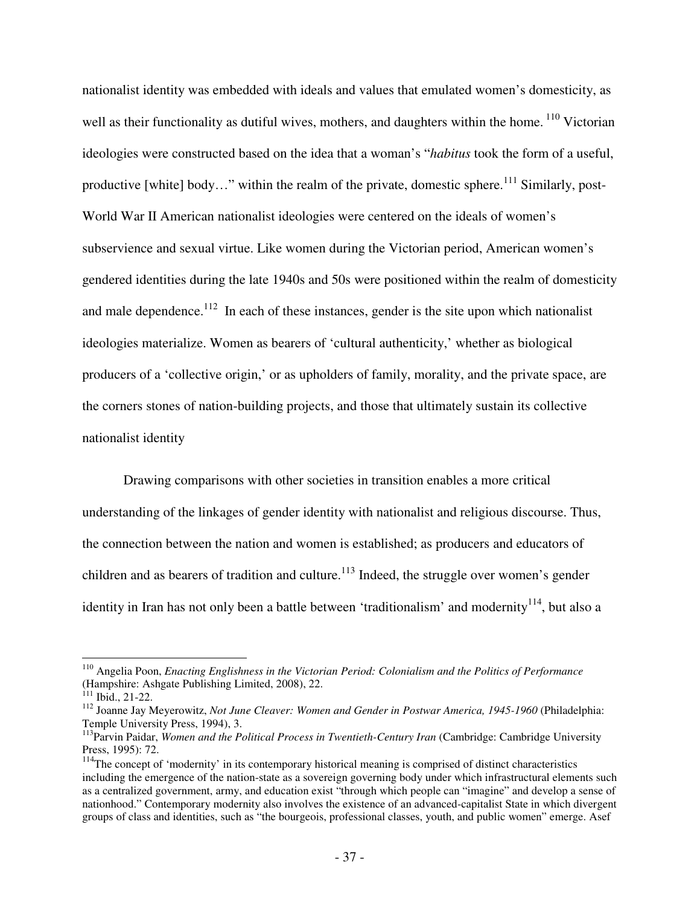nationalist identity was embedded with ideals and values that emulated women's domesticity, as well as their functionality as dutiful wives, mothers, and daughters within the home.[110] Victorian ideologies were constructed based on the idea that a woman's "*habitus* took the form of a useful, productive [white] body…" within the realm of the private, domestic sphere.[111] Similarly, post-World War II American nationalist ideologies were centered on the ideals of women's subservience and sexual virtue. Like women during the Victorian period, American women's gendered identities during the late 1940s and 50s were positioned within the realm of domesticity and male dependence.[112] In each of these instances, gender is the site upon which nationalist ideologies materialize. Women as bearers of 'cultural authenticity,' whether as biological producers of a 'collective origin,' or as upholders of family, morality, and the private space, are the corners stones of nation-building projects, and those that ultimately sustain its collective nationalist identity

Drawing comparisons with other societies in transition enables a more critical understanding of the linkages of gender identity with nationalist and religious discourse. Thus, the connection between the nation and women is established; as producers and educators of children and as bearers of tradition and culture.[113] Indeed, the struggle over women's gender identity in Iran has not only been a battle between 'traditionalism' and modernity[114], but also a

---

[110] Angelia Poon, *Enacting Englishness in the Victorian Period: Colonialism and the Politics of Performance* (Hampshire: Ashgate Publishing Limited, 2008), 22.

[111] Ibid., 21-22.

[112] Joanne Jay Meyerowitz, *Not June Cleaver: Women and Gender in Postwar America, 1945-1960* (Philadelphia: Temple University Press, 1994), 3.

[113] Parvin Paidar, *Women and the Political Process in Twentieth-Century Iran* (Cambridge: Cambridge University Press, 1995): 72.

[114] The concept of 'modernity' in its contemporary historical meaning is comprised of distinct characteristics including the emergence of the nation-state as a sovereign governing body under which infrastructural elements such as a centralized government, army, and education exist "through which people can "imagine" and develop a sense of nationhood." Contemporary modernity also involves the existence of an advanced-capitalist State in which divergent groups of class and identities, such as "the bourgeois, professional classes, youth, and public women" emerge. Asef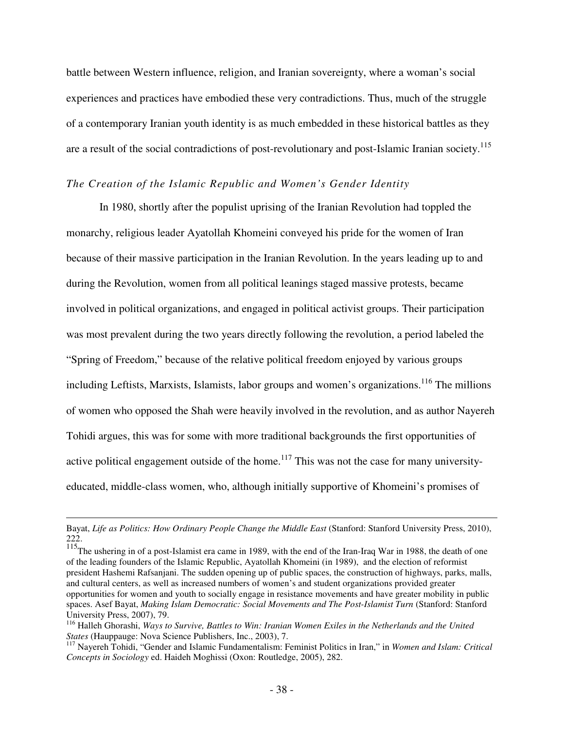battle between Western influence, religion, and Iranian sovereignty, where a woman's social experiences and practices have embodied these very contradictions. Thus, much of the struggle of a contemporary Iranian youth identity is as much embedded in these historical battles as they are a result of the social contradictions of post-revolutionary and post-Islamic Iranian society.[115]

### *The Creation of the Islamic Republic and Women's Gender Identity*

In 1980, shortly after the populist uprising of the Iranian Revolution had toppled the monarchy, religious leader Ayatollah Khomeini conveyed his pride for the women of Iran because of their massive participation in the Iranian Revolution. In the years leading up to and during the Revolution, women from all political leanings staged massive protests, became involved in political organizations, and engaged in political activist groups. Their participation was most prevalent during the two years directly following the revolution, a period labeled the "Spring of Freedom," because of the relative political freedom enjoyed by various groups including Leftists, Marxists, Islamists, labor groups and women's organizations.[116] The millions of women who opposed the Shah were heavily involved in the revolution, and as author Nayereh Tohidi argues, this was for some with more traditional backgrounds the first opportunities of active political engagement outside of the home.[117] This was not the case for many university-educated, middle-class women, who, although initially supportive of Khomeini's promises of

---

Bayat, *Life as Politics: How Ordinary People Change the Middle East* (Stanford: Stanford University Press, 2010), 222.

[115] The ushering in of a post-Islamist era came in 1989, with the end of the Iran-Iraq War in 1988, the death of one of the leading founders of the Islamic Republic, Ayatollah Khomeini (in 1989), and the election of reformist president Hashemi Rafsanjani. The sudden opening up of public spaces, the construction of highways, parks, malls, and cultural centers, as well as increased numbers of women's and student organizations provided greater opportunities for women and youth to socially engage in resistance movements and have greater mobility in public spaces. Asef Bayat, *Making Islam Democratic: Social Movements and The Post-Islamist Turn* (Stanford: Stanford University Press, 2007), 79.

[116] Halleh Ghorashi, *Ways to Survive, Battles to Win: Iranian Women Exiles in the Netherlands and the United States* (Hauppauge: Nova Science Publishers, Inc., 2003), 7.

[117] Nayereh Tohidi, "Gender and Islamic Fundamentalism: Feminist Politics in Iran," in *Women and Islam: Critical Concepts in Sociology* ed. Haideh Moghissi (Oxon: Routledge, 2005), 282.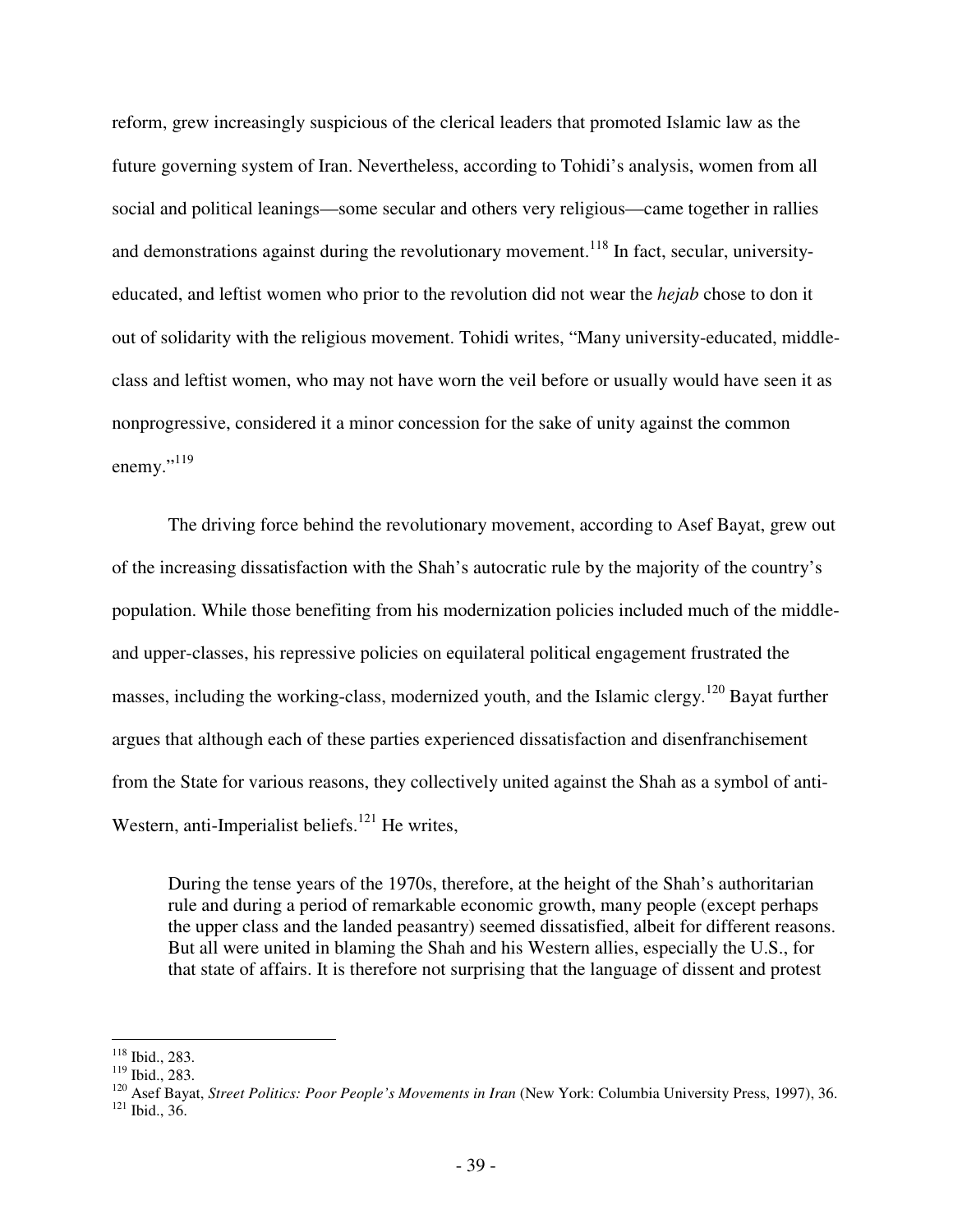reform, grew increasingly suspicious of the clerical leaders that promoted Islamic law as the future governing system of Iran. Nevertheless, according to Tohidi's analysis, women from all social and political leanings—some secular and others very religious—came together in rallies and demonstrations against during the revolutionary movement.[118] In fact, secular, university-educated, and leftist women who prior to the revolution did not wear the *hejab* chose to don it out of solidarity with the religious movement. Tohidi writes, "Many university-educated, middle-class and leftist women, who may not have worn the veil before or usually would have seen it as nonprogressive, considered it a minor concession for the sake of unity against the common enemy."[119]

The driving force behind the revolutionary movement, according to Asef Bayat, grew out of the increasing dissatisfaction with the Shah's autocratic rule by the majority of the country's population. While those benefiting from his modernization policies included much of the middle- and upper-classes, his repressive policies on equilateral political engagement frustrated the masses, including the working-class, modernized youth, and the Islamic clergy.[120] Bayat further argues that although each of these parties experienced dissatisfaction and disenfranchisement from the State for various reasons, they collectively united against the Shah as a symbol of anti-Western, anti-Imperialist beliefs.[121] He writes,

> During the tense years of the 1970s, therefore, at the height of the Shah's authoritarian rule and during a period of remarkable economic growth, many people (except perhaps the upper class and the landed peasantry) seemed dissatisfied, albeit for different reasons. But all were united in blaming the Shah and his Western allies, especially the U.S., for that state of affairs. It is therefore not surprising that the language of dissent and protest

---

[118] Ibid., 283.

[119] Ibid., 283.

[120] Asef Bayat, *Street Politics: Poor People's Movements in Iran* (New York: Columbia University Press, 1997), 36.

[121] Ibid., 36.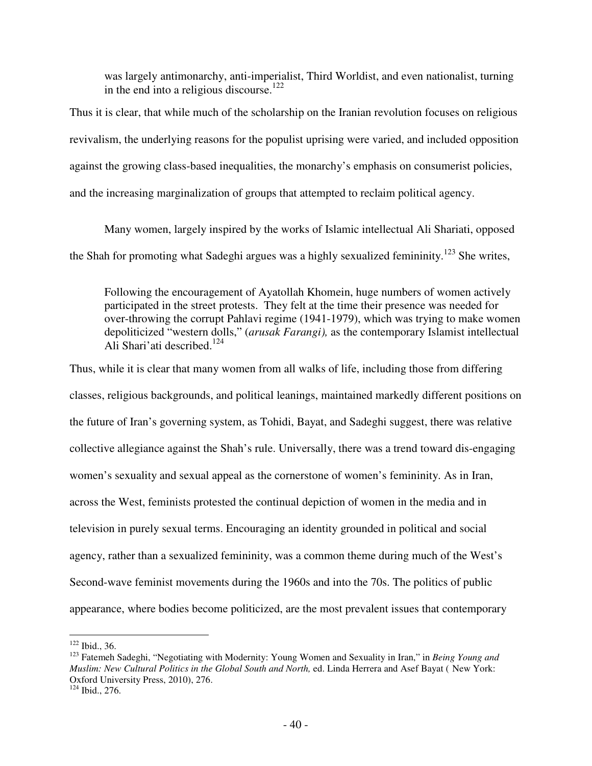> was largely antimonarchy, anti-imperialist, Third Worldist, and even nationalist, turning in the end into a religious discourse.[122]

Thus it is clear, that while much of the scholarship on the Iranian revolution focuses on religious revivalism, the underlying reasons for the populist uprising were varied, and included opposition against the growing class-based inequalities, the monarchy's emphasis on consumerist policies, and the increasing marginalization of groups that attempted to reclaim political agency.

Many women, largely inspired by the works of Islamic intellectual Ali Shariati, opposed the Shah for promoting what Sadeghi argues was a highly sexualized femininity.[123] She writes,

> Following the encouragement of Ayatollah Khomein, huge numbers of women actively participated in the street protests. They felt at the time their presence was needed for over-throwing the corrupt Pahlavi regime (1941-1979), which was trying to make women depoliticized "western dolls," (*arusak Farangi),* as the contemporary Islamist intellectual Ali Shari'ati described.[124]

Thus, while it is clear that many women from all walks of life, including those from differing classes, religious backgrounds, and political leanings, maintained markedly different positions on the future of Iran's governing system, as Tohidi, Bayat, and Sadeghi suggest, there was relative collective allegiance against the Shah's rule. Universally, there was a trend toward dis-engaging women's sexuality and sexual appeal as the cornerstone of women's femininity. As in Iran, across the West, feminists protested the continual depiction of women in the media and in television in purely sexual terms. Encouraging an identity grounded in political and social agency, rather than a sexualized femininity, was a common theme during much of the West's Second-wave feminist movements during the 1960s and into the 70s. The politics of public appearance, where bodies become politicized, are the most prevalent issues that contemporary

---

[122] Ibid., 36.

[123] Fatemeh Sadeghi, "Negotiating with Modernity: Young Women and Sexuality in Iran," in *Being Young and Muslim: New Cultural Politics in the Global South and North,* ed. Linda Herrera and Asef Bayat ( New York: Oxford University Press, 2010), 276.

[124] Ibid., 276.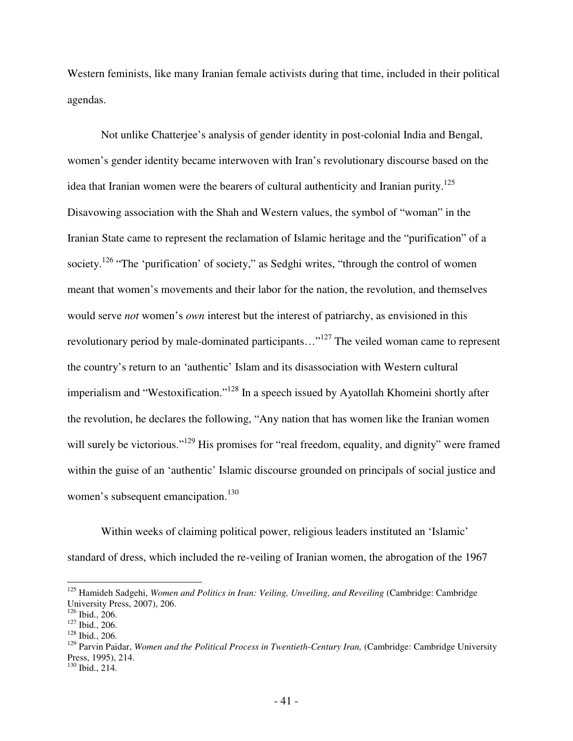Western feminists, like many Iranian female activists during that time, included in their political agendas.

Not unlike Chatterjee's analysis of gender identity in post-colonial India and Bengal, women's gender identity became interwoven with Iran's revolutionary discourse based on the idea that Iranian women were the bearers of cultural authenticity and Iranian purity.[125] Disavowing association with the Shah and Western values, the symbol of "woman" in the Iranian State came to represent the reclamation of Islamic heritage and the "purification" of a society.[126] "The 'purification' of society," as Sedghi writes, "through the control of women meant that women's movements and their labor for the nation, the revolution, and themselves would serve *not* women's *own* interest but the interest of patriarchy, as envisioned in this revolutionary period by male-dominated participants…"[127] The veiled woman came to represent the country's return to an 'authentic' Islam and its disassociation with Western cultural imperialism and "Westoxification."[128] In a speech issued by Ayatollah Khomeini shortly after the revolution, he declares the following, "Any nation that has women like the Iranian women will surely be victorious."[129] His promises for "real freedom, equality, and dignity" were framed within the guise of an 'authentic' Islamic discourse grounded on principals of social justice and women's subsequent emancipation.[130]

Within weeks of claiming political power, religious leaders instituted an 'Islamic' standard of dress, which included the re-veiling of Iranian women, the abrogation of the 1967

---

[125] Hamideh Sadgehi, *Women and Politics in Iran: Veiling, Unveiling, and Reveiling* (Cambridge: Cambridge University Press, 2007), 206.

[126] Ibid., 206.

[127] Ibid., 206.

[128] Ibid., 206.

[129] Parvin Paidar, *Women and the Political Process in Twentieth-Century Iran,* (Cambridge: Cambridge University Press, 1995), 214.

[130] Ibid., 214.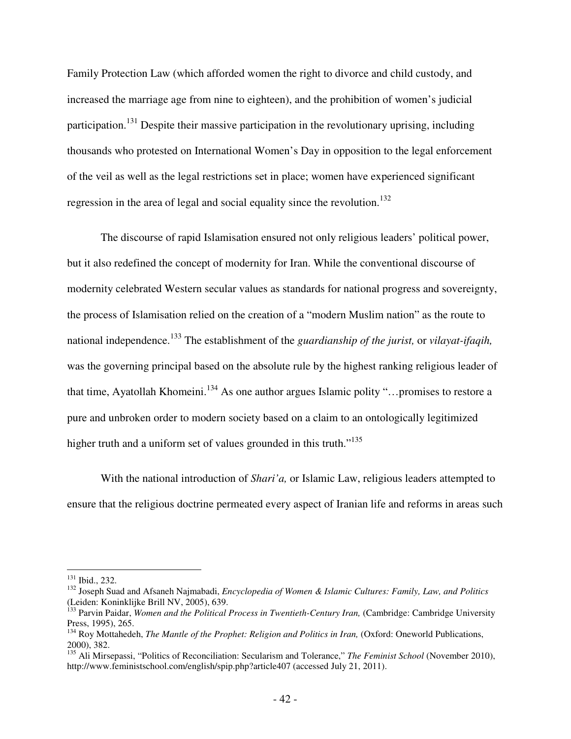Family Protection Law (which afforded women the right to divorce and child custody, and increased the marriage age from nine to eighteen), and the prohibition of women's judicial participation.[131] Despite their massive participation in the revolutionary uprising, including thousands who protested on International Women's Day in opposition to the legal enforcement of the veil as well as the legal restrictions set in place; women have experienced significant regression in the area of legal and social equality since the revolution.[132]

The discourse of rapid Islamisation ensured not only religious leaders' political power, but it also redefined the concept of modernity for Iran. While the conventional discourse of modernity celebrated Western secular values as standards for national progress and sovereignty, the process of Islamisation relied on the creation of a "modern Muslim nation" as the route to national independence.[133] The establishment of the *guardianship of the jurist,* or *vilayat-ifaqih,* was the governing principal based on the absolute rule by the highest ranking religious leader of that time, Ayatollah Khomeini.[134] As one author argues Islamic polity "…promises to restore a pure and unbroken order to modern society based on a claim to an ontologically legitimized higher truth and a uniform set of values grounded in this truth."[135]

With the national introduction of *Shari'a,* or Islamic Law, religious leaders attempted to ensure that the religious doctrine permeated every aspect of Iranian life and reforms in areas such

---

[131] Ibid., 232.

[132] Joseph Suad and Afsaneh Najmabadi, *Encyclopedia of Women & Islamic Cultures: Family, Law, and Politics* (Leiden: Koninklijke Brill NV, 2005), 639.

[133] Parvin Paidar, *Women and the Political Process in Twentieth-Century Iran,* (Cambridge: Cambridge University Press, 1995), 265.

[134] Roy Mottahedeh, *The Mantle of the Prophet: Religion and Politics in Iran,* (Oxford: Oneworld Publications, 2000), 382.

[135] Ali Mirsepassi, "Politics of Reconciliation: Secularism and Tolerance," *The Feminist School* (November 2010), http://www.feministschool.com/english/spip.php?article407 (accessed July 21, 2011).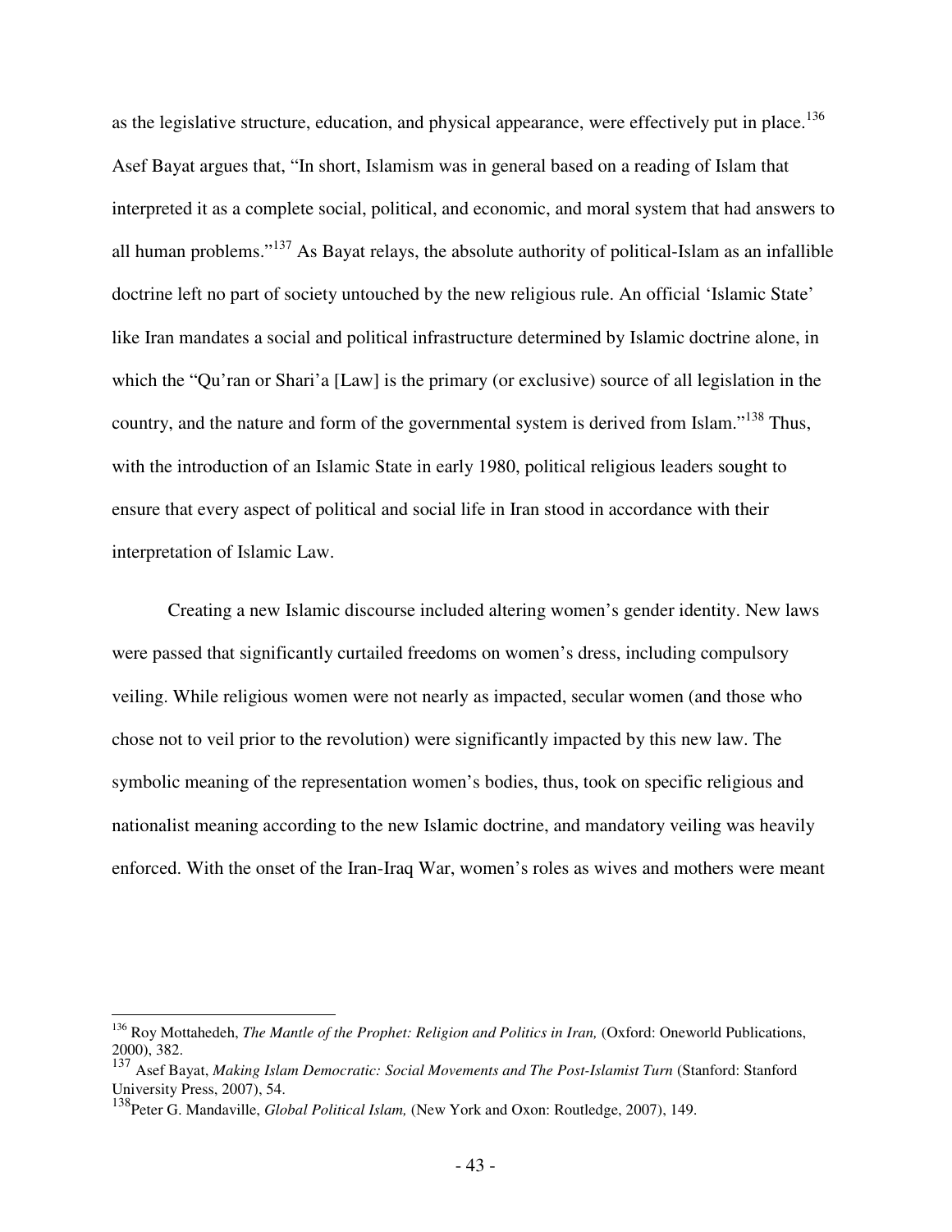as the legislative structure, education, and physical appearance, were effectively put in place.[136] Asef Bayat argues that, "In short, Islamism was in general based on a reading of Islam that interpreted it as a complete social, political, and economic, and moral system that had answers to all human problems."[137] As Bayat relays, the absolute authority of political-Islam as an infallible doctrine left no part of society untouched by the new religious rule. An official 'Islamic State' like Iran mandates a social and political infrastructure determined by Islamic doctrine alone, in which the "Qu'ran or Shari'a [Law] is the primary (or exclusive) source of all legislation in the country, and the nature and form of the governmental system is derived from Islam."[138] Thus, with the introduction of an Islamic State in early 1980, political religious leaders sought to ensure that every aspect of political and social life in Iran stood in accordance with their interpretation of Islamic Law.

Creating a new Islamic discourse included altering women's gender identity. New laws were passed that significantly curtailed freedoms on women's dress, including compulsory veiling. While religious women were not nearly as impacted, secular women (and those who chose not to veil prior to the revolution) were significantly impacted by this new law. The symbolic meaning of the representation women's bodies, thus, took on specific religious and nationalist meaning according to the new Islamic doctrine, and mandatory veiling was heavily enforced. With the onset of the Iran-Iraq War, women's roles as wives and mothers were meant

---

[136] Roy Mottahedeh, *The Mantle of the Prophet: Religion and Politics in Iran,* (Oxford: Oneworld Publications, 2000), 382.

[137] Asef Bayat, *Making Islam Democratic: Social Movements and The Post-Islamist Turn* (Stanford: Stanford University Press, 2007), 54.

[138] Peter G. Mandaville, *Global Political Islam,* (New York and Oxon: Routledge, 2007), 149.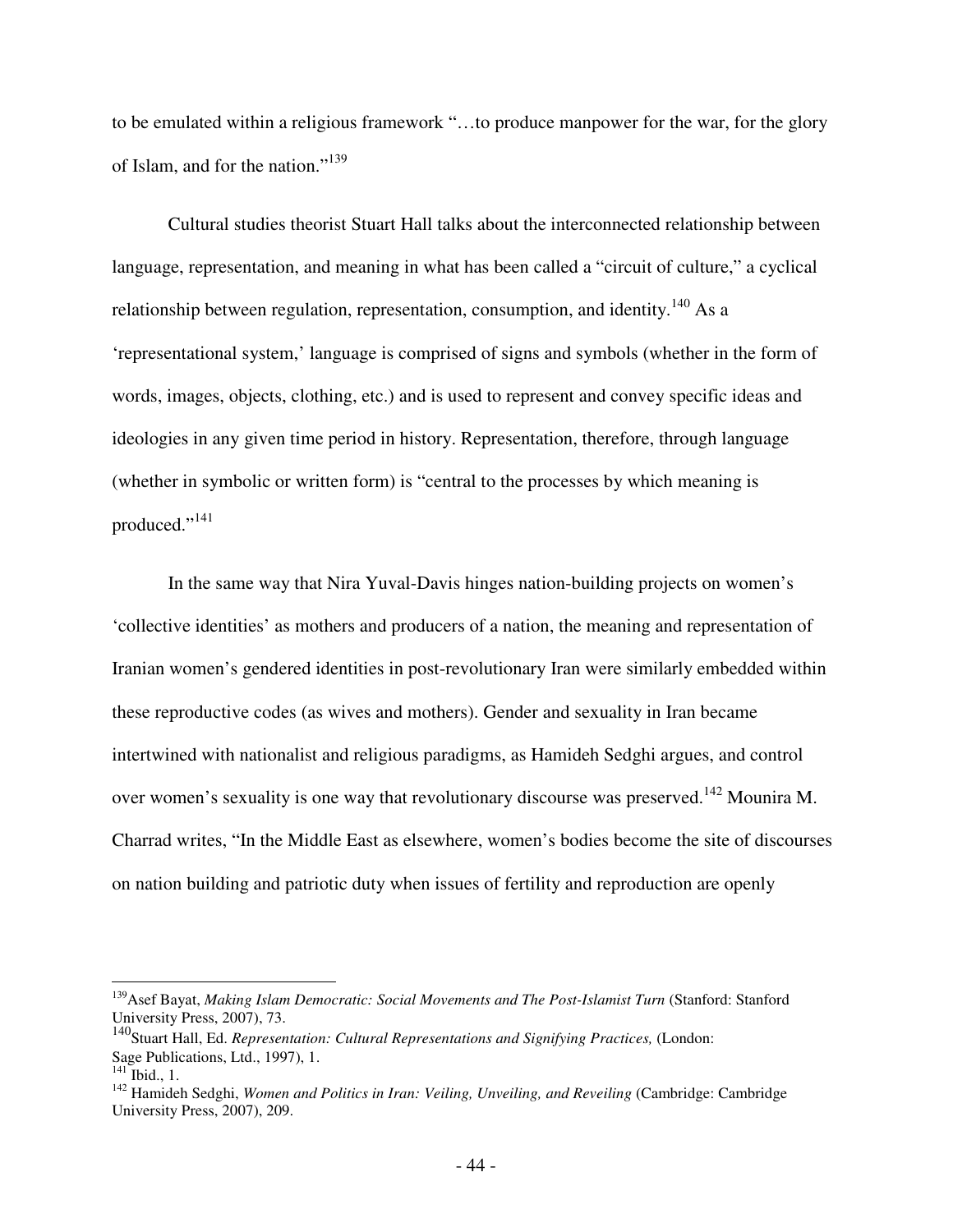to be emulated within a religious framework "…to produce manpower for the war, for the glory of Islam, and for the nation."[139]

Cultural studies theorist Stuart Hall talks about the interconnected relationship between language, representation, and meaning in what has been called a "circuit of culture," a cyclical relationship between regulation, representation, consumption, and identity.[140] As a 'representational system,' language is comprised of signs and symbols (whether in the form of words, images, objects, clothing, etc.) and is used to represent and convey specific ideas and ideologies in any given time period in history. Representation, therefore, through language (whether in symbolic or written form) is "central to the processes by which meaning is produced."[141]

In the same way that Nira Yuval-Davis hinges nation-building projects on women's 'collective identities' as mothers and producers of a nation, the meaning and representation of Iranian women's gendered identities in post-revolutionary Iran were similarly embedded within these reproductive codes (as wives and mothers). Gender and sexuality in Iran became intertwined with nationalist and religious paradigms, as Hamideh Sedghi argues, and control over women's sexuality is one way that revolutionary discourse was preserved.[142] Mounira M. Charrad writes, "In the Middle East as elsewhere, women's bodies become the site of discourses on nation building and patriotic duty when issues of fertility and reproduction are openly

---

[139] Asef Bayat, *Making Islam Democratic: Social Movements and The Post-Islamist Turn* (Stanford: Stanford University Press, 2007), 73.

[140] Stuart Hall, Ed. *Representation: Cultural Representations and Signifying Practices,* (London: Sage Publications, Ltd., 1997), 1.

[141] Ibid., 1.

[142] Hamideh Sedghi, *Women and Politics in Iran: Veiling, Unveiling, and Reveiling* (Cambridge: Cambridge University Press, 2007), 209.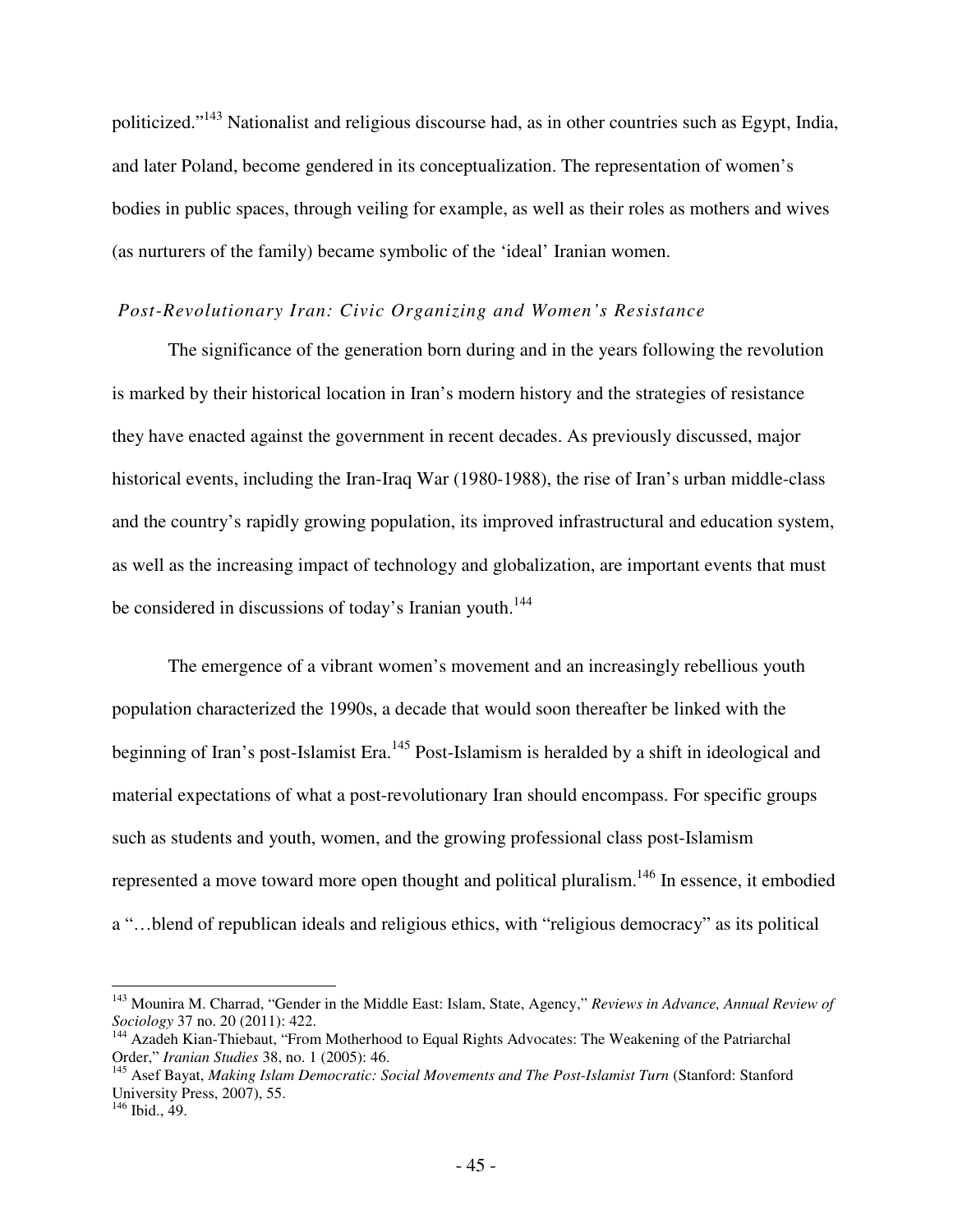politicized."[143] Nationalist and religious discourse had, as in other countries such as Egypt, India, and later Poland, become gendered in its conceptualization. The representation of women's bodies in public spaces, through veiling for example, as well as their roles as mothers and wives (as nurturers of the family) became symbolic of the 'ideal' Iranian women.

### *Post-Revolutionary Iran: Civic Organizing and Women's Resistance*

The significance of the generation born during and in the years following the revolution is marked by their historical location in Iran's modern history and the strategies of resistance they have enacted against the government in recent decades. As previously discussed, major historical events, including the Iran-Iraq War (1980-1988), the rise of Iran's urban middle-class and the country's rapidly growing population, its improved infrastructural and education system, as well as the increasing impact of technology and globalization, are important events that must be considered in discussions of today's Iranian youth.[144]

The emergence of a vibrant women's movement and an increasingly rebellious youth population characterized the 1990s, a decade that would soon thereafter be linked with the beginning of Iran's post-Islamist Era.[145] Post-Islamism is heralded by a shift in ideological and material expectations of what a post-revolutionary Iran should encompass. For specific groups such as students and youth, women, and the growing professional class post-Islamism represented a move toward more open thought and political pluralism.[146] In essence, it embodied a "…blend of republican ideals and religious ethics, with "religious democracy" as its political

---

[143] Mounira M. Charrad, "Gender in the Middle East: Islam, State, Agency," *Reviews in Advance, Annual Review of Sociology* 37 no. 20 (2011): 422.

[144] Azadeh Kian-Thiebaut, "From Motherhood to Equal Rights Advocates: The Weakening of the Patriarchal Order," *Iranian Studies* 38, no. 1 (2005): 46.

[145] Asef Bayat, *Making Islam Democratic: Social Movements and The Post-Islamist Turn* (Stanford: Stanford University Press, 2007), 55.

[146] Ibid., 49.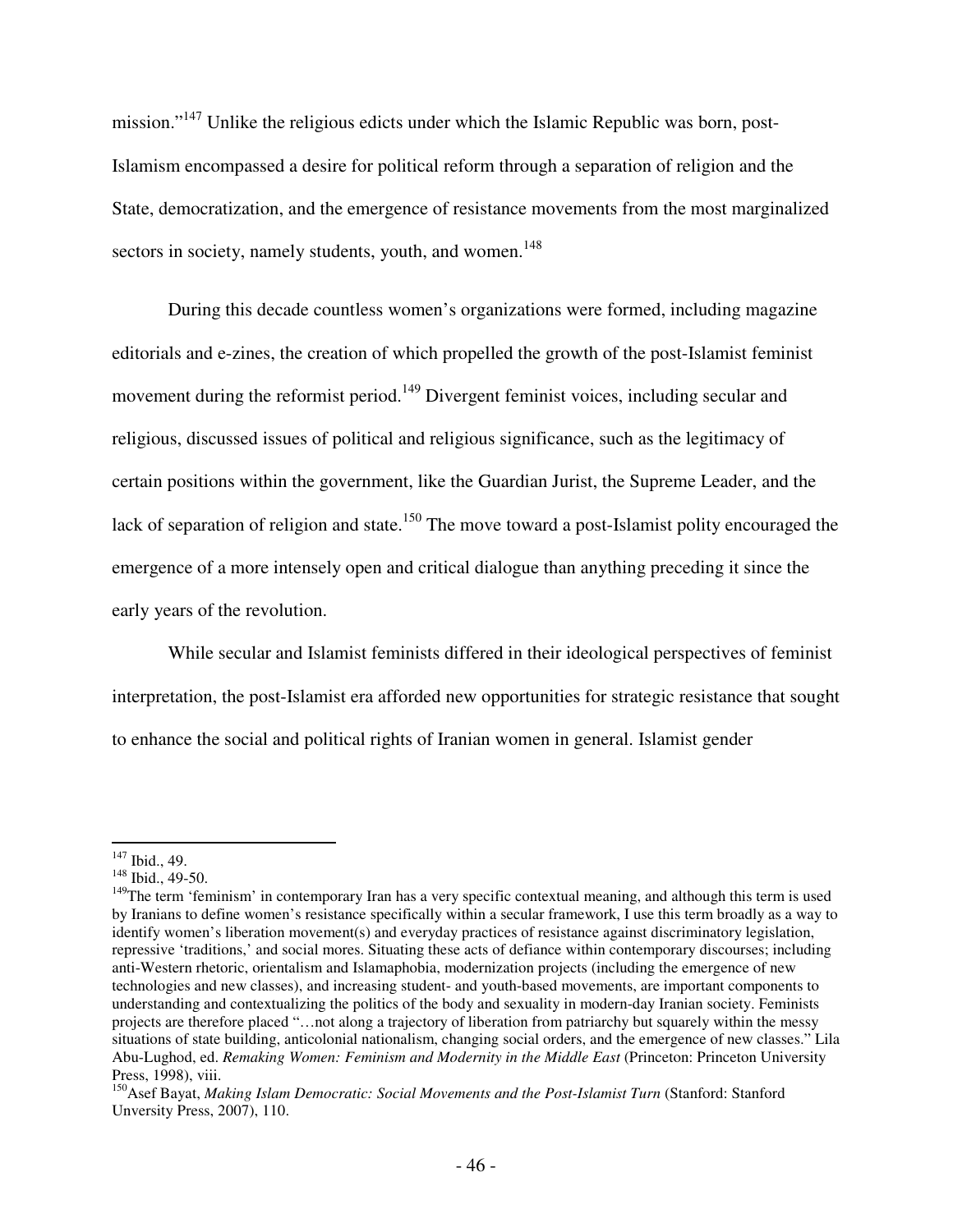mission."[147] Unlike the religious edicts under which the Islamic Republic was born, post-Islamism encompassed a desire for political reform through a separation of religion and the State, democratization, and the emergence of resistance movements from the most marginalized sectors in society, namely students, youth, and women.[148]

During this decade countless women's organizations were formed, including magazine editorials and e-zines, the creation of which propelled the growth of the post-Islamist feminist movement during the reformist period.[149] Divergent feminist voices, including secular and religious, discussed issues of political and religious significance, such as the legitimacy of certain positions within the government, like the Guardian Jurist, the Supreme Leader, and the lack of separation of religion and state.[150] The move toward a post-Islamist polity encouraged the emergence of a more intensely open and critical dialogue than anything preceding it since the early years of the revolution.

While secular and Islamist feminists differed in their ideological perspectives of feminist interpretation, the post-Islamist era afforded new opportunities for strategic resistance that sought to enhance the social and political rights of Iranian women in general. Islamist gender

---

[147] Ibid., 49.

[148] Ibid., 49-50.

[149] The term 'feminism' in contemporary Iran has a very specific contextual meaning, and although this term is used by Iranians to define women's resistance specifically within a secular framework, I use this term broadly as a way to identify women's liberation movement(s) and everyday practices of resistance against discriminatory legislation, repressive 'traditions,' and social mores. Situating these acts of defiance within contemporary discourses; including anti-Western rhetoric, orientalism and Islamaphobia, modernization projects (including the emergence of new technologies and new classes), and increasing student- and youth-based movements, are important components to understanding and contextualizing the politics of the body and sexuality in modern-day Iranian society. Feminists projects are therefore placed "…not along a trajectory of liberation from patriarchy but squarely within the messy situations of state building, anticolonial nationalism, changing social orders, and the emergence of new classes." Lila Abu-Lughod, ed. *Remaking Women: Feminism and Modernity in the Middle East* (Princeton: Princeton University Press, 1998), viii.

[150] Asef Bayat, *Making Islam Democratic: Social Movements and the Post-Islamist Turn* (Stanford: Stanford Unversity Press, 2007), 110.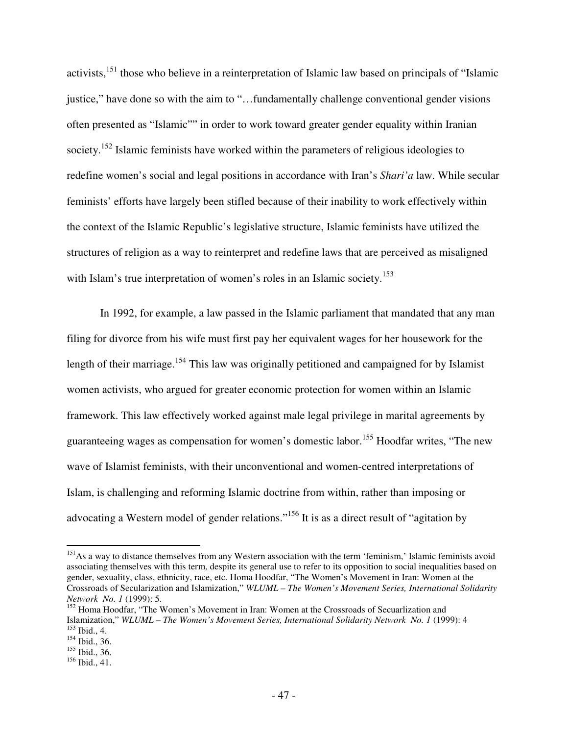activists,[151] those who believe in a reinterpretation of Islamic law based on principals of "Islamic justice," have done so with the aim to "…fundamentally challenge conventional gender visions often presented as "Islamic"" in order to work toward greater gender equality within Iranian society.[152] Islamic feminists have worked within the parameters of religious ideologies to redefine women's social and legal positions in accordance with Iran's *Shari'a* law. While secular feminists' efforts have largely been stifled because of their inability to work effectively within the context of the Islamic Republic's legislative structure, Islamic feminists have utilized the structures of religion as a way to reinterpret and redefine laws that are perceived as misaligned with Islam's true interpretation of women's roles in an Islamic society.[153]

In 1992, for example, a law passed in the Islamic parliament that mandated that any man filing for divorce from his wife must first pay her equivalent wages for her housework for the length of their marriage.[154] This law was originally petitioned and campaigned for by Islamist women activists, who argued for greater economic protection for women within an Islamic framework. This law effectively worked against male legal privilege in marital agreements by guaranteeing wages as compensation for women's domestic labor.[155] Hoodfar writes, "The new wave of Islamist feminists, with their unconventional and women-centred interpretations of Islam, is challenging and reforming Islamic doctrine from within, rather than imposing or advocating a Western model of gender relations."[156] It is as a direct result of "agitation by

---

[151] As a way to distance themselves from any Western association with the term 'feminism,' Islamic feminists avoid associating themselves with this term, despite its general use to refer to its opposition to social inequalities based on gender, sexuality, class, ethnicity, race, etc. Homa Hoodfar, "The Women's Movement in Iran: Women at the Crossroads of Secularization and Islamization," *WLUML – The Women's Movement Series, International Solidarity Network No. 1* (1999): 5.

[152] Homa Hoodfar, "The Women's Movement in Iran: Women at the Crossroads of Secuarlization and Islamization," *WLUML – The Women's Movement Series, International Solidarity Network No. 1* (1999): 4

[153] Ibid., 4.

[154] Ibid., 36.

[155] Ibid., 36.

[156] Ibid., 41.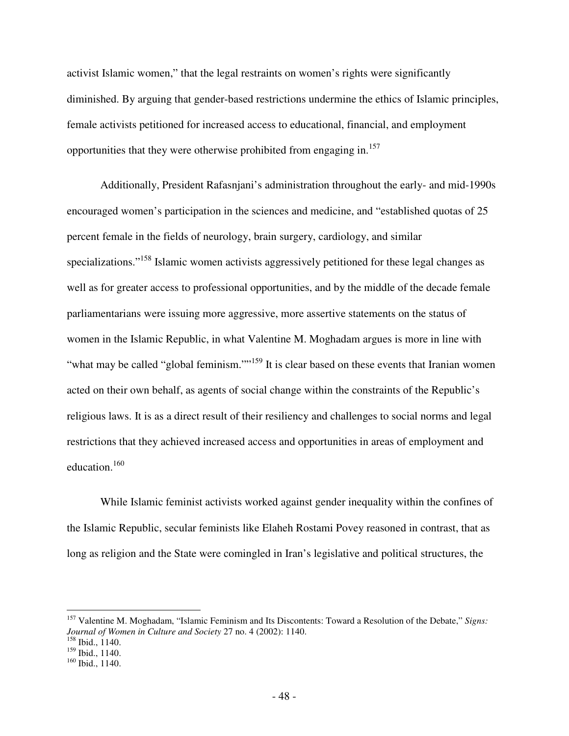activist Islamic women," that the legal restraints on women's rights were significantly diminished. By arguing that gender-based restrictions undermine the ethics of Islamic principles, female activists petitioned for increased access to educational, financial, and employment opportunities that they were otherwise prohibited from engaging in.[157]

Additionally, President Rafasnjani's administration throughout the early- and mid-1990s encouraged women's participation in the sciences and medicine, and "established quotas of 25 percent female in the fields of neurology, brain surgery, cardiology, and similar specializations."[158] Islamic women activists aggressively petitioned for these legal changes as well as for greater access to professional opportunities, and by the middle of the decade female parliamentarians were issuing more aggressive, more assertive statements on the status of women in the Islamic Republic, in what Valentine M. Moghadam argues is more in line with "what may be called "global feminism.""[159] It is clear based on these events that Iranian women acted on their own behalf, as agents of social change within the constraints of the Republic's religious laws. It is as a direct result of their resiliency and challenges to social norms and legal restrictions that they achieved increased access and opportunities in areas of employment and education.[160]

While Islamic feminist activists worked against gender inequality within the confines of the Islamic Republic, secular feminists like Elaheh Rostami Povey reasoned in contrast, that as long as religion and the State were comingled in Iran's legislative and political structures, the

---

[157] Valentine M. Moghadam, "Islamic Feminism and Its Discontents: Toward a Resolution of the Debate," *Signs: Journal of Women in Culture and Society* 27 no. 4 (2002): 1140.

[158] Ibid., 1140.

[159] Ibid., 1140.

[160] Ibid., 1140.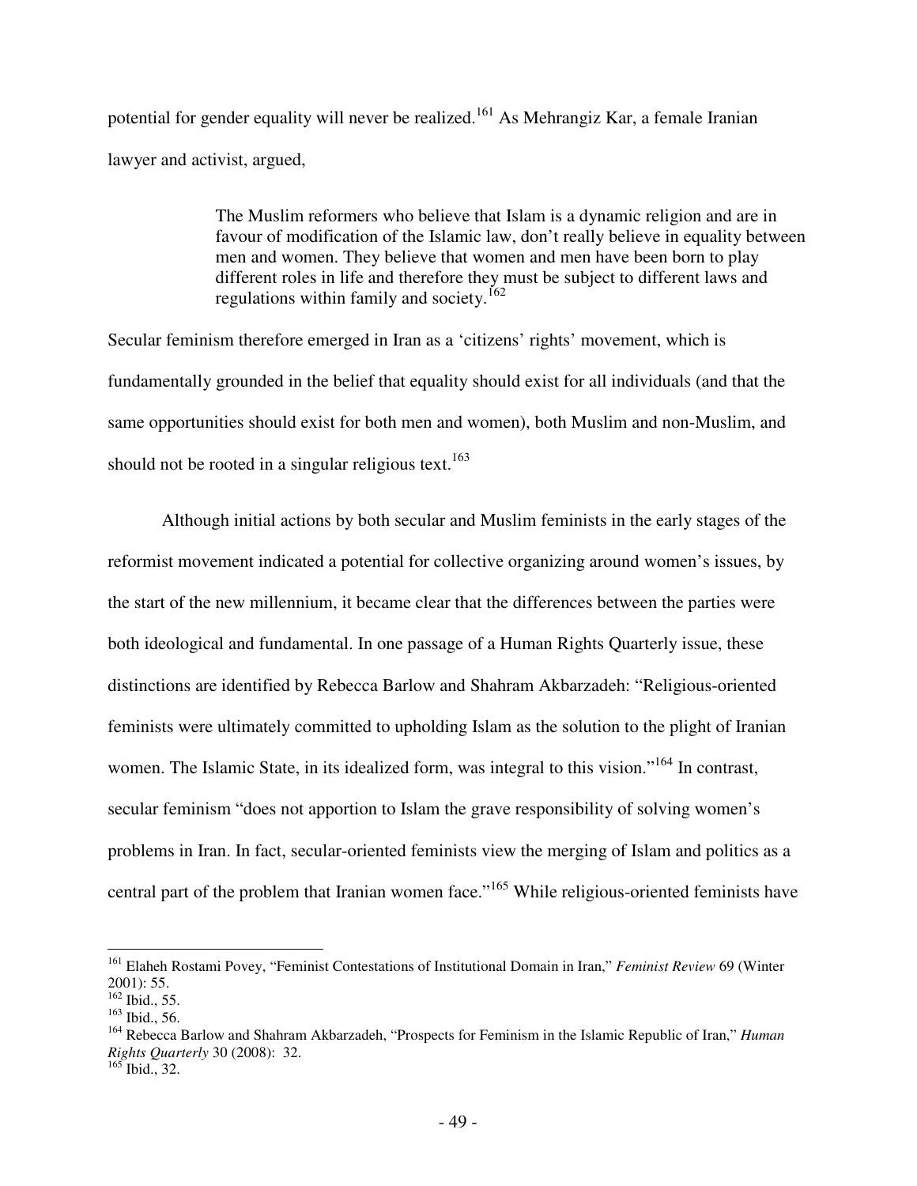potential for gender equality will never be realized.[161] As Mehrangiz Kar, a female Iranian lawyer and activist, argued,

> The Muslim reformers who believe that Islam is a dynamic religion and are in favour of modification of the Islamic law, don't really believe in equality between men and women. They believe that women and men have been born to play different roles in life and therefore they must be subject to different laws and regulations within family and society.[162]

Secular feminism therefore emerged in Iran as a 'citizens' rights' movement, which is fundamentally grounded in the belief that equality should exist for all individuals (and that the same opportunities should exist for both men and women), both Muslim and non-Muslim, and should not be rooted in a singular religious text.[163]

Although initial actions by both secular and Muslim feminists in the early stages of the reformist movement indicated a potential for collective organizing around women's issues, by the start of the new millennium, it became clear that the differences between the parties were both ideological and fundamental. In one passage of a Human Rights Quarterly issue, these distinctions are identified by Rebecca Barlow and Shahram Akbarzadeh: "Religious-oriented feminists were ultimately committed to upholding Islam as the solution to the plight of Iranian women. The Islamic State, in its idealized form, was integral to this vision."[164] In contrast, secular feminism "does not apportion to Islam the grave responsibility of solving women's problems in Iran. In fact, secular-oriented feminists view the merging of Islam and politics as a central part of the problem that Iranian women face."[165] While religious-oriented feminists have

---

[161] Elaheh Rostami Povey, "Feminist Contestations of Institutional Domain in Iran," *Feminist Review* 69 (Winter 2001): 55.

[162] Ibid., 55.

[163] Ibid., 56.

[164] Rebecca Barlow and Shahram Akbarzadeh, "Prospects for Feminism in the Islamic Republic of Iran," *Human Rights Quarterly* 30 (2008): 32.

[165] Ibid., 32.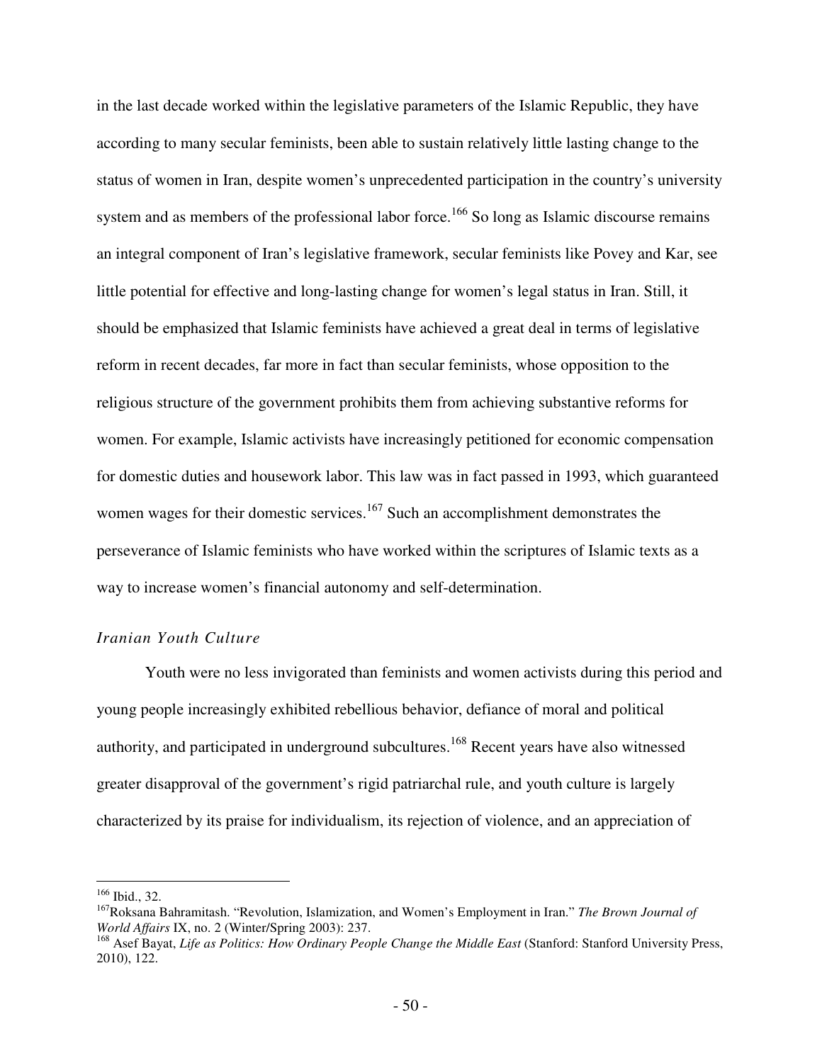in the last decade worked within the legislative parameters of the Islamic Republic, they have according to many secular feminists, been able to sustain relatively little lasting change to the status of women in Iran, despite women's unprecedented participation in the country's university system and as members of the professional labor force.[166] So long as Islamic discourse remains an integral component of Iran's legislative framework, secular feminists like Povey and Kar, see little potential for effective and long-lasting change for women's legal status in Iran. Still, it should be emphasized that Islamic feminists have achieved a great deal in terms of legislative reform in recent decades, far more in fact than secular feminists, whose opposition to the religious structure of the government prohibits them from achieving substantive reforms for women. For example, Islamic activists have increasingly petitioned for economic compensation for domestic duties and housework labor. This law was in fact passed in 1993, which guaranteed women wages for their domestic services.[167] Such an accomplishment demonstrates the perseverance of Islamic feminists who have worked within the scriptures of Islamic texts as a way to increase women's financial autonomy and self-determination.

### *Iranian Youth Culture*

Youth were no less invigorated than feminists and women activists during this period and young people increasingly exhibited rebellious behavior, defiance of moral and political authority, and participated in underground subcultures.[168] Recent years have also witnessed greater disapproval of the government's rigid patriarchal rule, and youth culture is largely characterized by its praise for individualism, its rejection of violence, and an appreciation of

---

[166] Ibid., 32.

[167] Roksana Bahramitash. "Revolution, Islamization, and Women's Employment in Iran." *The Brown Journal of World Affairs* IX, no. 2 (Winter/Spring 2003): 237.

[168] Asef Bayat, *Life as Politics: How Ordinary People Change the Middle East* (Stanford: Stanford University Press, 2010), 122.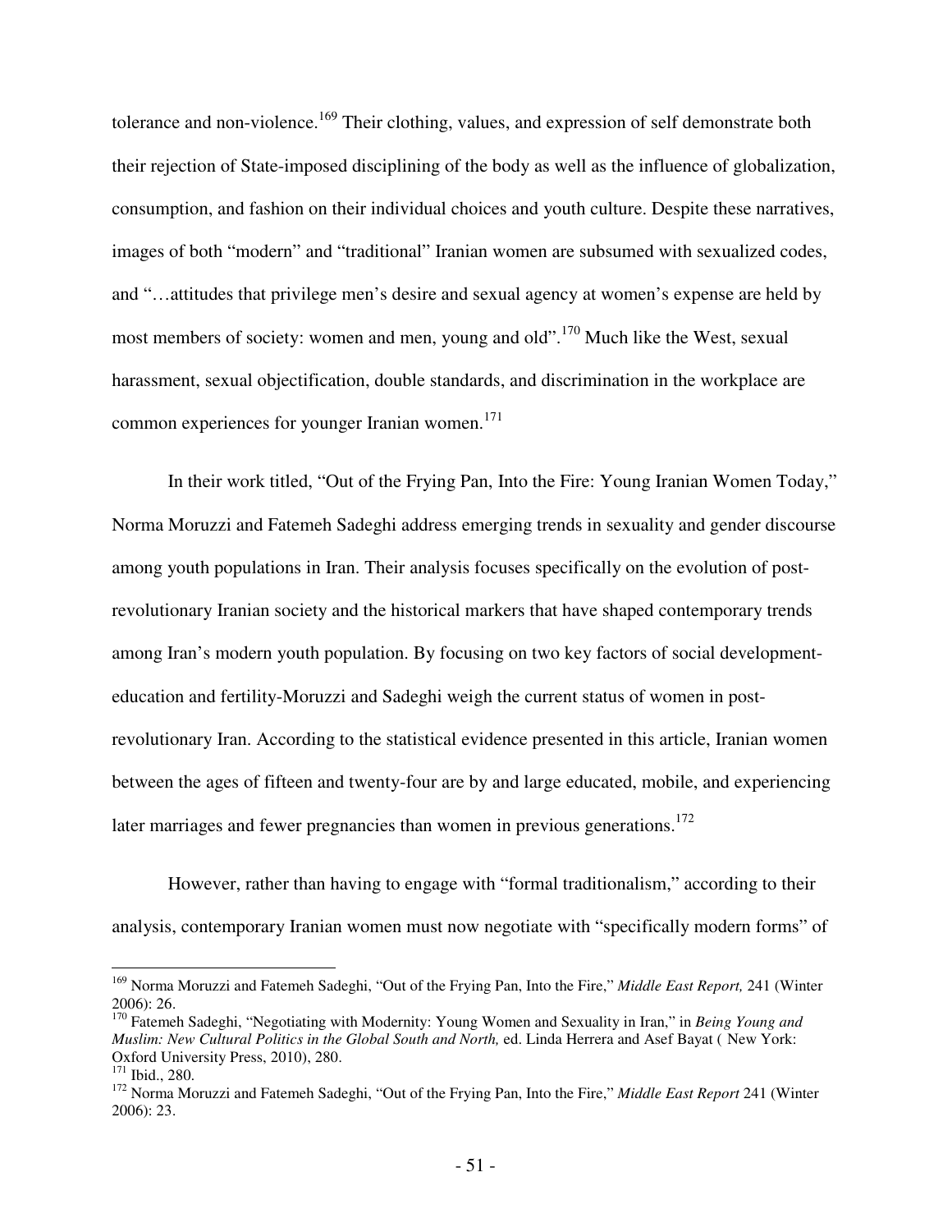tolerance and non-violence.[169] Their clothing, values, and expression of self demonstrate both their rejection of State-imposed disciplining of the body as well as the influence of globalization, consumption, and fashion on their individual choices and youth culture. Despite these narratives, images of both "modern" and "traditional" Iranian women are subsumed with sexualized codes, and "…attitudes that privilege men's desire and sexual agency at women's expense are held by most members of society: women and men, young and old".[170] Much like the West, sexual harassment, sexual objectification, double standards, and discrimination in the workplace are common experiences for younger Iranian women.[171]

In their work titled, "Out of the Frying Pan, Into the Fire: Young Iranian Women Today," Norma Moruzzi and Fatemeh Sadeghi address emerging trends in sexuality and gender discourse among youth populations in Iran. Their analysis focuses specifically on the evolution of post-revolutionary Iranian society and the historical markers that have shaped contemporary trends among Iran's modern youth population. By focusing on two key factors of social development-education and fertility-Moruzzi and Sadeghi weigh the current status of women in post-revolutionary Iran. According to the statistical evidence presented in this article, Iranian women between the ages of fifteen and twenty-four are by and large educated, mobile, and experiencing later marriages and fewer pregnancies than women in previous generations.[172]

However, rather than having to engage with "formal traditionalism," according to their analysis, contemporary Iranian women must now negotiate with "specifically modern forms" of

---

[169] Norma Moruzzi and Fatemeh Sadeghi, "Out of the Frying Pan, Into the Fire," *Middle East Report,* 241 (Winter 2006): 26.

[170] Fatemeh Sadeghi, "Negotiating with Modernity: Young Women and Sexuality in Iran," in *Being Young and Muslim: New Cultural Politics in the Global South and North,* ed. Linda Herrera and Asef Bayat ( New York: Oxford University Press, 2010), 280.

[171] Ibid., 280.

[172] Norma Moruzzi and Fatemeh Sadeghi, "Out of the Frying Pan, Into the Fire," *Middle East Report* 241 (Winter 2006): 23.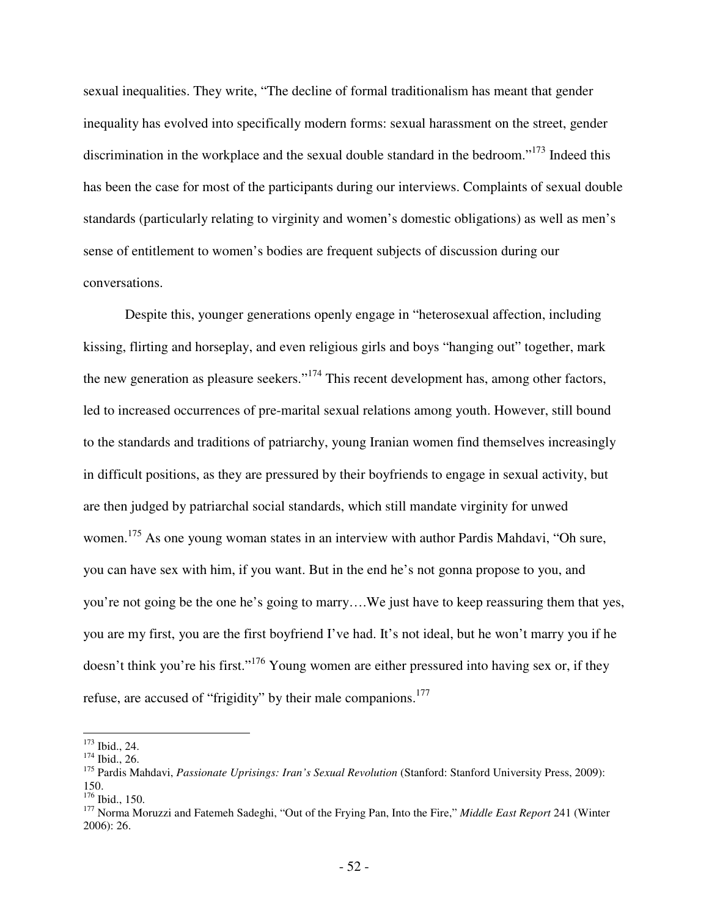sexual inequalities. They write, "The decline of formal traditionalism has meant that gender inequality has evolved into specifically modern forms: sexual harassment on the street, gender discrimination in the workplace and the sexual double standard in the bedroom."[173] Indeed this has been the case for most of the participants during our interviews. Complaints of sexual double standards (particularly relating to virginity and women's domestic obligations) as well as men's sense of entitlement to women's bodies are frequent subjects of discussion during our conversations.

Despite this, younger generations openly engage in "heterosexual affection, including kissing, flirting and horseplay, and even religious girls and boys "hanging out" together, mark the new generation as pleasure seekers."[174] This recent development has, among other factors, led to increased occurrences of pre-marital sexual relations among youth. However, still bound to the standards and traditions of patriarchy, young Iranian women find themselves increasingly in difficult positions, as they are pressured by their boyfriends to engage in sexual activity, but are then judged by patriarchal social standards, which still mandate virginity for unwed women.[175] As one young woman states in an interview with author Pardis Mahdavi, "Oh sure, you can have sex with him, if you want. But in the end he's not gonna propose to you, and you're not going be the one he's going to marry….We just have to keep reassuring them that yes, you are my first, you are the first boyfriend I've had. It's not ideal, but he won't marry you if he doesn't think you're his first."[176] Young women are either pressured into having sex or, if they refuse, are accused of "frigidity" by their male companions.[177]

---

[173] Ibid., 24.
[174] Ibid., 26.
[175] Pardis Mahdavi, *Passionate Uprisings: Iran's Sexual Revolution* (Stanford: Stanford University Press, 2009): 150.
[176] Ibid., 150.
[177] Norma Moruzzi and Fatemeh Sadeghi, "Out of the Frying Pan, Into the Fire," *Middle East Report* 241 (Winter 2006): 26.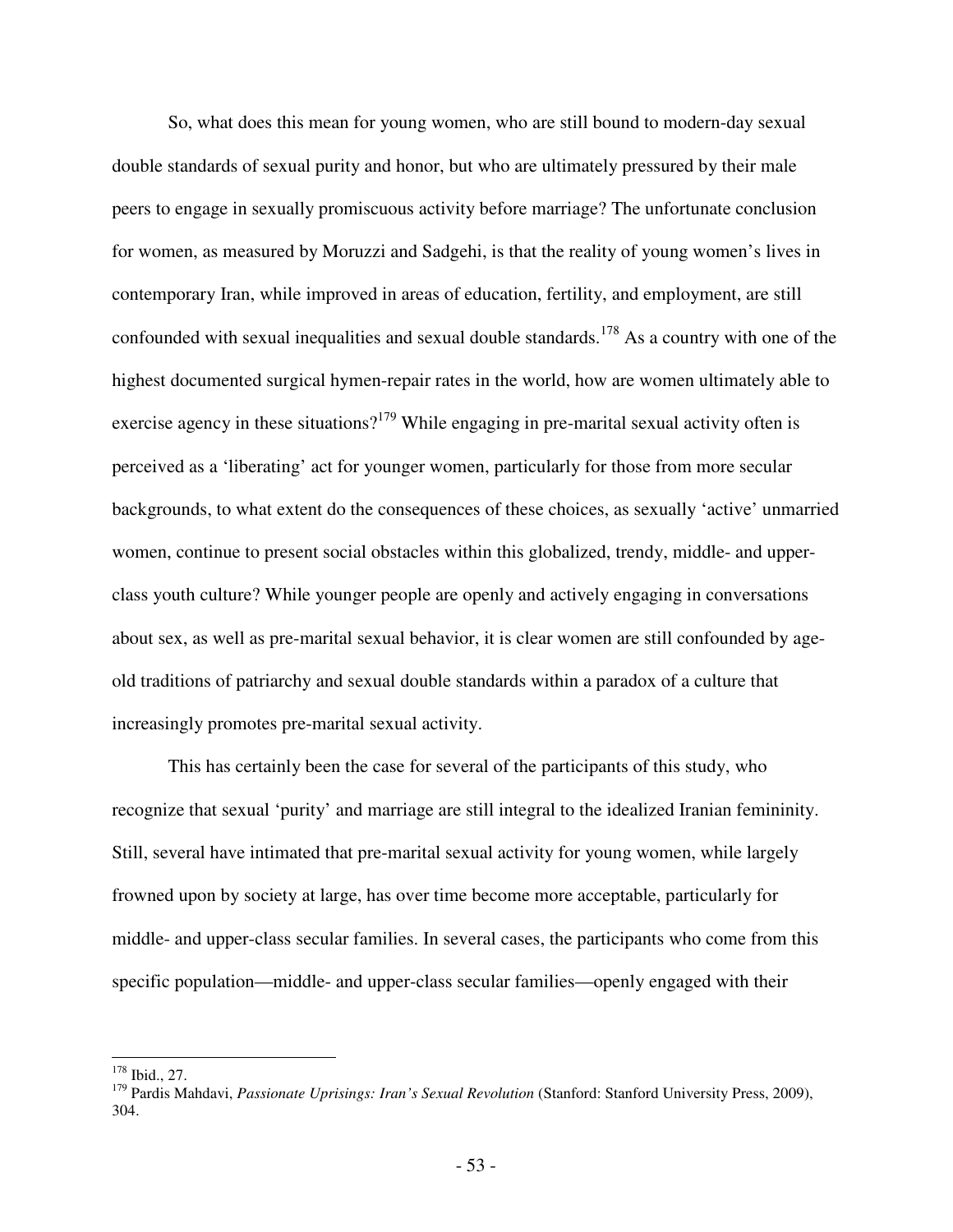So, what does this mean for young women, who are still bound to modern-day sexual double standards of sexual purity and honor, but who are ultimately pressured by their male peers to engage in sexually promiscuous activity before marriage? The unfortunate conclusion for women, as measured by Moruzzi and Sadgehi, is that the reality of young women's lives in contemporary Iran, while improved in areas of education, fertility, and employment, are still confounded with sexual inequalities and sexual double standards.[178] As a country with one of the highest documented surgical hymen-repair rates in the world, how are women ultimately able to exercise agency in these situations?[179] While engaging in pre-marital sexual activity often is perceived as a 'liberating' act for younger women, particularly for those from more secular backgrounds, to what extent do the consequences of these choices, as sexually 'active' unmarried women, continue to present social obstacles within this globalized, trendy, middle- and upper-class youth culture? While younger people are openly and actively engaging in conversations about sex, as well as pre-marital sexual behavior, it is clear women are still confounded by age-old traditions of patriarchy and sexual double standards within a paradox of a culture that increasingly promotes pre-marital sexual activity.

This has certainly been the case for several of the participants of this study, who recognize that sexual 'purity' and marriage are still integral to the idealized Iranian femininity. Still, several have intimated that pre-marital sexual activity for young women, while largely frowned upon by society at large, has over time become more acceptable, particularly for middle- and upper-class secular families. In several cases, the participants who come from this specific population—middle- and upper-class secular families—openly engaged with their

---

[178] Ibid., 27.

[179] Pardis Mahdavi, *Passionate Uprisings: Iran's Sexual Revolution* (Stanford: Stanford University Press, 2009), 304.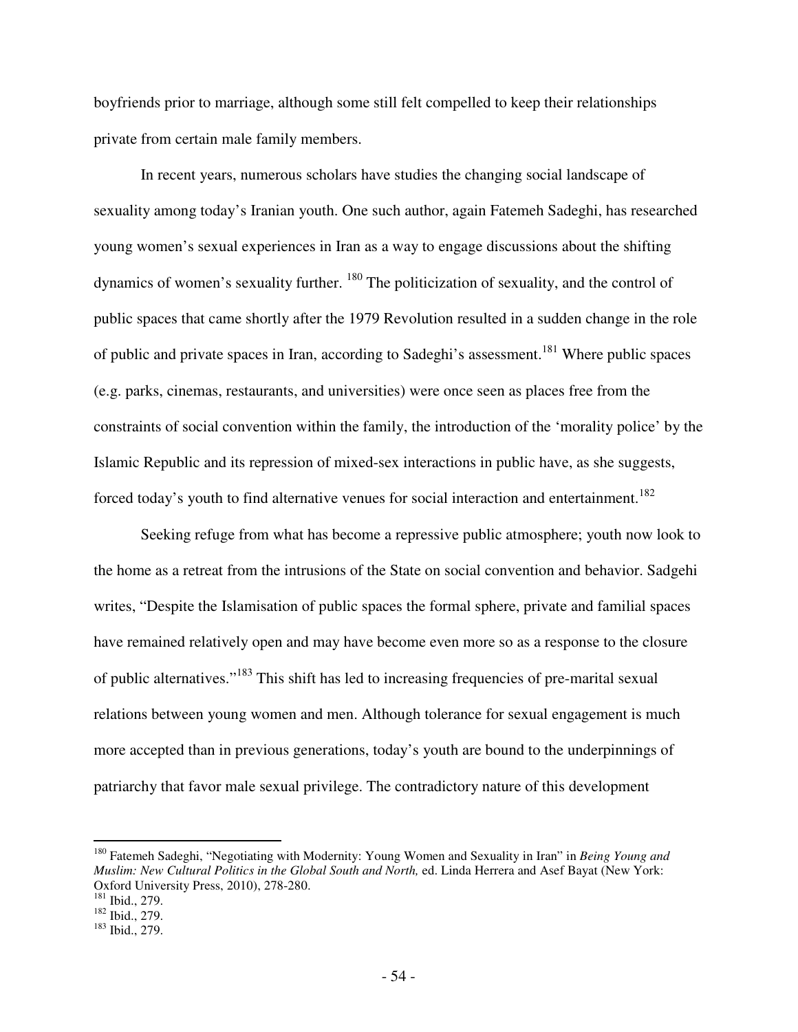boyfriends prior to marriage, although some still felt compelled to keep their relationships private from certain male family members.

In recent years, numerous scholars have studies the changing social landscape of sexuality among today's Iranian youth. One such author, again Fatemeh Sadeghi, has researched young women's sexual experiences in Iran as a way to engage discussions about the shifting dynamics of women's sexuality further. [180] The politicization of sexuality, and the control of public spaces that came shortly after the 1979 Revolution resulted in a sudden change in the role of public and private spaces in Iran, according to Sadeghi's assessment.[181] Where public spaces (e.g. parks, cinemas, restaurants, and universities) were once seen as places free from the constraints of social convention within the family, the introduction of the 'morality police' by the Islamic Republic and its repression of mixed-sex interactions in public have, as she suggests, forced today's youth to find alternative venues for social interaction and entertainment.[182]

Seeking refuge from what has become a repressive public atmosphere; youth now look to the home as a retreat from the intrusions of the State on social convention and behavior. Sadgehi writes, "Despite the Islamisation of public spaces the formal sphere, private and familial spaces have remained relatively open and may have become even more so as a response to the closure of public alternatives."[183] This shift has led to increasing frequencies of pre-marital sexual relations between young women and men. Although tolerance for sexual engagement is much more accepted than in previous generations, today's youth are bound to the underpinnings of patriarchy that favor male sexual privilege. The contradictory nature of this development

---

[180] Fatemeh Sadeghi, "Negotiating with Modernity: Young Women and Sexuality in Iran" in *Being Young and Muslim: New Cultural Politics in the Global South and North,* ed. Linda Herrera and Asef Bayat (New York: Oxford University Press, 2010), 278-280.

[181] Ibid., 279.

[182] Ibid., 279.

[183] Ibid., 279.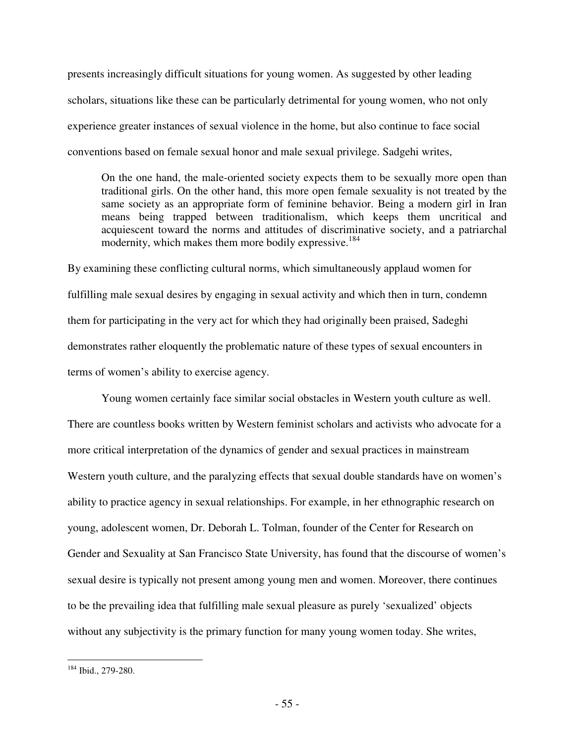presents increasingly difficult situations for young women. As suggested by other leading scholars, situations like these can be particularly detrimental for young women, who not only experience greater instances of sexual violence in the home, but also continue to face social conventions based on female sexual honor and male sexual privilege. Sadgehi writes,

> On the one hand, the male-oriented society expects them to be sexually more open than traditional girls. On the other hand, this more open female sexuality is not treated by the same society as an appropriate form of feminine behavior. Being a modern girl in Iran means being trapped between traditionalism, which keeps them uncritical and acquiescent toward the norms and attitudes of discriminative society, and a patriarchal modernity, which makes them more bodily expressive.[184]

By examining these conflicting cultural norms, which simultaneously applaud women for fulfilling male sexual desires by engaging in sexual activity and which then in turn, condemn them for participating in the very act for which they had originally been praised, Sadeghi demonstrates rather eloquently the problematic nature of these types of sexual encounters in terms of women's ability to exercise agency.

Young women certainly face similar social obstacles in Western youth culture as well. There are countless books written by Western feminist scholars and activists who advocate for a more critical interpretation of the dynamics of gender and sexual practices in mainstream Western youth culture, and the paralyzing effects that sexual double standards have on women's ability to practice agency in sexual relationships. For example, in her ethnographic research on young, adolescent women, Dr. Deborah L. Tolman, founder of the Center for Research on Gender and Sexuality at San Francisco State University, has found that the discourse of women's sexual desire is typically not present among young men and women. Moreover, there continues to be the prevailing idea that fulfilling male sexual pleasure as purely 'sexualized' objects without any subjectivity is the primary function for many young women today. She writes,

---

[184] Ibid., 279-280.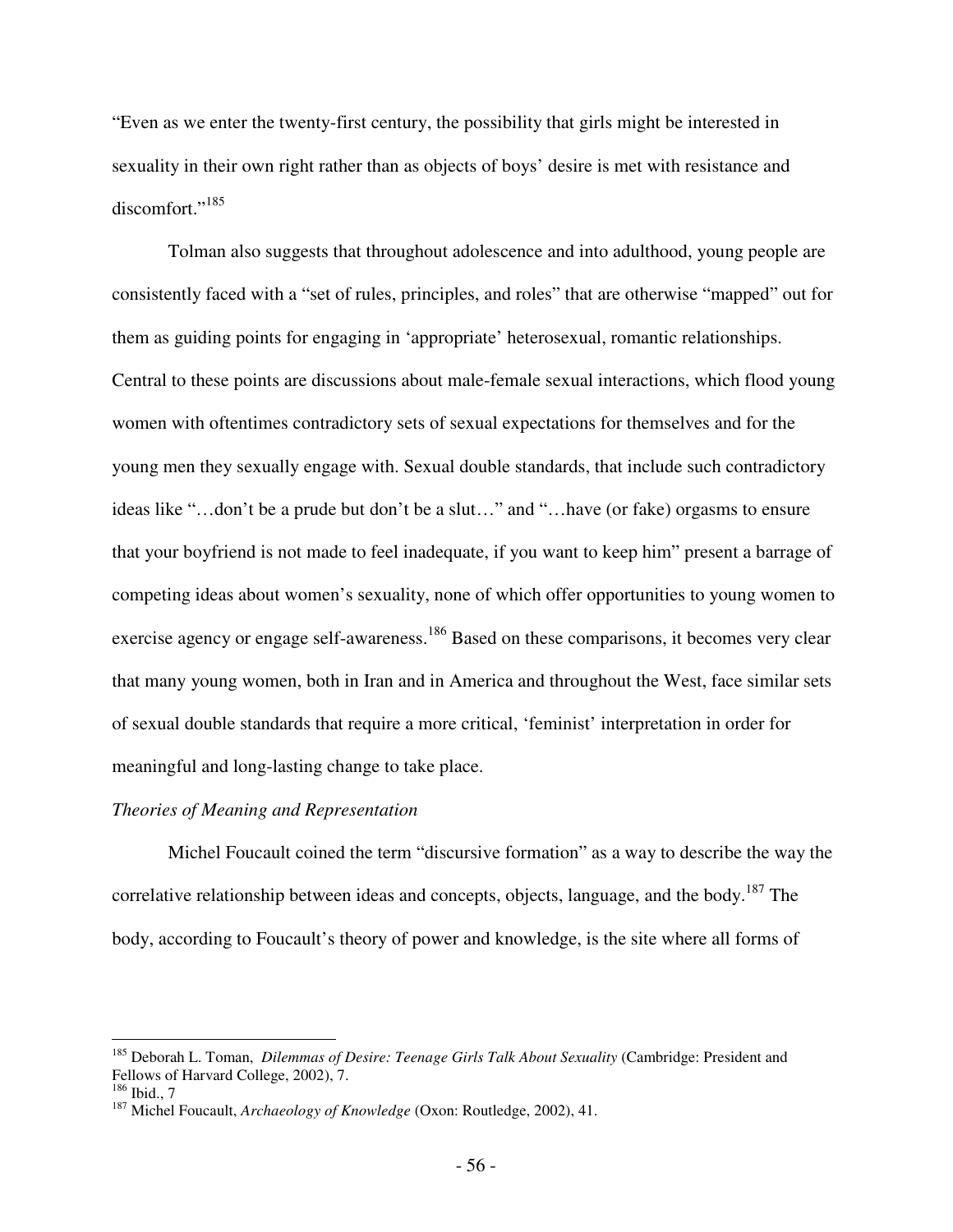"Even as we enter the twenty-first century, the possibility that girls might be interested in sexuality in their own right rather than as objects of boys' desire is met with resistance and discomfort."[185]

Tolman also suggests that throughout adolescence and into adulthood, young people are consistently faced with a "set of rules, principles, and roles" that are otherwise "mapped" out for them as guiding points for engaging in 'appropriate' heterosexual, romantic relationships. Central to these points are discussions about male-female sexual interactions, which flood young women with oftentimes contradictory sets of sexual expectations for themselves and for the young men they sexually engage with. Sexual double standards, that include such contradictory ideas like "…don't be a prude but don't be a slut…" and "…have (or fake) orgasms to ensure that your boyfriend is not made to feel inadequate, if you want to keep him" present a barrage of competing ideas about women's sexuality, none of which offer opportunities to young women to exercise agency or engage self-awareness.[186] Based on these comparisons, it becomes very clear that many young women, both in Iran and in America and throughout the West, face similar sets of sexual double standards that require a more critical, 'feminist' interpretation in order for meaningful and long-lasting change to take place.

*Theories of Meaning and Representation*

Michel Foucault coined the term "discursive formation" as a way to describe the way the correlative relationship between ideas and concepts, objects, language, and the body.[187] The body, according to Foucault's theory of power and knowledge, is the site where all forms of

---

[185] Deborah L. Toman, *Dilemmas of Desire: Teenage Girls Talk About Sexuality* (Cambridge: President and Fellows of Harvard College, 2002), 7.

[186] Ibid., 7

[187] Michel Foucault, *Archaeology of Knowledge* (Oxon: Routledge, 2002), 41.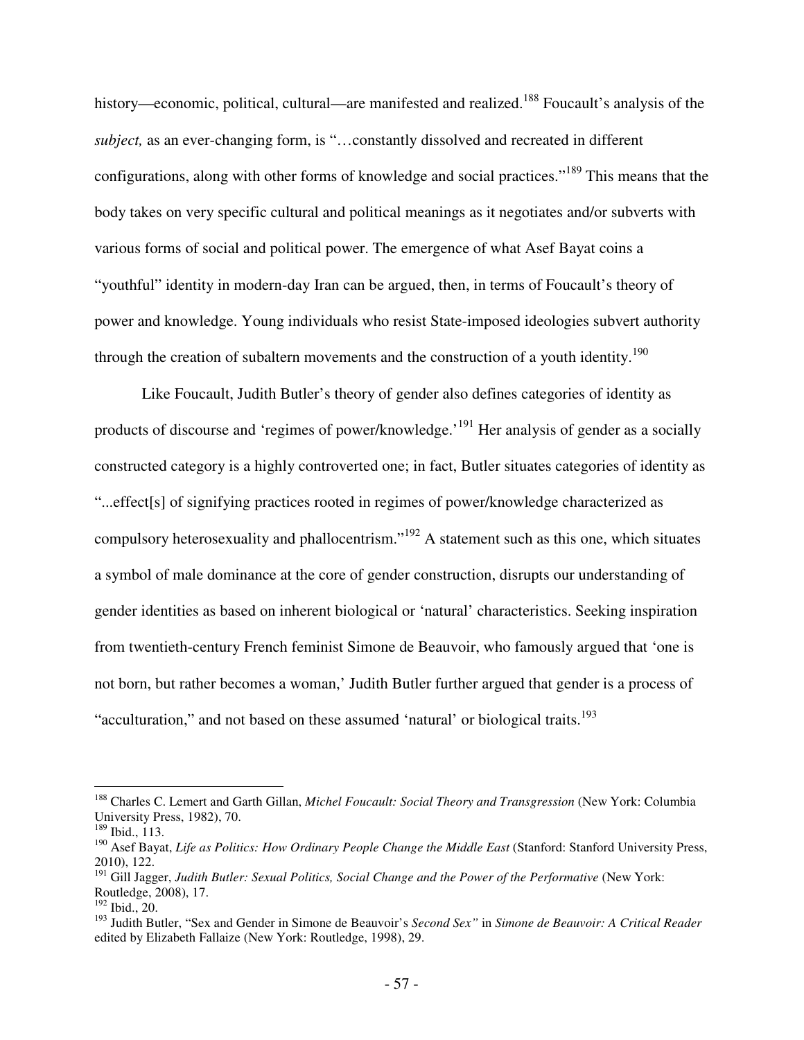history—economic, political, cultural—are manifested and realized.[188] Foucault's analysis of the *subject,* as an ever-changing form, is "…constantly dissolved and recreated in different configurations, along with other forms of knowledge and social practices."[189] This means that the body takes on very specific cultural and political meanings as it negotiates and/or subverts with various forms of social and political power. The emergence of what Asef Bayat coins a "youthful" identity in modern-day Iran can be argued, then, in terms of Foucault's theory of power and knowledge. Young individuals who resist State-imposed ideologies subvert authority through the creation of subaltern movements and the construction of a youth identity.[190]

Like Foucault, Judith Butler's theory of gender also defines categories of identity as products of discourse and 'regimes of power/knowledge.'[191] Her analysis of gender as a socially constructed category is a highly controverted one; in fact, Butler situates categories of identity as "...effect[s] of signifying practices rooted in regimes of power/knowledge characterized as compulsory heterosexuality and phallocentrism."[192] A statement such as this one, which situates a symbol of male dominance at the core of gender construction, disrupts our understanding of gender identities as based on inherent biological or 'natural' characteristics. Seeking inspiration from twentieth-century French feminist Simone de Beauvoir, who famously argued that 'one is not born, but rather becomes a woman,' Judith Butler further argued that gender is a process of "acculturation," and not based on these assumed 'natural' or biological traits.[193]

---

[188] Charles C. Lemert and Garth Gillan, *Michel Foucault: Social Theory and Transgression* (New York: Columbia University Press, 1982), 70.

[189] Ibid., 113.

[190] Asef Bayat, *Life as Politics: How Ordinary People Change the Middle East* (Stanford: Stanford University Press, 2010), 122.

[191] Gill Jagger, *Judith Butler: Sexual Politics, Social Change and the Power of the Performative* (New York: Routledge, 2008), 17.

[192] Ibid., 20.

[193] Judith Butler, "Sex and Gender in Simone de Beauvoir's *Second Sex"* in *Simone de Beauvoir: A Critical Reader* edited by Elizabeth Fallaize (New York: Routledge, 1998), 29.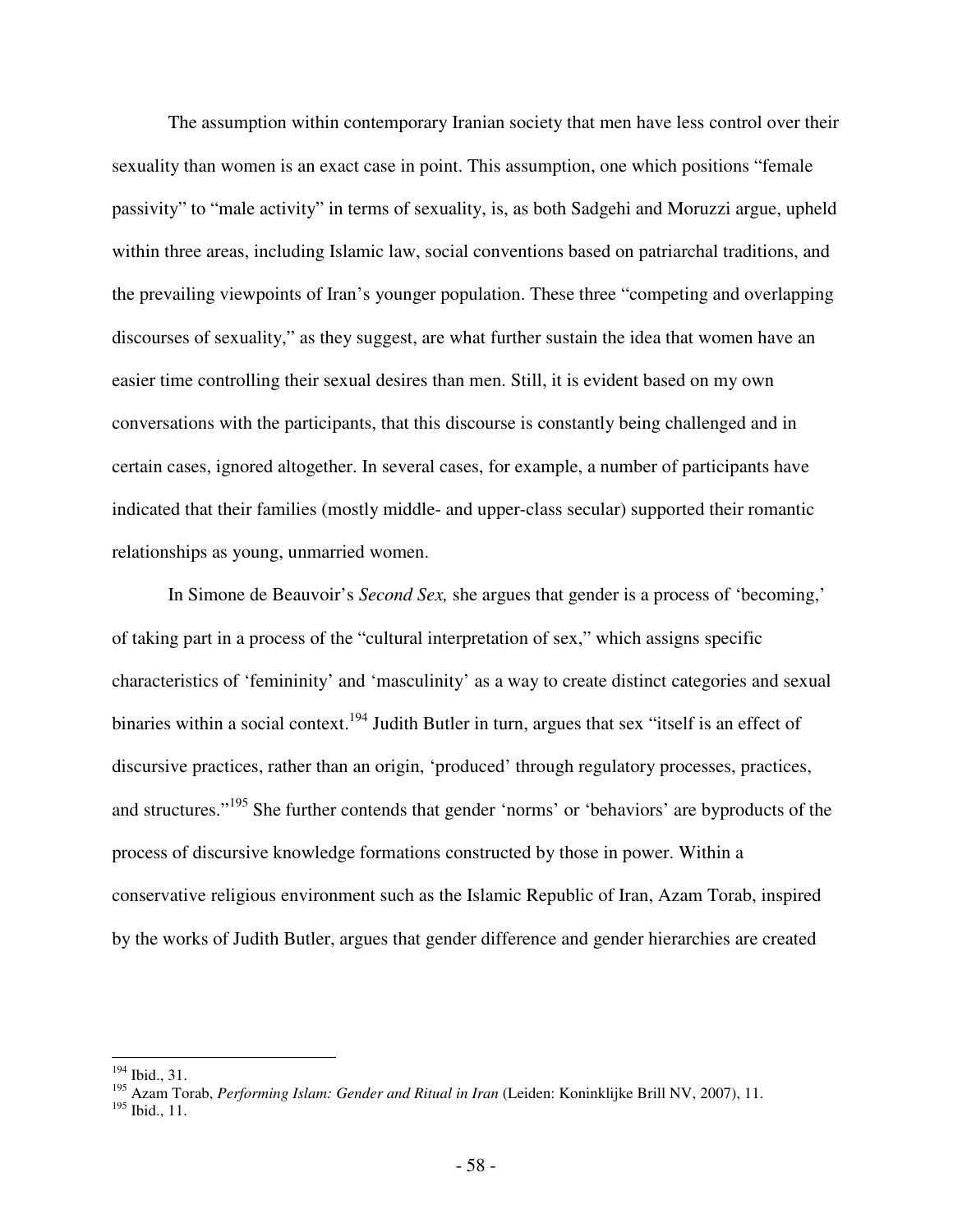The assumption within contemporary Iranian society that men have less control over their sexuality than women is an exact case in point. This assumption, one which positions "female passivity" to "male activity" in terms of sexuality, is, as both Sadgehi and Moruzzi argue, upheld within three areas, including Islamic law, social conventions based on patriarchal traditions, and the prevailing viewpoints of Iran's younger population. These three "competing and overlapping discourses of sexuality," as they suggest, are what further sustain the idea that women have an easier time controlling their sexual desires than men. Still, it is evident based on my own conversations with the participants, that this discourse is constantly being challenged and in certain cases, ignored altogether. In several cases, for example, a number of participants have indicated that their families (mostly middle- and upper-class secular) supported their romantic relationships as young, unmarried women.

In Simone de Beauvoir's *Second Sex,* she argues that gender is a process of 'becoming,' of taking part in a process of the "cultural interpretation of sex," which assigns specific characteristics of 'femininity' and 'masculinity' as a way to create distinct categories and sexual binaries within a social context.[194] Judith Butler in turn, argues that sex "itself is an effect of discursive practices, rather than an origin, 'produced' through regulatory processes, practices, and structures."[195] She further contends that gender 'norms' or 'behaviors' are byproducts of the process of discursive knowledge formations constructed by those in power. Within a conservative religious environment such as the Islamic Republic of Iran, Azam Torab, inspired by the works of Judith Butler, argues that gender difference and gender hierarchies are created

---

[194] Ibid., 31.

[195] Azam Torab, *Performing Islam: Gender and Ritual in Iran* (Leiden: Koninklijke Brill NV, 2007), 11.

[195] Ibid., 11.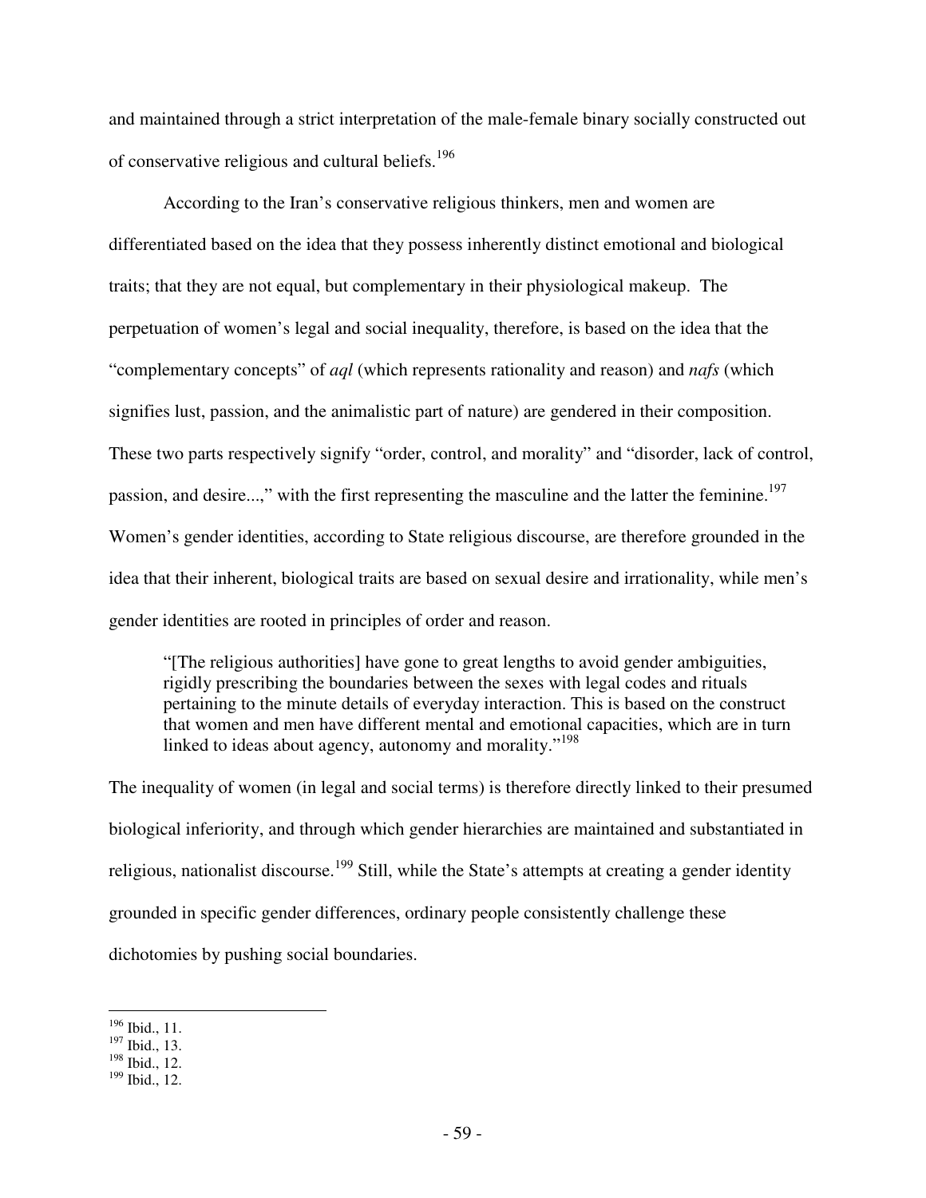and maintained through a strict interpretation of the male-female binary socially constructed out of conservative religious and cultural beliefs.[196]

According to the Iran's conservative religious thinkers, men and women are differentiated based on the idea that they possess inherently distinct emotional and biological traits; that they are not equal, but complementary in their physiological makeup. The perpetuation of women's legal and social inequality, therefore, is based on the idea that the "complementary concepts" of *aql* (which represents rationality and reason) and *nafs* (which signifies lust, passion, and the animalistic part of nature) are gendered in their composition. These two parts respectively signify "order, control, and morality" and "disorder, lack of control, passion, and desire...," with the first representing the masculine and the latter the feminine.[197] Women's gender identities, according to State religious discourse, are therefore grounded in the idea that their inherent, biological traits are based on sexual desire and irrationality, while men's gender identities are rooted in principles of order and reason.

> "[The religious authorities] have gone to great lengths to avoid gender ambiguities, rigidly prescribing the boundaries between the sexes with legal codes and rituals pertaining to the minute details of everyday interaction. This is based on the construct that women and men have different mental and emotional capacities, which are in turn linked to ideas about agency, autonomy and morality."[198]

The inequality of women (in legal and social terms) is therefore directly linked to their presumed biological inferiority, and through which gender hierarchies are maintained and substantiated in religious, nationalist discourse.[199] Still, while the State's attempts at creating a gender identity grounded in specific gender differences, ordinary people consistently challenge these dichotomies by pushing social boundaries.

---

[196] Ibid., 11.
[197] Ibid., 13.
[198] Ibid., 12.
[199] Ibid., 12.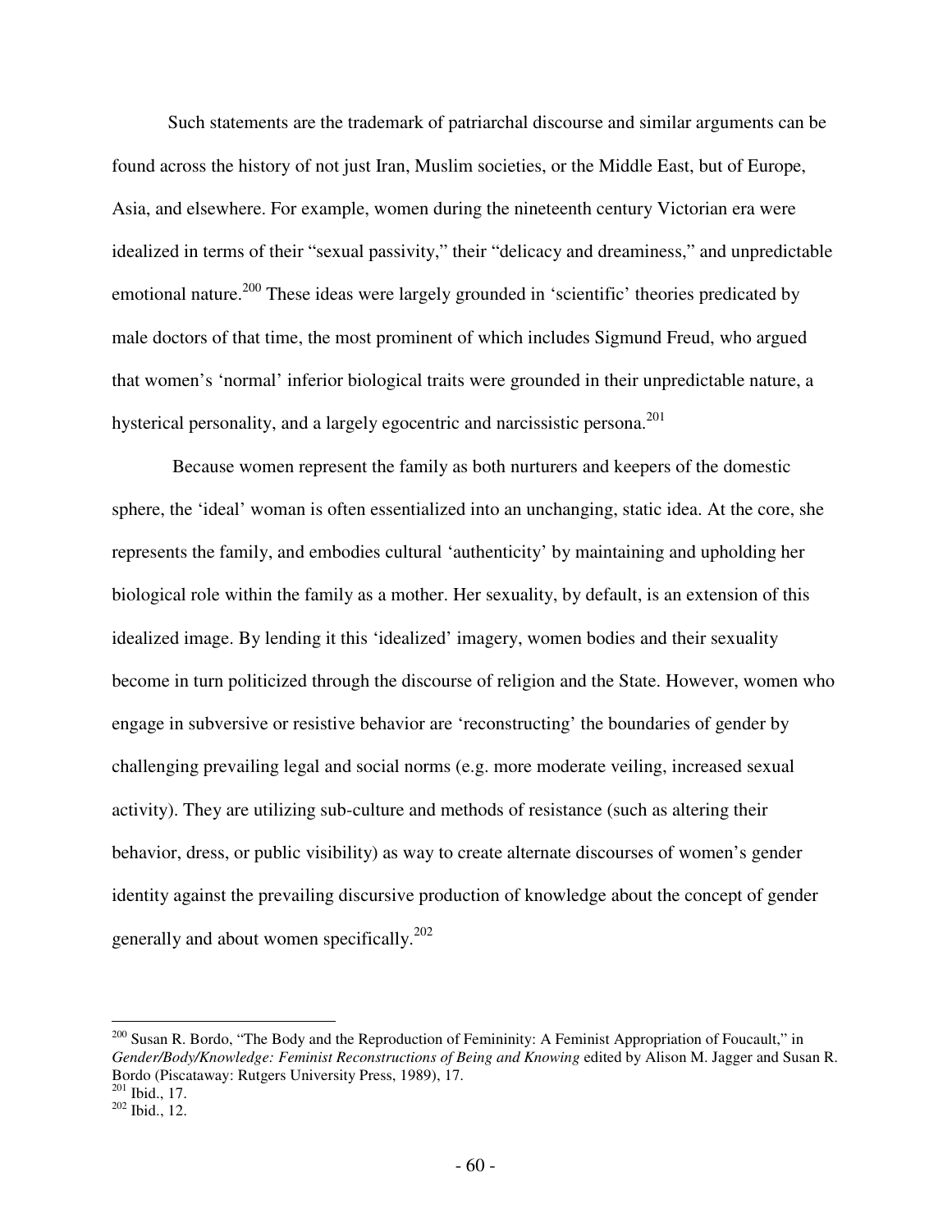Such statements are the trademark of patriarchal discourse and similar arguments can be found across the history of not just Iran, Muslim societies, or the Middle East, but of Europe, Asia, and elsewhere. For example, women during the nineteenth century Victorian era were idealized in terms of their "sexual passivity," their "delicacy and dreaminess," and unpredictable emotional nature.[200] These ideas were largely grounded in 'scientific' theories predicated by male doctors of that time, the most prominent of which includes Sigmund Freud, who argued that women's 'normal' inferior biological traits were grounded in their unpredictable nature, a hysterical personality, and a largely egocentric and narcissistic persona.[201]

Because women represent the family as both nurturers and keepers of the domestic sphere, the 'ideal' woman is often essentialized into an unchanging, static idea. At the core, she represents the family, and embodies cultural 'authenticity' by maintaining and upholding her biological role within the family as a mother. Her sexuality, by default, is an extension of this idealized image. By lending it this 'idealized' imagery, women bodies and their sexuality become in turn politicized through the discourse of religion and the State. However, women who engage in subversive or resistive behavior are 'reconstructing' the boundaries of gender by challenging prevailing legal and social norms (e.g. more moderate veiling, increased sexual activity). They are utilizing sub-culture and methods of resistance (such as altering their behavior, dress, or public visibility) as way to create alternate discourses of women's gender identity against the prevailing discursive production of knowledge about the concept of gender generally and about women specifically.[202]

---

[200] Susan R. Bordo, "The Body and the Reproduction of Femininity: A Feminist Appropriation of Foucault," in *Gender/Body/Knowledge: Feminist Reconstructions of Being and Knowing* edited by Alison M. Jagger and Susan R. Bordo (Piscataway: Rutgers University Press, 1989), 17.

[201] Ibid., 17.

[202] Ibid., 12.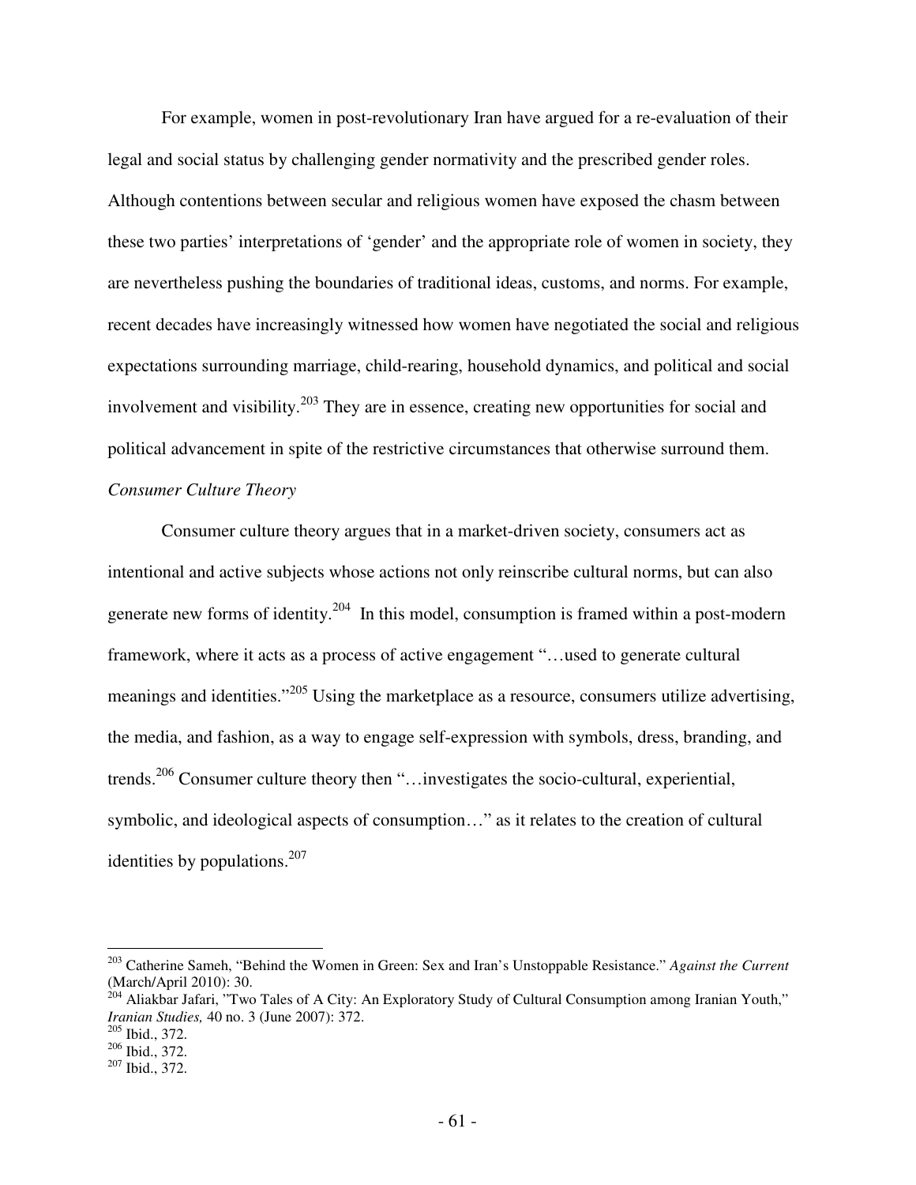For example, women in post-revolutionary Iran have argued for a re-evaluation of their legal and social status by challenging gender normativity and the prescribed gender roles. Although contentions between secular and religious women have exposed the chasm between these two parties' interpretations of 'gender' and the appropriate role of women in society, they are nevertheless pushing the boundaries of traditional ideas, customs, and norms. For example, recent decades have increasingly witnessed how women have negotiated the social and religious expectations surrounding marriage, child-rearing, household dynamics, and political and social involvement and visibility.[203] They are in essence, creating new opportunities for social and political advancement in spite of the restrictive circumstances that otherwise surround them.

*Consumer Culture Theory*

Consumer culture theory argues that in a market-driven society, consumers act as intentional and active subjects whose actions not only reinscribe cultural norms, but can also generate new forms of identity.[204] In this model, consumption is framed within a post-modern framework, where it acts as a process of active engagement "…used to generate cultural meanings and identities."[205] Using the marketplace as a resource, consumers utilize advertising, the media, and fashion, as a way to engage self-expression with symbols, dress, branding, and trends.[206] Consumer culture theory then "…investigates the socio-cultural, experiential, symbolic, and ideological aspects of consumption…" as it relates to the creation of cultural identities by populations.[207]

---

[203] Catherine Sameh, "Behind the Women in Green: Sex and Iran's Unstoppable Resistance." *Against the Current* (March/April 2010): 30.

[204] Aliakbar Jafari, "Two Tales of A City: An Exploratory Study of Cultural Consumption among Iranian Youth," *Iranian Studies,* 40 no. 3 (June 2007): 372.

[205] Ibid., 372.

[206] Ibid., 372.

[207] Ibid., 372.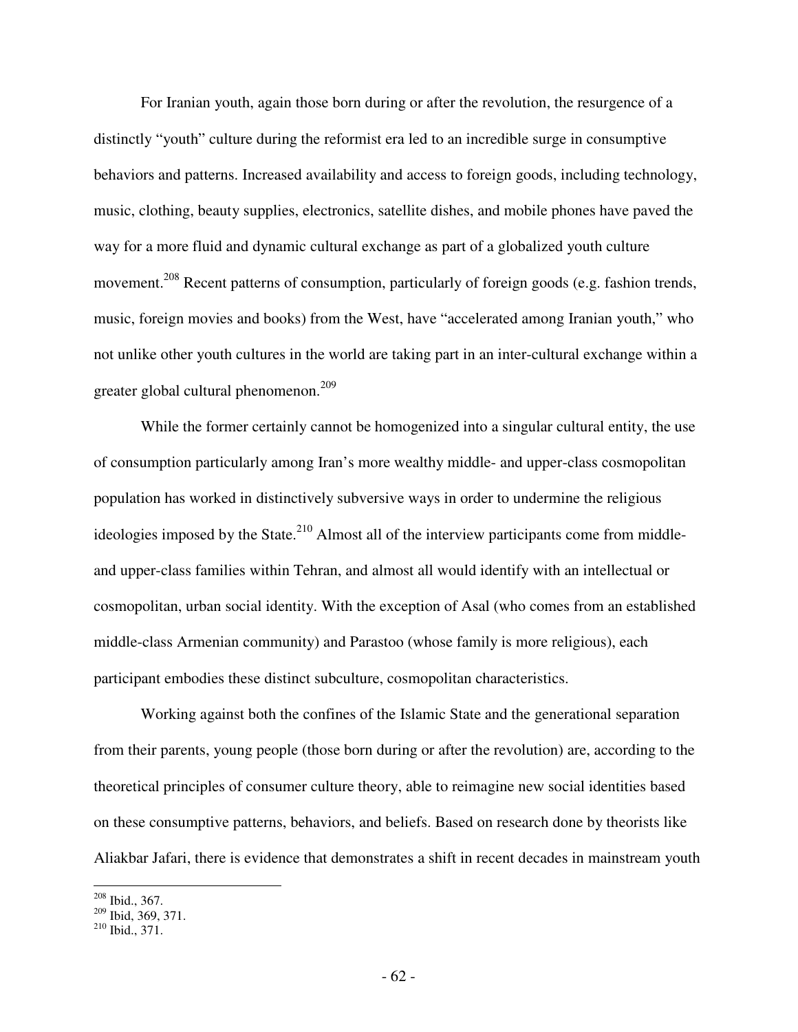For Iranian youth, again those born during or after the revolution, the resurgence of a distinctly "youth" culture during the reformist era led to an incredible surge in consumptive behaviors and patterns. Increased availability and access to foreign goods, including technology, music, clothing, beauty supplies, electronics, satellite dishes, and mobile phones have paved the way for a more fluid and dynamic cultural exchange as part of a globalized youth culture movement.[208] Recent patterns of consumption, particularly of foreign goods (e.g. fashion trends, music, foreign movies and books) from the West, have "accelerated among Iranian youth," who not unlike other youth cultures in the world are taking part in an inter-cultural exchange within a greater global cultural phenomenon.[209]

While the former certainly cannot be homogenized into a singular cultural entity, the use of consumption particularly among Iran's more wealthy middle- and upper-class cosmopolitan population has worked in distinctively subversive ways in order to undermine the religious ideologies imposed by the State.[210] Almost all of the interview participants come from middle- and upper-class families within Tehran, and almost all would identify with an intellectual or cosmopolitan, urban social identity. With the exception of Asal (who comes from an established middle-class Armenian community) and Parastoo (whose family is more religious), each participant embodies these distinct subculture, cosmopolitan characteristics.

Working against both the confines of the Islamic State and the generational separation from their parents, young people (those born during or after the revolution) are, according to the theoretical principles of consumer culture theory, able to reimagine new social identities based on these consumptive patterns, behaviors, and beliefs. Based on research done by theorists like Aliakbar Jafari, there is evidence that demonstrates a shift in recent decades in mainstream youth

---

[208] Ibid., 367.
[209] Ibid, 369, 371.
[210] Ibid., 371.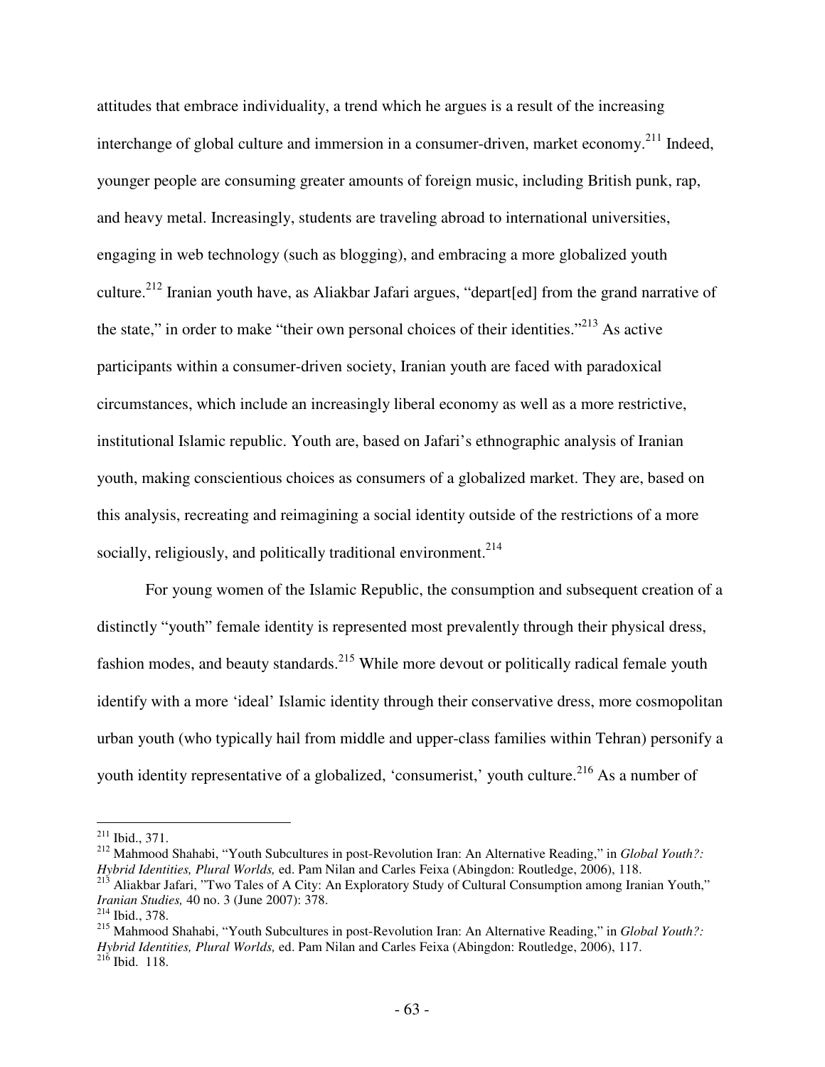attitudes that embrace individuality, a trend which he argues is a result of the increasing interchange of global culture and immersion in a consumer-driven, market economy.[211] Indeed, younger people are consuming greater amounts of foreign music, including British punk, rap, and heavy metal. Increasingly, students are traveling abroad to international universities, engaging in web technology (such as blogging), and embracing a more globalized youth culture.[212] Iranian youth have, as Aliakbar Jafari argues, "depart[ed] from the grand narrative of the state," in order to make "their own personal choices of their identities."[213] As active participants within a consumer-driven society, Iranian youth are faced with paradoxical circumstances, which include an increasingly liberal economy as well as a more restrictive, institutional Islamic republic. Youth are, based on Jafari's ethnographic analysis of Iranian youth, making conscientious choices as consumers of a globalized market. They are, based on this analysis, recreating and reimagining a social identity outside of the restrictions of a more socially, religiously, and politically traditional environment.[214]

For young women of the Islamic Republic, the consumption and subsequent creation of a distinctly "youth" female identity is represented most prevalently through their physical dress, fashion modes, and beauty standards.[215] While more devout or politically radical female youth identify with a more 'ideal' Islamic identity through their conservative dress, more cosmopolitan urban youth (who typically hail from middle and upper-class families within Tehran) personify a youth identity representative of a globalized, 'consumerist,' youth culture.[216] As a number of

---

[211] Ibid., 371.

[212] Mahmood Shahabi, "Youth Subcultures in post-Revolution Iran: An Alternative Reading," in *Global Youth?: Hybrid Identities, Plural Worlds,* ed. Pam Nilan and Carles Feixa (Abingdon: Routledge, 2006), 118.

[213] Aliakbar Jafari, "Two Tales of A City: An Exploratory Study of Cultural Consumption among Iranian Youth," *Iranian Studies,* 40 no. 3 (June 2007): 378.

[214] Ibid., 378.

[215] Mahmood Shahabi, "Youth Subcultures in post-Revolution Iran: An Alternative Reading," in *Global Youth?: Hybrid Identities, Plural Worlds,* ed. Pam Nilan and Carles Feixa (Abingdon: Routledge, 2006), 117.

[216] Ibid. 118.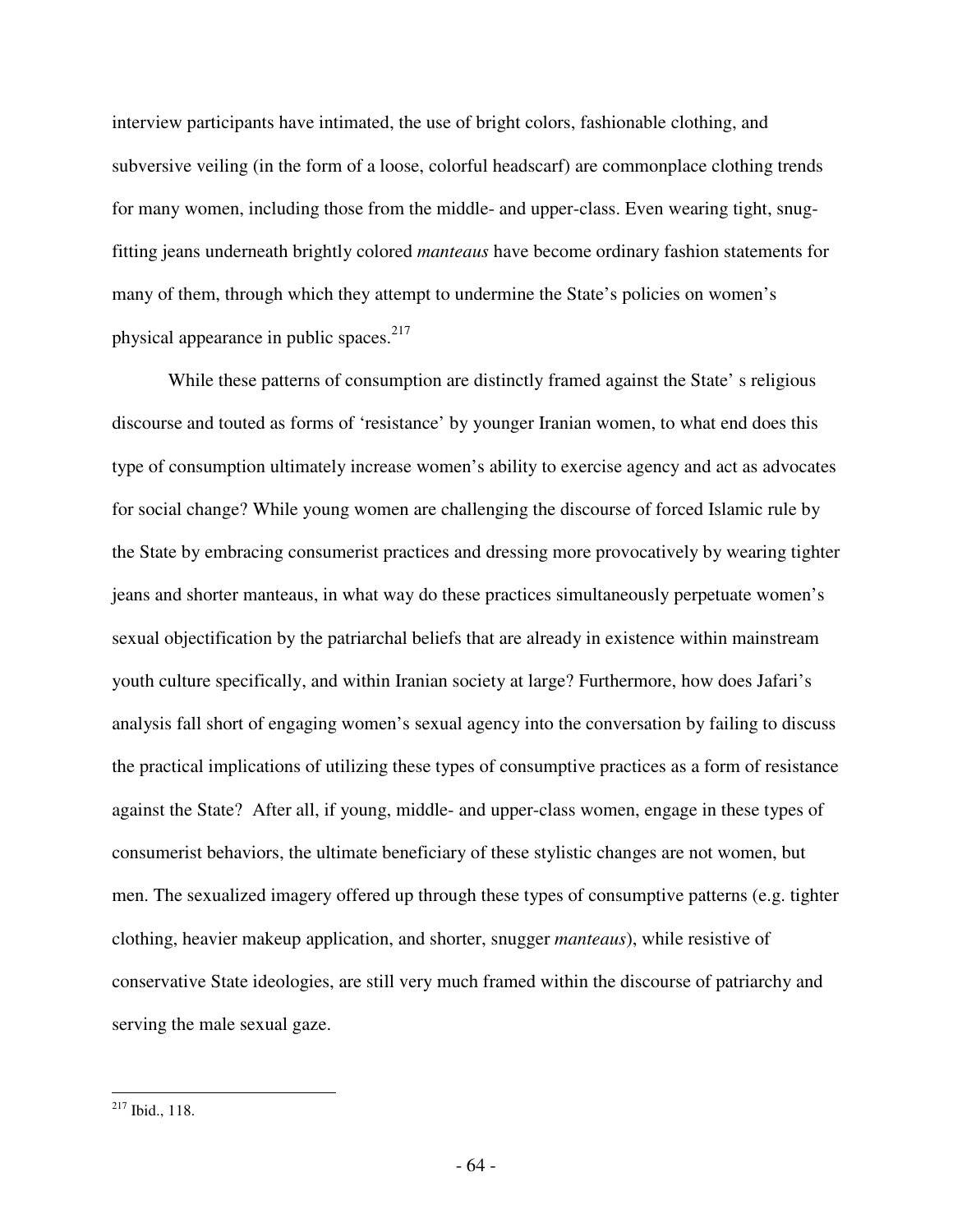interview participants have intimated, the use of bright colors, fashionable clothing, and subversive veiling (in the form of a loose, colorful headscarf) are commonplace clothing trends for many women, including those from the middle- and upper-class. Even wearing tight, snug-fitting jeans underneath brightly colored *manteaus* have become ordinary fashion statements for many of them, through which they attempt to undermine the State's policies on women's physical appearance in public spaces.[217]

While these patterns of consumption are distinctly framed against the State' s religious discourse and touted as forms of 'resistance' by younger Iranian women, to what end does this type of consumption ultimately increase women's ability to exercise agency and act as advocates for social change? While young women are challenging the discourse of forced Islamic rule by the State by embracing consumerist practices and dressing more provocatively by wearing tighter jeans and shorter manteaus, in what way do these practices simultaneously perpetuate women's sexual objectification by the patriarchal beliefs that are already in existence within mainstream youth culture specifically, and within Iranian society at large? Furthermore, how does Jafari's analysis fall short of engaging women's sexual agency into the conversation by failing to discuss the practical implications of utilizing these types of consumptive practices as a form of resistance against the State? After all, if young, middle- and upper-class women, engage in these types of consumerist behaviors, the ultimate beneficiary of these stylistic changes are not women, but men. The sexualized imagery offered up through these types of consumptive patterns (e.g. tighter clothing, heavier makeup application, and shorter, snugger *manteaus*), while resistive of conservative State ideologies, are still very much framed within the discourse of patriarchy and serving the male sexual gaze.

[217] Ibid., 118.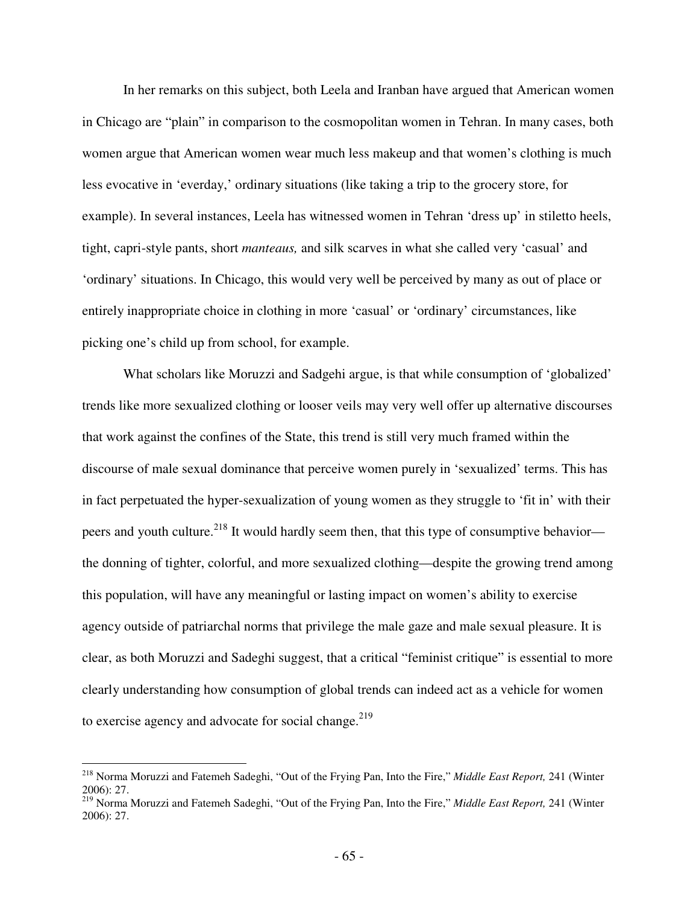In her remarks on this subject, both Leela and Iranban have argued that American women in Chicago are "plain" in comparison to the cosmopolitan women in Tehran. In many cases, both women argue that American women wear much less makeup and that women's clothing is much less evocative in 'everday,' ordinary situations (like taking a trip to the grocery store, for example). In several instances, Leela has witnessed women in Tehran 'dress up' in stiletto heels, tight, capri-style pants, short *manteaus,* and silk scarves in what she called very 'casual' and 'ordinary' situations. In Chicago, this would very well be perceived by many as out of place or entirely inappropriate choice in clothing in more 'casual' or 'ordinary' circumstances, like picking one's child up from school, for example.

What scholars like Moruzzi and Sadgehi argue, is that while consumption of 'globalized' trends like more sexualized clothing or looser veils may very well offer up alternative discourses that work against the confines of the State, this trend is still very much framed within the discourse of male sexual dominance that perceive women purely in 'sexualized' terms. This has in fact perpetuated the hyper-sexualization of young women as they struggle to 'fit in' with their peers and youth culture.[218] It would hardly seem then, that this type of consumptive behavior—the donning of tighter, colorful, and more sexualized clothing—despite the growing trend among this population, will have any meaningful or lasting impact on women's ability to exercise agency outside of patriarchal norms that privilege the male gaze and male sexual pleasure. It is clear, as both Moruzzi and Sadeghi suggest, that a critical "feminist critique" is essential to more clearly understanding how consumption of global trends can indeed act as a vehicle for women to exercise agency and advocate for social change.[219]

---

[218] Norma Moruzzi and Fatemeh Sadeghi, "Out of the Frying Pan, Into the Fire," *Middle East Report,* 241 (Winter 2006): 27.

[219] Norma Moruzzi and Fatemeh Sadeghi, "Out of the Frying Pan, Into the Fire," *Middle East Report,* 241 (Winter 2006): 27.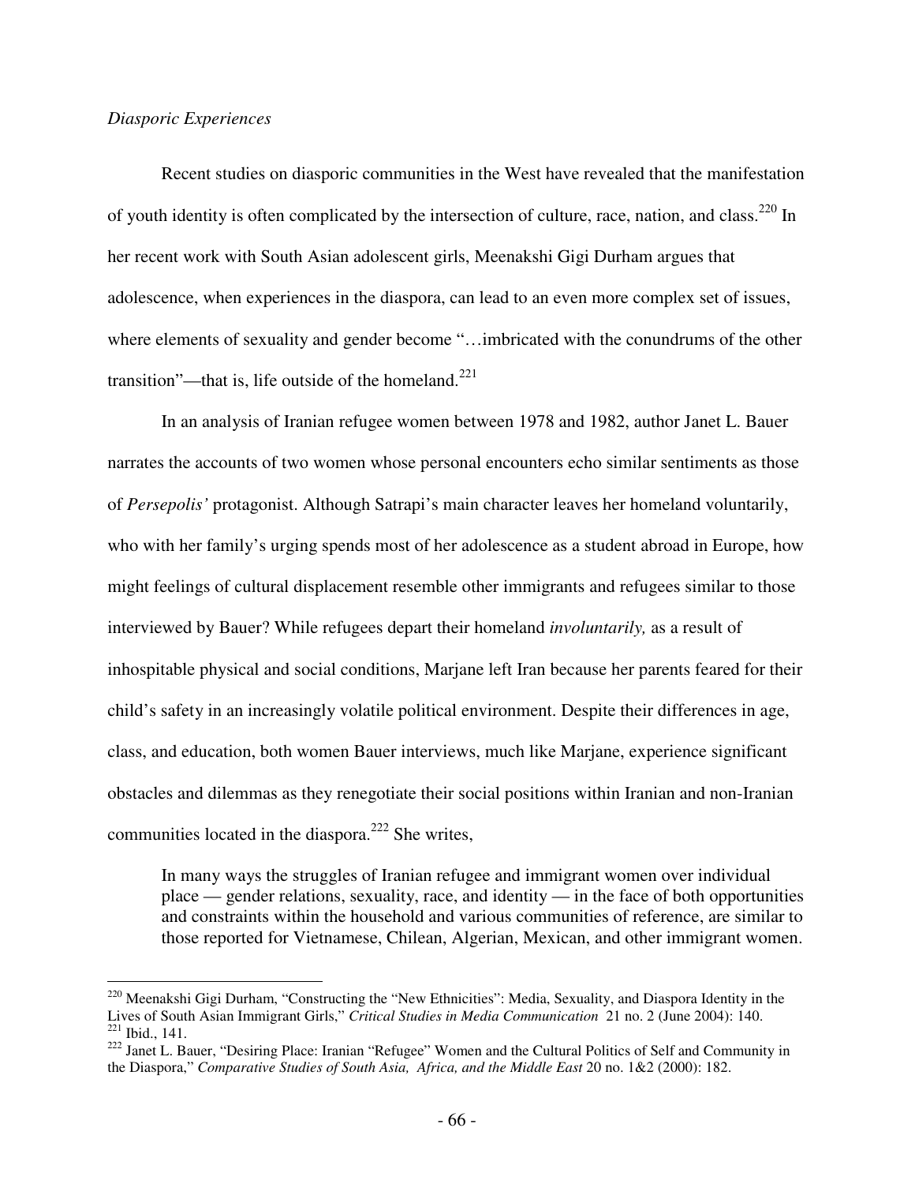*Diasporic Experiences*

Recent studies on diasporic communities in the West have revealed that the manifestation of youth identity is often complicated by the intersection of culture, race, nation, and class.[220] In her recent work with South Asian adolescent girls, Meenakshi Gigi Durham argues that adolescence, when experiences in the diaspora, can lead to an even more complex set of issues, where elements of sexuality and gender become "…imbricated with the conundrums of the other transition"—that is, life outside of the homeland.[221]

In an analysis of Iranian refugee women between 1978 and 1982, author Janet L. Bauer narrates the accounts of two women whose personal encounters echo similar sentiments as those of *Persepolis'* protagonist. Although Satrapi's main character leaves her homeland voluntarily, who with her family's urging spends most of her adolescence as a student abroad in Europe, how might feelings of cultural displacement resemble other immigrants and refugees similar to those interviewed by Bauer? While refugees depart their homeland *involuntarily,* as a result of inhospitable physical and social conditions, Marjane left Iran because her parents feared for their child's safety in an increasingly volatile political environment. Despite their differences in age, class, and education, both women Bauer interviews, much like Marjane, experience significant obstacles and dilemmas as they renegotiate their social positions within Iranian and non-Iranian communities located in the diaspora.[222] She writes,

> In many ways the struggles of Iranian refugee and immigrant women over individual place — gender relations, sexuality, race, and identity — in the face of both opportunities and constraints within the household and various communities of reference, are similar to those reported for Vietnamese, Chilean, Algerian, Mexican, and other immigrant women.

---

[220] Meenakshi Gigi Durham, "Constructing the "New Ethnicities": Media, Sexuality, and Diaspora Identity in the Lives of South Asian Immigrant Girls," *Critical Studies in Media Communication* 21 no. 2 (June 2004): 140.

[221] Ibid., 141.

[222] Janet L. Bauer, "Desiring Place: Iranian "Refugee" Women and the Cultural Politics of Self and Community in the Diaspora," *Comparative Studies of South Asia, Africa, and the Middle East* 20 no. 1&2 (2000): 182.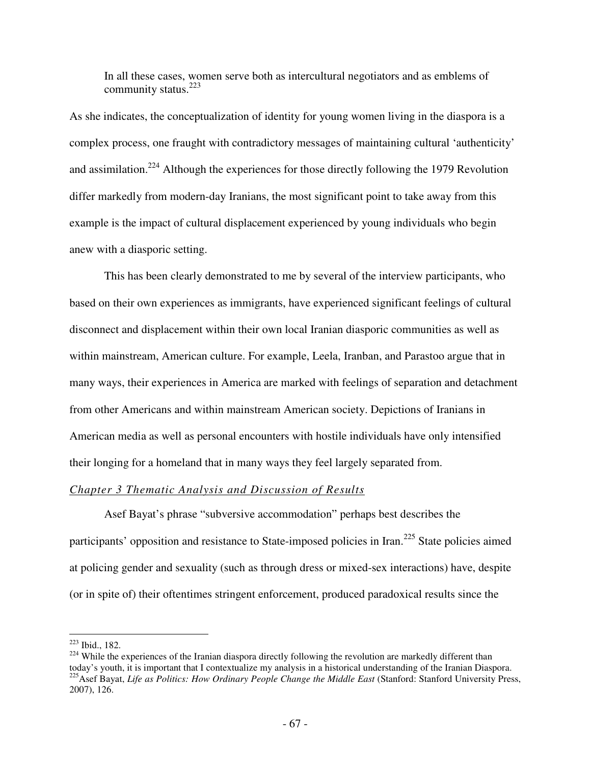In all these cases, women serve both as intercultural negotiators and as emblems of community status.[223]

As she indicates, the conceptualization of identity for young women living in the diaspora is a complex process, one fraught with contradictory messages of maintaining cultural 'authenticity' and assimilation.[224] Although the experiences for those directly following the 1979 Revolution differ markedly from modern-day Iranians, the most significant point to take away from this example is the impact of cultural displacement experienced by young individuals who begin anew with a diasporic setting.

This has been clearly demonstrated to me by several of the interview participants, who based on their own experiences as immigrants, have experienced significant feelings of cultural disconnect and displacement within their own local Iranian diasporic communities as well as within mainstream, American culture. For example, Leela, Iranban, and Parastoo argue that in many ways, their experiences in America are marked with feelings of separation and detachment from other Americans and within mainstream American society. Depictions of Iranians in American media as well as personal encounters with hostile individuals have only intensified their longing for a homeland that in many ways they feel largely separated from.

## *Chapter 3 Thematic Analysis and Discussion of Results*

Asef Bayat's phrase "subversive accommodation" perhaps best describes the participants' opposition and resistance to State-imposed policies in Iran.[225] State policies aimed at policing gender and sexuality (such as through dress or mixed-sex interactions) have, despite (or in spite of) their oftentimes stringent enforcement, produced paradoxical results since the

---

[223] Ibid., 182.

[224] While the experiences of the Iranian diaspora directly following the revolution are markedly different than today's youth, it is important that I contextualize my analysis in a historical understanding of the Iranian Diaspora.

[225] Asef Bayat, *Life as Politics: How Ordinary People Change the Middle East* (Stanford: Stanford University Press, 2007), 126.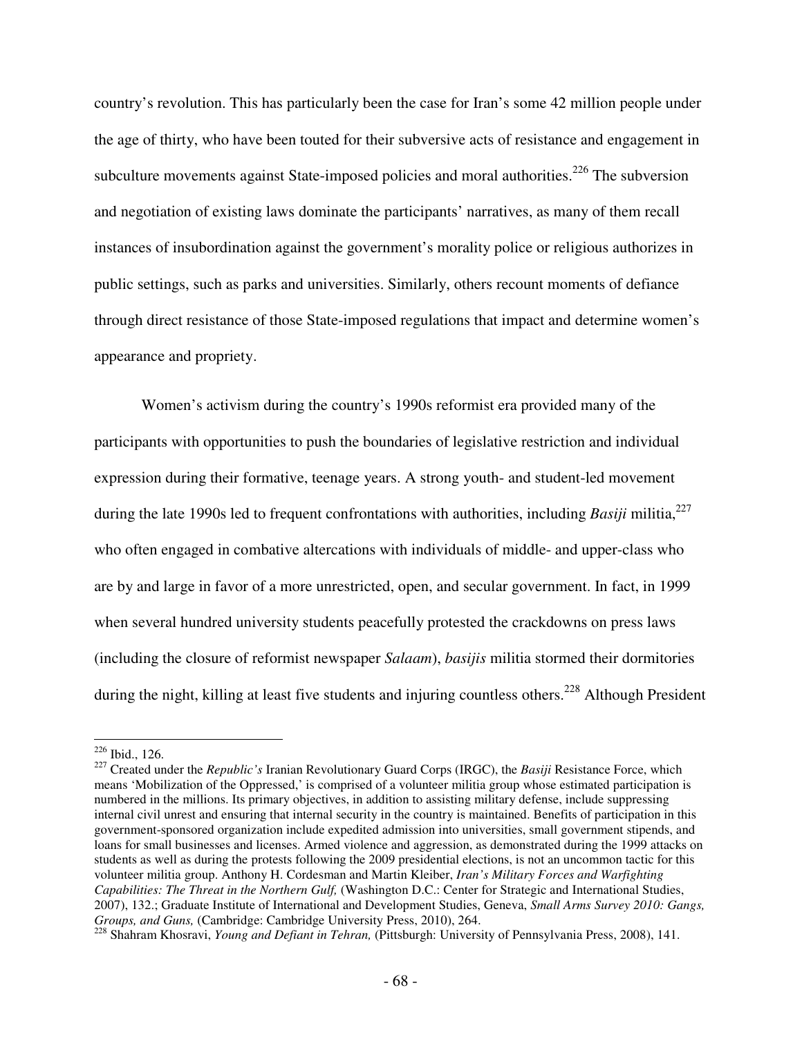country's revolution. This has particularly been the case for Iran's some 42 million people under the age of thirty, who have been touted for their subversive acts of resistance and engagement in subculture movements against State-imposed policies and moral authorities.[226] The subversion and negotiation of existing laws dominate the participants' narratives, as many of them recall instances of insubordination against the government's morality police or religious authorizes in public settings, such as parks and universities. Similarly, others recount moments of defiance through direct resistance of those State-imposed regulations that impact and determine women's appearance and propriety.

Women's activism during the country's 1990s reformist era provided many of the participants with opportunities to push the boundaries of legislative restriction and individual expression during their formative, teenage years. A strong youth- and student-led movement during the late 1990s led to frequent confrontations with authorities, including *Basiji* militia,[227] who often engaged in combative altercations with individuals of middle- and upper-class who are by and large in favor of a more unrestricted, open, and secular government. In fact, in 1999 when several hundred university students peacefully protested the crackdowns on press laws (including the closure of reformist newspaper *Salaam*), *basijis* militia stormed their dormitories during the night, killing at least five students and injuring countless others.[228] Although President

---

[226] Ibid., 126.

[227] Created under the *Republic's* Iranian Revolutionary Guard Corps (IRGC), the *Basiji* Resistance Force, which means 'Mobilization of the Oppressed,' is comprised of a volunteer militia group whose estimated participation is numbered in the millions. Its primary objectives, in addition to assisting military defense, include suppressing internal civil unrest and ensuring that internal security in the country is maintained. Benefits of participation in this government-sponsored organization include expedited admission into universities, small government stipends, and loans for small businesses and licenses. Armed violence and aggression, as demonstrated during the 1999 attacks on students as well as during the protests following the 2009 presidential elections, is not an uncommon tactic for this volunteer militia group. Anthony H. Cordesman and Martin Kleiber, *Iran's Military Forces and Warfighting Capabilities: The Threat in the Northern Gulf,* (Washington D.C.: Center for Strategic and International Studies, 2007), 132.; Graduate Institute of International and Development Studies, Geneva, *Small Arms Survey 2010: Gangs, Groups, and Guns,* (Cambridge: Cambridge University Press, 2010), 264.

[228] Shahram Khosravi, *Young and Defiant in Tehran,* (Pittsburgh: University of Pennsylvania Press, 2008), 141.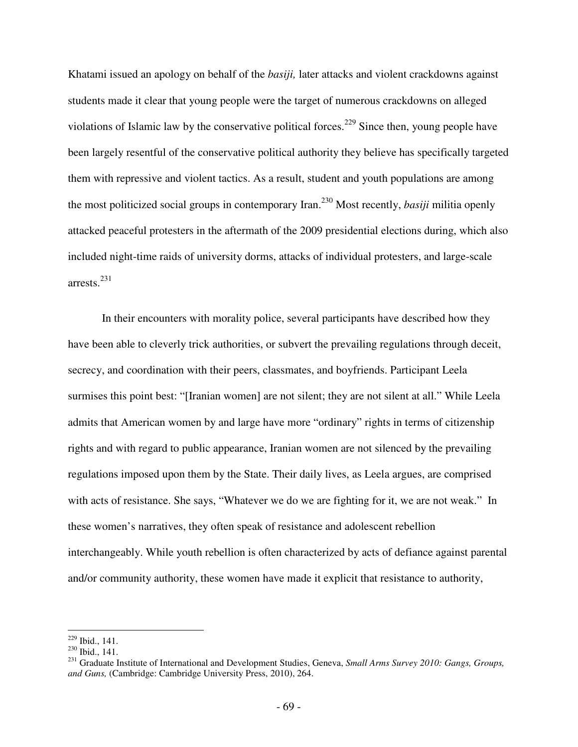Khatami issued an apology on behalf of the *basiji,* later attacks and violent crackdowns against students made it clear that young people were the target of numerous crackdowns on alleged violations of Islamic law by the conservative political forces.[229] Since then, young people have been largely resentful of the conservative political authority they believe has specifically targeted them with repressive and violent tactics. As a result, student and youth populations are among the most politicized social groups in contemporary Iran.[230] Most recently, *basiji* militia openly attacked peaceful protesters in the aftermath of the 2009 presidential elections during, which also included night-time raids of university dorms, attacks of individual protesters, and large-scale arrests.[231]

In their encounters with morality police, several participants have described how they have been able to cleverly trick authorities, or subvert the prevailing regulations through deceit, secrecy, and coordination with their peers, classmates, and boyfriends. Participant Leela surmises this point best: "[Iranian women] are not silent; they are not silent at all." While Leela admits that American women by and large have more "ordinary" rights in terms of citizenship rights and with regard to public appearance, Iranian women are not silenced by the prevailing regulations imposed upon them by the State. Their daily lives, as Leela argues, are comprised with acts of resistance. She says, "Whatever we do we are fighting for it, we are not weak." In these women's narratives, they often speak of resistance and adolescent rebellion interchangeably. While youth rebellion is often characterized by acts of defiance against parental and/or community authority, these women have made it explicit that resistance to authority,

---

[229] Ibid., 141.

[230] Ibid., 141.

[231] Graduate Institute of International and Development Studies, Geneva, *Small Arms Survey 2010: Gangs, Groups, and Guns,* (Cambridge: Cambridge University Press, 2010), 264.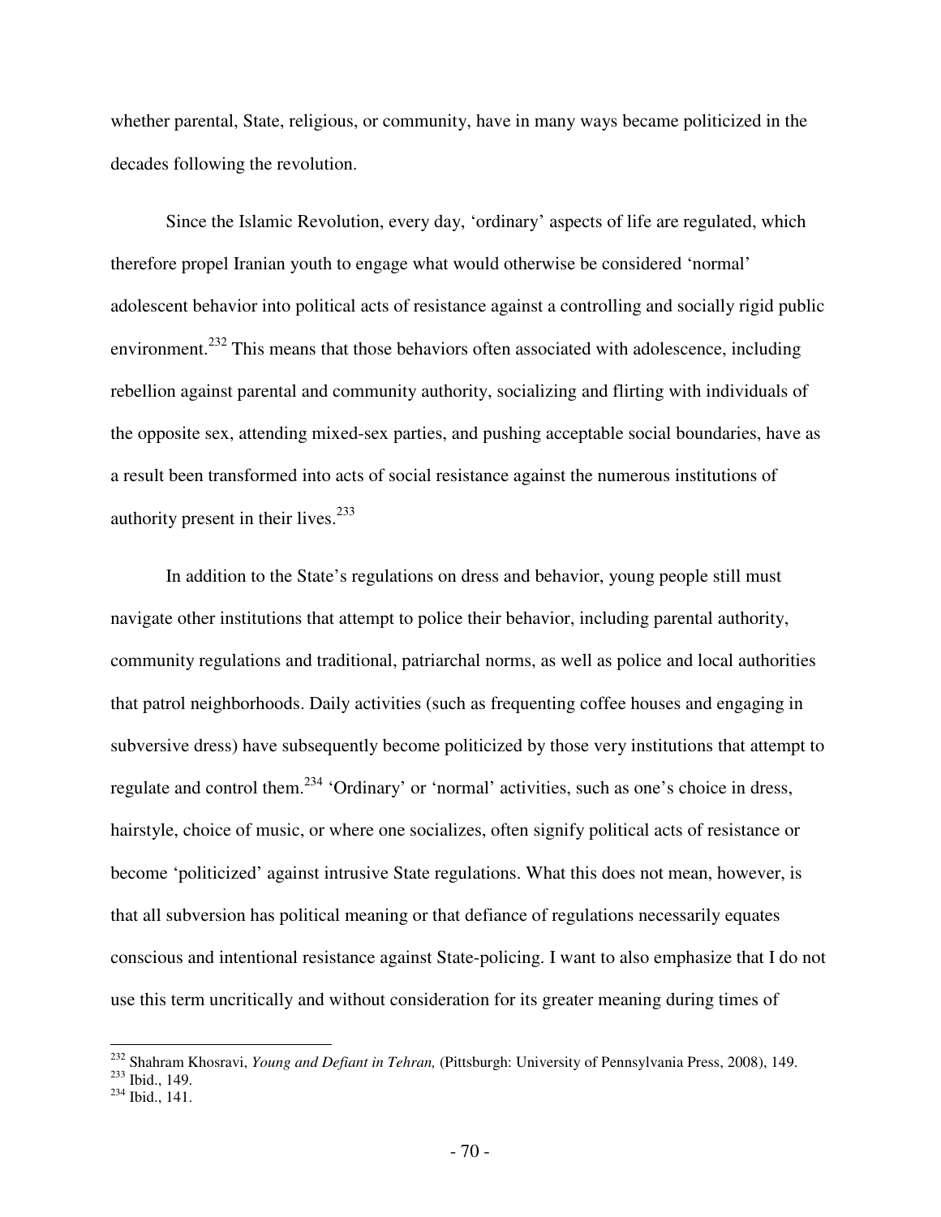whether parental, State, religious, or community, have in many ways became politicized in the decades following the revolution.

Since the Islamic Revolution, every day, 'ordinary' aspects of life are regulated, which therefore propel Iranian youth to engage what would otherwise be considered 'normal' adolescent behavior into political acts of resistance against a controlling and socially rigid public environment.[232] This means that those behaviors often associated with adolescence, including rebellion against parental and community authority, socializing and flirting with individuals of the opposite sex, attending mixed-sex parties, and pushing acceptable social boundaries, have as a result been transformed into acts of social resistance against the numerous institutions of authority present in their lives.[233]

In addition to the State's regulations on dress and behavior, young people still must navigate other institutions that attempt to police their behavior, including parental authority, community regulations and traditional, patriarchal norms, as well as police and local authorities that patrol neighborhoods. Daily activities (such as frequenting coffee houses and engaging in subversive dress) have subsequently become politicized by those very institutions that attempt to regulate and control them.[234] 'Ordinary' or 'normal' activities, such as one's choice in dress, hairstyle, choice of music, or where one socializes, often signify political acts of resistance or become 'politicized' against intrusive State regulations. What this does not mean, however, is that all subversion has political meaning or that defiance of regulations necessarily equates conscious and intentional resistance against State-policing. I want to also emphasize that I do not use this term uncritically and without consideration for its greater meaning during times of

---

[232] Shahram Khosravi, *Young and Defiant in Tehran,* (Pittsburgh: University of Pennsylvania Press, 2008), 149.
[233] Ibid., 149.
[234] Ibid., 141.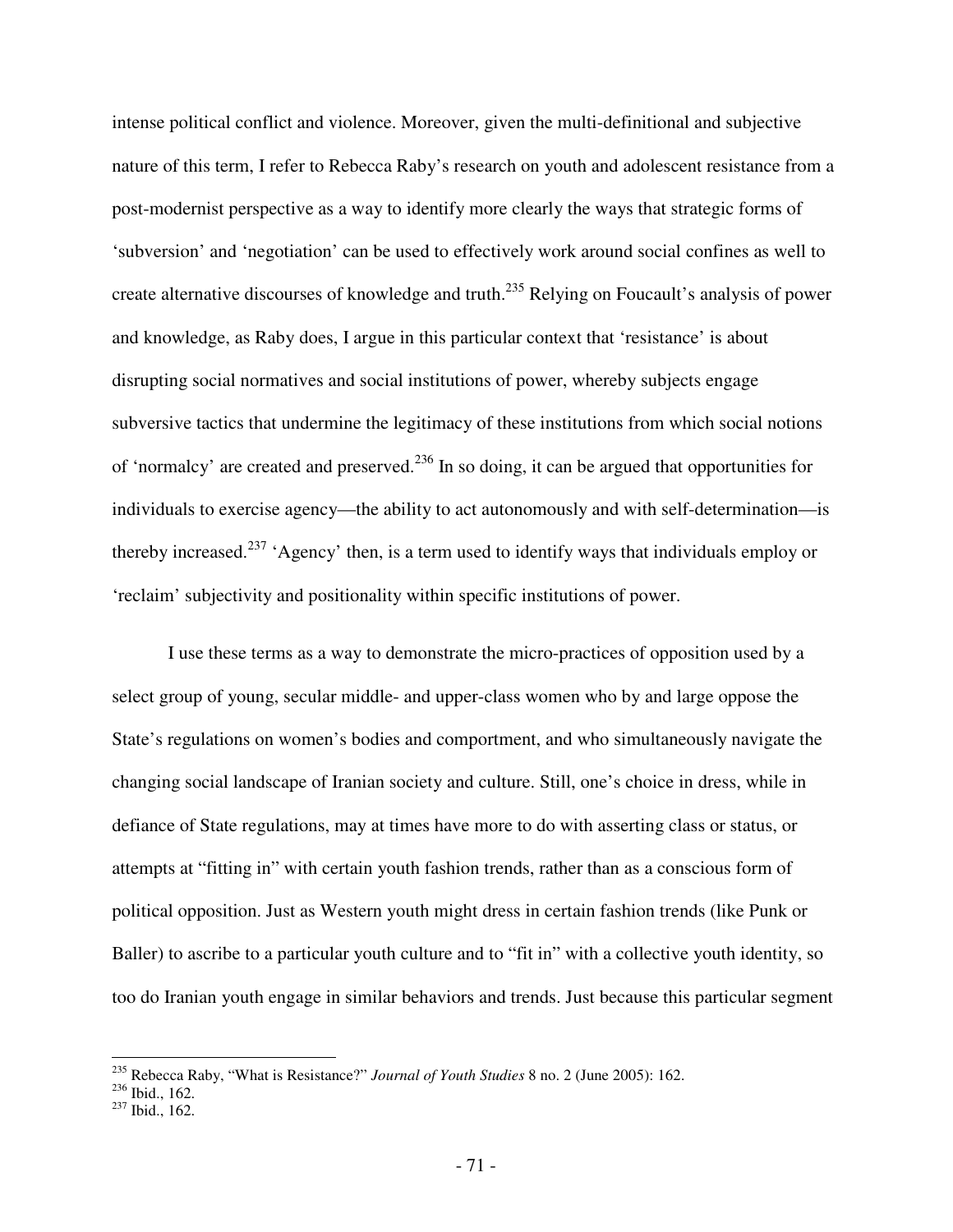intense political conflict and violence. Moreover, given the multi-definitional and subjective nature of this term, I refer to Rebecca Raby's research on youth and adolescent resistance from a post-modernist perspective as a way to identify more clearly the ways that strategic forms of 'subversion' and 'negotiation' can be used to effectively work around social confines as well to create alternative discourses of knowledge and truth.[235] Relying on Foucault's analysis of power and knowledge, as Raby does, I argue in this particular context that 'resistance' is about disrupting social normatives and social institutions of power, whereby subjects engage subversive tactics that undermine the legitimacy of these institutions from which social notions of 'normalcy' are created and preserved.[236] In so doing, it can be argued that opportunities for individuals to exercise agency—the ability to act autonomously and with self-determination—is thereby increased.[237] 'Agency' then, is a term used to identify ways that individuals employ or 'reclaim' subjectivity and positionality within specific institutions of power.

I use these terms as a way to demonstrate the micro-practices of opposition used by a select group of young, secular middle- and upper-class women who by and large oppose the State's regulations on women's bodies and comportment, and who simultaneously navigate the changing social landscape of Iranian society and culture. Still, one's choice in dress, while in defiance of State regulations, may at times have more to do with asserting class or status, or attempts at "fitting in" with certain youth fashion trends, rather than as a conscious form of political opposition. Just as Western youth might dress in certain fashion trends (like Punk or Baller) to ascribe to a particular youth culture and to "fit in" with a collective youth identity, so too do Iranian youth engage in similar behaviors and trends. Just because this particular segment

---

[235] Rebecca Raby, "What is Resistance?" *Journal of Youth Studies* 8 no. 2 (June 2005): 162.

[236] Ibid., 162.

[237] Ibid., 162.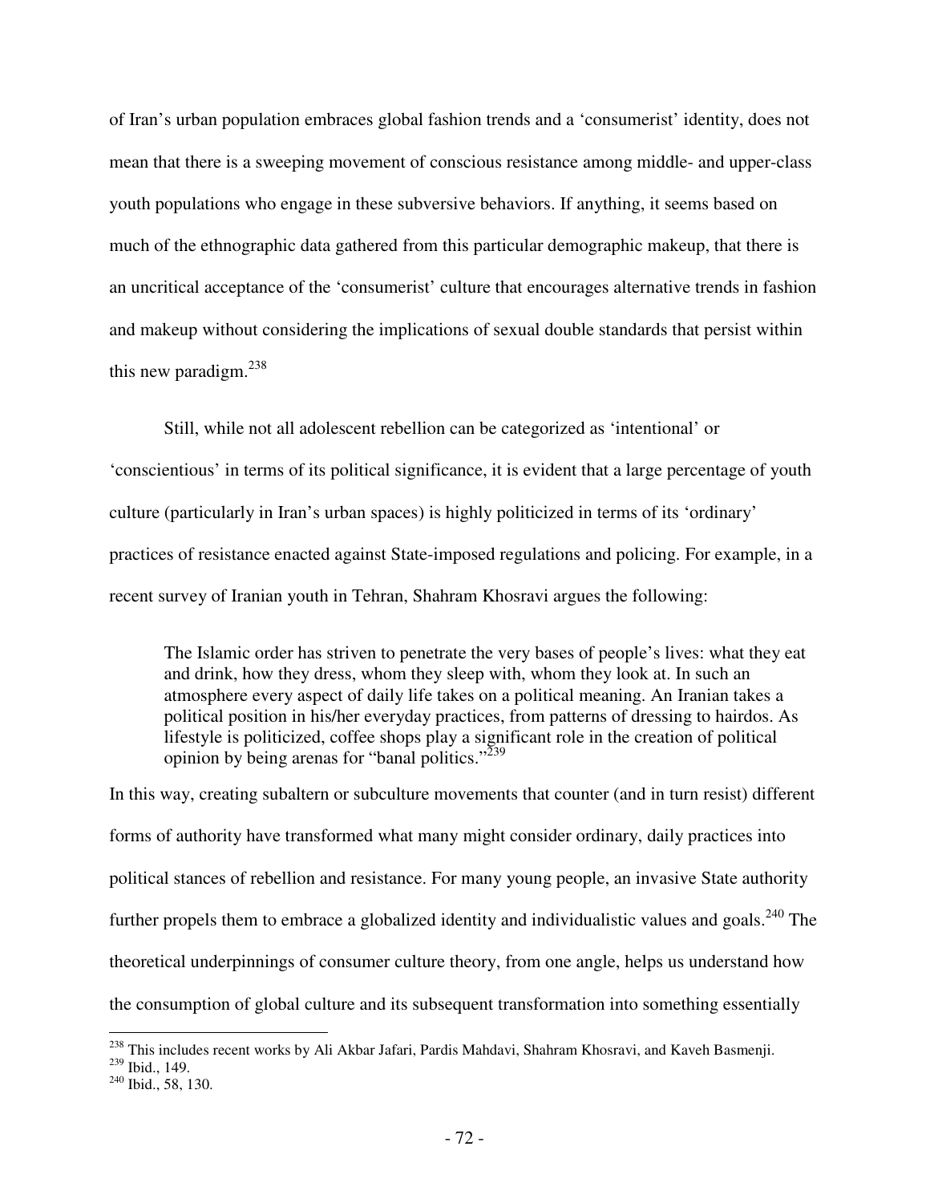of Iran's urban population embraces global fashion trends and a 'consumerist' identity, does not mean that there is a sweeping movement of conscious resistance among middle- and upper-class youth populations who engage in these subversive behaviors. If anything, it seems based on much of the ethnographic data gathered from this particular demographic makeup, that there is an uncritical acceptance of the 'consumerist' culture that encourages alternative trends in fashion and makeup without considering the implications of sexual double standards that persist within this new paradigm.[238]

Still, while not all adolescent rebellion can be categorized as 'intentional' or 'conscientious' in terms of its political significance, it is evident that a large percentage of youth culture (particularly in Iran's urban spaces) is highly politicized in terms of its 'ordinary' practices of resistance enacted against State-imposed regulations and policing. For example, in a recent survey of Iranian youth in Tehran, Shahram Khosravi argues the following:

> The Islamic order has striven to penetrate the very bases of people's lives: what they eat and drink, how they dress, whom they sleep with, whom they look at. In such an atmosphere every aspect of daily life takes on a political meaning. An Iranian takes a political position in his/her everyday practices, from patterns of dressing to hairdos. As lifestyle is politicized, coffee shops play a significant role in the creation of political opinion by being arenas for "banal politics."[239]

In this way, creating subaltern or subculture movements that counter (and in turn resist) different forms of authority have transformed what many might consider ordinary, daily practices into political stances of rebellion and resistance. For many young people, an invasive State authority further propels them to embrace a globalized identity and individualistic values and goals.[240] The theoretical underpinnings of consumer culture theory, from one angle, helps us understand how the consumption of global culture and its subsequent transformation into something essentially

---

[238] This includes recent works by Ali Akbar Jafari, Pardis Mahdavi, Shahram Khosravi, and Kaveh Basmenji.

[239] Ibid., 149.

[240] Ibid., 58, 130.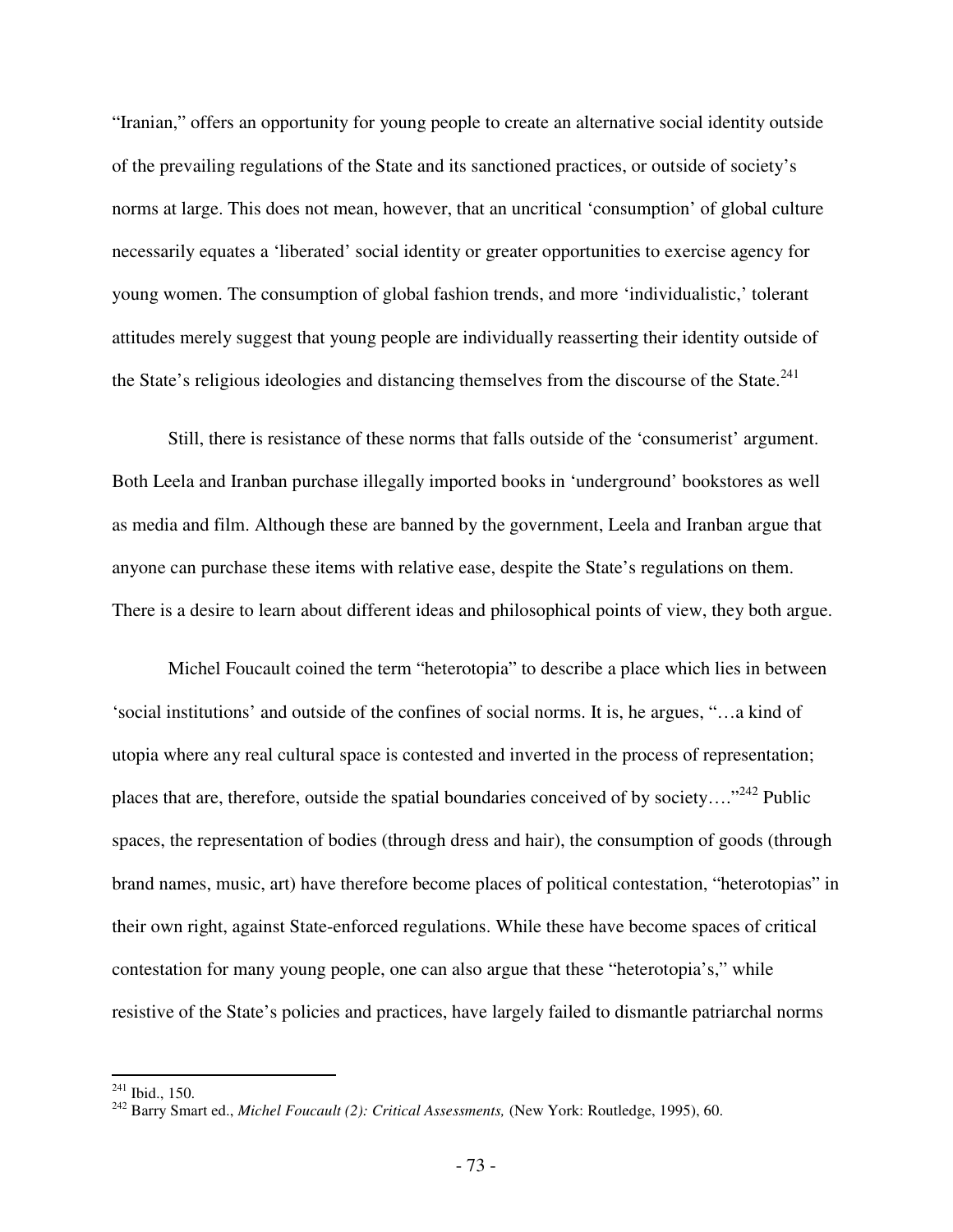"Iranian," offers an opportunity for young people to create an alternative social identity outside of the prevailing regulations of the State and its sanctioned practices, or outside of society's norms at large. This does not mean, however, that an uncritical 'consumption' of global culture necessarily equates a 'liberated' social identity or greater opportunities to exercise agency for young women. The consumption of global fashion trends, and more 'individualistic,' tolerant attitudes merely suggest that young people are individually reasserting their identity outside of the State's religious ideologies and distancing themselves from the discourse of the State.[241]

Still, there is resistance of these norms that falls outside of the 'consumerist' argument. Both Leela and Iranban purchase illegally imported books in 'underground' bookstores as well as media and film. Although these are banned by the government, Leela and Iranban argue that anyone can purchase these items with relative ease, despite the State's regulations on them. There is a desire to learn about different ideas and philosophical points of view, they both argue.

Michel Foucault coined the term "heterotopia" to describe a place which lies in between 'social institutions' and outside of the confines of social norms. It is, he argues, "…a kind of utopia where any real cultural space is contested and inverted in the process of representation; places that are, therefore, outside the spatial boundaries conceived of by society…."[242] Public spaces, the representation of bodies (through dress and hair), the consumption of goods (through brand names, music, art) have therefore become places of political contestation, "heterotopias" in their own right, against State-enforced regulations. While these have become spaces of critical contestation for many young people, one can also argue that these "heterotopia's," while resistive of the State's policies and practices, have largely failed to dismantle patriarchal norms

---

[241] Ibid., 150.

[242] Barry Smart ed., *Michel Foucault (2): Critical Assessments,* (New York: Routledge, 1995), 60.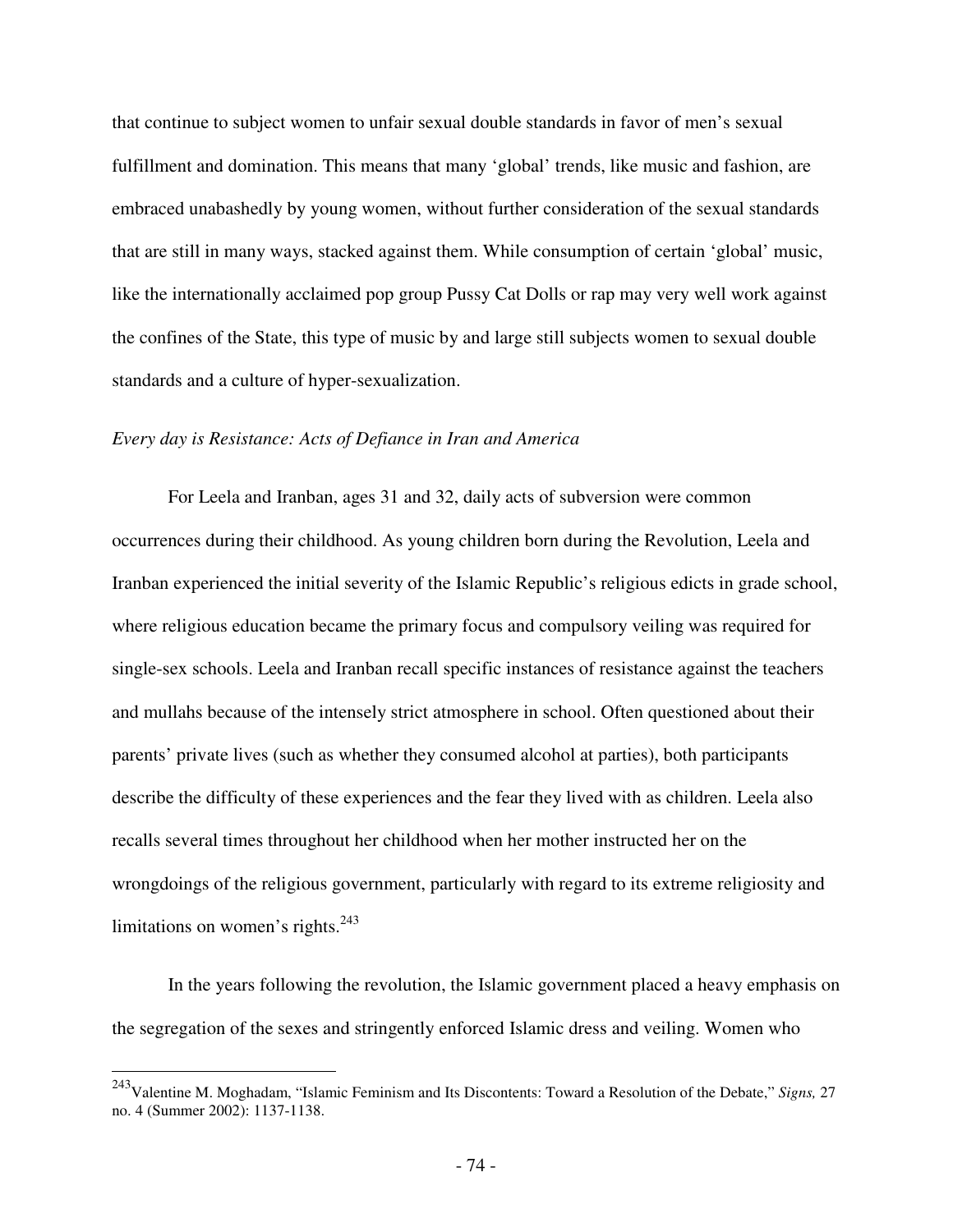that continue to subject women to unfair sexual double standards in favor of men's sexual fulfillment and domination. This means that many 'global' trends, like music and fashion, are embraced unabashedly by young women, without further consideration of the sexual standards that are still in many ways, stacked against them. While consumption of certain 'global' music, like the internationally acclaimed pop group Pussy Cat Dolls or rap may very well work against the confines of the State, this type of music by and large still subjects women to sexual double standards and a culture of hyper-sexualization.

*Every day is Resistance: Acts of Defiance in Iran and America*

For Leela and Iranban, ages 31 and 32, daily acts of subversion were common occurrences during their childhood. As young children born during the Revolution, Leela and Iranban experienced the initial severity of the Islamic Republic's religious edicts in grade school, where religious education became the primary focus and compulsory veiling was required for single-sex schools. Leela and Iranban recall specific instances of resistance against the teachers and mullahs because of the intensely strict atmosphere in school. Often questioned about their parents' private lives (such as whether they consumed alcohol at parties), both participants describe the difficulty of these experiences and the fear they lived with as children. Leela also recalls several times throughout her childhood when her mother instructed her on the wrongdoings of the religious government, particularly with regard to its extreme religiosity and limitations on women's rights.[243]

In the years following the revolution, the Islamic government placed a heavy emphasis on the segregation of the sexes and stringently enforced Islamic dress and veiling. Women who

---

[243] Valentine M. Moghadam, "Islamic Feminism and Its Discontents: Toward a Resolution of the Debate," *Signs,* 27 no. 4 (Summer 2002): 1137-1138.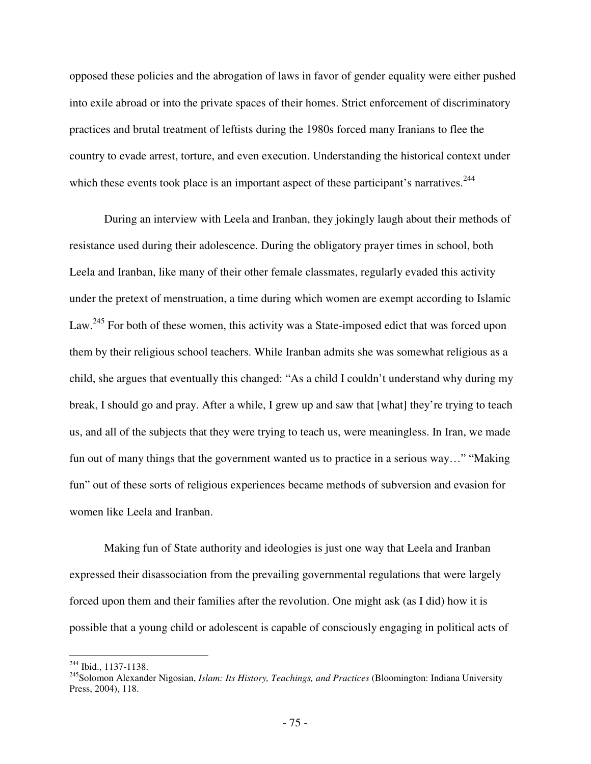opposed these policies and the abrogation of laws in favor of gender equality were either pushed into exile abroad or into the private spaces of their homes. Strict enforcement of discriminatory practices and brutal treatment of leftists during the 1980s forced many Iranians to flee the country to evade arrest, torture, and even execution. Understanding the historical context under which these events took place is an important aspect of these participant's narratives.[244]

During an interview with Leela and Iranban, they jokingly laugh about their methods of resistance used during their adolescence. During the obligatory prayer times in school, both Leela and Iranban, like many of their other female classmates, regularly evaded this activity under the pretext of menstruation, a time during which women are exempt according to Islamic Law.[245] For both of these women, this activity was a State-imposed edict that was forced upon them by their religious school teachers. While Iranban admits she was somewhat religious as a child, she argues that eventually this changed: "As a child I couldn't understand why during my break, I should go and pray. After a while, I grew up and saw that [what] they're trying to teach us, and all of the subjects that they were trying to teach us, were meaningless. In Iran, we made fun out of many things that the government wanted us to practice in a serious way…" "Making fun" out of these sorts of religious experiences became methods of subversion and evasion for women like Leela and Iranban.

Making fun of State authority and ideologies is just one way that Leela and Iranban expressed their disassociation from the prevailing governmental regulations that were largely forced upon them and their families after the revolution. One might ask (as I did) how it is possible that a young child or adolescent is capable of consciously engaging in political acts of

---

[244] Ibid., 1137-1138.

[245] Solomon Alexander Nigosian, *Islam: Its History, Teachings, and Practices* (Bloomington: Indiana University Press, 2004), 118.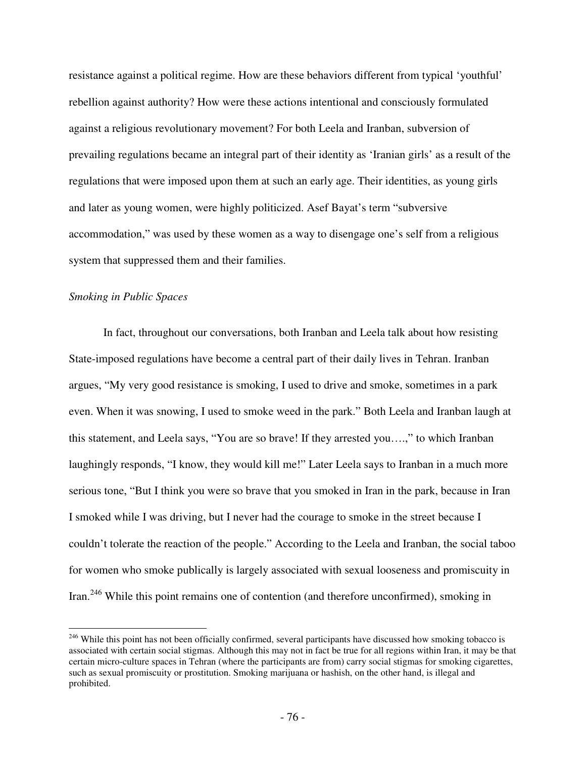resistance against a political regime. How are these behaviors different from typical 'youthful' rebellion against authority? How were these actions intentional and consciously formulated against a religious revolutionary movement? For both Leela and Iranban, subversion of prevailing regulations became an integral part of their identity as 'Iranian girls' as a result of the regulations that were imposed upon them at such an early age. Their identities, as young girls and later as young women, were highly politicized. Asef Bayat's term "subversive accommodation," was used by these women as a way to disengage one's self from a religious system that suppressed them and their families.

*Smoking in Public Spaces*

In fact, throughout our conversations, both Iranban and Leela talk about how resisting State-imposed regulations have become a central part of their daily lives in Tehran. Iranban argues, "My very good resistance is smoking, I used to drive and smoke, sometimes in a park even. When it was snowing, I used to smoke weed in the park." Both Leela and Iranban laugh at this statement, and Leela says, "You are so brave! If they arrested you….," to which Iranban laughingly responds, "I know, they would kill me!" Later Leela says to Iranban in a much more serious tone, "But I think you were so brave that you smoked in Iran in the park, because in Iran I smoked while I was driving, but I never had the courage to smoke in the street because I couldn't tolerate the reaction of the people." According to the Leela and Iranban, the social taboo for women who smoke publically is largely associated with sexual looseness and promiscuity in Iran.[246] While this point remains one of contention (and therefore unconfirmed), smoking in

[246] While this point has not been officially confirmed, several participants have discussed how smoking tobacco is associated with certain social stigmas. Although this may not in fact be true for all regions within Iran, it may be that certain micro-culture spaces in Tehran (where the participants are from) carry social stigmas for smoking cigarettes, such as sexual promiscuity or prostitution. Smoking marijuana or hashish, on the other hand, is illegal and prohibited.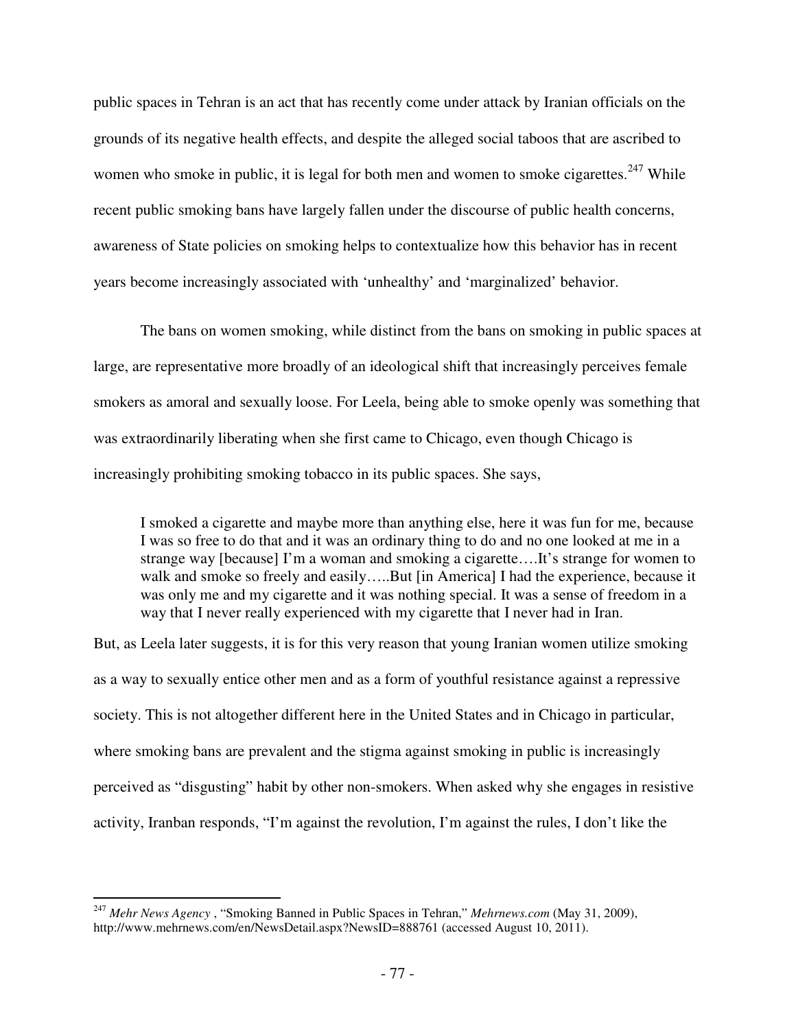public spaces in Tehran is an act that has recently come under attack by Iranian officials on the grounds of its negative health effects, and despite the alleged social taboos that are ascribed to women who smoke in public, it is legal for both men and women to smoke cigarettes.[247] While recent public smoking bans have largely fallen under the discourse of public health concerns, awareness of State policies on smoking helps to contextualize how this behavior has in recent years become increasingly associated with 'unhealthy' and 'marginalized' behavior.

The bans on women smoking, while distinct from the bans on smoking in public spaces at large, are representative more broadly of an ideological shift that increasingly perceives female smokers as amoral and sexually loose. For Leela, being able to smoke openly was something that was extraordinarily liberating when she first came to Chicago, even though Chicago is increasingly prohibiting smoking tobacco in its public spaces. She says,

> I smoked a cigarette and maybe more than anything else, here it was fun for me, because I was so free to do that and it was an ordinary thing to do and no one looked at me in a strange way [because] I'm a woman and smoking a cigarette….It's strange for women to walk and smoke so freely and easily…..But [in America] I had the experience, because it was only me and my cigarette and it was nothing special. It was a sense of freedom in a way that I never really experienced with my cigarette that I never had in Iran.

But, as Leela later suggests, it is for this very reason that young Iranian women utilize smoking as a way to sexually entice other men and as a form of youthful resistance against a repressive society. This is not altogether different here in the United States and in Chicago in particular, where smoking bans are prevalent and the stigma against smoking in public is increasingly perceived as "disgusting" habit by other non-smokers. When asked why she engages in resistive activity, Iranban responds, "I'm against the revolution, I'm against the rules, I don't like the

---

[247] *Mehr News Agency* , "Smoking Banned in Public Spaces in Tehran," *Mehrnews.com* (May 31, 2009), http://www.mehrnews.com/en/NewsDetail.aspx?NewsID=888761 (accessed August 10, 2011).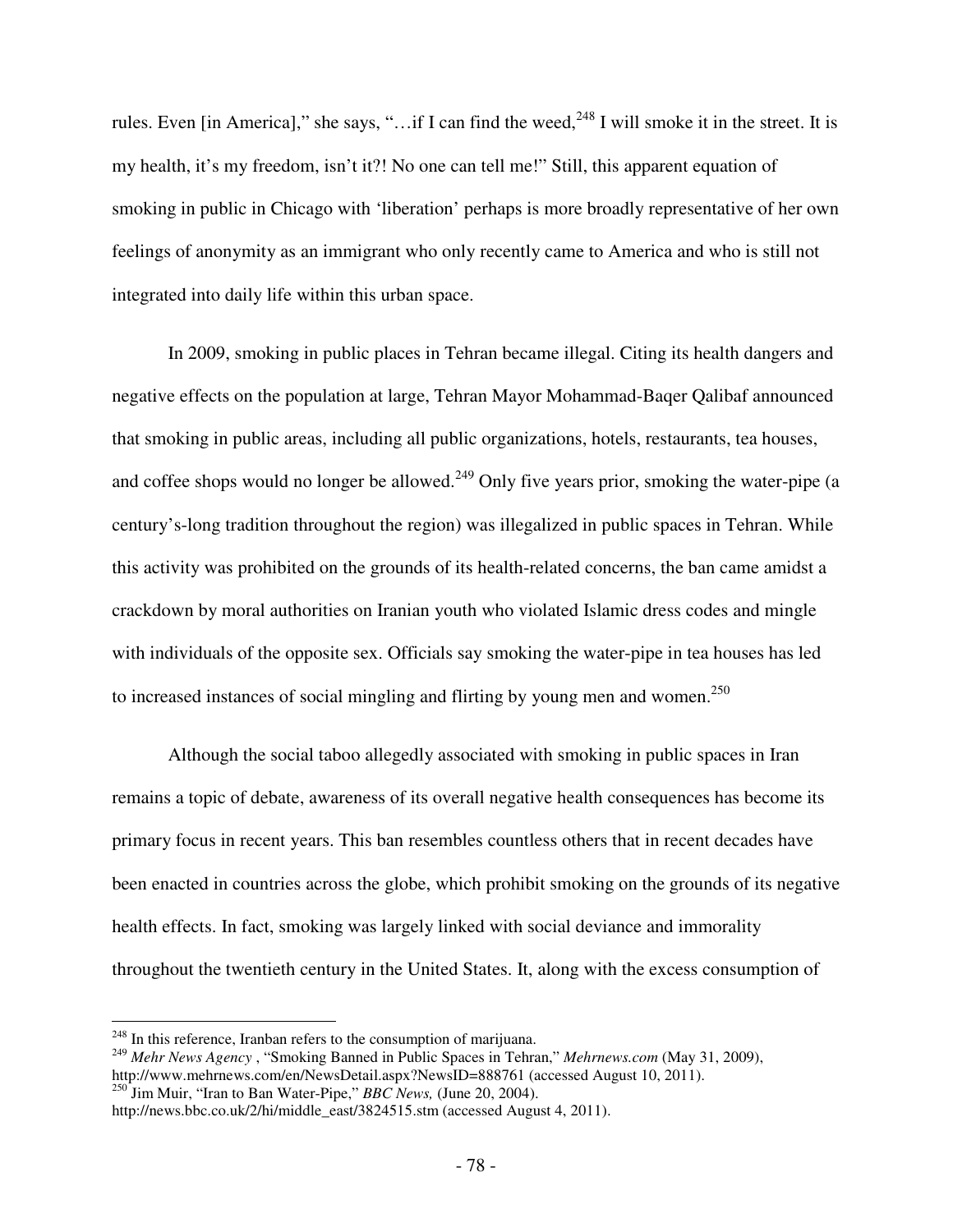rules. Even [in America]," she says, "…if I can find the weed,[248] I will smoke it in the street. It is my health, it's my freedom, isn't it?! No one can tell me!" Still, this apparent equation of smoking in public in Chicago with 'liberation' perhaps is more broadly representative of her own feelings of anonymity as an immigrant who only recently came to America and who is still not integrated into daily life within this urban space.

In 2009, smoking in public places in Tehran became illegal. Citing its health dangers and negative effects on the population at large, Tehran Mayor Mohammad-Baqer Qalibaf announced that smoking in public areas, including all public organizations, hotels, restaurants, tea houses, and coffee shops would no longer be allowed.[249] Only five years prior, smoking the water-pipe (a century's-long tradition throughout the region) was illegalized in public spaces in Tehran. While this activity was prohibited on the grounds of its health-related concerns, the ban came amidst a crackdown by moral authorities on Iranian youth who violated Islamic dress codes and mingle with individuals of the opposite sex. Officials say smoking the water-pipe in tea houses has led to increased instances of social mingling and flirting by young men and women.[250]

Although the social taboo allegedly associated with smoking in public spaces in Iran remains a topic of debate, awareness of its overall negative health consequences has become its primary focus in recent years. This ban resembles countless others that in recent decades have been enacted in countries across the globe, which prohibit smoking on the grounds of its negative health effects. In fact, smoking was largely linked with social deviance and immorality throughout the twentieth century in the United States. It, along with the excess consumption of

---

[248] In this reference, Iranban refers to the consumption of marijuana.

[249] *Mehr News Agency* , "Smoking Banned in Public Spaces in Tehran," *Mehrnews.com* (May 31, 2009), http://www.mehrnews.com/en/NewsDetail.aspx?NewsID=888761 (accessed August 10, 2011).

[250] Jim Muir, "Iran to Ban Water-Pipe," *BBC News,* (June 20, 2004). http://news.bbc.co.uk/2/hi/middle_east/3824515.stm (accessed August 4, 2011).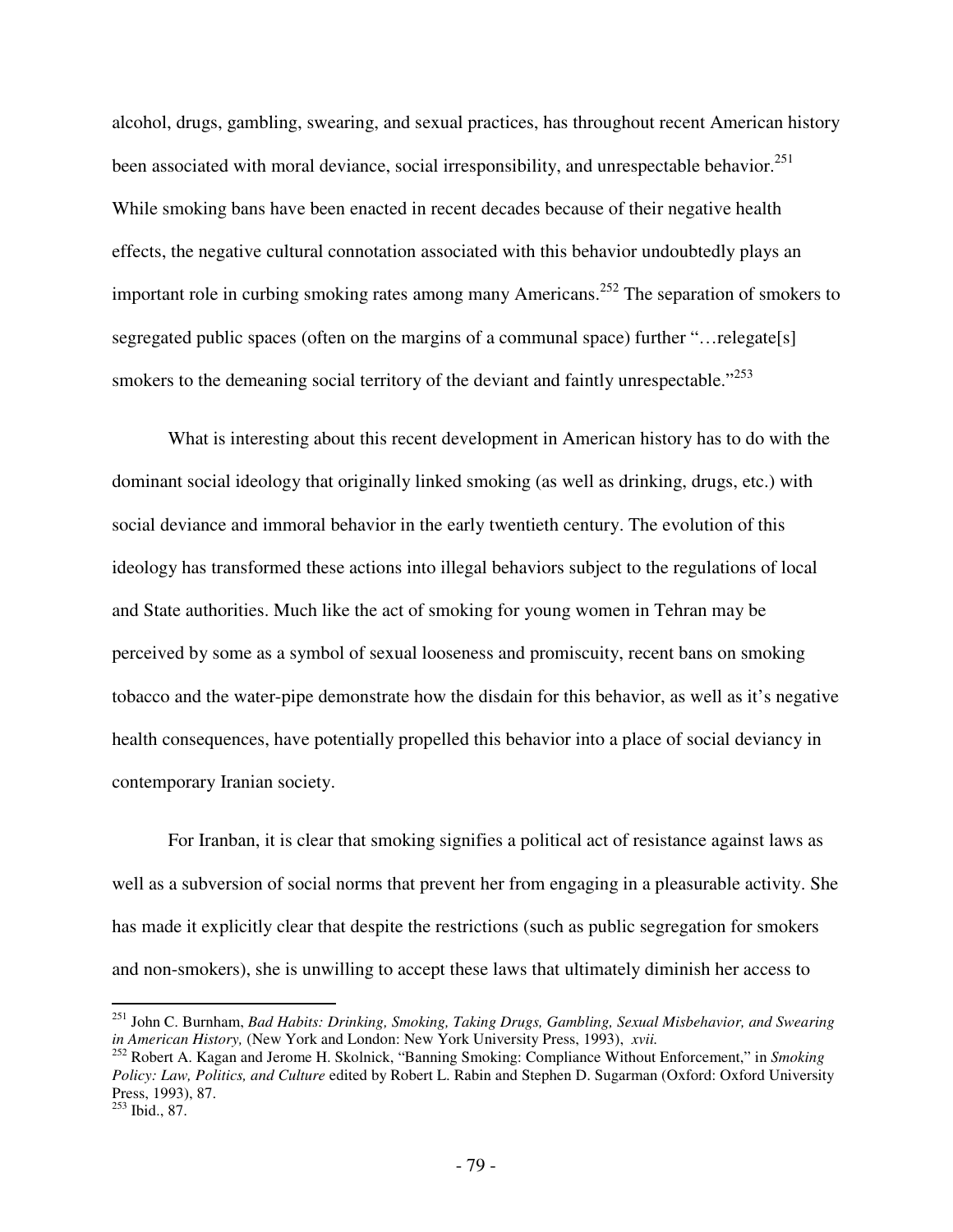alcohol, drugs, gambling, swearing, and sexual practices, has throughout recent American history been associated with moral deviance, social irresponsibility, and unrespectable behavior.[251] While smoking bans have been enacted in recent decades because of their negative health effects, the negative cultural connotation associated with this behavior undoubtedly plays an important role in curbing smoking rates among many Americans.[252] The separation of smokers to segregated public spaces (often on the margins of a communal space) further "…relegate[s] smokers to the demeaning social territory of the deviant and faintly unrespectable."[253]

What is interesting about this recent development in American history has to do with the dominant social ideology that originally linked smoking (as well as drinking, drugs, etc.) with social deviance and immoral behavior in the early twentieth century. The evolution of this ideology has transformed these actions into illegal behaviors subject to the regulations of local and State authorities. Much like the act of smoking for young women in Tehran may be perceived by some as a symbol of sexual looseness and promiscuity, recent bans on smoking tobacco and the water-pipe demonstrate how the disdain for this behavior, as well as it's negative health consequences, have potentially propelled this behavior into a place of social deviancy in contemporary Iranian society.

For Iranban, it is clear that smoking signifies a political act of resistance against laws as well as a subversion of social norms that prevent her from engaging in a pleasurable activity. She has made it explicitly clear that despite the restrictions (such as public segregation for smokers and non-smokers), she is unwilling to accept these laws that ultimately diminish her access to

---

[251] John C. Burnham, *Bad Habits: Drinking, Smoking, Taking Drugs, Gambling, Sexual Misbehavior, and Swearing in American History,* (New York and London: New York University Press, 1993), *xvii.*

[252] Robert A. Kagan and Jerome H. Skolnick, "Banning Smoking: Compliance Without Enforcement," in *Smoking Policy: Law, Politics, and Culture* edited by Robert L. Rabin and Stephen D. Sugarman (Oxford: Oxford University Press, 1993), 87.

[253] Ibid., 87.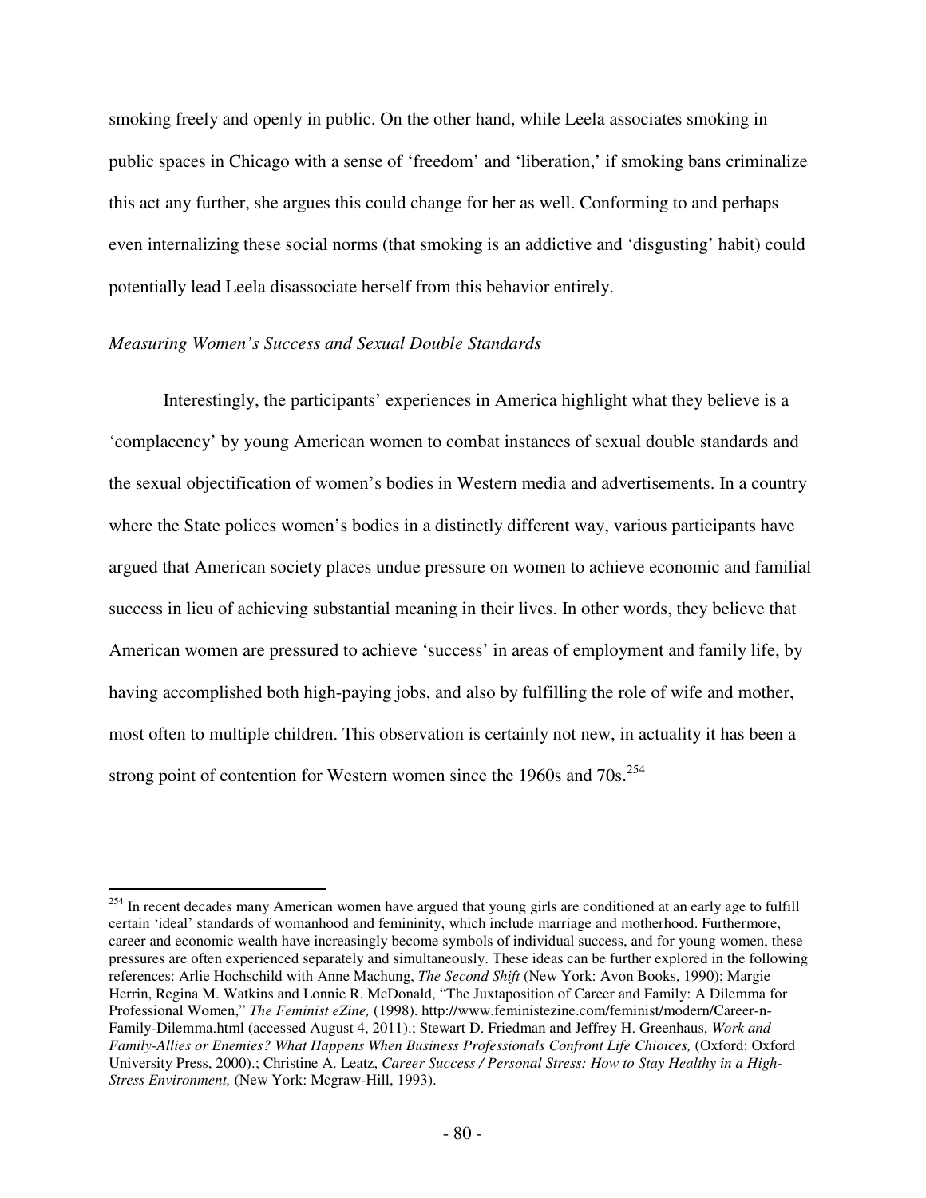smoking freely and openly in public. On the other hand, while Leela associates smoking in public spaces in Chicago with a sense of 'freedom' and 'liberation,' if smoking bans criminalize this act any further, she argues this could change for her as well. Conforming to and perhaps even internalizing these social norms (that smoking is an addictive and 'disgusting' habit) could potentially lead Leela disassociate herself from this behavior entirely.

*Measuring Women's Success and Sexual Double Standards*

Interestingly, the participants' experiences in America highlight what they believe is a 'complacency' by young American women to combat instances of sexual double standards and the sexual objectification of women's bodies in Western media and advertisements. In a country where the State polices women's bodies in a distinctly different way, various participants have argued that American society places undue pressure on women to achieve economic and familial success in lieu of achieving substantial meaning in their lives. In other words, they believe that American women are pressured to achieve 'success' in areas of employment and family life, by having accomplished both high-paying jobs, and also by fulfilling the role of wife and mother, most often to multiple children. This observation is certainly not new, in actuality it has been a strong point of contention for Western women since the 1960s and 70s.[254]

---

[254] In recent decades many American women have argued that young girls are conditioned at an early age to fulfill certain 'ideal' standards of womanhood and femininity, which include marriage and motherhood. Furthermore, career and economic wealth have increasingly become symbols of individual success, and for young women, these pressures are often experienced separately and simultaneously. These ideas can be further explored in the following references: Arlie Hochschild with Anne Machung, *The Second Shift* (New York: Avon Books, 1990); Margie Herrin, Regina M. Watkins and Lonnie R. McDonald, "The Juxtaposition of Career and Family: A Dilemma for Professional Women," *The Feminist eZine,* (1998). http://www.feministezine.com/feminist/modern/Career-n-Family-Dilemma.html (accessed August 4, 2011).; Stewart D. Friedman and Jeffrey H. Greenhaus, *Work and Family-Allies or Enemies? What Happens When Business Professionals Confront Life Chioices,* (Oxford: Oxford University Press, 2000).; Christine A. Leatz, *Career Success / Personal Stress: How to Stay Healthy in a High-Stress Environment,* (New York: Mcgraw-Hill, 1993).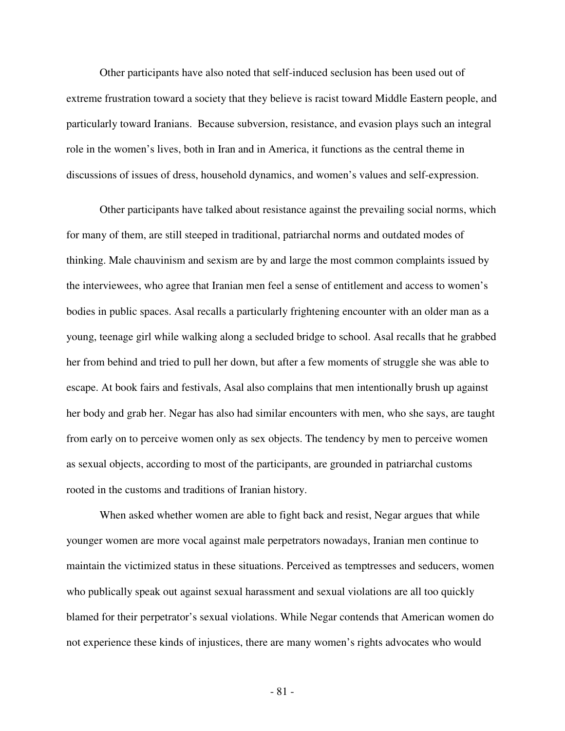Other participants have also noted that self-induced seclusion has been used out of extreme frustration toward a society that they believe is racist toward Middle Eastern people, and particularly toward Iranians. Because subversion, resistance, and evasion plays such an integral role in the women's lives, both in Iran and in America, it functions as the central theme in discussions of issues of dress, household dynamics, and women's values and self-expression.

Other participants have talked about resistance against the prevailing social norms, which for many of them, are still steeped in traditional, patriarchal norms and outdated modes of thinking. Male chauvinism and sexism are by and large the most common complaints issued by the interviewees, who agree that Iranian men feel a sense of entitlement and access to women's bodies in public spaces. Asal recalls a particularly frightening encounter with an older man as a young, teenage girl while walking along a secluded bridge to school. Asal recalls that he grabbed her from behind and tried to pull her down, but after a few moments of struggle she was able to escape. At book fairs and festivals, Asal also complains that men intentionally brush up against her body and grab her. Negar has also had similar encounters with men, who she says, are taught from early on to perceive women only as sex objects. The tendency by men to perceive women as sexual objects, according to most of the participants, are grounded in patriarchal customs rooted in the customs and traditions of Iranian history.

When asked whether women are able to fight back and resist, Negar argues that while younger women are more vocal against male perpetrators nowadays, Iranian men continue to maintain the victimized status in these situations. Perceived as temptresses and seducers, women who publically speak out against sexual harassment and sexual violations are all too quickly blamed for their perpetrator's sexual violations. While Negar contends that American women do not experience these kinds of injustices, there are many women's rights advocates who would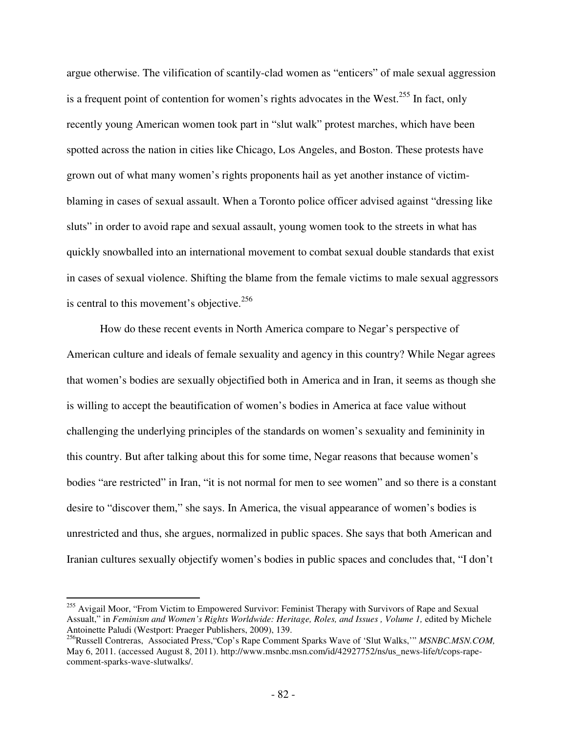argue otherwise. The vilification of scantily-clad women as "enticers" of male sexual aggression is a frequent point of contention for women's rights advocates in the West.[255] In fact, only recently young American women took part in "slut walk" protest marches, which have been spotted across the nation in cities like Chicago, Los Angeles, and Boston. These protests have grown out of what many women's rights proponents hail as yet another instance of victim-blaming in cases of sexual assault. When a Toronto police officer advised against "dressing like sluts" in order to avoid rape and sexual assault, young women took to the streets in what has quickly snowballed into an international movement to combat sexual double standards that exist in cases of sexual violence. Shifting the blame from the female victims to male sexual aggressors is central to this movement's objective.[256]

How do these recent events in North America compare to Negar's perspective of American culture and ideals of female sexuality and agency in this country? While Negar agrees that women's bodies are sexually objectified both in America and in Iran, it seems as though she is willing to accept the beautification of women's bodies in America at face value without challenging the underlying principles of the standards on women's sexuality and femininity in this country. But after talking about this for some time, Negar reasons that because women's bodies "are restricted" in Iran, "it is not normal for men to see women" and so there is a constant desire to "discover them," she says. In America, the visual appearance of women's bodies is unrestricted and thus, she argues, normalized in public spaces. She says that both American and Iranian cultures sexually objectify women's bodies in public spaces and concludes that, "I don't

---

[255] Avigail Moor, "From Victim to Empowered Survivor: Feminist Therapy with Survivors of Rape and Sexual Assault," in *Feminism and Women's Rights Worldwide: Heritage, Roles, and Issues , Volume 1,* edited by Michele Antoinette Paludi (Westport: Praeger Publishers, 2009), 139.

[256] Russell Contreras, Associated Press,"Cop's Rape Comment Sparks Wave of 'Slut Walks,'" *MSNBC.MSN.COM,* May 6, 2011. (accessed August 8, 2011). http://www.msnbc.msn.com/id/42927752/ns/us_news-life/t/cops-rape-comment-sparks-wave-slutwalks/.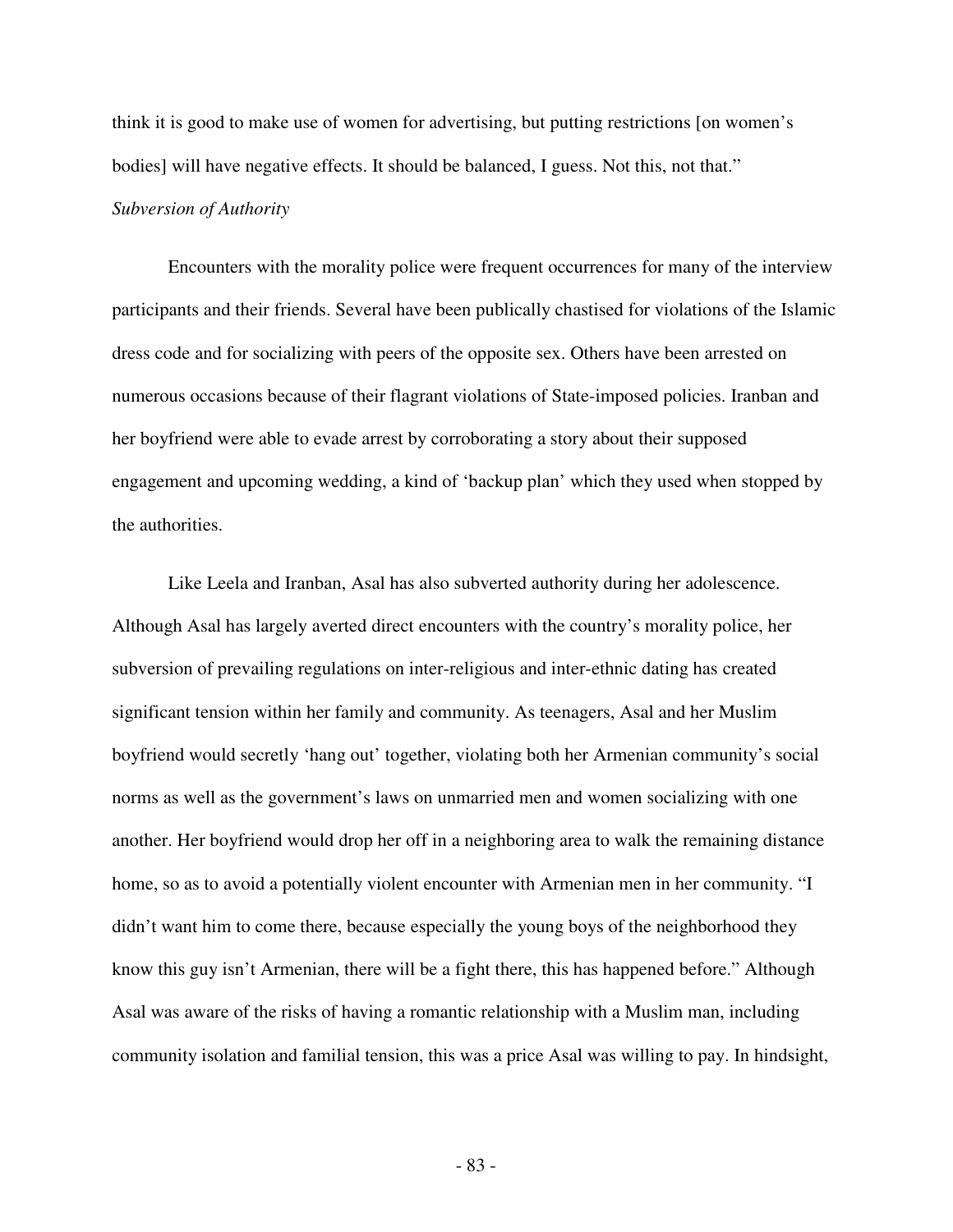think it is good to make use of women for advertising, but putting restrictions [on women's bodies] will have negative effects. It should be balanced, I guess. Not this, not that."

*Subversion of Authority*

Encounters with the morality police were frequent occurrences for many of the interview participants and their friends. Several have been publically chastised for violations of the Islamic dress code and for socializing with peers of the opposite sex. Others have been arrested on numerous occasions because of their flagrant violations of State-imposed policies. Iranban and her boyfriend were able to evade arrest by corroborating a story about their supposed engagement and upcoming wedding, a kind of 'backup plan' which they used when stopped by the authorities.

Like Leela and Iranban, Asal has also subverted authority during her adolescence. Although Asal has largely averted direct encounters with the country's morality police, her subversion of prevailing regulations on inter-religious and inter-ethnic dating has created significant tension within her family and community. As teenagers, Asal and her Muslim boyfriend would secretly 'hang out' together, violating both her Armenian community's social norms as well as the government's laws on unmarried men and women socializing with one another. Her boyfriend would drop her off in a neighboring area to walk the remaining distance home, so as to avoid a potentially violent encounter with Armenian men in her community. "I didn't want him to come there, because especially the young boys of the neighborhood they know this guy isn't Armenian, there will be a fight there, this has happened before." Although Asal was aware of the risks of having a romantic relationship with a Muslim man, including community isolation and familial tension, this was a price Asal was willing to pay. In hindsight,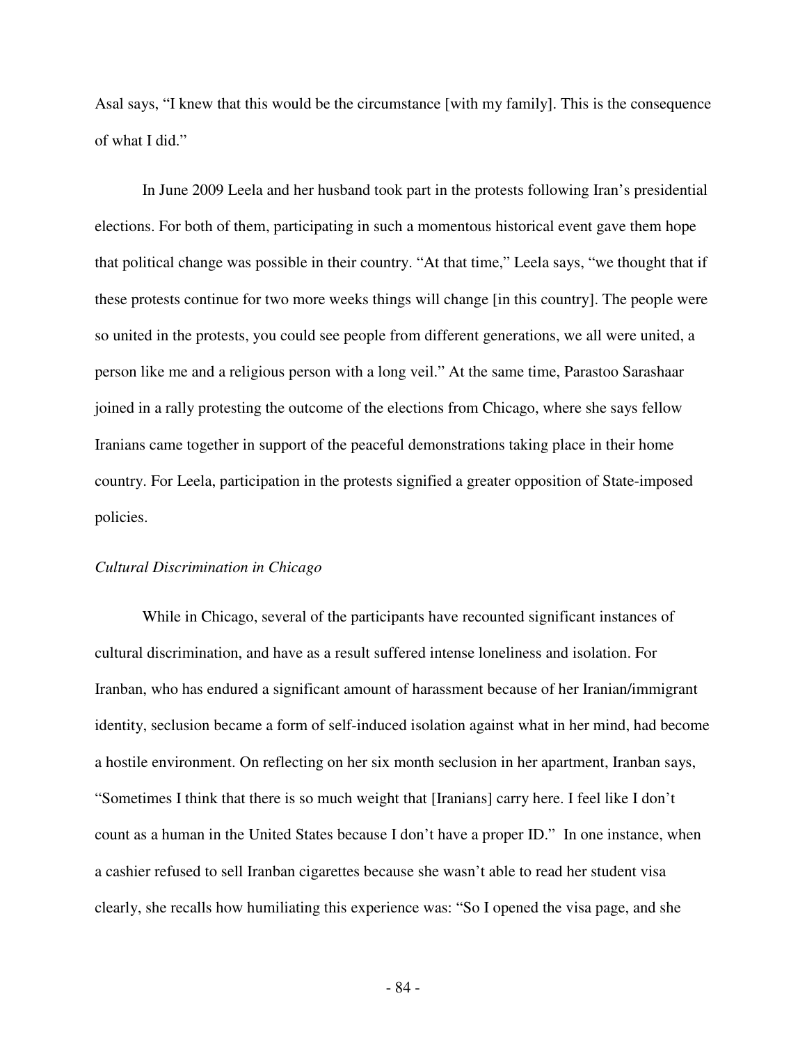Asal says, "I knew that this would be the circumstance [with my family]. This is the consequence of what I did."

In June 2009 Leela and her husband took part in the protests following Iran's presidential elections. For both of them, participating in such a momentous historical event gave them hope that political change was possible in their country. "At that time," Leela says, "we thought that if these protests continue for two more weeks things will change [in this country]. The people were so united in the protests, you could see people from different generations, we all were united, a person like me and a religious person with a long veil." At the same time, Parastoo Sarashaar joined in a rally protesting the outcome of the elections from Chicago, where she says fellow Iranians came together in support of the peaceful demonstrations taking place in their home country. For Leela, participation in the protests signified a greater opposition of State-imposed policies.

*Cultural Discrimination in Chicago*

While in Chicago, several of the participants have recounted significant instances of cultural discrimination, and have as a result suffered intense loneliness and isolation. For Iranban, who has endured a significant amount of harassment because of her Iranian/immigrant identity, seclusion became a form of self-induced isolation against what in her mind, had become a hostile environment. On reflecting on her six month seclusion in her apartment, Iranban says, "Sometimes I think that there is so much weight that [Iranians] carry here. I feel like I don't count as a human in the United States because I don't have a proper ID." In one instance, when a cashier refused to sell Iranban cigarettes because she wasn't able to read her student visa clearly, she recalls how humiliating this experience was: "So I opened the visa page, and she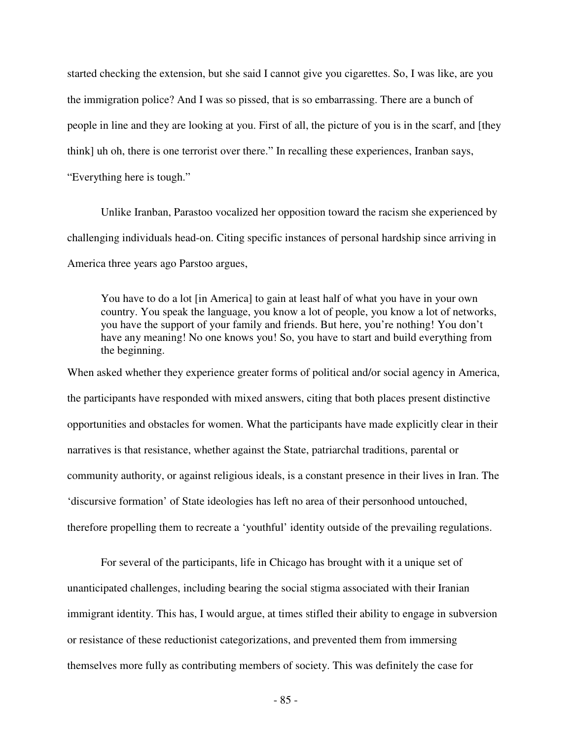started checking the extension, but she said I cannot give you cigarettes. So, I was like, are you the immigration police? And I was so pissed, that is so embarrassing. There are a bunch of people in line and they are looking at you. First of all, the picture of you is in the scarf, and [they think] uh oh, there is one terrorist over there." In recalling these experiences, Iranban says, "Everything here is tough."

Unlike Iranban, Parastoo vocalized her opposition toward the racism she experienced by challenging individuals head-on. Citing specific instances of personal hardship since arriving in America three years ago Parstoo argues,

> You have to do a lot [in America] to gain at least half of what you have in your own country. You speak the language, you know a lot of people, you know a lot of networks, you have the support of your family and friends. But here, you're nothing! You don't have any meaning! No one knows you! So, you have to start and build everything from the beginning.

When asked whether they experience greater forms of political and/or social agency in America, the participants have responded with mixed answers, citing that both places present distinctive opportunities and obstacles for women. What the participants have made explicitly clear in their narratives is that resistance, whether against the State, patriarchal traditions, parental or community authority, or against religious ideals, is a constant presence in their lives in Iran. The 'discursive formation' of State ideologies has left no area of their personhood untouched, therefore propelling them to recreate a 'youthful' identity outside of the prevailing regulations.

For several of the participants, life in Chicago has brought with it a unique set of unanticipated challenges, including bearing the social stigma associated with their Iranian immigrant identity. This has, I would argue, at times stifled their ability to engage in subversion or resistance of these reductionist categorizations, and prevented them from immersing themselves more fully as contributing members of society. This was definitely the case for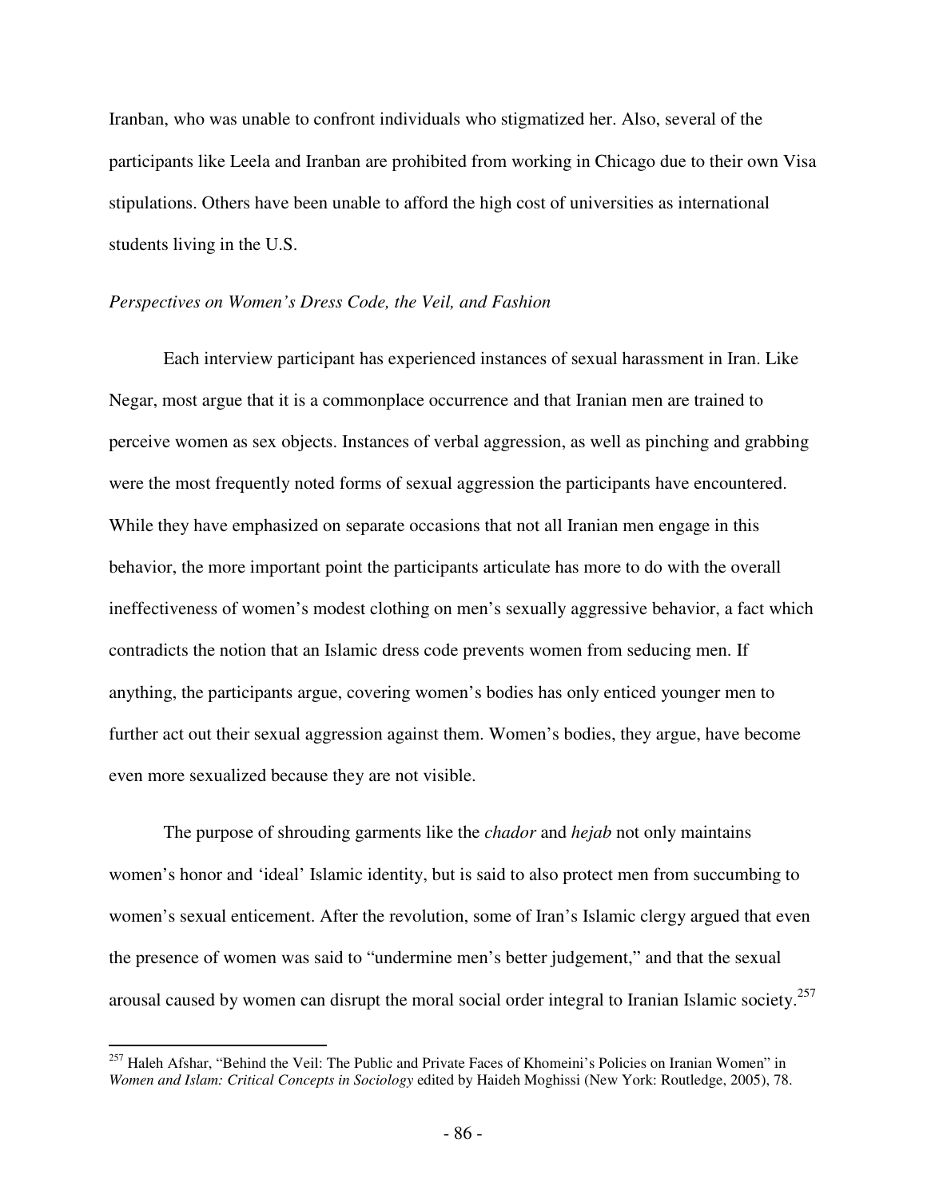Iranban, who was unable to confront individuals who stigmatized her. Also, several of the participants like Leela and Iranban are prohibited from working in Chicago due to their own Visa stipulations. Others have been unable to afford the high cost of universities as international students living in the U.S.

*Perspectives on Women's Dress Code, the Veil, and Fashion*

Each interview participant has experienced instances of sexual harassment in Iran. Like Negar, most argue that it is a commonplace occurrence and that Iranian men are trained to perceive women as sex objects. Instances of verbal aggression, as well as pinching and grabbing were the most frequently noted forms of sexual aggression the participants have encountered. While they have emphasized on separate occasions that not all Iranian men engage in this behavior, the more important point the participants articulate has more to do with the overall ineffectiveness of women's modest clothing on men's sexually aggressive behavior, a fact which contradicts the notion that an Islamic dress code prevents women from seducing men. If anything, the participants argue, covering women's bodies has only enticed younger men to further act out their sexual aggression against them. Women's bodies, they argue, have become even more sexualized because they are not visible.

The purpose of shrouding garments like the *chador* and *hejab* not only maintains women's honor and 'ideal' Islamic identity, but is said to also protect men from succumbing to women's sexual enticement. After the revolution, some of Iran's Islamic clergy argued that even the presence of women was said to "undermine men's better judgement," and that the sexual arousal caused by women can disrupt the moral social order integral to Iranian Islamic society.[257]

[257] Haleh Afshar, "Behind the Veil: The Public and Private Faces of Khomeini's Policies on Iranian Women" in *Women and Islam: Critical Concepts in Sociology* edited by Haideh Moghissi (New York: Routledge, 2005), 78.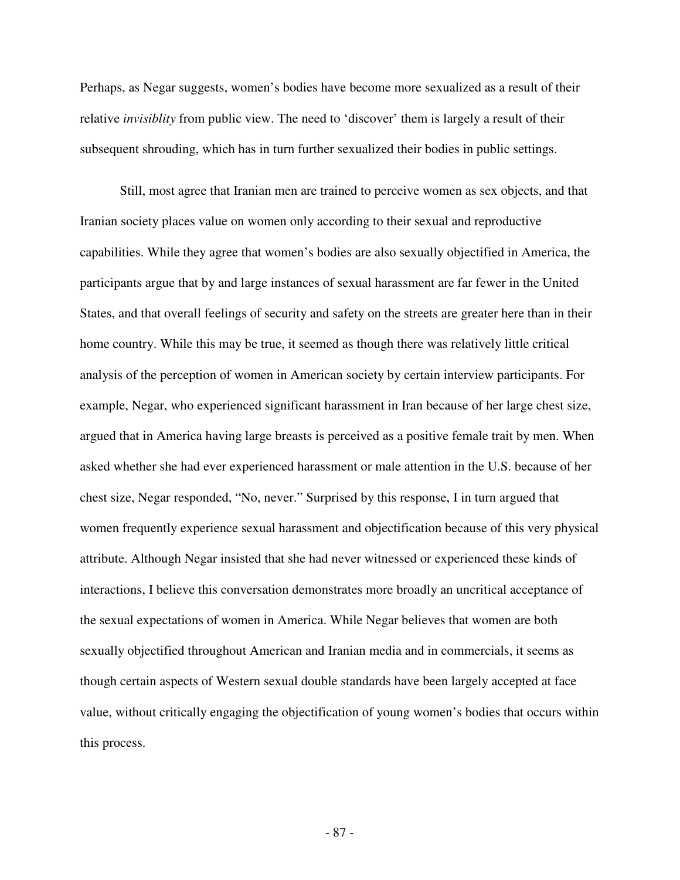Perhaps, as Negar suggests, women's bodies have become more sexualized as a result of their relative *invisiblity* from public view. The need to 'discover' them is largely a result of their subsequent shrouding, which has in turn further sexualized their bodies in public settings.

Still, most agree that Iranian men are trained to perceive women as sex objects, and that Iranian society places value on women only according to their sexual and reproductive capabilities. While they agree that women's bodies are also sexually objectified in America, the participants argue that by and large instances of sexual harassment are far fewer in the United States, and that overall feelings of security and safety on the streets are greater here than in their home country. While this may be true, it seemed as though there was relatively little critical analysis of the perception of women in American society by certain interview participants. For example, Negar, who experienced significant harassment in Iran because of her large chest size, argued that in America having large breasts is perceived as a positive female trait by men. When asked whether she had ever experienced harassment or male attention in the U.S. because of her chest size, Negar responded, "No, never." Surprised by this response, I in turn argued that women frequently experience sexual harassment and objectification because of this very physical attribute. Although Negar insisted that she had never witnessed or experienced these kinds of interactions, I believe this conversation demonstrates more broadly an uncritical acceptance of the sexual expectations of women in America. While Negar believes that women are both sexually objectified throughout American and Iranian media and in commercials, it seems as though certain aspects of Western sexual double standards have been largely accepted at face value, without critically engaging the objectification of young women's bodies that occurs within this process.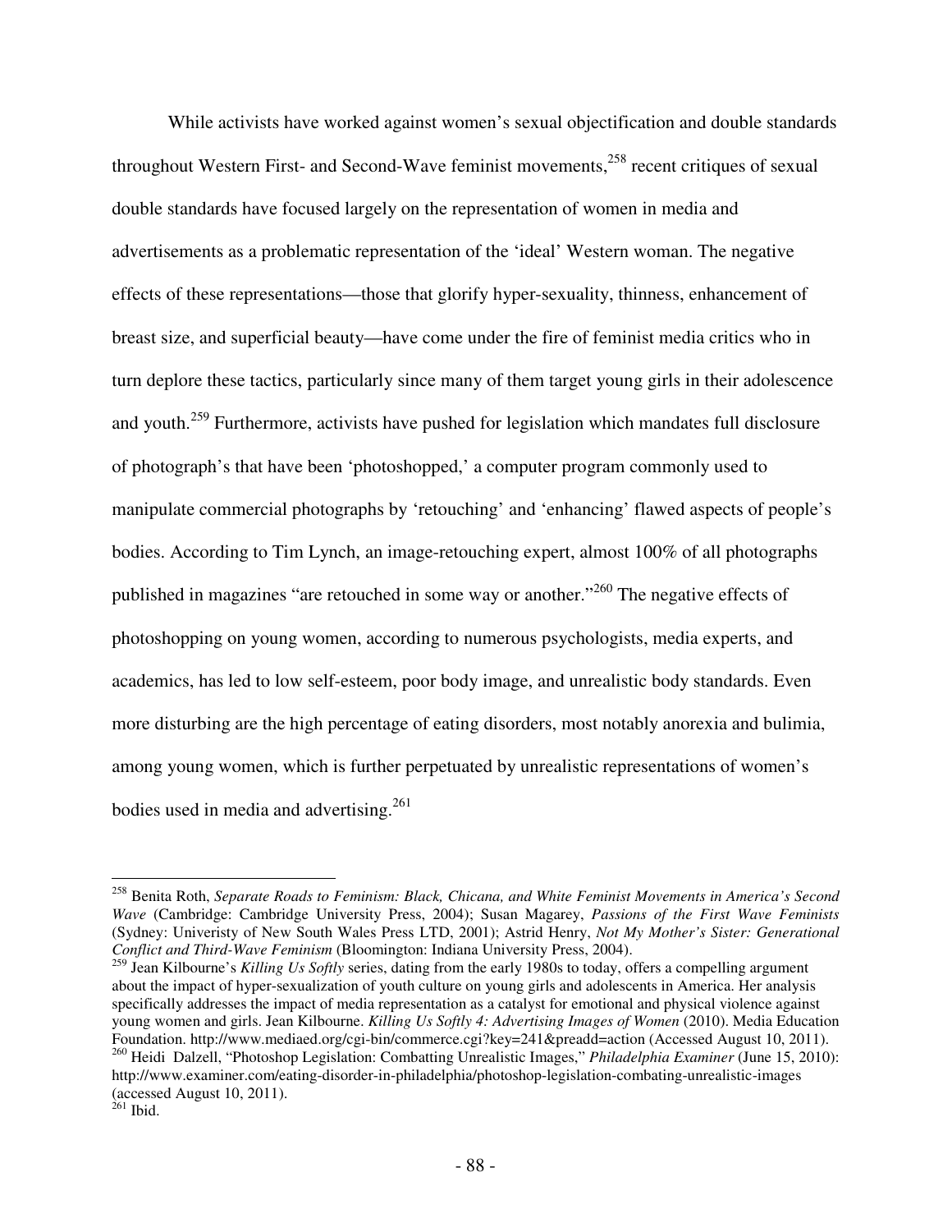While activists have worked against women's sexual objectification and double standards throughout Western First- and Second-Wave feminist movements,[258] recent critiques of sexual double standards have focused largely on the representation of women in media and advertisements as a problematic representation of the 'ideal' Western woman. The negative effects of these representations—those that glorify hyper-sexuality, thinness, enhancement of breast size, and superficial beauty—have come under the fire of feminist media critics who in turn deplore these tactics, particularly since many of them target young girls in their adolescence and youth.[259] Furthermore, activists have pushed for legislation which mandates full disclosure of photograph's that have been 'photoshopped,' a computer program commonly used to manipulate commercial photographs by 'retouching' and 'enhancing' flawed aspects of people's bodies. According to Tim Lynch, an image-retouching expert, almost 100% of all photographs published in magazines "are retouched in some way or another."[260] The negative effects of photoshopping on young women, according to numerous psychologists, media experts, and academics, has led to low self-esteem, poor body image, and unrealistic body standards. Even more disturbing are the high percentage of eating disorders, most notably anorexia and bulimia, among young women, which is further perpetuated by unrealistic representations of women's bodies used in media and advertising.[261]

---

[258] Benita Roth, *Separate Roads to Feminism: Black, Chicana, and White Feminist Movements in America's Second Wave* (Cambridge: Cambridge University Press, 2004); Susan Magarey, *Passions of the First Wave Feminists* (Sydney: Univeristy of New South Wales Press LTD, 2001); Astrid Henry, *Not My Mother's Sister: Generational Conflict and Third-Wave Feminism* (Bloomington: Indiana University Press, 2004).

[259] Jean Kilbourne's *Killing Us Softly* series, dating from the early 1980s to today, offers a compelling argument about the impact of hyper-sexualization of youth culture on young girls and adolescents in America. Her analysis specifically addresses the impact of media representation as a catalyst for emotional and physical violence against young women and girls. Jean Kilbourne. *Killing Us Softly 4: Advertising Images of Women* (2010). Media Education Foundation. http://www.mediaed.org/cgi-bin/commerce.cgi?key=241&preadd=action (Accessed August 10, 2011).

[260] Heidi Dalzell, "Photoshop Legislation: Combatting Unrealistic Images," *Philadelphia Examiner* (June 15, 2010): http://www.examiner.com/eating-disorder-in-philadelphia/photoshop-legislation-combating-unrealistic-images (accessed August 10, 2011).

[261] Ibid.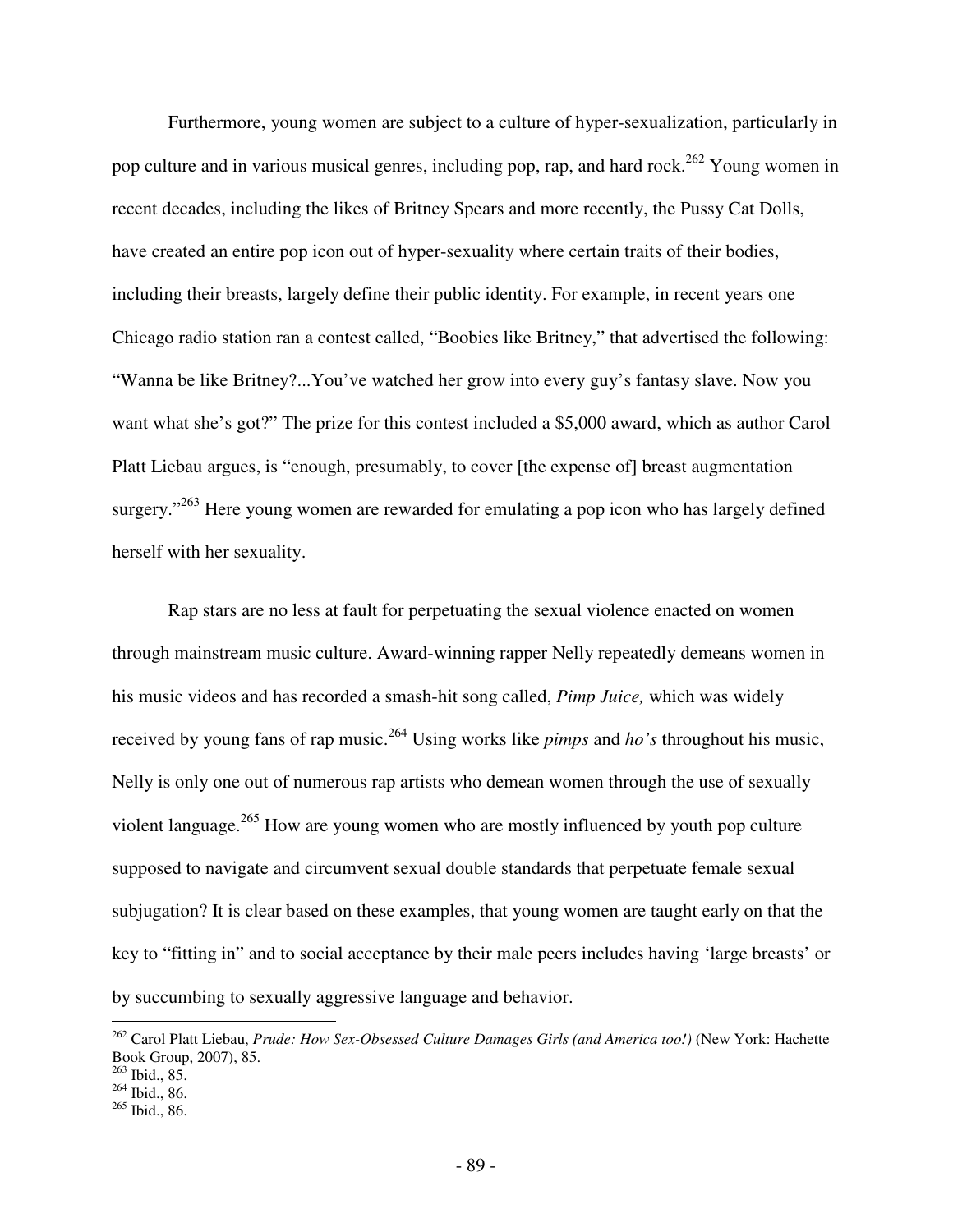Furthermore, young women are subject to a culture of hyper-sexualization, particularly in pop culture and in various musical genres, including pop, rap, and hard rock.[262] Young women in recent decades, including the likes of Britney Spears and more recently, the Pussy Cat Dolls, have created an entire pop icon out of hyper-sexuality where certain traits of their bodies, including their breasts, largely define their public identity. For example, in recent years one Chicago radio station ran a contest called, "Boobies like Britney," that advertised the following: "Wanna be like Britney?...You've watched her grow into every guy's fantasy slave. Now you want what she's got?" The prize for this contest included a $5,000 award, which as author Carol Platt Liebau argues, is "enough, presumably, to cover [the expense of] breast augmentation surgery."[263] Here young women are rewarded for emulating a pop icon who has largely defined herself with her sexuality.

Rap stars are no less at fault for perpetuating the sexual violence enacted on women through mainstream music culture. Award-winning rapper Nelly repeatedly demeans women in his music videos and has recorded a smash-hit song called, *Pimp Juice,* which was widely received by young fans of rap music.[264] Using works like *pimps* and *ho's* throughout his music, Nelly is only one out of numerous rap artists who demean women through the use of sexually violent language.[265] How are young women who are mostly influenced by youth pop culture supposed to navigate and circumvent sexual double standards that perpetuate female sexual subjugation? It is clear based on these examples, that young women are taught early on that the key to "fitting in" and to social acceptance by their male peers includes having 'large breasts' or by succumbing to sexually aggressive language and behavior.

---

[262] Carol Platt Liebau, *Prude: How Sex-Obsessed Culture Damages Girls (and America too!)* (New York: Hachette Book Group, 2007), 85.
[263] Ibid., 85.
[264] Ibid., 86.
[265] Ibid., 86.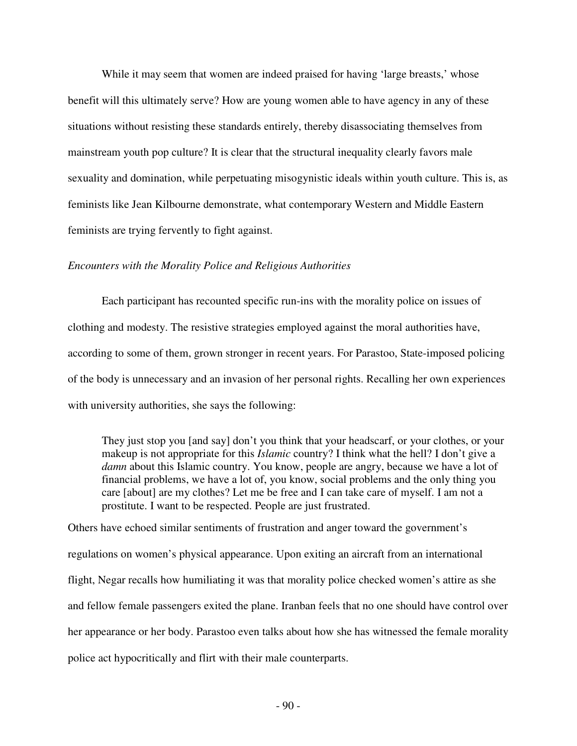While it may seem that women are indeed praised for having 'large breasts,' whose benefit will this ultimately serve? How are young women able to have agency in any of these situations without resisting these standards entirely, thereby disassociating themselves from mainstream youth pop culture? It is clear that the structural inequality clearly favors male sexuality and domination, while perpetuating misogynistic ideals within youth culture. This is, as feminists like Jean Kilbourne demonstrate, what contemporary Western and Middle Eastern feminists are trying fervently to fight against.

*Encounters with the Morality Police and Religious Authorities*

Each participant has recounted specific run-ins with the morality police on issues of clothing and modesty. The resistive strategies employed against the moral authorities have, according to some of them, grown stronger in recent years. For Parastoo, State-imposed policing of the body is unnecessary and an invasion of her personal rights. Recalling her own experiences with university authorities, she says the following:

> They just stop you [and say] don't you think that your headscarf, or your clothes, or your makeup is not appropriate for this *Islamic* country? I think what the hell? I don't give a *damn* about this Islamic country. You know, people are angry, because we have a lot of financial problems, we have a lot of, you know, social problems and the only thing you care [about] are my clothes? Let me be free and I can take care of myself. I am not a prostitute. I want to be respected. People are just frustrated.

Others have echoed similar sentiments of frustration and anger toward the government's regulations on women's physical appearance. Upon exiting an aircraft from an international flight, Negar recalls how humiliating it was that morality police checked women's attire as she and fellow female passengers exited the plane. Iranban feels that no one should have control over her appearance or her body. Parastoo even talks about how she has witnessed the female morality police act hypocritically and flirt with their male counterparts.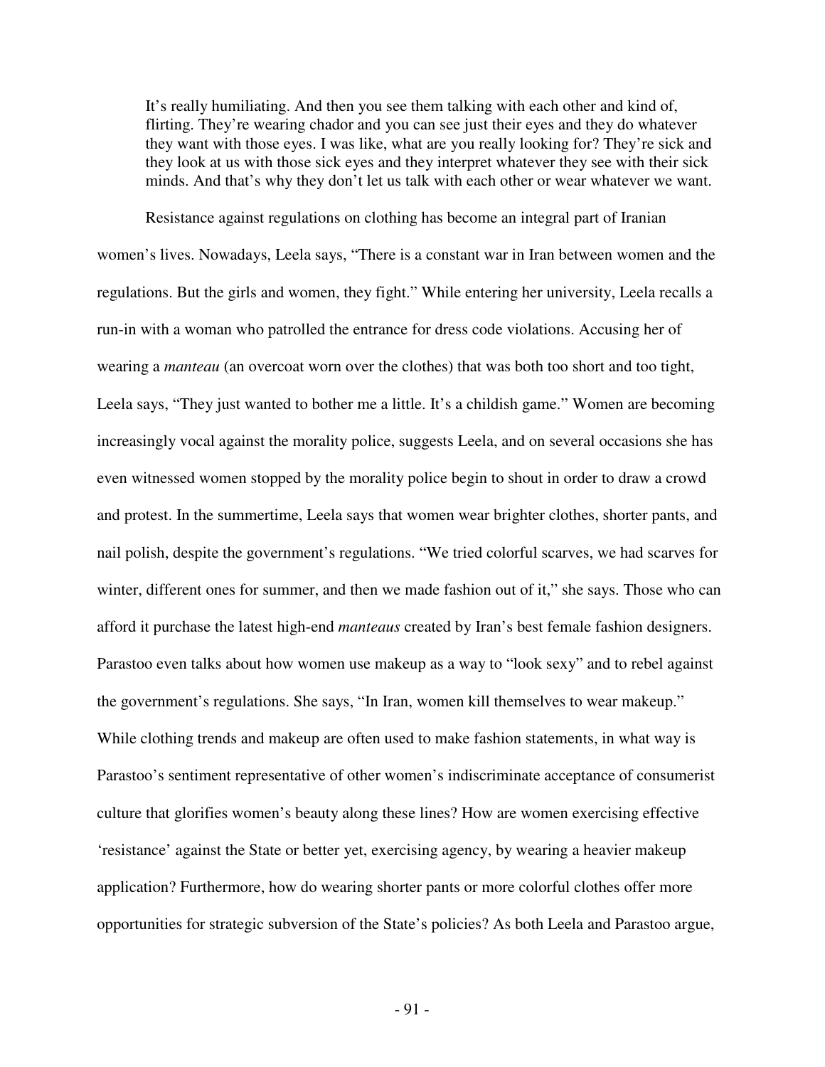> It's really humiliating. And then you see them talking with each other and kind of, flirting. They're wearing chador and you can see just their eyes and they do whatever they want with those eyes. I was like, what are you really looking for? They're sick and they look at us with those sick eyes and they interpret whatever they see with their sick minds. And that's why they don't let us talk with each other or wear whatever we want.

Resistance against regulations on clothing has become an integral part of Iranian women's lives. Nowadays, Leela says, "There is a constant war in Iran between women and the regulations. But the girls and women, they fight." While entering her university, Leela recalls a run-in with a woman who patrolled the entrance for dress code violations. Accusing her of wearing a *manteau* (an overcoat worn over the clothes) that was both too short and too tight, Leela says, "They just wanted to bother me a little. It's a childish game." Women are becoming increasingly vocal against the morality police, suggests Leela, and on several occasions she has even witnessed women stopped by the morality police begin to shout in order to draw a crowd and protest. In the summertime, Leela says that women wear brighter clothes, shorter pants, and nail polish, despite the government's regulations. "We tried colorful scarves, we had scarves for winter, different ones for summer, and then we made fashion out of it," she says. Those who can afford it purchase the latest high-end *manteaus* created by Iran's best female fashion designers. Parastoo even talks about how women use makeup as a way to "look sexy" and to rebel against the government's regulations. She says, "In Iran, women kill themselves to wear makeup." While clothing trends and makeup are often used to make fashion statements, in what way is Parastoo's sentiment representative of other women's indiscriminate acceptance of consumerist culture that glorifies women's beauty along these lines? How are women exercising effective 'resistance' against the State or better yet, exercising agency, by wearing a heavier makeup application? Furthermore, how do wearing shorter pants or more colorful clothes offer more opportunities for strategic subversion of the State's policies? As both Leela and Parastoo argue,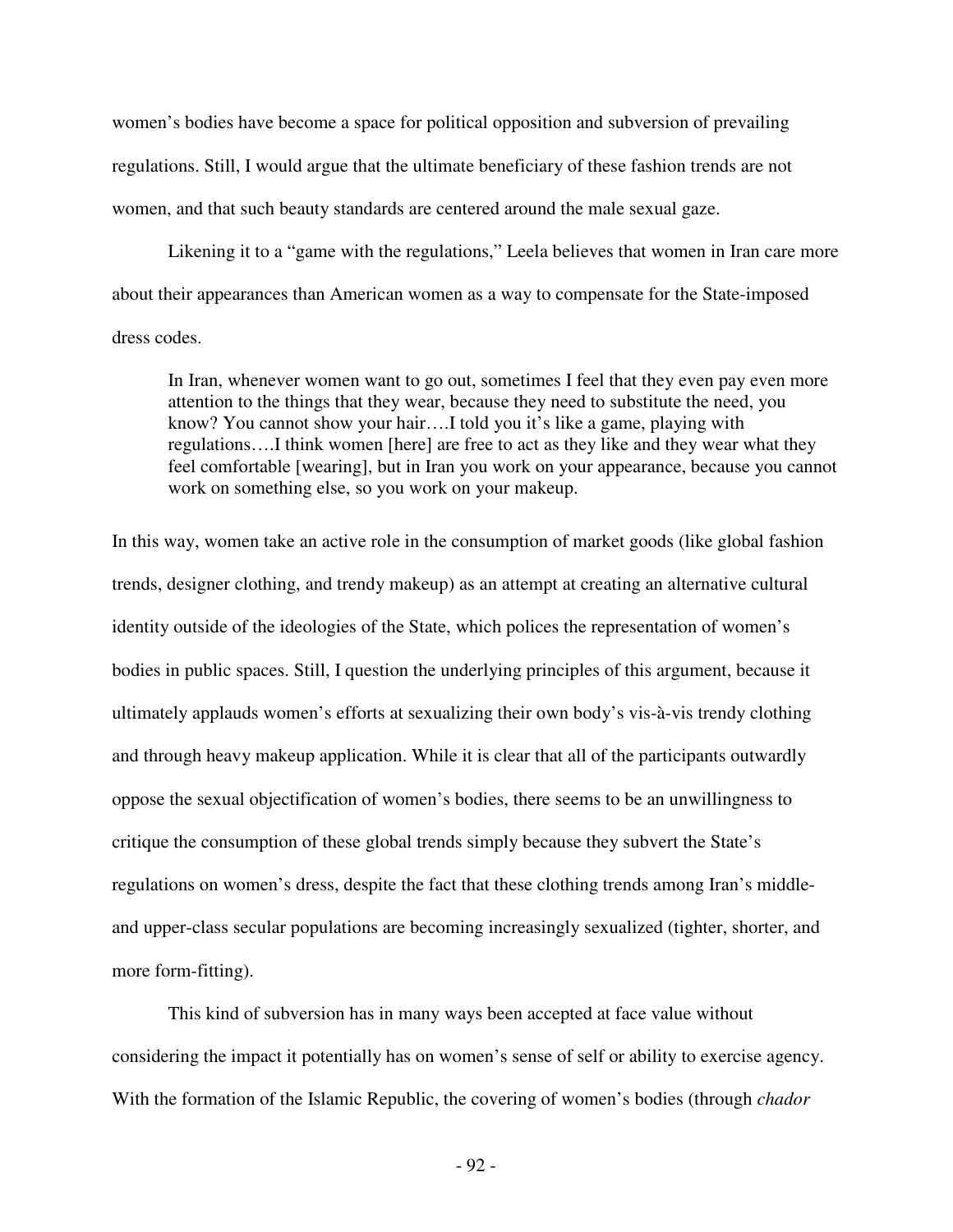women's bodies have become a space for political opposition and subversion of prevailing regulations. Still, I would argue that the ultimate beneficiary of these fashion trends are not women, and that such beauty standards are centered around the male sexual gaze.

Likening it to a "game with the regulations," Leela believes that women in Iran care more about their appearances than American women as a way to compensate for the State-imposed dress codes.

> In Iran, whenever women want to go out, sometimes I feel that they even pay even more attention to the things that they wear, because they need to substitute the need, you know? You cannot show your hair….I told you it's like a game, playing with regulations….I think women [here] are free to act as they like and they wear what they feel comfortable [wearing], but in Iran you work on your appearance, because you cannot work on something else, so you work on your makeup.

In this way, women take an active role in the consumption of market goods (like global fashion trends, designer clothing, and trendy makeup) as an attempt at creating an alternative cultural identity outside of the ideologies of the State, which polices the representation of women's bodies in public spaces. Still, I question the underlying principles of this argument, because it ultimately applauds women's efforts at sexualizing their own body's vis-à-vis trendy clothing and through heavy makeup application. While it is clear that all of the participants outwardly oppose the sexual objectification of women's bodies, there seems to be an unwillingness to critique the consumption of these global trends simply because they subvert the State's regulations on women's dress, despite the fact that these clothing trends among Iran's middle- and upper-class secular populations are becoming increasingly sexualized (tighter, shorter, and more form-fitting).

This kind of subversion has in many ways been accepted at face value without considering the impact it potentially has on women's sense of self or ability to exercise agency. With the formation of the Islamic Republic, the covering of women's bodies (through *chador*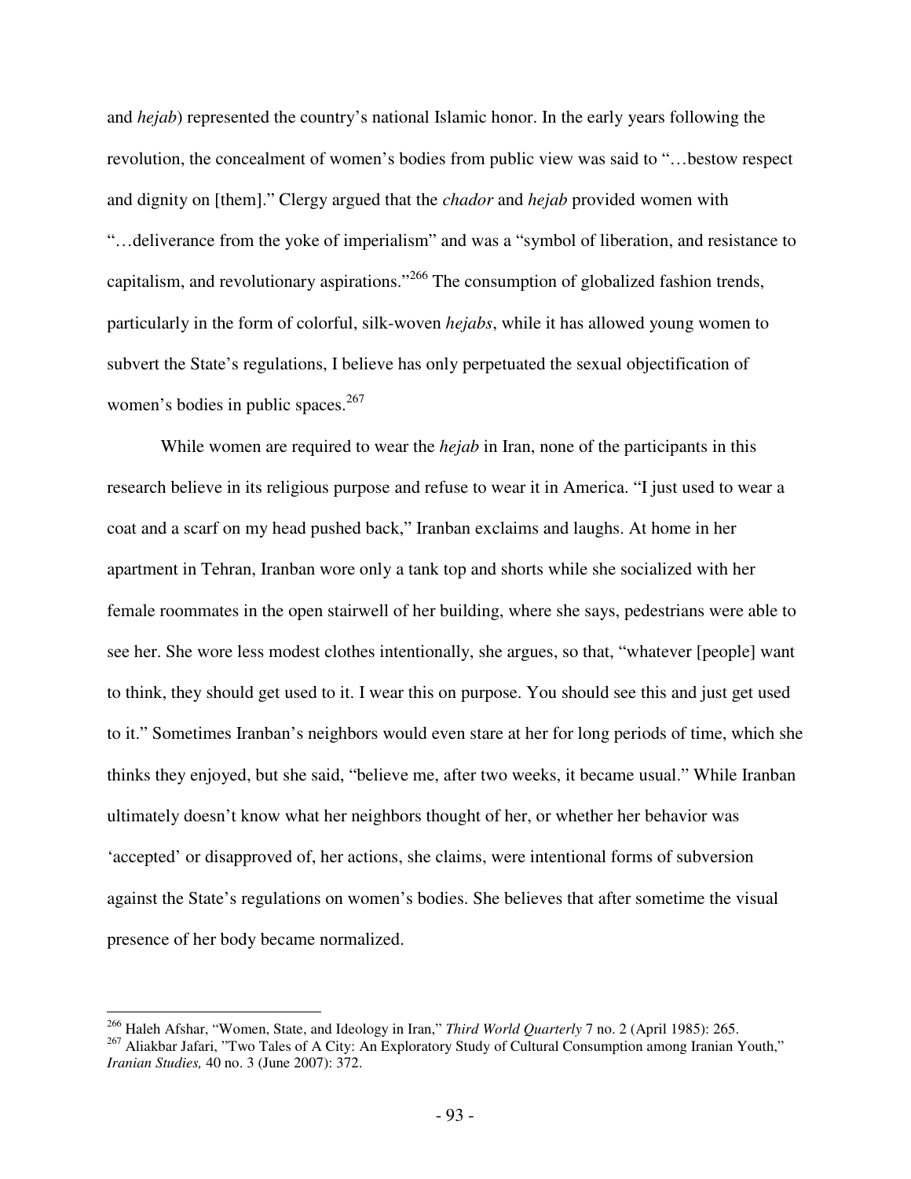and *hejab*) represented the country's national Islamic honor. In the early years following the revolution, the concealment of women's bodies from public view was said to "…bestow respect and dignity on [them]." Clergy argued that the *chador* and *hejab* provided women with "…deliverance from the yoke of imperialism" and was a "symbol of liberation, and resistance to capitalism, and revolutionary aspirations."[266] The consumption of globalized fashion trends, particularly in the form of colorful, silk-woven *hejabs*, while it has allowed young women to subvert the State's regulations, I believe has only perpetuated the sexual objectification of women's bodies in public spaces.[267]

While women are required to wear the *hejab* in Iran, none of the participants in this research believe in its religious purpose and refuse to wear it in America. "I just used to wear a coat and a scarf on my head pushed back," Iranban exclaims and laughs. At home in her apartment in Tehran, Iranban wore only a tank top and shorts while she socialized with her female roommates in the open stairwell of her building, where she says, pedestrians were able to see her. She wore less modest clothes intentionally, she argues, so that, "whatever [people] want to think, they should get used to it. I wear this on purpose. You should see this and just get used to it." Sometimes Iranban's neighbors would even stare at her for long periods of time, which she thinks they enjoyed, but she said, "believe me, after two weeks, it became usual." While Iranban ultimately doesn't know what her neighbors thought of her, or whether her behavior was 'accepted' or disapproved of, her actions, she claims, were intentional forms of subversion against the State's regulations on women's bodies. She believes that after sometime the visual presence of her body became normalized.

---

[266] Haleh Afshar, "Women, State, and Ideology in Iran," *Third World Quarterly* 7 no. 2 (April 1985): 265.

[267] Aliakbar Jafari, "Two Tales of A City: An Exploratory Study of Cultural Consumption among Iranian Youth," *Iranian Studies,* 40 no. 3 (June 2007): 372.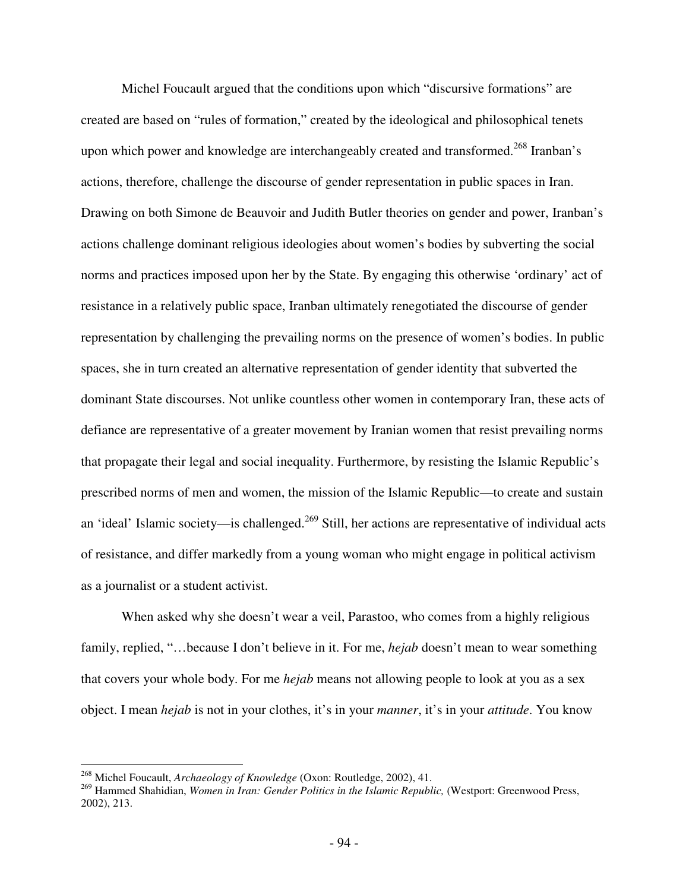Michel Foucault argued that the conditions upon which "discursive formations" are created are based on "rules of formation," created by the ideological and philosophical tenets upon which power and knowledge are interchangeably created and transformed.[268] Iranban's actions, therefore, challenge the discourse of gender representation in public spaces in Iran. Drawing on both Simone de Beauvoir and Judith Butler theories on gender and power, Iranban's actions challenge dominant religious ideologies about women's bodies by subverting the social norms and practices imposed upon her by the State. By engaging this otherwise 'ordinary' act of resistance in a relatively public space, Iranban ultimately renegotiated the discourse of gender representation by challenging the prevailing norms on the presence of women's bodies. In public spaces, she in turn created an alternative representation of gender identity that subverted the dominant State discourses. Not unlike countless other women in contemporary Iran, these acts of defiance are representative of a greater movement by Iranian women that resist prevailing norms that propagate their legal and social inequality. Furthermore, by resisting the Islamic Republic's prescribed norms of men and women, the mission of the Islamic Republic—to create and sustain an 'ideal' Islamic society—is challenged.[269] Still, her actions are representative of individual acts of resistance, and differ markedly from a young woman who might engage in political activism as a journalist or a student activist.

When asked why she doesn't wear a veil, Parastoo, who comes from a highly religious family, replied, "…because I don't believe in it. For me, *hejab* doesn't mean to wear something that covers your whole body. For me *hejab* means not allowing people to look at you as a sex object. I mean *hejab* is not in your clothes, it's in your *manner*, it's in your *attitude*. You know

---

[268] Michel Foucault, *Archaeology of Knowledge* (Oxon: Routledge, 2002), 41.

[269] Hammed Shahidian, *Women in Iran: Gender Politics in the Islamic Republic,* (Westport: Greenwood Press, 2002), 213.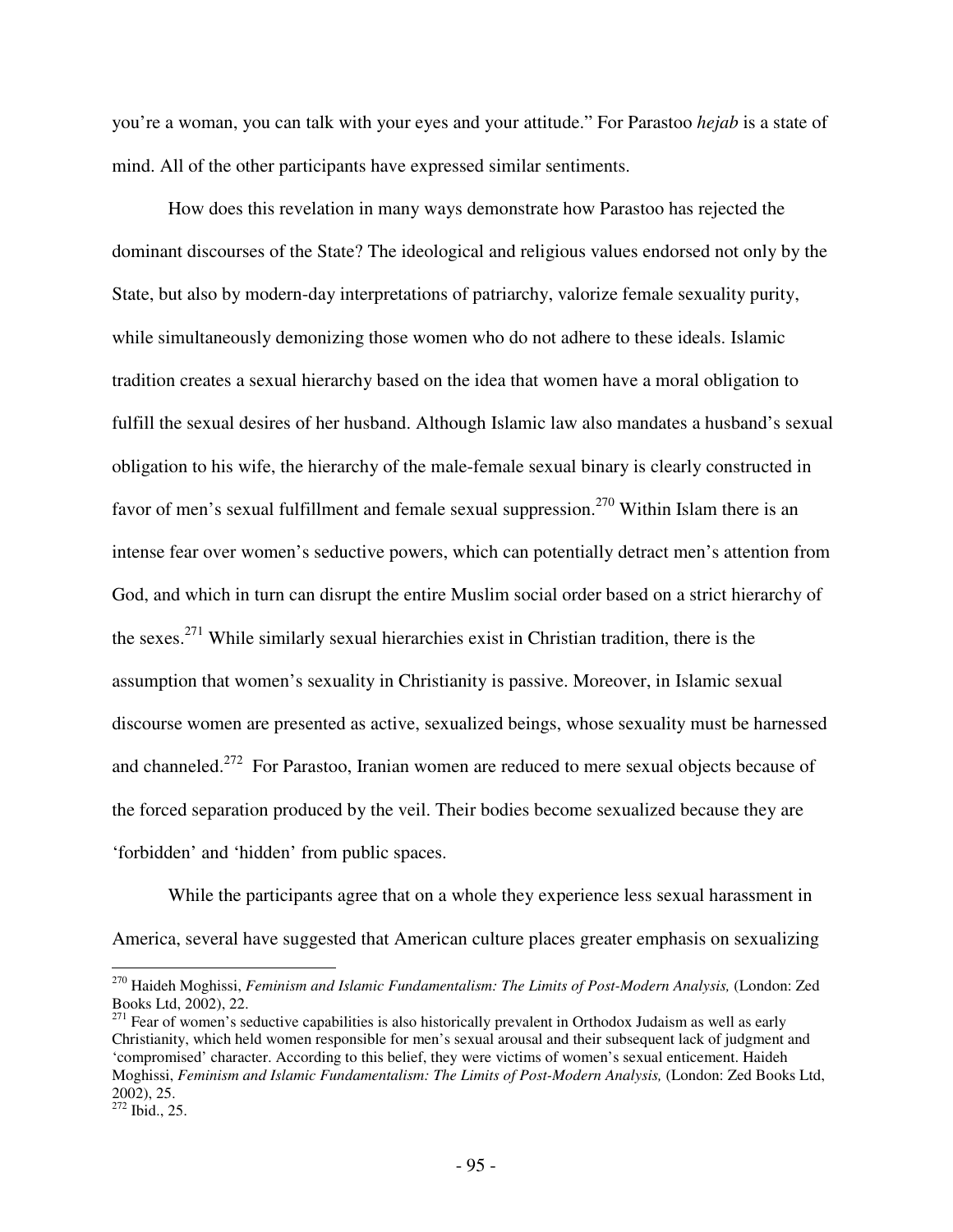you're a woman, you can talk with your eyes and your attitude." For Parastoo *hejab* is a state of mind. All of the other participants have expressed similar sentiments.

How does this revelation in many ways demonstrate how Parastoo has rejected the dominant discourses of the State? The ideological and religious values endorsed not only by the State, but also by modern-day interpretations of patriarchy, valorize female sexuality purity, while simultaneously demonizing those women who do not adhere to these ideals. Islamic tradition creates a sexual hierarchy based on the idea that women have a moral obligation to fulfill the sexual desires of her husband. Although Islamic law also mandates a husband's sexual obligation to his wife, the hierarchy of the male-female sexual binary is clearly constructed in favor of men's sexual fulfillment and female sexual suppression.[270] Within Islam there is an intense fear over women's seductive powers, which can potentially detract men's attention from God, and which in turn can disrupt the entire Muslim social order based on a strict hierarchy of the sexes.[271] While similarly sexual hierarchies exist in Christian tradition, there is the assumption that women's sexuality in Christianity is passive. Moreover, in Islamic sexual discourse women are presented as active, sexualized beings, whose sexuality must be harnessed and channeled.[272] For Parastoo, Iranian women are reduced to mere sexual objects because of the forced separation produced by the veil. Their bodies become sexualized because they are 'forbidden' and 'hidden' from public spaces.

While the participants agree that on a whole they experience less sexual harassment in America, several have suggested that American culture places greater emphasis on sexualizing

---

[270] Haideh Moghissi, *Feminism and Islamic Fundamentalism: The Limits of Post-Modern Analysis,* (London: Zed Books Ltd, 2002), 22.

[271] Fear of women's seductive capabilities is also historically prevalent in Orthodox Judaism as well as early Christianity, which held women responsible for men's sexual arousal and their subsequent lack of judgment and 'compromised' character. According to this belief, they were victims of women's sexual enticement. Haideh Moghissi, *Feminism and Islamic Fundamentalism: The Limits of Post-Modern Analysis,* (London: Zed Books Ltd, 2002), 25.

[272] Ibid., 25.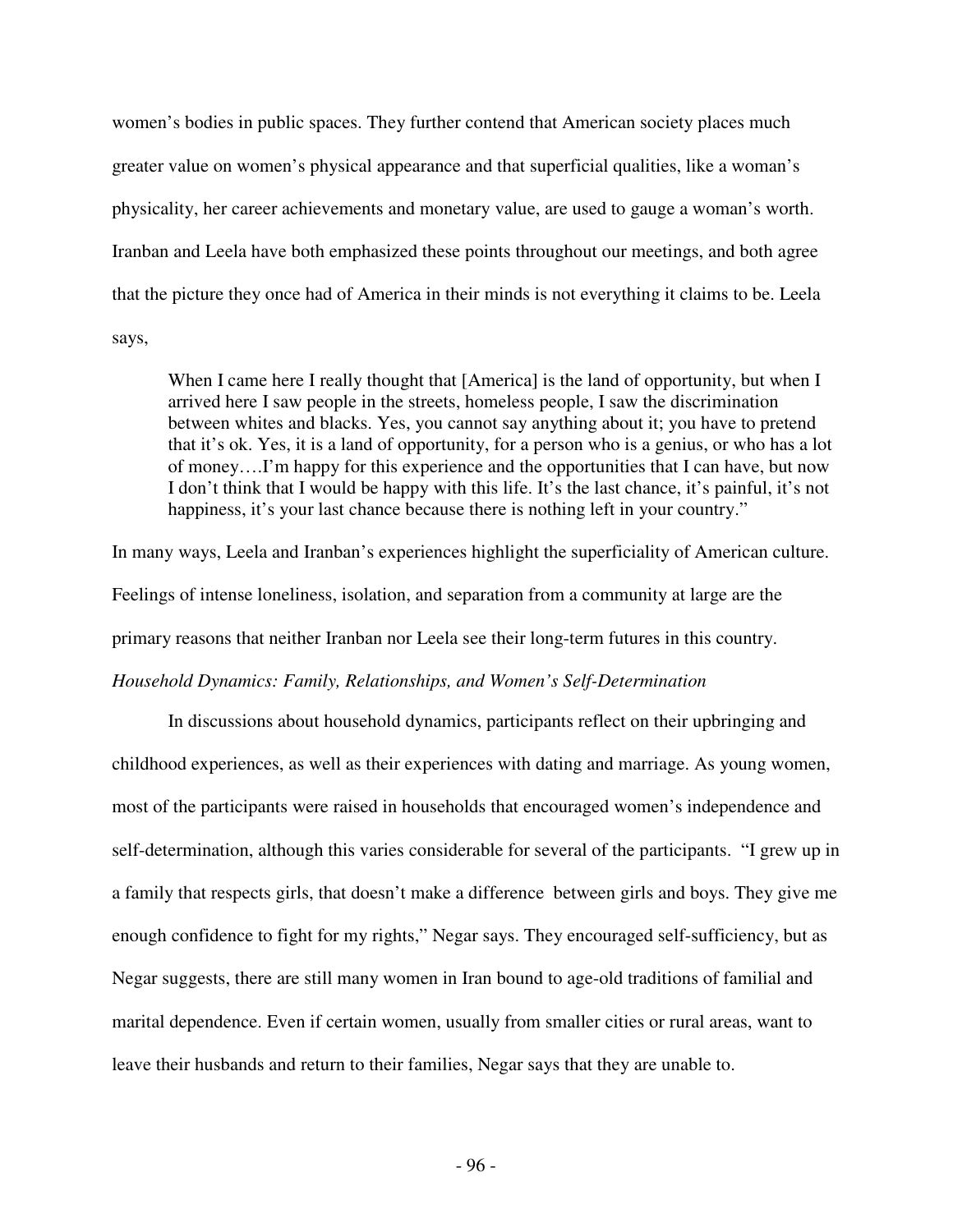women's bodies in public spaces. They further contend that American society places much greater value on women's physical appearance and that superficial qualities, like a woman's physicality, her career achievements and monetary value, are used to gauge a woman's worth. Iranban and Leela have both emphasized these points throughout our meetings, and both agree that the picture they once had of America in their minds is not everything it claims to be. Leela says,

> When I came here I really thought that [America] is the land of opportunity, but when I arrived here I saw people in the streets, homeless people, I saw the discrimination between whites and blacks. Yes, you cannot say anything about it; you have to pretend that it's ok. Yes, it is a land of opportunity, for a person who is a genius, or who has a lot of money….I'm happy for this experience and the opportunities that I can have, but now I don't think that I would be happy with this life. It's the last chance, it's painful, it's not happiness, it's your last chance because there is nothing left in your country."

In many ways, Leela and Iranban's experiences highlight the superficiality of American culture. Feelings of intense loneliness, isolation, and separation from a community at large are the primary reasons that neither Iranban nor Leela see their long-term futures in this country.

*Household Dynamics: Family, Relationships, and Women's Self-Determination*

In discussions about household dynamics, participants reflect on their upbringing and childhood experiences, as well as their experiences with dating and marriage. As young women, most of the participants were raised in households that encouraged women's independence and self-determination, although this varies considerable for several of the participants. "I grew up in a family that respects girls, that doesn't make a difference between girls and boys. They give me enough confidence to fight for my rights," Negar says. They encouraged self-sufficiency, but as Negar suggests, there are still many women in Iran bound to age-old traditions of familial and marital dependence. Even if certain women, usually from smaller cities or rural areas, want to leave their husbands and return to their families, Negar says that they are unable to.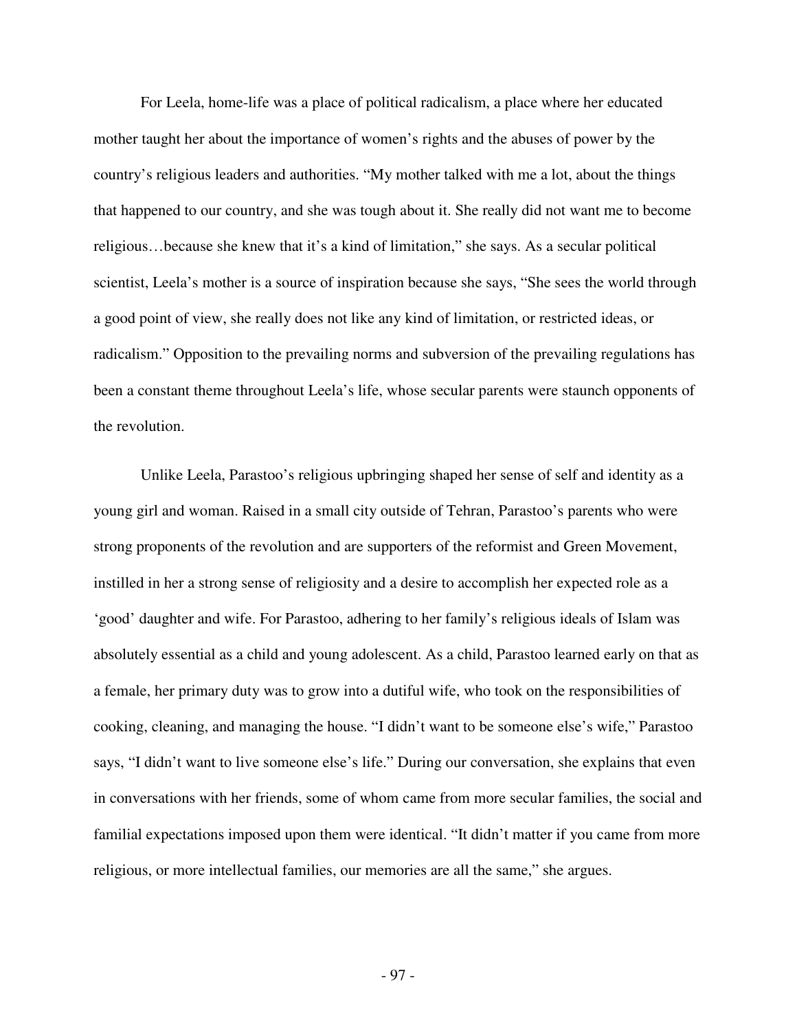For Leela, home-life was a place of political radicalism, a place where her educated mother taught her about the importance of women's rights and the abuses of power by the country's religious leaders and authorities. "My mother talked with me a lot, about the things that happened to our country, and she was tough about it. She really did not want me to become religious…because she knew that it's a kind of limitation," she says. As a secular political scientist, Leela's mother is a source of inspiration because she says, "She sees the world through a good point of view, she really does not like any kind of limitation, or restricted ideas, or radicalism." Opposition to the prevailing norms and subversion of the prevailing regulations has been a constant theme throughout Leela's life, whose secular parents were staunch opponents of the revolution.

Unlike Leela, Parastoo's religious upbringing shaped her sense of self and identity as a young girl and woman. Raised in a small city outside of Tehran, Parastoo's parents who were strong proponents of the revolution and are supporters of the reformist and Green Movement, instilled in her a strong sense of religiosity and a desire to accomplish her expected role as a 'good' daughter and wife. For Parastoo, adhering to her family's religious ideals of Islam was absolutely essential as a child and young adolescent. As a child, Parastoo learned early on that as a female, her primary duty was to grow into a dutiful wife, who took on the responsibilities of cooking, cleaning, and managing the house. "I didn't want to be someone else's wife," Parastoo says, "I didn't want to live someone else's life." During our conversation, she explains that even in conversations with her friends, some of whom came from more secular families, the social and familial expectations imposed upon them were identical. "It didn't matter if you came from more religious, or more intellectual families, our memories are all the same," she argues.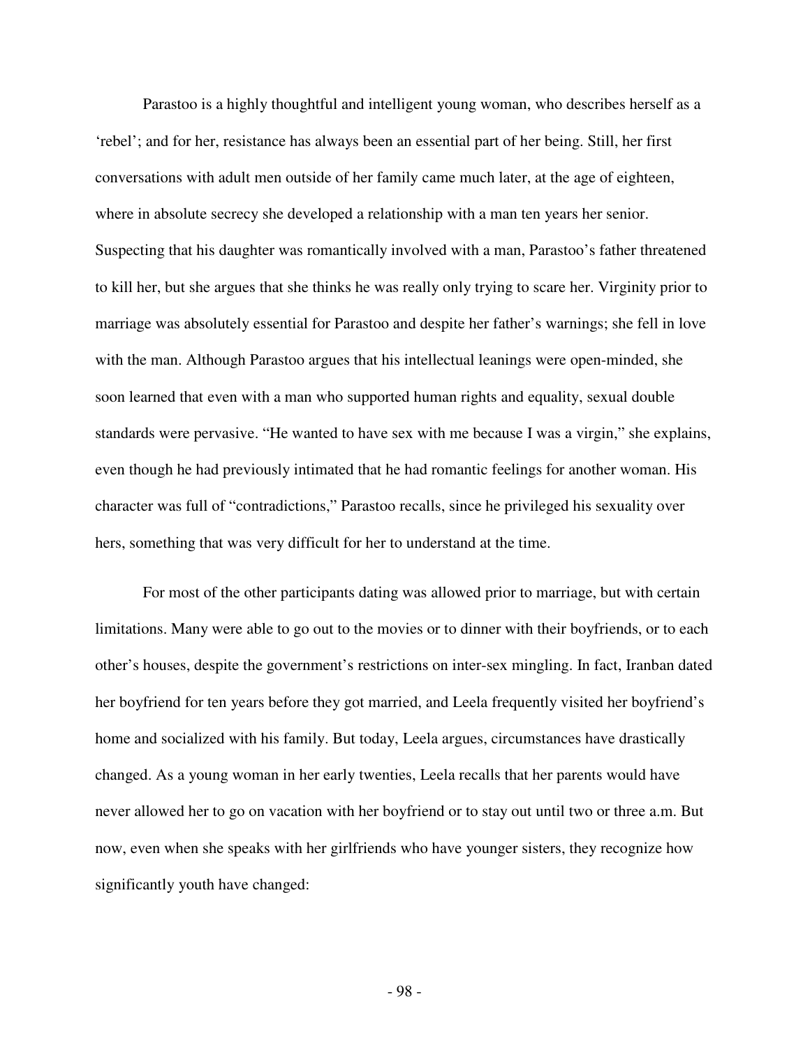Parastoo is a highly thoughtful and intelligent young woman, who describes herself as a 'rebel'; and for her, resistance has always been an essential part of her being. Still, her first conversations with adult men outside of her family came much later, at the age of eighteen, where in absolute secrecy she developed a relationship with a man ten years her senior. Suspecting that his daughter was romantically involved with a man, Parastoo's father threatened to kill her, but she argues that she thinks he was really only trying to scare her. Virginity prior to marriage was absolutely essential for Parastoo and despite her father's warnings; she fell in love with the man. Although Parastoo argues that his intellectual leanings were open-minded, she soon learned that even with a man who supported human rights and equality, sexual double standards were pervasive. "He wanted to have sex with me because I was a virgin," she explains, even though he had previously intimated that he had romantic feelings for another woman. His character was full of "contradictions," Parastoo recalls, since he privileged his sexuality over hers, something that was very difficult for her to understand at the time.

For most of the other participants dating was allowed prior to marriage, but with certain limitations. Many were able to go out to the movies or to dinner with their boyfriends, or to each other's houses, despite the government's restrictions on inter-sex mingling. In fact, Iranban dated her boyfriend for ten years before they got married, and Leela frequently visited her boyfriend's home and socialized with his family. But today, Leela argues, circumstances have drastically changed. As a young woman in her early twenties, Leela recalls that her parents would have never allowed her to go on vacation with her boyfriend or to stay out until two or three a.m. But now, even when she speaks with her girlfriends who have younger sisters, they recognize how significantly youth have changed: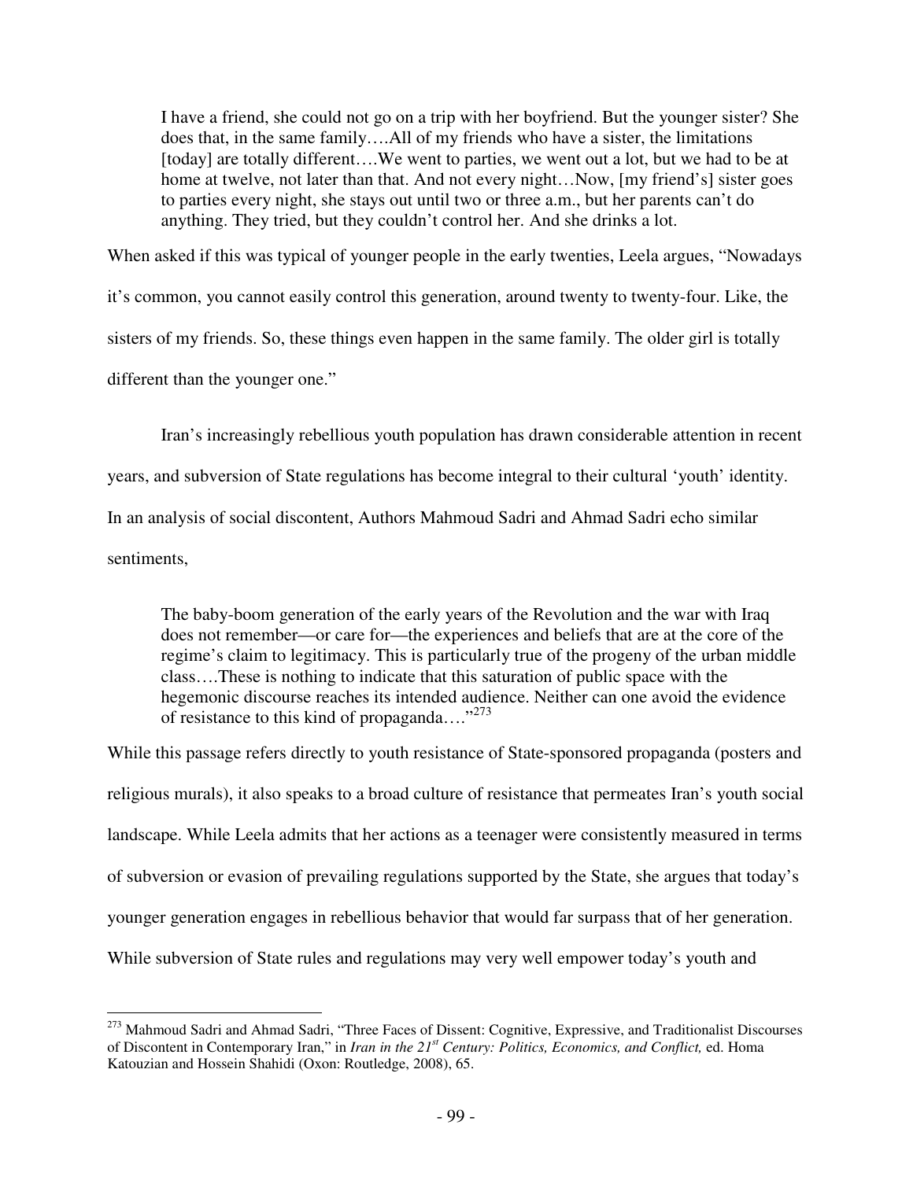> I have a friend, she could not go on a trip with her boyfriend. But the younger sister? She does that, in the same family….All of my friends who have a sister, the limitations [today] are totally different….We went to parties, we went out a lot, but we had to be at home at twelve, not later than that. And not every night…Now, [my friend's] sister goes to parties every night, she stays out until two or three a.m., but her parents can't do anything. They tried, but they couldn't control her. And she drinks a lot.

When asked if this was typical of younger people in the early twenties, Leela argues, "Nowadays it's common, you cannot easily control this generation, around twenty to twenty-four. Like, the sisters of my friends. So, these things even happen in the same family. The older girl is totally different than the younger one."

Iran's increasingly rebellious youth population has drawn considerable attention in recent years, and subversion of State regulations has become integral to their cultural 'youth' identity. In an analysis of social discontent, Authors Mahmoud Sadri and Ahmad Sadri echo similar sentiments,

> The baby-boom generation of the early years of the Revolution and the war with Iraq does not remember—or care for—the experiences and beliefs that are at the core of the regime's claim to legitimacy. This is particularly true of the progeny of the urban middle class….These is nothing to indicate that this saturation of public space with the hegemonic discourse reaches its intended audience. Neither can one avoid the evidence of resistance to this kind of propaganda…."[273]

While this passage refers directly to youth resistance of State-sponsored propaganda (posters and religious murals), it also speaks to a broad culture of resistance that permeates Iran's youth social landscape. While Leela admits that her actions as a teenager were consistently measured in terms of subversion or evasion of prevailing regulations supported by the State, she argues that today's younger generation engages in rebellious behavior that would far surpass that of her generation. While subversion of State rules and regulations may very well empower today's youth and

[273] Mahmoud Sadri and Ahmad Sadri, "Three Faces of Dissent: Cognitive, Expressive, and Traditionalist Discourses of Discontent in Contemporary Iran," in *Iran in the 21st Century: Politics, Economics, and Conflict,* ed. Homa Katouzian and Hossein Shahidi (Oxon: Routledge, 2008), 65.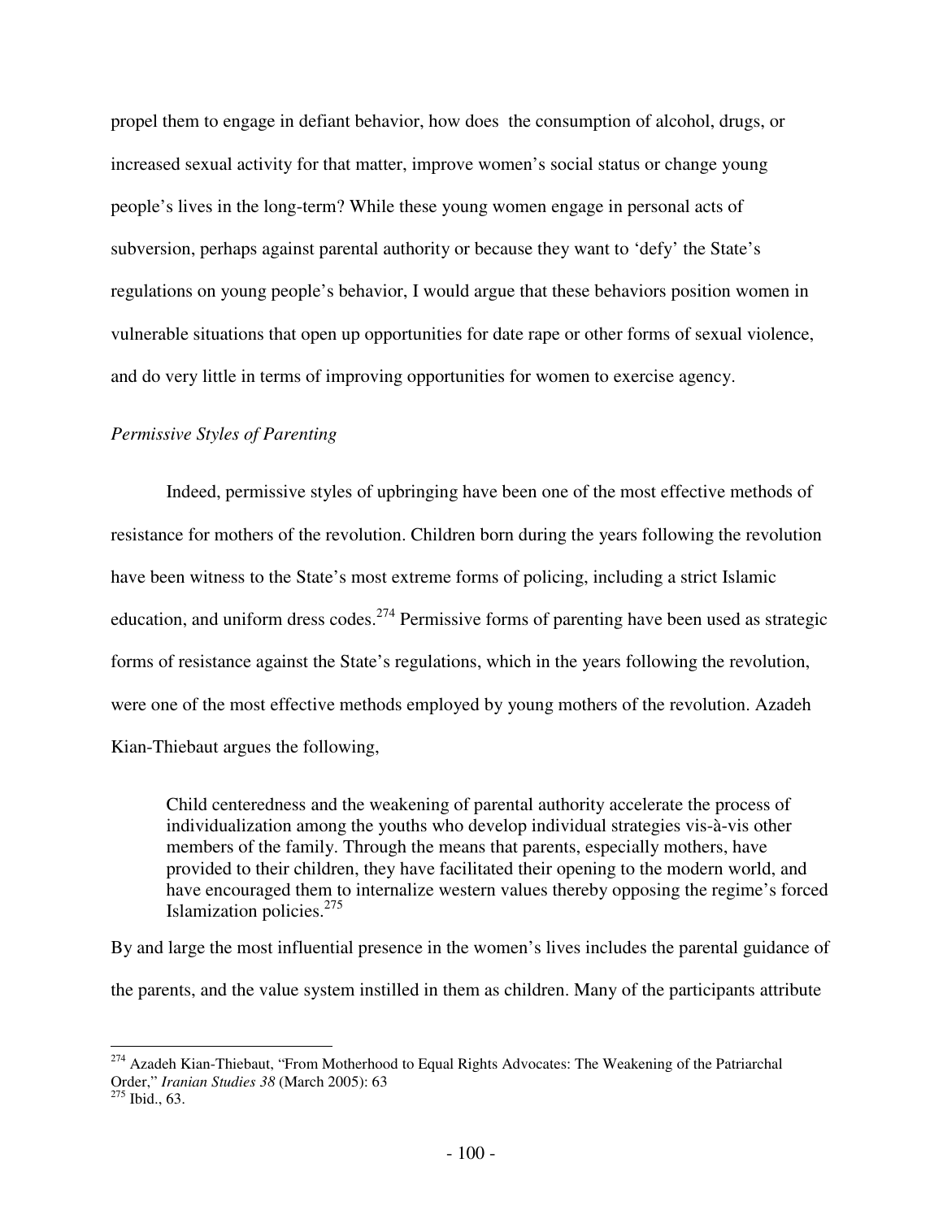propel them to engage in defiant behavior, how does the consumption of alcohol, drugs, or increased sexual activity for that matter, improve women's social status or change young people's lives in the long-term? While these young women engage in personal acts of subversion, perhaps against parental authority or because they want to 'defy' the State's regulations on young people's behavior, I would argue that these behaviors position women in vulnerable situations that open up opportunities for date rape or other forms of sexual violence, and do very little in terms of improving opportunities for women to exercise agency.

*Permissive Styles of Parenting*

Indeed, permissive styles of upbringing have been one of the most effective methods of resistance for mothers of the revolution. Children born during the years following the revolution have been witness to the State's most extreme forms of policing, including a strict Islamic education, and uniform dress codes.[274] Permissive forms of parenting have been used as strategic forms of resistance against the State's regulations, which in the years following the revolution, were one of the most effective methods employed by young mothers of the revolution. Azadeh Kian-Thiebaut argues the following,

> Child centeredness and the weakening of parental authority accelerate the process of individualization among the youths who develop individual strategies vis-à-vis other members of the family. Through the means that parents, especially mothers, have provided to their children, they have facilitated their opening to the modern world, and have encouraged them to internalize western values thereby opposing the regime's forced Islamization policies.[275]

By and large the most influential presence in the women's lives includes the parental guidance of the parents, and the value system instilled in them as children. Many of the participants attribute

---

[274] Azadeh Kian-Thiebaut, "From Motherhood to Equal Rights Advocates: The Weakening of the Patriarchal Order," *Iranian Studies 38* (March 2005): 63

[275] Ibid., 63.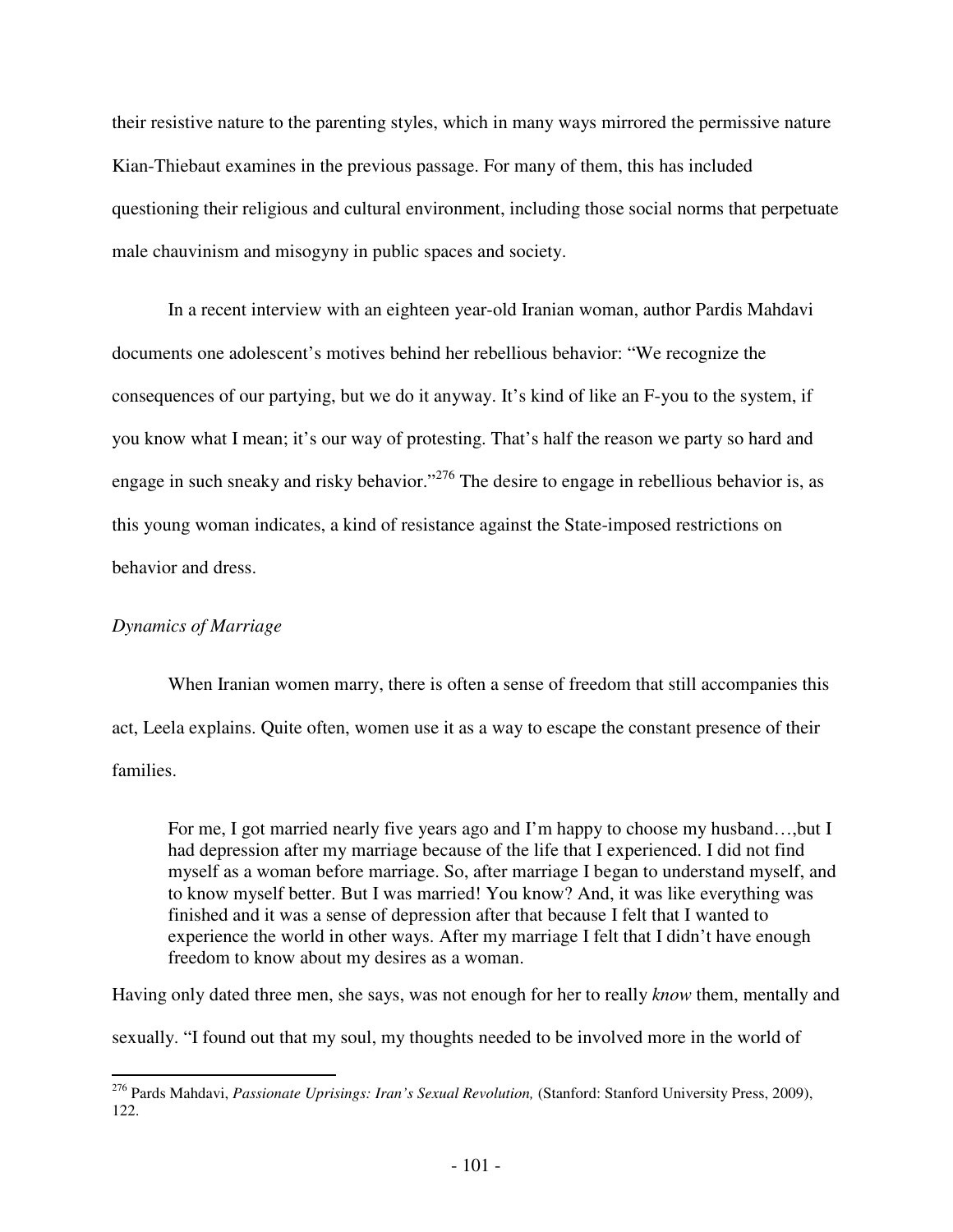their resistive nature to the parenting styles, which in many ways mirrored the permissive nature Kian-Thiebaut examines in the previous passage. For many of them, this has included questioning their religious and cultural environment, including those social norms that perpetuate male chauvinism and misogyny in public spaces and society.

In a recent interview with an eighteen year-old Iranian woman, author Pardis Mahdavi documents one adolescent's motives behind her rebellious behavior: "We recognize the consequences of our partying, but we do it anyway. It's kind of like an F-you to the system, if you know what I mean; it's our way of protesting. That's half the reason we party so hard and engage in such sneaky and risky behavior."[276] The desire to engage in rebellious behavior is, as this young woman indicates, a kind of resistance against the State-imposed restrictions on behavior and dress.

*Dynamics of Marriage*

When Iranian women marry, there is often a sense of freedom that still accompanies this act, Leela explains. Quite often, women use it as a way to escape the constant presence of their families.

> For me, I got married nearly five years ago and I'm happy to choose my husband…,but I had depression after my marriage because of the life that I experienced. I did not find myself as a woman before marriage. So, after marriage I began to understand myself, and to know myself better. But I was married! You know? And, it was like everything was finished and it was a sense of depression after that because I felt that I wanted to experience the world in other ways. After my marriage I felt that I didn't have enough freedom to know about my desires as a woman.

Having only dated three men, she says, was not enough for her to really *know* them, mentally and sexually. "I found out that my soul, my thoughts needed to be involved more in the world of

---

[276] Pards Mahdavi, *Passionate Uprisings: Iran's Sexual Revolution,* (Stanford: Stanford University Press, 2009), 122.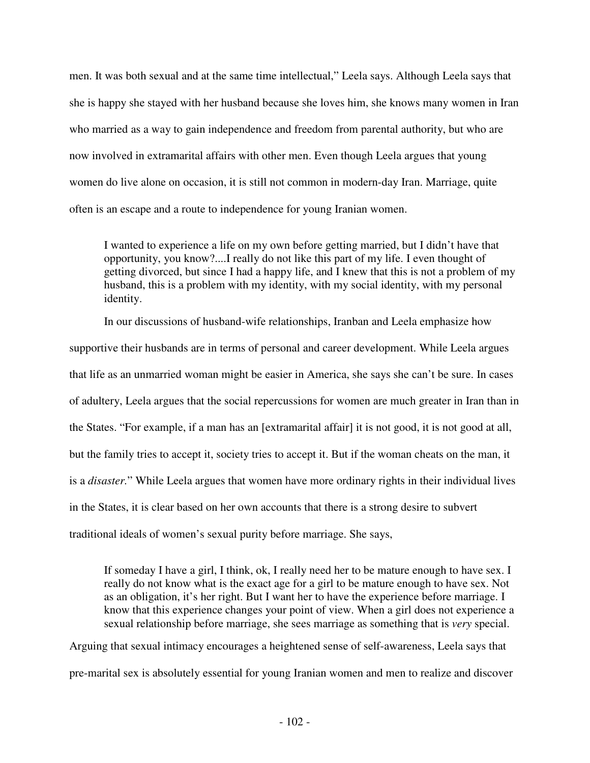men. It was both sexual and at the same time intellectual," Leela says. Although Leela says that she is happy she stayed with her husband because she loves him, she knows many women in Iran who married as a way to gain independence and freedom from parental authority, but who are now involved in extramarital affairs with other men. Even though Leela argues that young women do live alone on occasion, it is still not common in modern-day Iran. Marriage, quite often is an escape and a route to independence for young Iranian women.

> I wanted to experience a life on my own before getting married, but I didn't have that opportunity, you know?....I really do not like this part of my life. I even thought of getting divorced, but since I had a happy life, and I knew that this is not a problem of my husband, this is a problem with my identity, with my social identity, with my personal identity.

In our discussions of husband-wife relationships, Iranban and Leela emphasize how supportive their husbands are in terms of personal and career development. While Leela argues that life as an unmarried woman might be easier in America, she says she can't be sure. In cases of adultery, Leela argues that the social repercussions for women are much greater in Iran than in the States. "For example, if a man has an [extramarital affair] it is not good, it is not good at all, but the family tries to accept it, society tries to accept it. But if the woman cheats on the man, it is a *disaster.*" While Leela argues that women have more ordinary rights in their individual lives in the States, it is clear based on her own accounts that there is a strong desire to subvert traditional ideals of women's sexual purity before marriage. She says,

> If someday I have a girl, I think, ok, I really need her to be mature enough to have sex. I really do not know what is the exact age for a girl to be mature enough to have sex. Not as an obligation, it's her right. But I want her to have the experience before marriage. I know that this experience changes your point of view. When a girl does not experience a sexual relationship before marriage, she sees marriage as something that is *very* special.

Arguing that sexual intimacy encourages a heightened sense of self-awareness, Leela says that pre-marital sex is absolutely essential for young Iranian women and men to realize and discover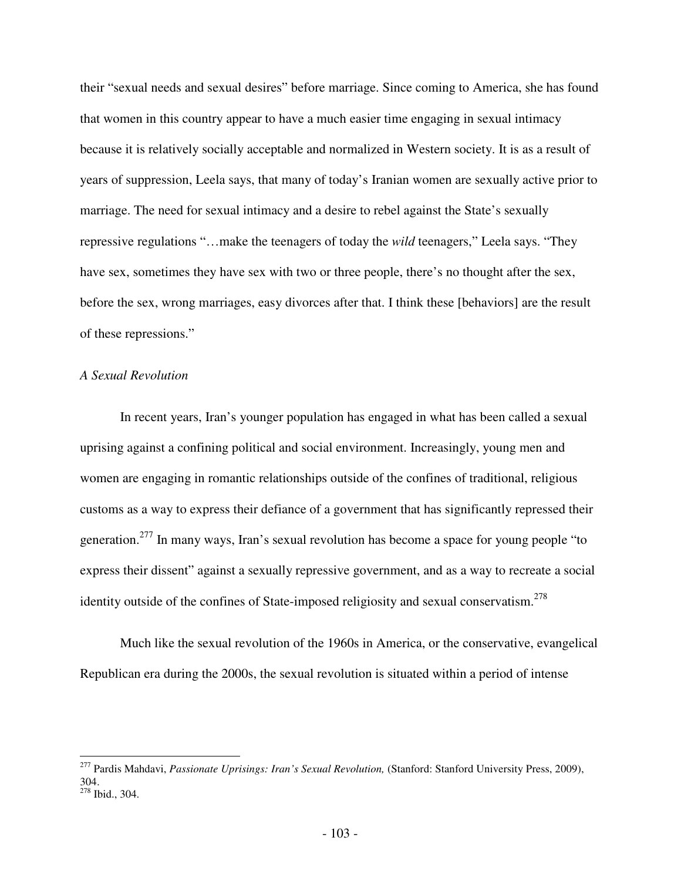their "sexual needs and sexual desires" before marriage. Since coming to America, she has found that women in this country appear to have a much easier time engaging in sexual intimacy because it is relatively socially acceptable and normalized in Western society. It is as a result of years of suppression, Leela says, that many of today's Iranian women are sexually active prior to marriage. The need for sexual intimacy and a desire to rebel against the State's sexually repressive regulations "…make the teenagers of today the *wild* teenagers," Leela says. "They have sex, sometimes they have sex with two or three people, there's no thought after the sex, before the sex, wrong marriages, easy divorces after that. I think these [behaviors] are the result of these repressions."

*A Sexual Revolution*

In recent years, Iran's younger population has engaged in what has been called a sexual uprising against a confining political and social environment. Increasingly, young men and women are engaging in romantic relationships outside of the confines of traditional, religious customs as a way to express their defiance of a government that has significantly repressed their generation.[277] In many ways, Iran's sexual revolution has become a space for young people "to express their dissent" against a sexually repressive government, and as a way to recreate a social identity outside of the confines of State-imposed religiosity and sexual conservatism.[278]

Much like the sexual revolution of the 1960s in America, or the conservative, evangelical Republican era during the 2000s, the sexual revolution is situated within a period of intense

---

[277] Pardis Mahdavi, *Passionate Uprisings: Iran's Sexual Revolution,* (Stanford: Stanford University Press, 2009), 304.

[278] Ibid., 304.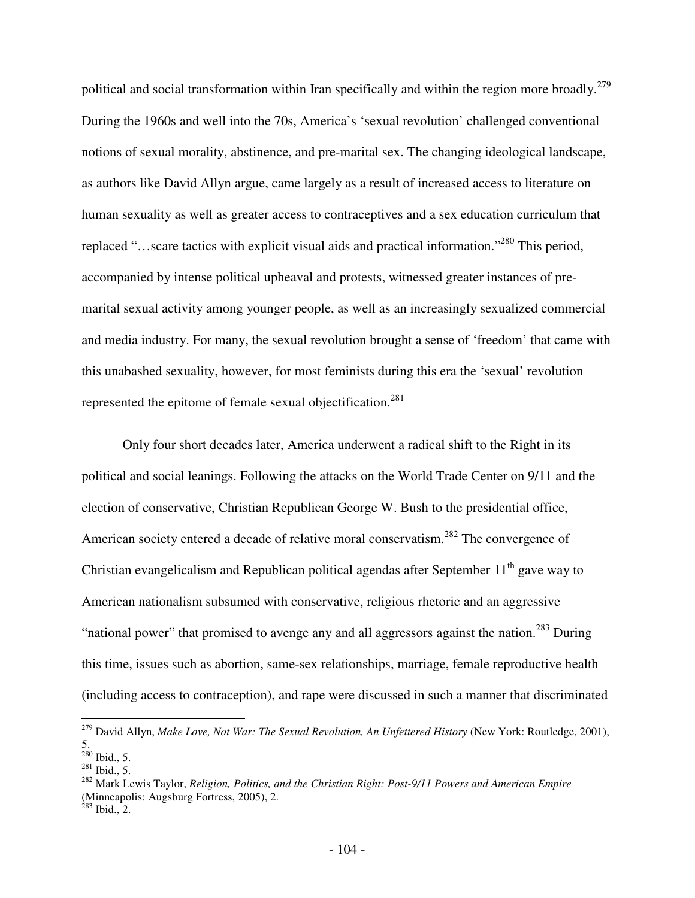political and social transformation within Iran specifically and within the region more broadly.[279] During the 1960s and well into the 70s, America's 'sexual revolution' challenged conventional notions of sexual morality, abstinence, and pre-marital sex. The changing ideological landscape, as authors like David Allyn argue, came largely as a result of increased access to literature on human sexuality as well as greater access to contraceptives and a sex education curriculum that replaced "…scare tactics with explicit visual aids and practical information."[280] This period, accompanied by intense political upheaval and protests, witnessed greater instances of pre-marital sexual activity among younger people, as well as an increasingly sexualized commercial and media industry. For many, the sexual revolution brought a sense of 'freedom' that came with this unabashed sexuality, however, for most feminists during this era the 'sexual' revolution represented the epitome of female sexual objectification.[281]

Only four short decades later, America underwent a radical shift to the Right in its political and social leanings. Following the attacks on the World Trade Center on 9/11 and the election of conservative, Christian Republican George W. Bush to the presidential office, American society entered a decade of relative moral conservatism.[282] The convergence of Christian evangelicalism and Republican political agendas after September 11th gave way to American nationalism subsumed with conservative, religious rhetoric and an aggressive "national power" that promised to avenge any and all aggressors against the nation.[283] During this time, issues such as abortion, same-sex relationships, marriage, female reproductive health (including access to contraception), and rape were discussed in such a manner that discriminated

---

[279] David Allyn, *Make Love, Not War: The Sexual Revolution, An Unfettered History* (New York: Routledge, 2001), 5.

[280] Ibid., 5.

[281] Ibid., 5.

[282] Mark Lewis Taylor, *Religion, Politics, and the Christian Right: Post-9/11 Powers and American Empire* (Minneapolis: Augsburg Fortress, 2005), 2.

[283] Ibid., 2.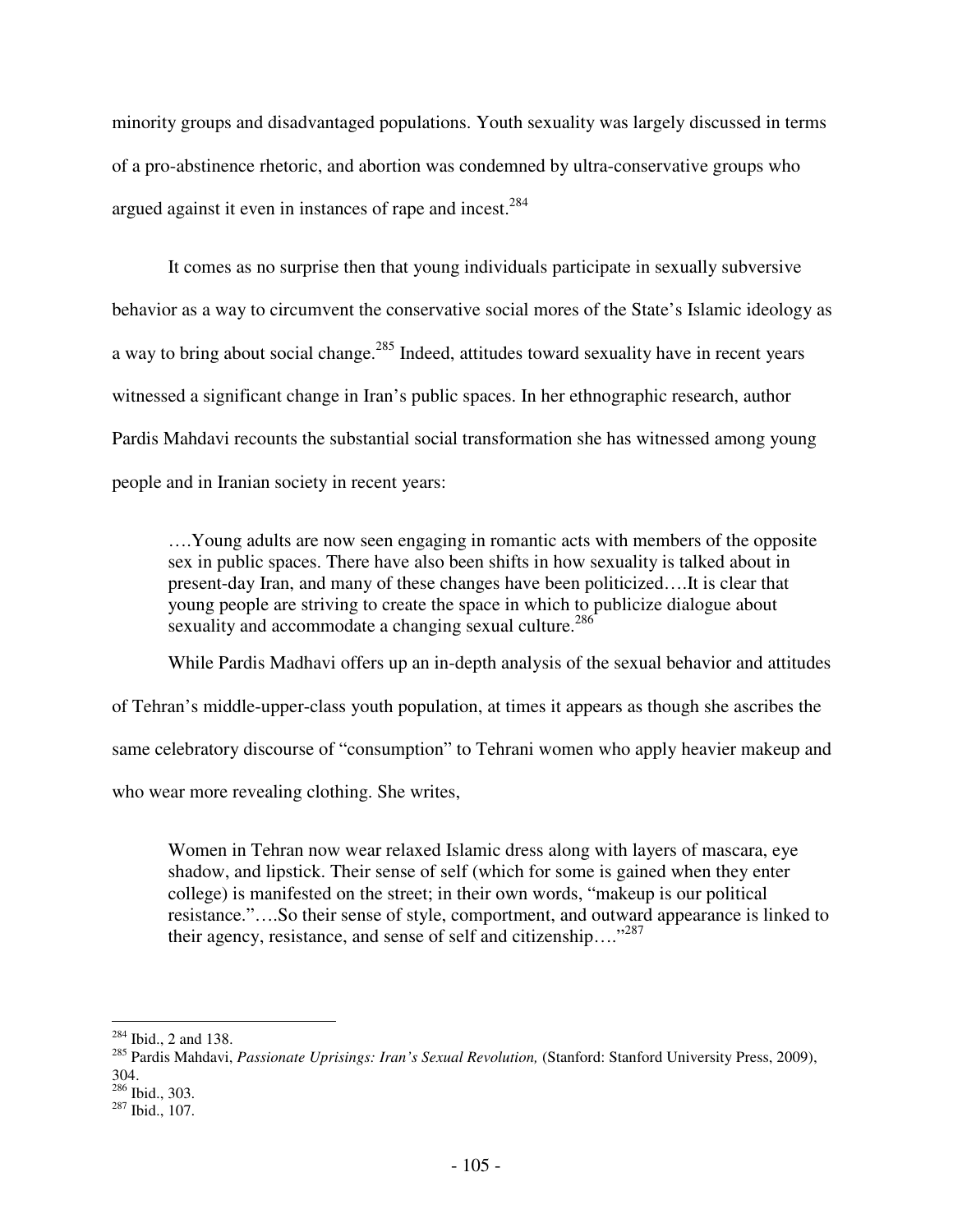minority groups and disadvantaged populations. Youth sexuality was largely discussed in terms of a pro-abstinence rhetoric, and abortion was condemned by ultra-conservative groups who argued against it even in instances of rape and incest.[284]

It comes as no surprise then that young individuals participate in sexually subversive behavior as a way to circumvent the conservative social mores of the State's Islamic ideology as a way to bring about social change.[285] Indeed, attitudes toward sexuality have in recent years witnessed a significant change in Iran's public spaces. In her ethnographic research, author Pardis Mahdavi recounts the substantial social transformation she has witnessed among young people and in Iranian society in recent years:

> ….Young adults are now seen engaging in romantic acts with members of the opposite sex in public spaces. There have also been shifts in how sexuality is talked about in present-day Iran, and many of these changes have been politicized….It is clear that young people are striving to create the space in which to publicize dialogue about sexuality and accommodate a changing sexual culture.[286]

While Pardis Madhavi offers up an in-depth analysis of the sexual behavior and attitudes of Tehran's middle-upper-class youth population, at times it appears as though she ascribes the same celebratory discourse of "consumption" to Tehrani women who apply heavier makeup and who wear more revealing clothing. She writes,

> Women in Tehran now wear relaxed Islamic dress along with layers of mascara, eye shadow, and lipstick. Their sense of self (which for some is gained when they enter college) is manifested on the street; in their own words, "makeup is our political resistance."….So their sense of style, comportment, and outward appearance is linked to their agency, resistance, and sense of self and citizenship…."[287]

---

[284] Ibid., 2 and 138.

[285] Pardis Mahdavi, *Passionate Uprisings: Iran's Sexual Revolution,* (Stanford: Stanford University Press, 2009), 304.

[286] Ibid., 303.

[287] Ibid., 107.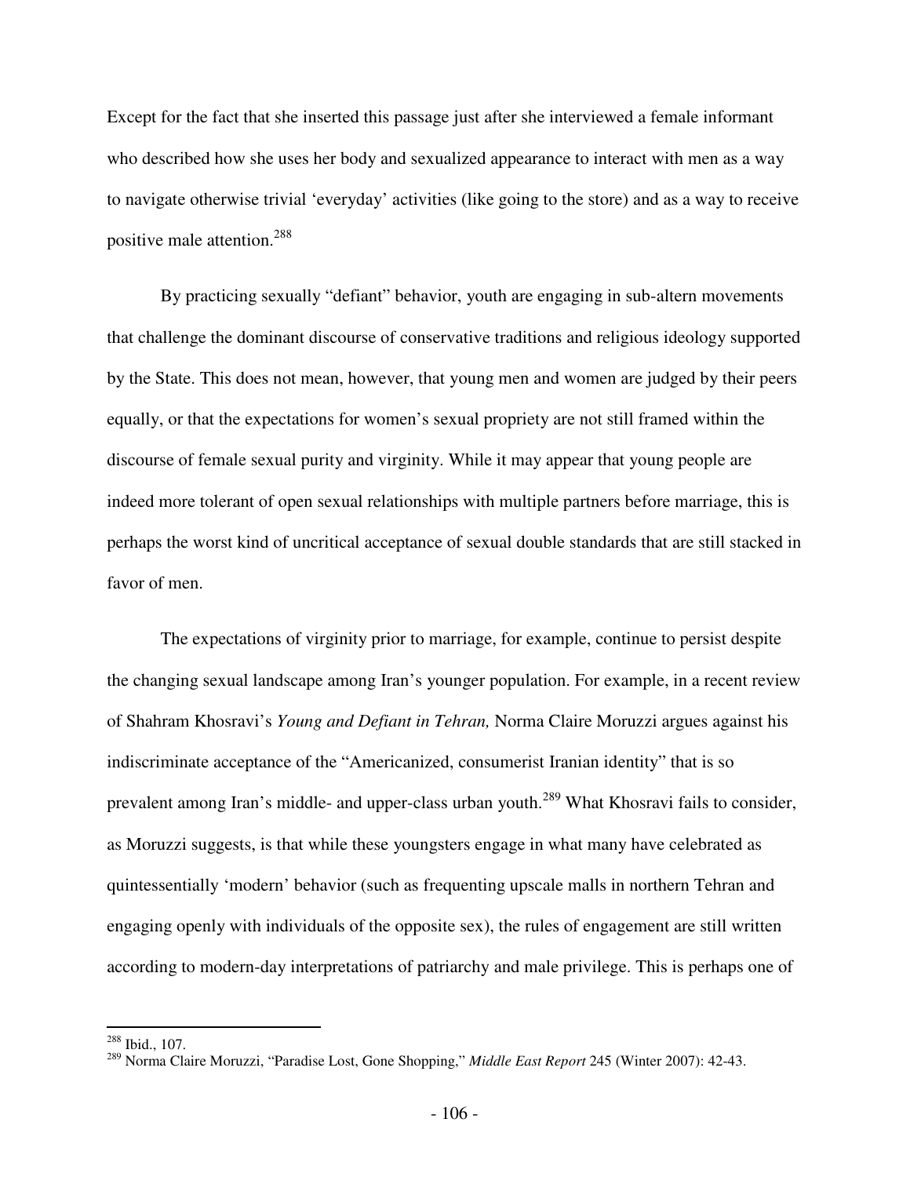Except for the fact that she inserted this passage just after she interviewed a female informant who described how she uses her body and sexualized appearance to interact with men as a way to navigate otherwise trivial 'everyday' activities (like going to the store) and as a way to receive positive male attention.[288]

By practicing sexually "defiant" behavior, youth are engaging in sub-altern movements that challenge the dominant discourse of conservative traditions and religious ideology supported by the State. This does not mean, however, that young men and women are judged by their peers equally, or that the expectations for women's sexual propriety are not still framed within the discourse of female sexual purity and virginity. While it may appear that young people are indeed more tolerant of open sexual relationships with multiple partners before marriage, this is perhaps the worst kind of uncritical acceptance of sexual double standards that are still stacked in favor of men.

The expectations of virginity prior to marriage, for example, continue to persist despite the changing sexual landscape among Iran's younger population. For example, in a recent review of Shahram Khosravi's *Young and Defiant in Tehran,* Norma Claire Moruzzi argues against his indiscriminate acceptance of the "Americanized, consumerist Iranian identity" that is so prevalent among Iran's middle- and upper-class urban youth.[289] What Khosravi fails to consider, as Moruzzi suggests, is that while these youngsters engage in what many have celebrated as quintessentially 'modern' behavior (such as frequenting upscale malls in northern Tehran and engaging openly with individuals of the opposite sex), the rules of engagement are still written according to modern-day interpretations of patriarchy and male privilege. This is perhaps one of

---

[288] Ibid., 107.

[289] Norma Claire Moruzzi, "Paradise Lost, Gone Shopping," *Middle East Report* 245 (Winter 2007): 42-43.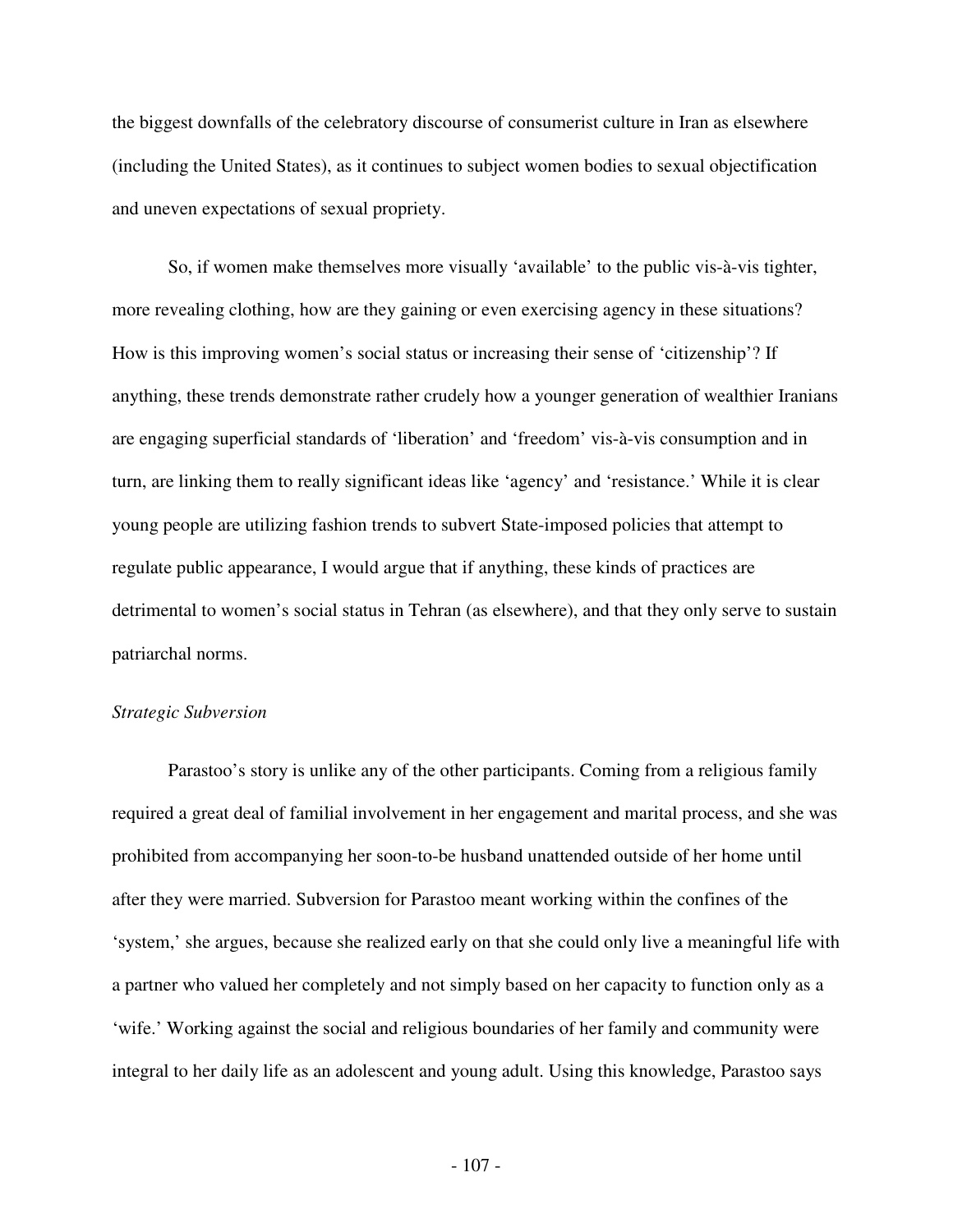the biggest downfalls of the celebratory discourse of consumerist culture in Iran as elsewhere (including the United States), as it continues to subject women bodies to sexual objectification and uneven expectations of sexual propriety.

So, if women make themselves more visually 'available' to the public vis-à-vis tighter, more revealing clothing, how are they gaining or even exercising agency in these situations? How is this improving women's social status or increasing their sense of 'citizenship'? If anything, these trends demonstrate rather crudely how a younger generation of wealthier Iranians are engaging superficial standards of 'liberation' and 'freedom' vis-à-vis consumption and in turn, are linking them to really significant ideas like 'agency' and 'resistance.' While it is clear young people are utilizing fashion trends to subvert State-imposed policies that attempt to regulate public appearance, I would argue that if anything, these kinds of practices are detrimental to women's social status in Tehran (as elsewhere), and that they only serve to sustain patriarchal norms.

*Strategic Subversion*

Parastoo's story is unlike any of the other participants. Coming from a religious family required a great deal of familial involvement in her engagement and marital process, and she was prohibited from accompanying her soon-to-be husband unattended outside of her home until after they were married. Subversion for Parastoo meant working within the confines of the 'system,' she argues, because she realized early on that she could only live a meaningful life with a partner who valued her completely and not simply based on her capacity to function only as a 'wife.' Working against the social and religious boundaries of her family and community were integral to her daily life as an adolescent and young adult. Using this knowledge, Parastoo says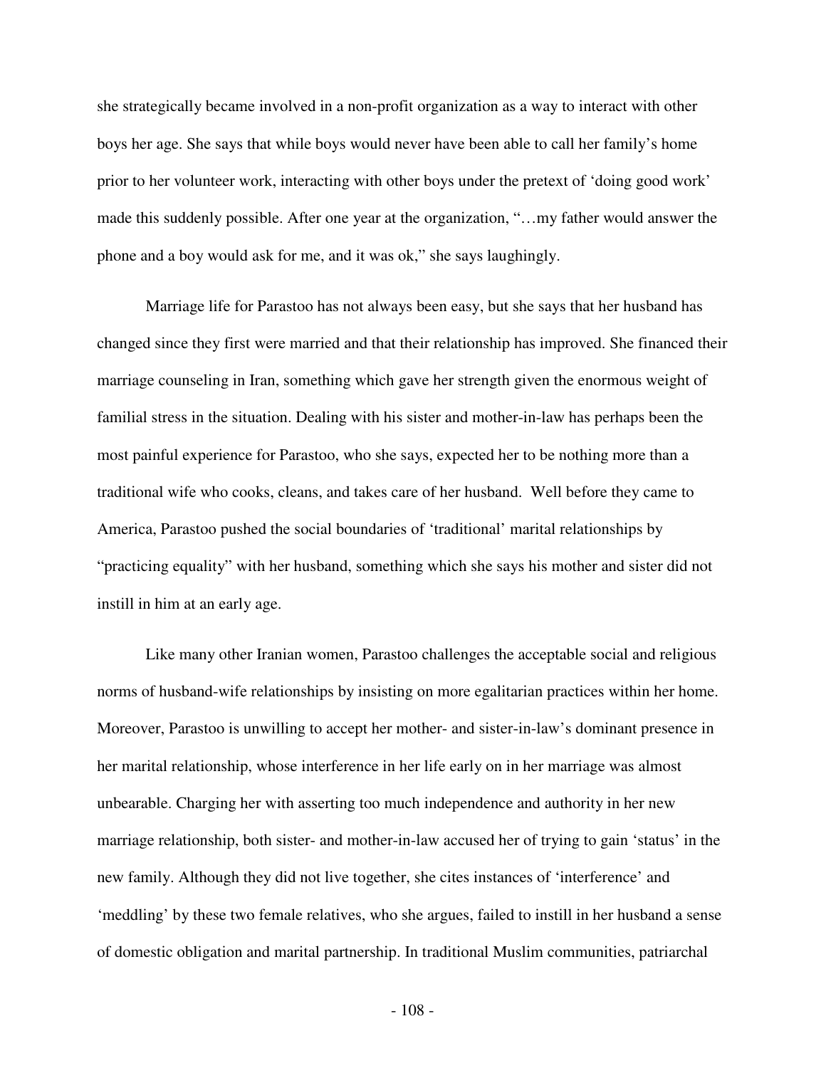she strategically became involved in a non-profit organization as a way to interact with other boys her age. She says that while boys would never have been able to call her family's home prior to her volunteer work, interacting with other boys under the pretext of 'doing good work' made this suddenly possible. After one year at the organization, "…my father would answer the phone and a boy would ask for me, and it was ok," she says laughingly.

Marriage life for Parastoo has not always been easy, but she says that her husband has changed since they first were married and that their relationship has improved. She financed their marriage counseling in Iran, something which gave her strength given the enormous weight of familial stress in the situation. Dealing with his sister and mother-in-law has perhaps been the most painful experience for Parastoo, who she says, expected her to be nothing more than a traditional wife who cooks, cleans, and takes care of her husband. Well before they came to America, Parastoo pushed the social boundaries of 'traditional' marital relationships by "practicing equality" with her husband, something which she says his mother and sister did not instill in him at an early age.

Like many other Iranian women, Parastoo challenges the acceptable social and religious norms of husband-wife relationships by insisting on more egalitarian practices within her home. Moreover, Parastoo is unwilling to accept her mother- and sister-in-law's dominant presence in her marital relationship, whose interference in her life early on in her marriage was almost unbearable. Charging her with asserting too much independence and authority in her new marriage relationship, both sister- and mother-in-law accused her of trying to gain 'status' in the new family. Although they did not live together, she cites instances of 'interference' and 'meddling' by these two female relatives, who she argues, failed to instill in her husband a sense of domestic obligation and marital partnership. In traditional Muslim communities, patriarchal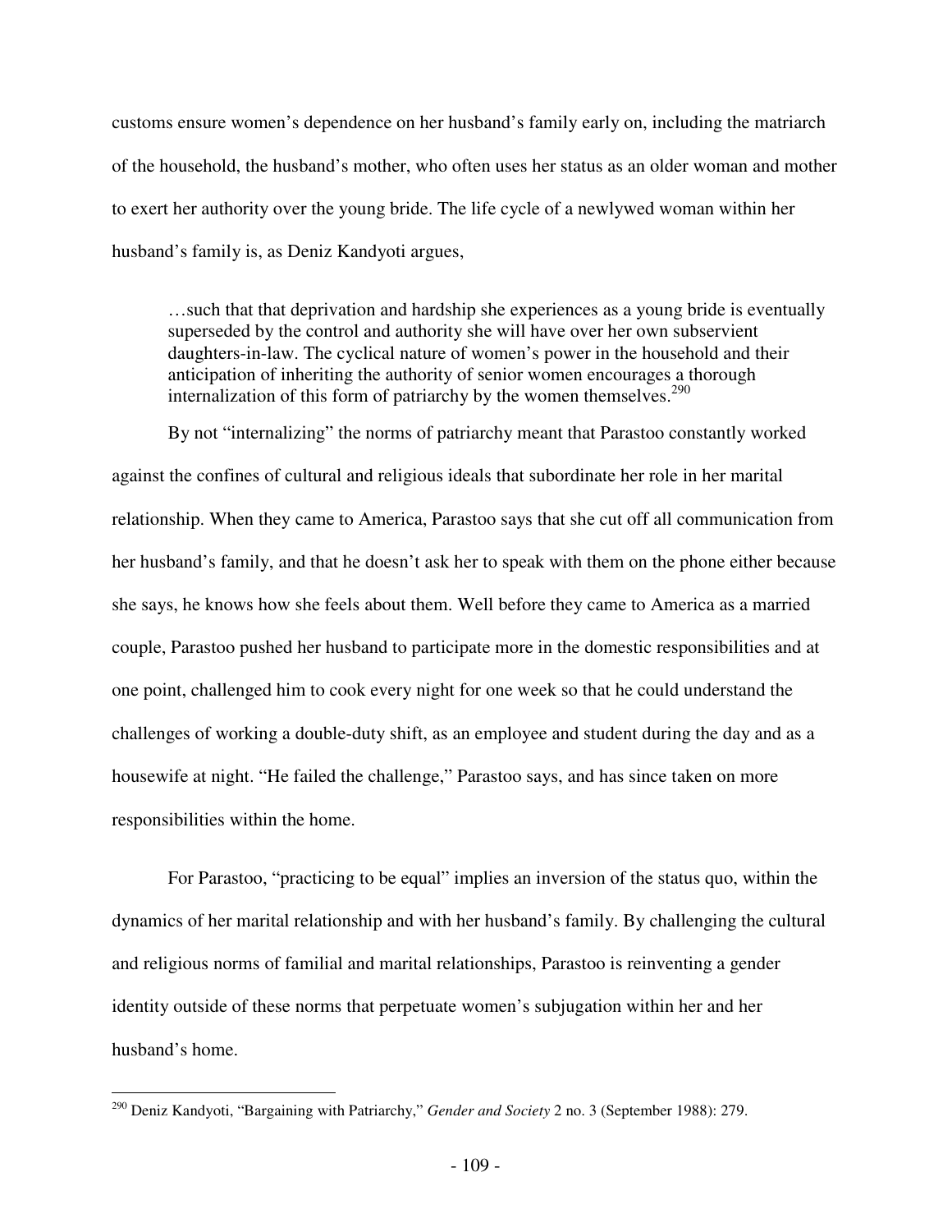customs ensure women's dependence on her husband's family early on, including the matriarch of the household, the husband's mother, who often uses her status as an older woman and mother to exert her authority over the young bride. The life cycle of a newlywed woman within her husband's family is, as Deniz Kandyoti argues,

> …such that that deprivation and hardship she experiences as a young bride is eventually superseded by the control and authority she will have over her own subservient daughters-in-law. The cyclical nature of women's power in the household and their anticipation of inheriting the authority of senior women encourages a thorough internalization of this form of patriarchy by the women themselves.[290]

By not "internalizing" the norms of patriarchy meant that Parastoo constantly worked against the confines of cultural and religious ideals that subordinate her role in her marital relationship. When they came to America, Parastoo says that she cut off all communication from her husband's family, and that he doesn't ask her to speak with them on the phone either because she says, he knows how she feels about them. Well before they came to America as a married couple, Parastoo pushed her husband to participate more in the domestic responsibilities and at one point, challenged him to cook every night for one week so that he could understand the challenges of working a double-duty shift, as an employee and student during the day and as a housewife at night. "He failed the challenge," Parastoo says, and has since taken on more responsibilities within the home.

For Parastoo, "practicing to be equal" implies an inversion of the status quo, within the dynamics of her marital relationship and with her husband's family. By challenging the cultural and religious norms of familial and marital relationships, Parastoo is reinventing a gender identity outside of these norms that perpetuate women's subjugation within her and her husband's home.

---

[290] Deniz Kandyoti, "Bargaining with Patriarchy," *Gender and Society* 2 no. 3 (September 1988): 279.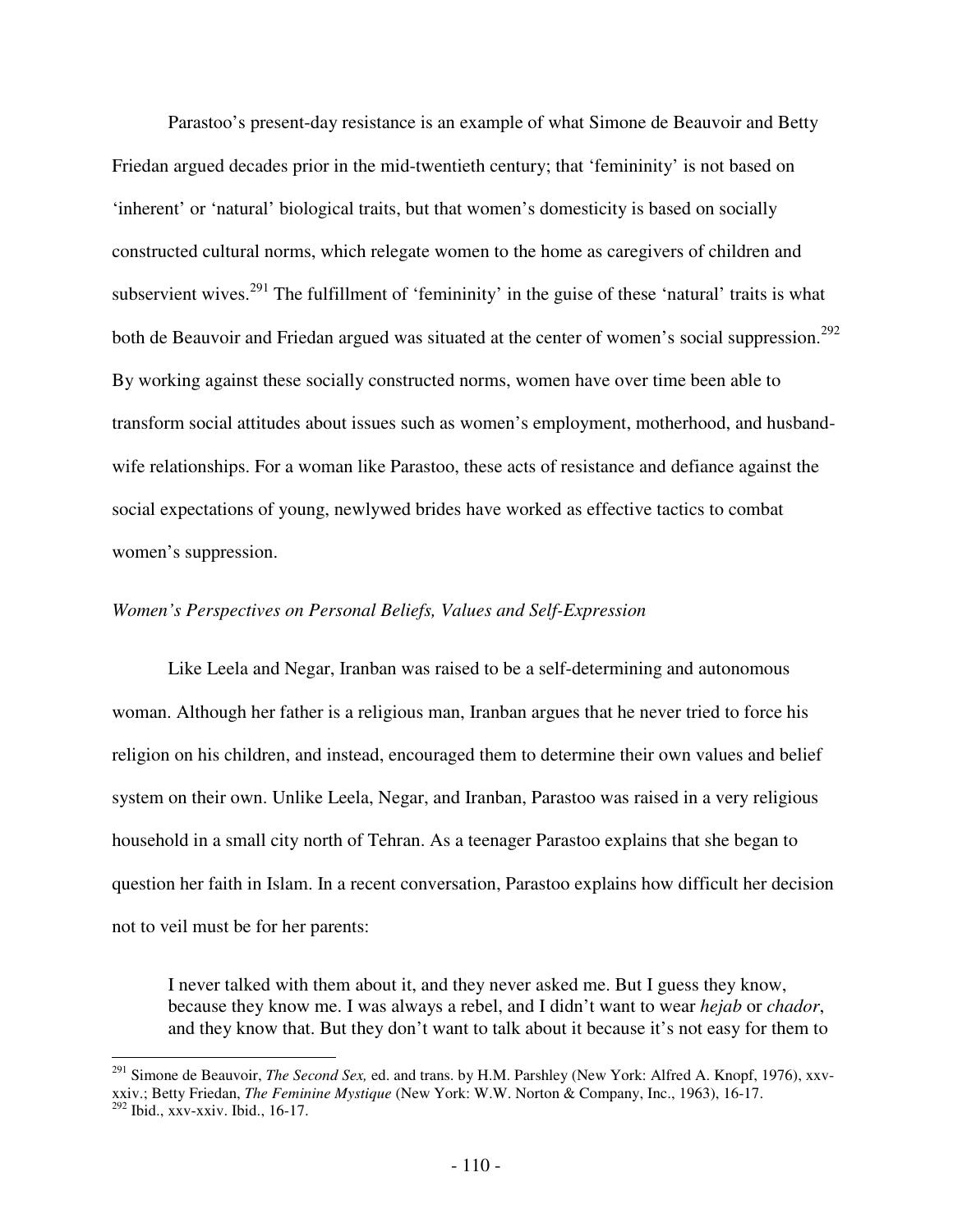Parastoo's present-day resistance is an example of what Simone de Beauvoir and Betty Friedan argued decades prior in the mid-twentieth century; that 'femininity' is not based on 'inherent' or 'natural' biological traits, but that women's domesticity is based on socially constructed cultural norms, which relegate women to the home as caregivers of children and subservient wives.[291] The fulfillment of 'femininity' in the guise of these 'natural' traits is what both de Beauvoir and Friedan argued was situated at the center of women's social suppression.[292] By working against these socially constructed norms, women have over time been able to transform social attitudes about issues such as women's employment, motherhood, and husband-wife relationships. For a woman like Parastoo, these acts of resistance and defiance against the social expectations of young, newlywed brides have worked as effective tactics to combat women's suppression.

*Women's Perspectives on Personal Beliefs, Values and Self-Expression*

Like Leela and Negar, Iranban was raised to be a self-determining and autonomous woman. Although her father is a religious man, Iranban argues that he never tried to force his religion on his children, and instead, encouraged them to determine their own values and belief system on their own. Unlike Leela, Negar, and Iranban, Parastoo was raised in a very religious household in a small city north of Tehran. As a teenager Parastoo explains that she began to question her faith in Islam. In a recent conversation, Parastoo explains how difficult her decision not to veil must be for her parents:

> I never talked with them about it, and they never asked me. But I guess they know, because they know me. I was always a rebel, and I didn't want to wear *hejab* or *chador*, and they know that. But they don't want to talk about it because it's not easy for them to

---

[291] Simone de Beauvoir, *The Second Sex,* ed. and trans. by H.M. Parshley (New York: Alfred A. Knopf, 1976), xxv-xxiv.; Betty Friedan, *The Feminine Mystique* (New York: W.W. Norton & Company, Inc., 1963), 16-17.

[292] Ibid., xxv-xxiv. Ibid., 16-17.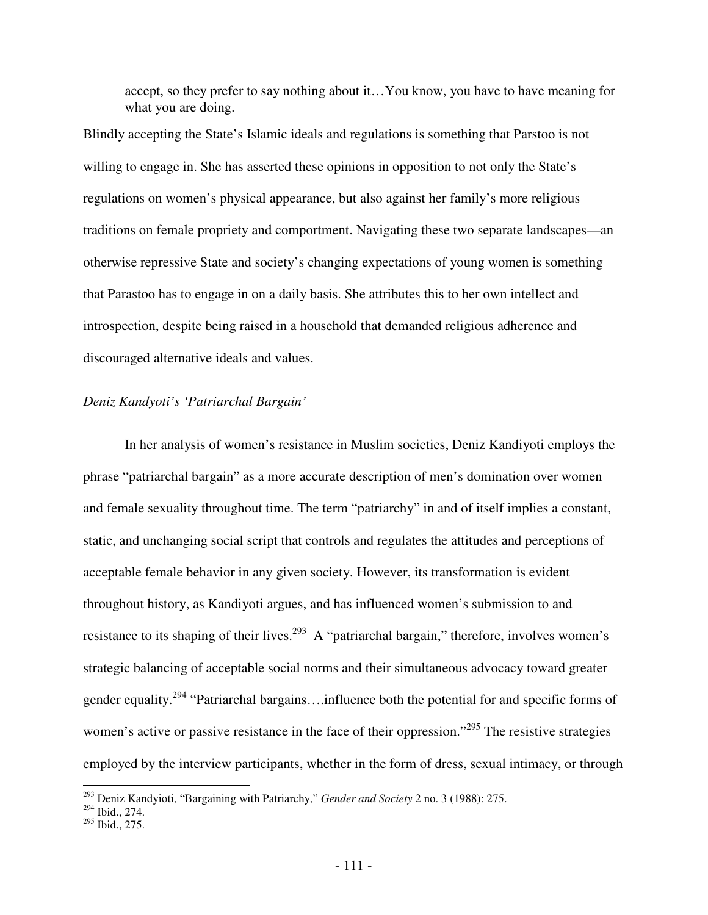> accept, so they prefer to say nothing about it…You know, you have to have meaning for what you are doing.

Blindly accepting the State's Islamic ideals and regulations is something that Parstoo is not willing to engage in. She has asserted these opinions in opposition to not only the State's regulations on women's physical appearance, but also against her family's more religious traditions on female propriety and comportment. Navigating these two separate landscapes—an otherwise repressive State and society's changing expectations of young women is something that Parastoo has to engage in on a daily basis. She attributes this to her own intellect and introspection, despite being raised in a household that demanded religious adherence and discouraged alternative ideals and values.

*Deniz Kandyoti's 'Patriarchal Bargain'*

In her analysis of women's resistance in Muslim societies, Deniz Kandiyoti employs the phrase "patriarchal bargain" as a more accurate description of men's domination over women and female sexuality throughout time. The term "patriarchy" in and of itself implies a constant, static, and unchanging social script that controls and regulates the attitudes and perceptions of acceptable female behavior in any given society. However, its transformation is evident throughout history, as Kandiyoti argues, and has influenced women's submission to and resistance to its shaping of their lives.[293] A "patriarchal bargain," therefore, involves women's strategic balancing of acceptable social norms and their simultaneous advocacy toward greater gender equality.[294] "Patriarchal bargains….influence both the potential for and specific forms of women's active or passive resistance in the face of their oppression."[295] The resistive strategies employed by the interview participants, whether in the form of dress, sexual intimacy, or through

---

[293] Deniz Kandyioti, "Bargaining with Patriarchy," *Gender and Society* 2 no. 3 (1988): 275.

[294] Ibid., 274.

[295] Ibid., 275.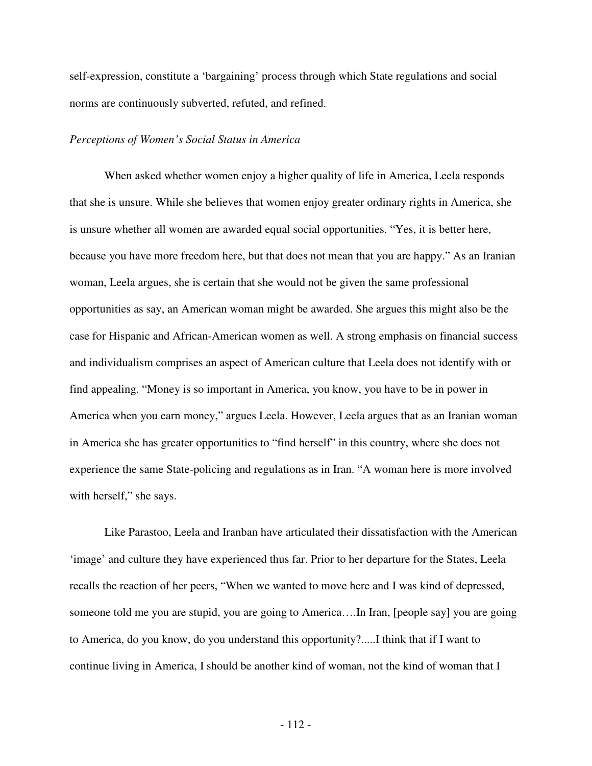self-expression, constitute a 'bargaining' process through which State regulations and social norms are continuously subverted, refuted, and refined.

*Perceptions of Women's Social Status in America*

When asked whether women enjoy a higher quality of life in America, Leela responds that she is unsure. While she believes that women enjoy greater ordinary rights in America, she is unsure whether all women are awarded equal social opportunities. "Yes, it is better here, because you have more freedom here, but that does not mean that you are happy." As an Iranian woman, Leela argues, she is certain that she would not be given the same professional opportunities as say, an American woman might be awarded. She argues this might also be the case for Hispanic and African-American women as well. A strong emphasis on financial success and individualism comprises an aspect of American culture that Leela does not identify with or find appealing. "Money is so important in America, you know, you have to be in power in America when you earn money," argues Leela. However, Leela argues that as an Iranian woman in America she has greater opportunities to "find herself" in this country, where she does not experience the same State-policing and regulations as in Iran. "A woman here is more involved with herself," she says.

Like Parastoo, Leela and Iranban have articulated their dissatisfaction with the American 'image' and culture they have experienced thus far. Prior to her departure for the States, Leela recalls the reaction of her peers, "When we wanted to move here and I was kind of depressed, someone told me you are stupid, you are going to America….In Iran, [people say] you are going to America, do you know, do you understand this opportunity?.....I think that if I want to continue living in America, I should be another kind of woman, not the kind of woman that I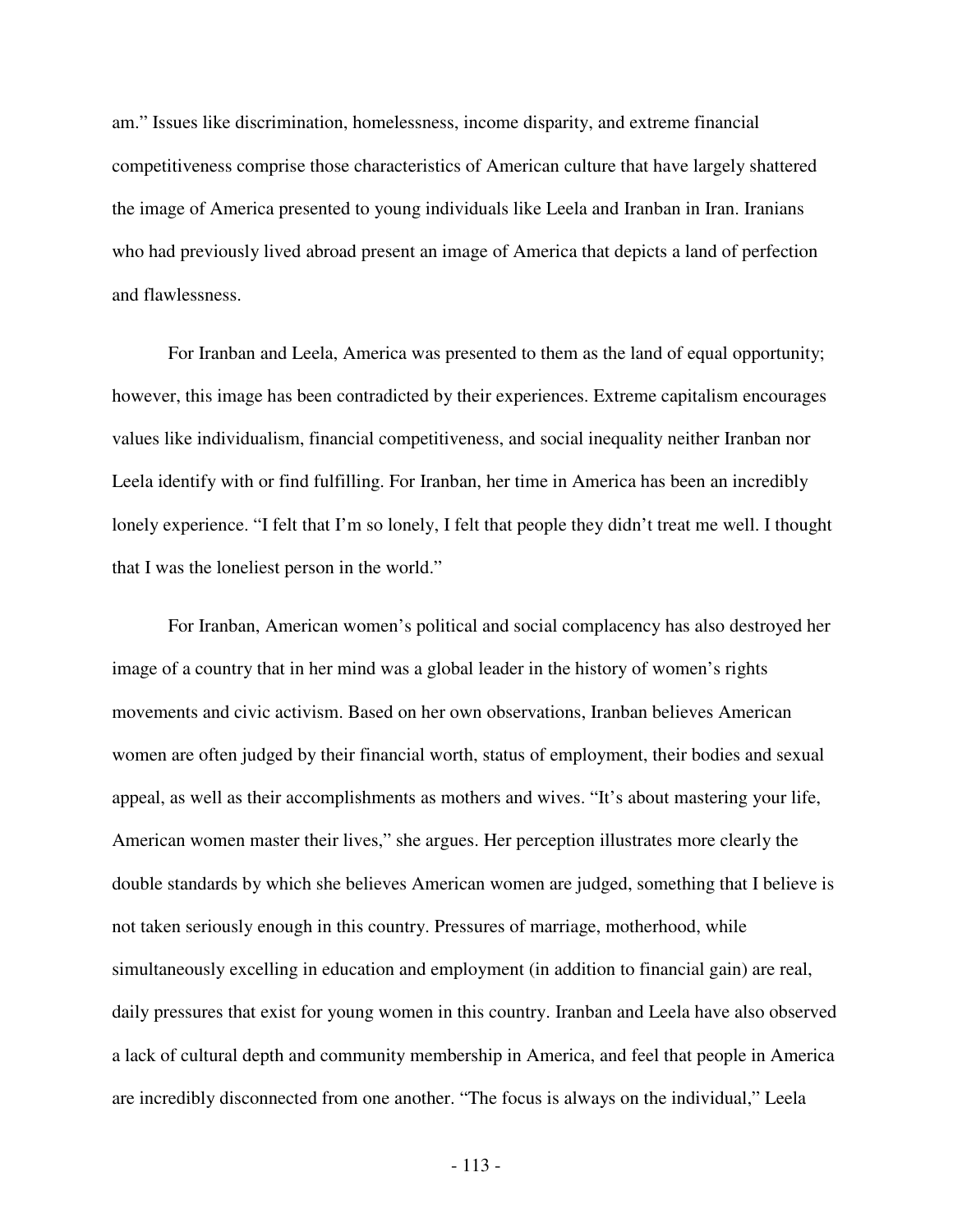am." Issues like discrimination, homelessness, income disparity, and extreme financial competitiveness comprise those characteristics of American culture that have largely shattered the image of America presented to young individuals like Leela and Iranban in Iran. Iranians who had previously lived abroad present an image of America that depicts a land of perfection and flawlessness.

For Iranban and Leela, America was presented to them as the land of equal opportunity; however, this image has been contradicted by their experiences. Extreme capitalism encourages values like individualism, financial competitiveness, and social inequality neither Iranban nor Leela identify with or find fulfilling. For Iranban, her time in America has been an incredibly lonely experience. "I felt that I'm so lonely, I felt that people they didn't treat me well. I thought that I was the loneliest person in the world."

For Iranban, American women's political and social complacency has also destroyed her image of a country that in her mind was a global leader in the history of women's rights movements and civic activism. Based on her own observations, Iranban believes American women are often judged by their financial worth, status of employment, their bodies and sexual appeal, as well as their accomplishments as mothers and wives. "It's about mastering your life, American women master their lives," she argues. Her perception illustrates more clearly the double standards by which she believes American women are judged, something that I believe is not taken seriously enough in this country. Pressures of marriage, motherhood, while simultaneously excelling in education and employment (in addition to financial gain) are real, daily pressures that exist for young women in this country. Iranban and Leela have also observed a lack of cultural depth and community membership in America, and feel that people in America are incredibly disconnected from one another. "The focus is always on the individual," Leela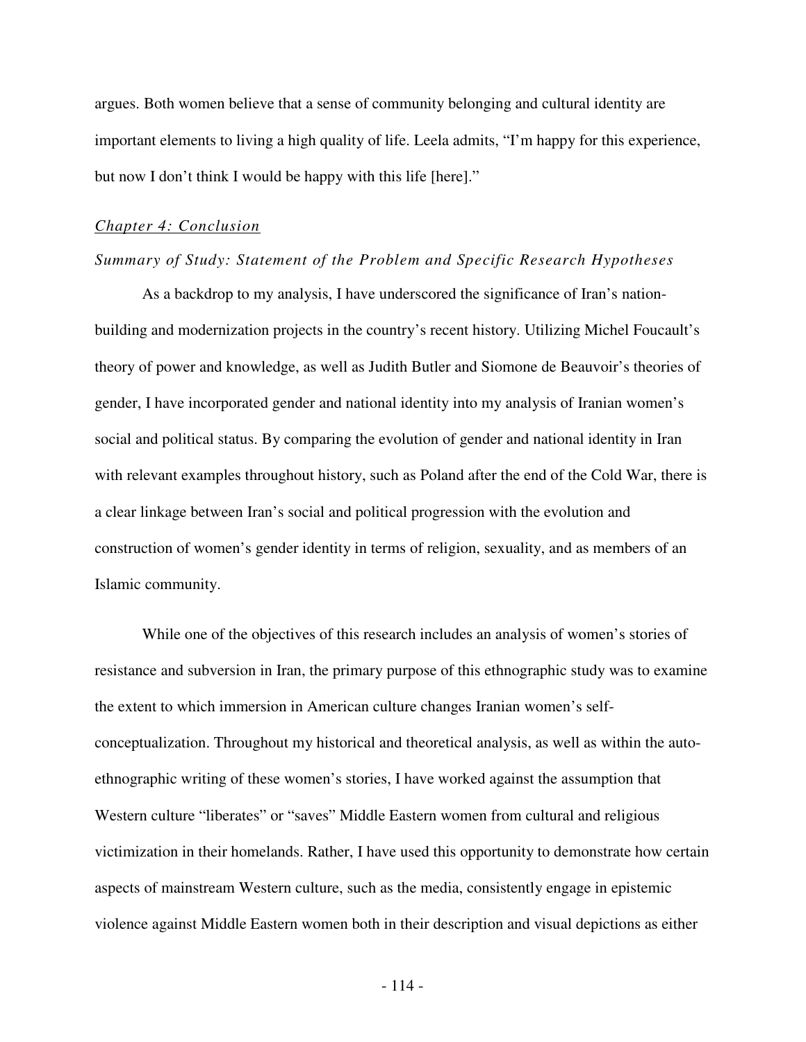argues. Both women believe that a sense of community belonging and cultural identity are important elements to living a high quality of life. Leela admits, "I'm happy for this experience, but now I don't think I would be happy with this life [here]."

## *Chapter 4: Conclusion*

### *Summary of Study: Statement of the Problem and Specific Research Hypotheses*

As a backdrop to my analysis, I have underscored the significance of Iran's nation-building and modernization projects in the country's recent history. Utilizing Michel Foucault's theory of power and knowledge, as well as Judith Butler and Siomone de Beauvoir's theories of gender, I have incorporated gender and national identity into my analysis of Iranian women's social and political status. By comparing the evolution of gender and national identity in Iran with relevant examples throughout history, such as Poland after the end of the Cold War, there is a clear linkage between Iran's social and political progression with the evolution and construction of women's gender identity in terms of religion, sexuality, and as members of an Islamic community.

While one of the objectives of this research includes an analysis of women's stories of resistance and subversion in Iran, the primary purpose of this ethnographic study was to examine the extent to which immersion in American culture changes Iranian women's self-conceptualization. Throughout my historical and theoretical analysis, as well as within the auto-ethnographic writing of these women's stories, I have worked against the assumption that Western culture "liberates" or "saves" Middle Eastern women from cultural and religious victimization in their homelands. Rather, I have used this opportunity to demonstrate how certain aspects of mainstream Western culture, such as the media, consistently engage in epistemic violence against Middle Eastern women both in their description and visual depictions as either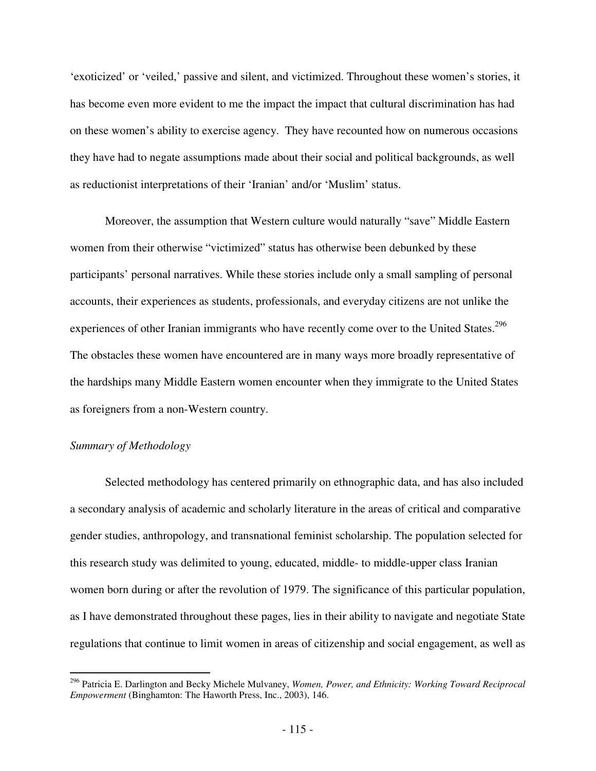'exoticized' or 'veiled,' passive and silent, and victimized. Throughout these women's stories, it has become even more evident to me the impact the impact that cultural discrimination has had on these women's ability to exercise agency. They have recounted how on numerous occasions they have had to negate assumptions made about their social and political backgrounds, as well as reductionist interpretations of their 'Iranian' and/or 'Muslim' status.

Moreover, the assumption that Western culture would naturally "save" Middle Eastern women from their otherwise "victimized" status has otherwise been debunked by these participants' personal narratives. While these stories include only a small sampling of personal accounts, their experiences as students, professionals, and everyday citizens are not unlike the experiences of other Iranian immigrants who have recently come over to the United States.[296] The obstacles these women have encountered are in many ways more broadly representative of the hardships many Middle Eastern women encounter when they immigrate to the United States as foreigners from a non-Western country.

*Summary of Methodology*

Selected methodology has centered primarily on ethnographic data, and has also included a secondary analysis of academic and scholarly literature in the areas of critical and comparative gender studies, anthropology, and transnational feminist scholarship. The population selected for this research study was delimited to young, educated, middle- to middle-upper class Iranian women born during or after the revolution of 1979. The significance of this particular population, as I have demonstrated throughout these pages, lies in their ability to navigate and negotiate State regulations that continue to limit women in areas of citizenship and social engagement, as well as

---

[296] Patricia E. Darlington and Becky Michele Mulvaney, *Women, Power, and Ethnicity: Working Toward Reciprocal Empowerment* (Binghamton: The Haworth Press, Inc., 2003), 146.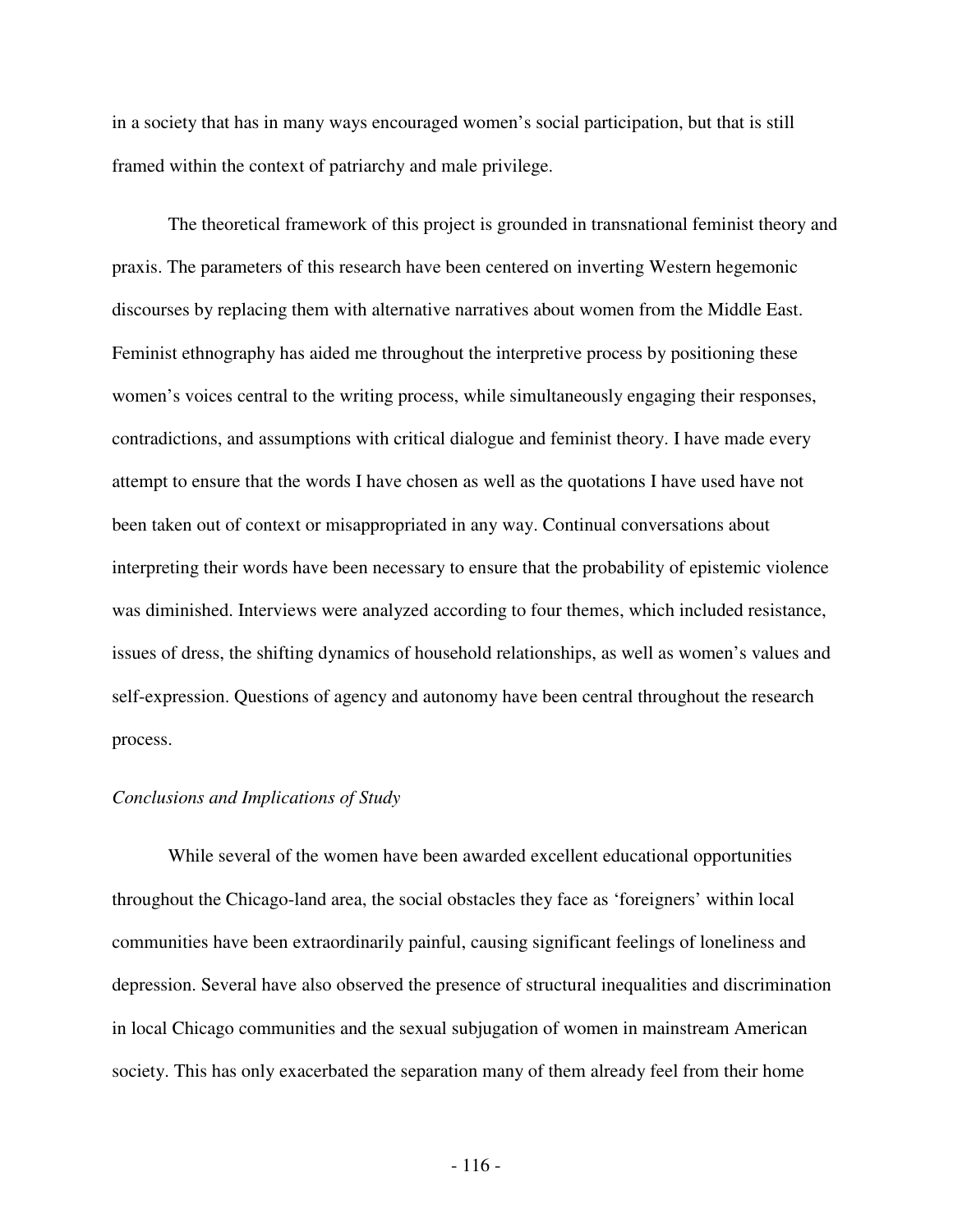in a society that has in many ways encouraged women's social participation, but that is still framed within the context of patriarchy and male privilege.

The theoretical framework of this project is grounded in transnational feminist theory and praxis. The parameters of this research have been centered on inverting Western hegemonic discourses by replacing them with alternative narratives about women from the Middle East. Feminist ethnography has aided me throughout the interpretive process by positioning these women's voices central to the writing process, while simultaneously engaging their responses, contradictions, and assumptions with critical dialogue and feminist theory. I have made every attempt to ensure that the words I have chosen as well as the quotations I have used have not been taken out of context or misappropriated in any way. Continual conversations about interpreting their words have been necessary to ensure that the probability of epistemic violence was diminished. Interviews were analyzed according to four themes, which included resistance, issues of dress, the shifting dynamics of household relationships, as well as women's values and self-expression. Questions of agency and autonomy have been central throughout the research process.

*Conclusions and Implications of Study*

While several of the women have been awarded excellent educational opportunities throughout the Chicago-land area, the social obstacles they face as 'foreigners' within local communities have been extraordinarily painful, causing significant feelings of loneliness and depression. Several have also observed the presence of structural inequalities and discrimination in local Chicago communities and the sexual subjugation of women in mainstream American society. This has only exacerbated the separation many of them already feel from their home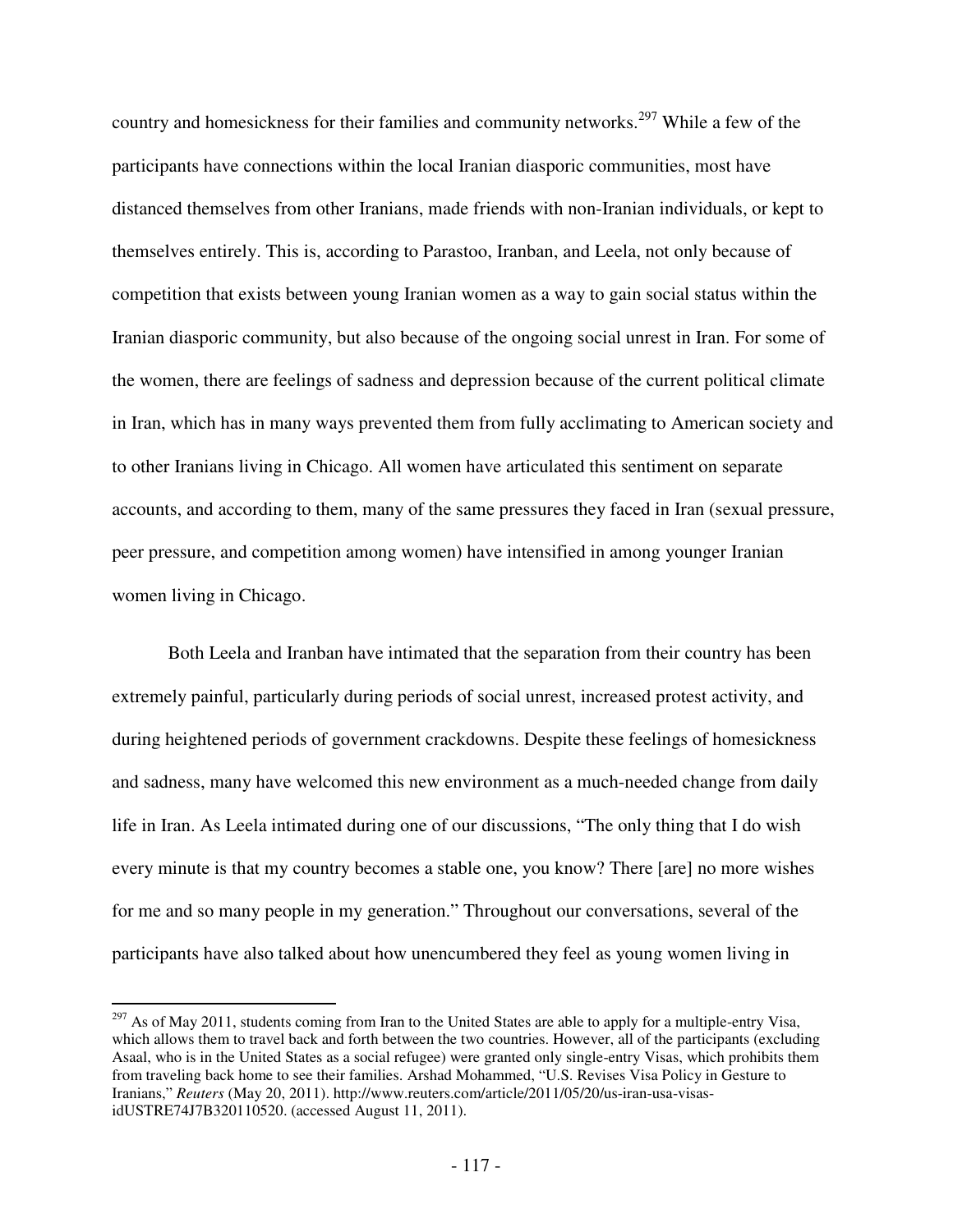country and homesickness for their families and community networks.[297] While a few of the participants have connections within the local Iranian diasporic communities, most have distanced themselves from other Iranians, made friends with non-Iranian individuals, or kept to themselves entirely. This is, according to Parastoo, Iranban, and Leela, not only because of competition that exists between young Iranian women as a way to gain social status within the Iranian diasporic community, but also because of the ongoing social unrest in Iran. For some of the women, there are feelings of sadness and depression because of the current political climate in Iran, which has in many ways prevented them from fully acclimating to American society and to other Iranians living in Chicago. All women have articulated this sentiment on separate accounts, and according to them, many of the same pressures they faced in Iran (sexual pressure, peer pressure, and competition among women) have intensified in among younger Iranian women living in Chicago.

Both Leela and Iranban have intimated that the separation from their country has been extremely painful, particularly during periods of social unrest, increased protest activity, and during heightened periods of government crackdowns. Despite these feelings of homesickness and sadness, many have welcomed this new environment as a much-needed change from daily life in Iran. As Leela intimated during one of our discussions, "The only thing that I do wish every minute is that my country becomes a stable one, you know? There [are] no more wishes for me and so many people in my generation." Throughout our conversations, several of the participants have also talked about how unencumbered they feel as young women living in

---

[297] As of May 2011, students coming from Iran to the United States are able to apply for a multiple-entry Visa, which allows them to travel back and forth between the two countries. However, all of the participants (excluding Asaal, who is in the United States as a social refugee) were granted only single-entry Visas, which prohibits them from traveling back home to see their families. Arshad Mohammed, "U.S. Revises Visa Policy in Gesture to Iranians," *Reuters* (May 20, 2011). http://www.reuters.com/article/2011/05/20/us-iran-usa-visas-idUSTRE74J7B320110520. (accessed August 11, 2011).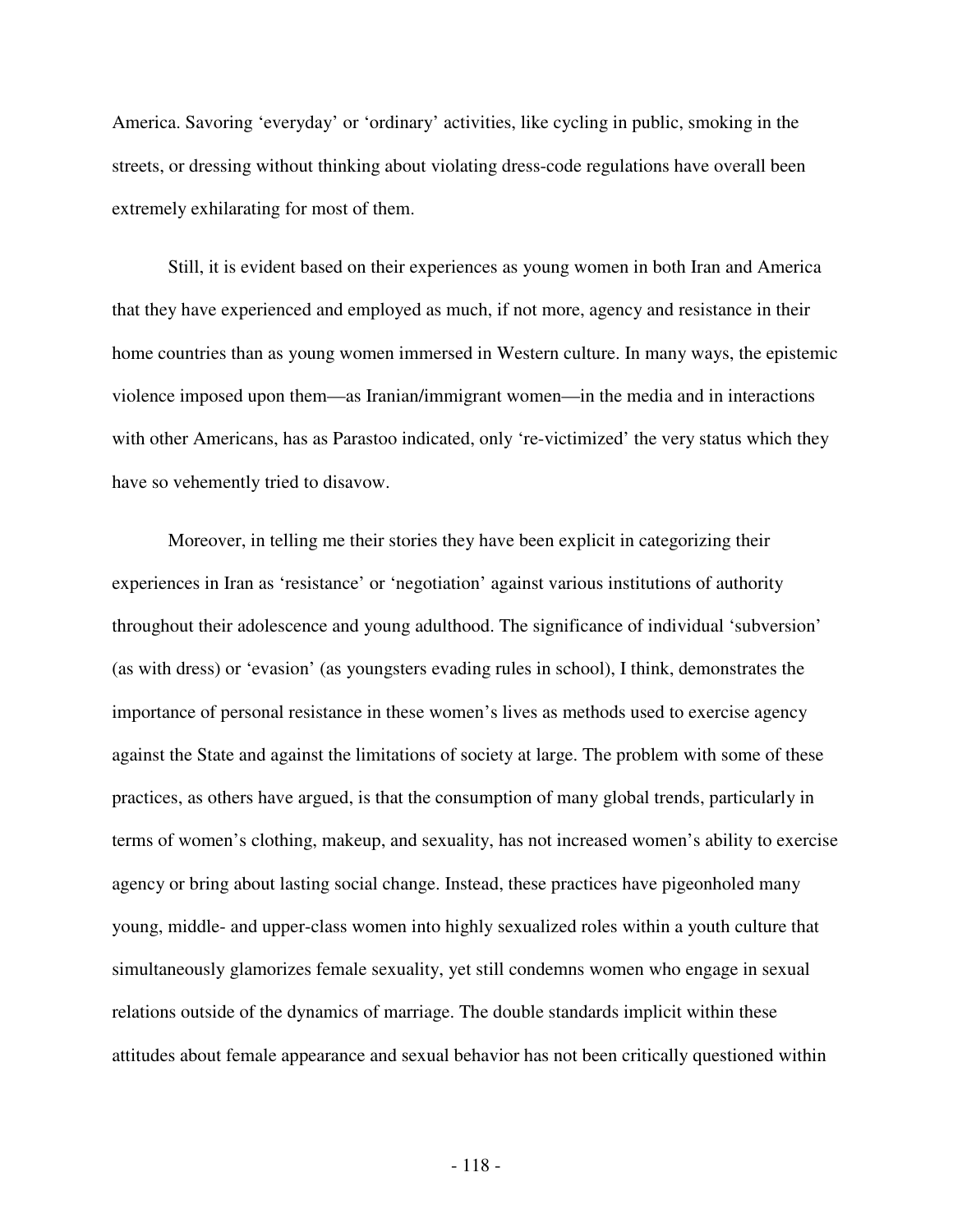America. Savoring 'everyday' or 'ordinary' activities, like cycling in public, smoking in the streets, or dressing without thinking about violating dress-code regulations have overall been extremely exhilarating for most of them.

Still, it is evident based on their experiences as young women in both Iran and America that they have experienced and employed as much, if not more, agency and resistance in their home countries than as young women immersed in Western culture. In many ways, the epistemic violence imposed upon them—as Iranian/immigrant women—in the media and in interactions with other Americans, has as Parastoo indicated, only 're-victimized' the very status which they have so vehemently tried to disavow.

Moreover, in telling me their stories they have been explicit in categorizing their experiences in Iran as 'resistance' or 'negotiation' against various institutions of authority throughout their adolescence and young adulthood. The significance of individual 'subversion' (as with dress) or 'evasion' (as youngsters evading rules in school), I think, demonstrates the importance of personal resistance in these women's lives as methods used to exercise agency against the State and against the limitations of society at large. The problem with some of these practices, as others have argued, is that the consumption of many global trends, particularly in terms of women's clothing, makeup, and sexuality, has not increased women's ability to exercise agency or bring about lasting social change. Instead, these practices have pigeonholed many young, middle- and upper-class women into highly sexualized roles within a youth culture that simultaneously glamorizes female sexuality, yet still condemns women who engage in sexual relations outside of the dynamics of marriage. The double standards implicit within these attitudes about female appearance and sexual behavior has not been critically questioned within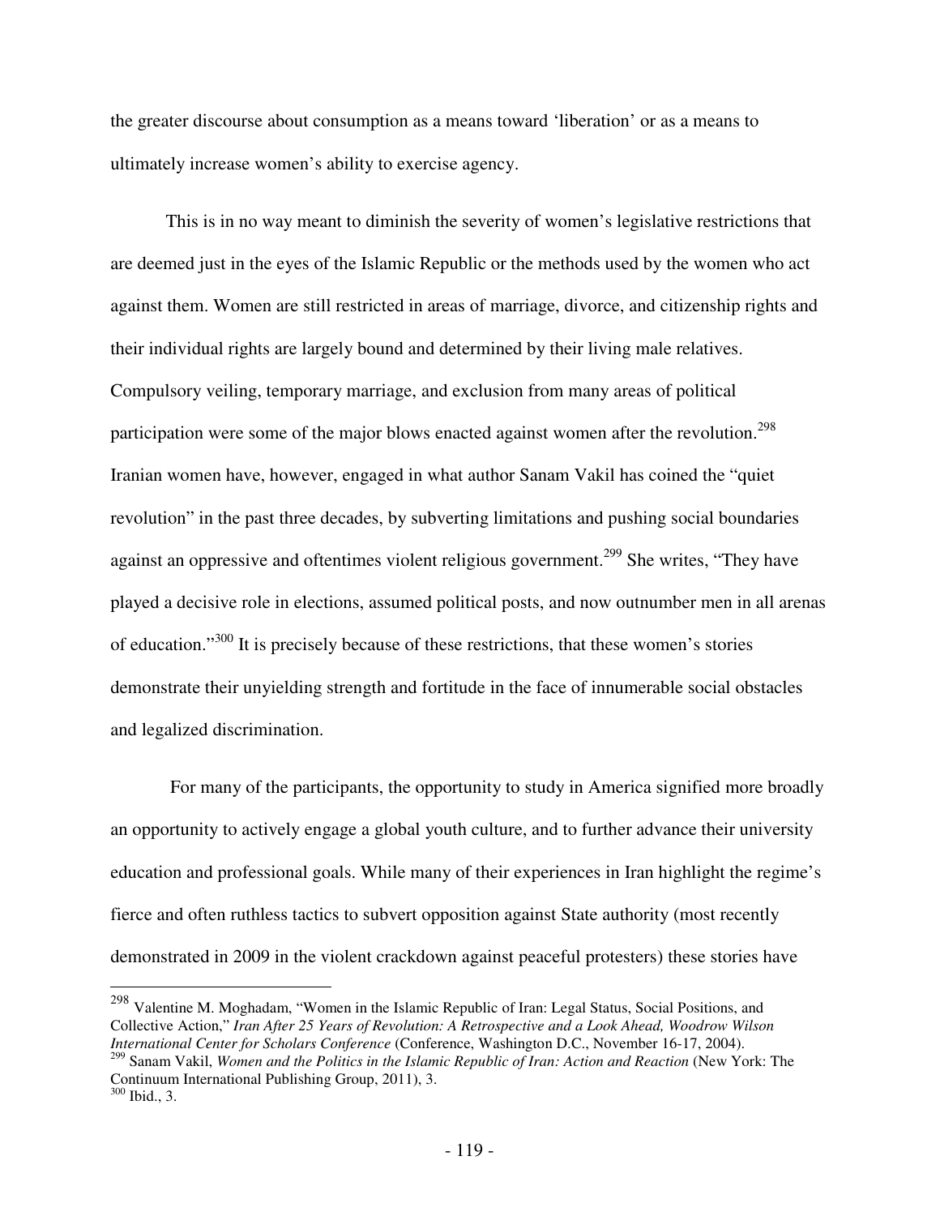the greater discourse about consumption as a means toward 'liberation' or as a means to ultimately increase women's ability to exercise agency.

This is in no way meant to diminish the severity of women's legislative restrictions that are deemed just in the eyes of the Islamic Republic or the methods used by the women who act against them. Women are still restricted in areas of marriage, divorce, and citizenship rights and their individual rights are largely bound and determined by their living male relatives. Compulsory veiling, temporary marriage, and exclusion from many areas of political participation were some of the major blows enacted against women after the revolution.[298] Iranian women have, however, engaged in what author Sanam Vakil has coined the "quiet revolution" in the past three decades, by subverting limitations and pushing social boundaries against an oppressive and oftentimes violent religious government.[299] She writes, "They have played a decisive role in elections, assumed political posts, and now outnumber men in all arenas of education."[300] It is precisely because of these restrictions, that these women's stories demonstrate their unyielding strength and fortitude in the face of innumerable social obstacles and legalized discrimination.

For many of the participants, the opportunity to study in America signified more broadly an opportunity to actively engage a global youth culture, and to further advance their university education and professional goals. While many of their experiences in Iran highlight the regime's fierce and often ruthless tactics to subvert opposition against State authority (most recently demonstrated in 2009 in the violent crackdown against peaceful protesters) these stories have

---

[298] Valentine M. Moghadam, "Women in the Islamic Republic of Iran: Legal Status, Social Positions, and Collective Action," *Iran After 25 Years of Revolution: A Retrospective and a Look Ahead, Woodrow Wilson International Center for Scholars Conference* (Conference, Washington D.C., November 16-17, 2004).

[299] Sanam Vakil, *Women and the Politics in the Islamic Republic of Iran: Action and Reaction* (New York: The Continuum International Publishing Group, 2011), 3.

[300] Ibid., 3.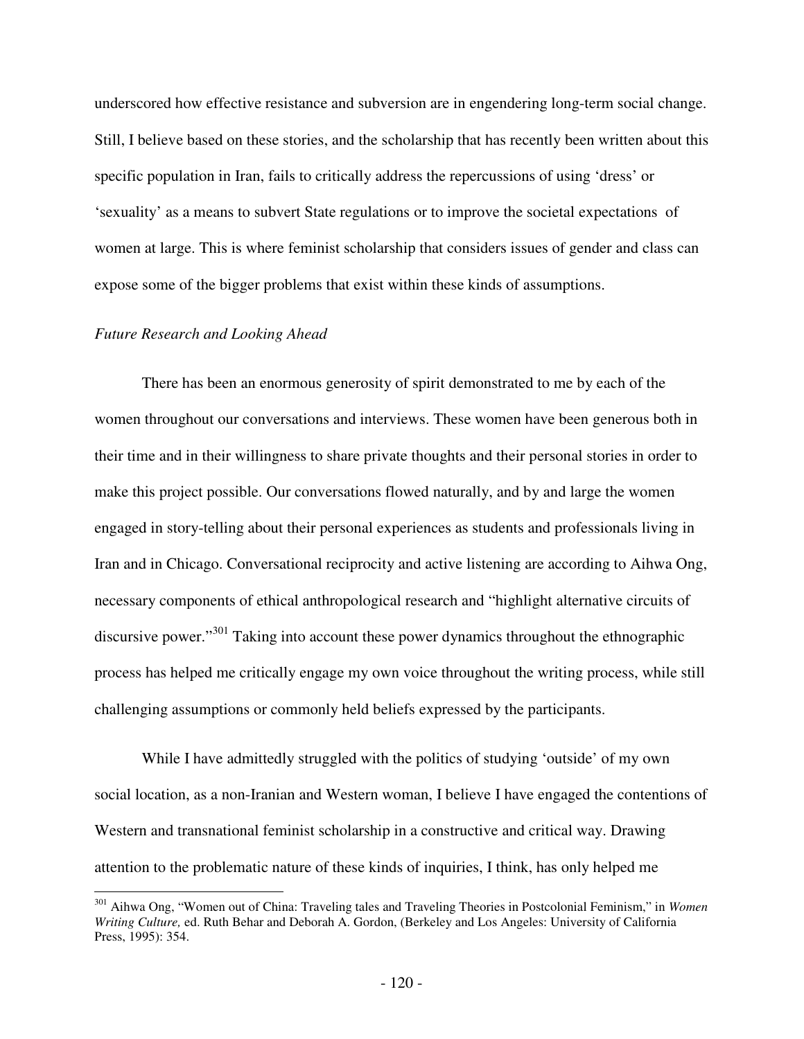underscored how effective resistance and subversion are in engendering long-term social change. Still, I believe based on these stories, and the scholarship that has recently been written about this specific population in Iran, fails to critically address the repercussions of using 'dress' or 'sexuality' as a means to subvert State regulations or to improve the societal expectations of women at large. This is where feminist scholarship that considers issues of gender and class can expose some of the bigger problems that exist within these kinds of assumptions.

*Future Research and Looking Ahead*

There has been an enormous generosity of spirit demonstrated to me by each of the women throughout our conversations and interviews. These women have been generous both in their time and in their willingness to share private thoughts and their personal stories in order to make this project possible. Our conversations flowed naturally, and by and large the women engaged in story-telling about their personal experiences as students and professionals living in Iran and in Chicago. Conversational reciprocity and active listening are according to Aihwa Ong, necessary components of ethical anthropological research and "highlight alternative circuits of discursive power."[301] Taking into account these power dynamics throughout the ethnographic process has helped me critically engage my own voice throughout the writing process, while still challenging assumptions or commonly held beliefs expressed by the participants.

While I have admittedly struggled with the politics of studying 'outside' of my own social location, as a non-Iranian and Western woman, I believe I have engaged the contentions of Western and transnational feminist scholarship in a constructive and critical way. Drawing attention to the problematic nature of these kinds of inquiries, I think, has only helped me

---

[301] Aihwa Ong, "Women out of China: Traveling tales and Traveling Theories in Postcolonial Feminism," in *Women Writing Culture,* ed. Ruth Behar and Deborah A. Gordon, (Berkeley and Los Angeles: University of California Press, 1995): 354.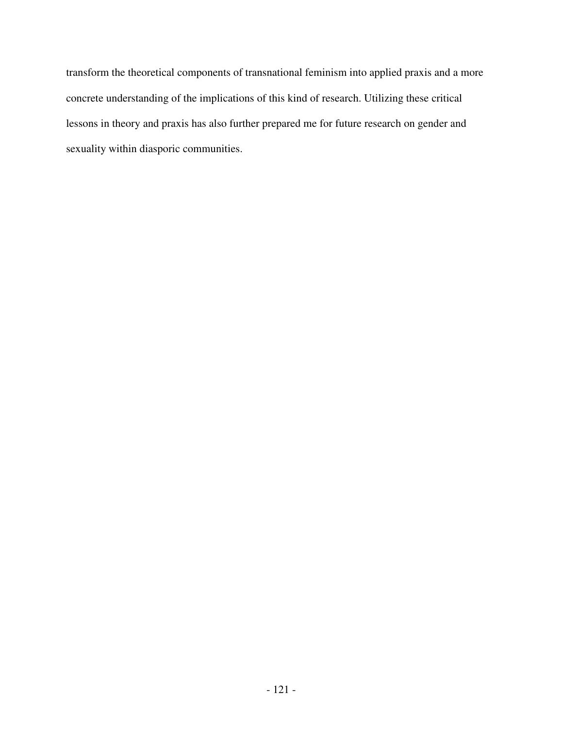transform the theoretical components of transnational feminism into applied praxis and a more concrete understanding of the implications of this kind of research. Utilizing these critical lessons in theory and praxis has also further prepared me for future research on gender and sexuality within diasporic communities.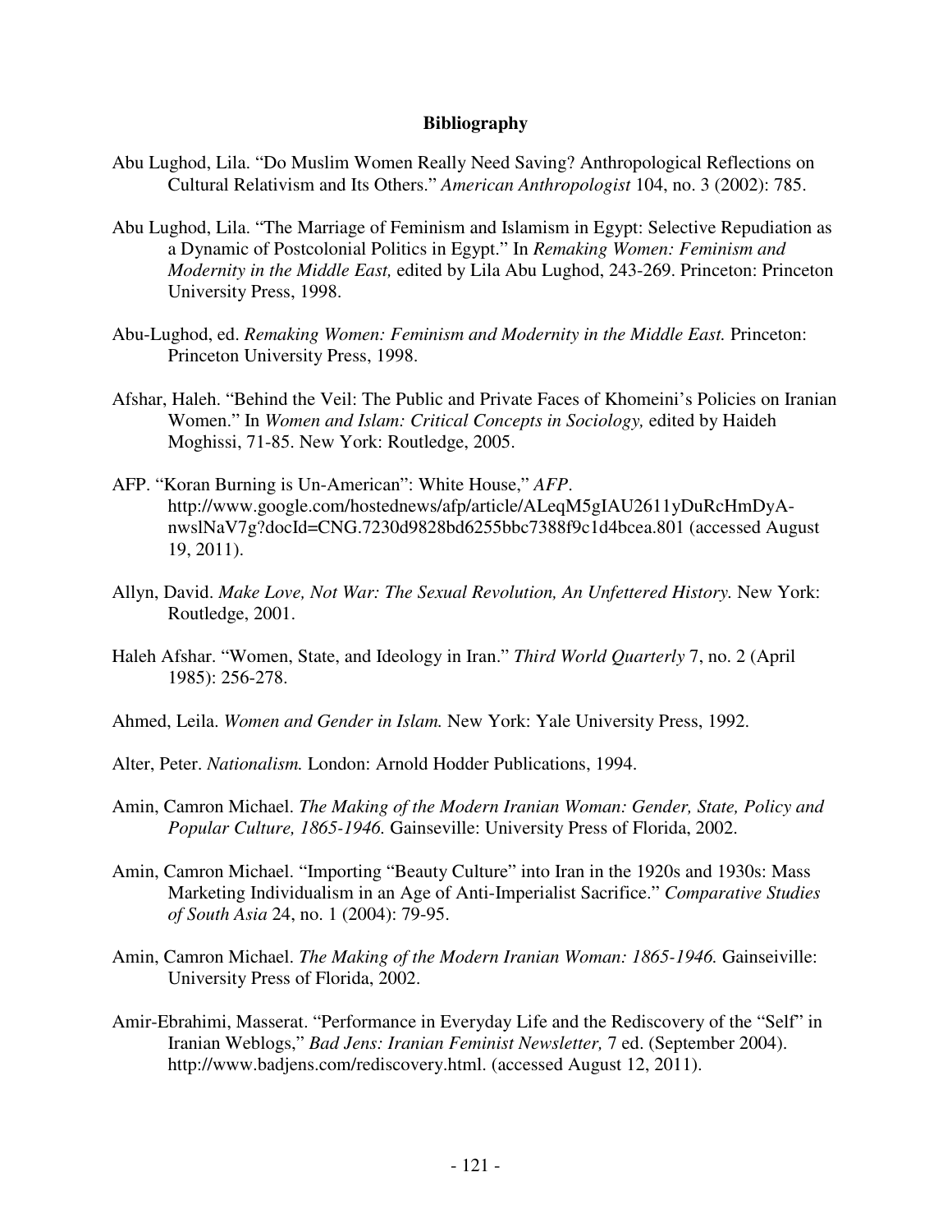# Bibliography

Abu Lughod, Lila. "Do Muslim Women Really Need Saving? Anthropological Reflections on Cultural Relativism and Its Others." *American Anthropologist* 104, no. 3 (2002): 785.

Abu Lughod, Lila. "The Marriage of Feminism and Islamism in Egypt: Selective Repudiation as a Dynamic of Postcolonial Politics in Egypt." In *Remaking Women: Feminism and Modernity in the Middle East,* edited by Lila Abu Lughod, 243-269. Princeton: Princeton University Press, 1998.

Abu-Lughod, ed. *Remaking Women: Feminism and Modernity in the Middle East.* Princeton: Princeton University Press, 1998.

Afshar, Haleh. "Behind the Veil: The Public and Private Faces of Khomeini's Policies on Iranian Women." In *Women and Islam: Critical Concepts in Sociology,* edited by Haideh Moghissi, 71-85. New York: Routledge, 2005.

AFP. "Koran Burning is Un-American": White House," *AFP*. http://www.google.com/hostednews/afp/article/ALeqM5gIAU2611yDuRcHmDyA-nwslNaV7g?docId=CNG.7230d9828bd6255bbc7388f9c1d4bcea.801 (accessed August 19, 2011).

Allyn, David. *Make Love, Not War: The Sexual Revolution, An Unfettered History.* New York: Routledge, 2001.

Haleh Afshar. "Women, State, and Ideology in Iran." *Third World Quarterly* 7, no. 2 (April 1985): 256-278.

Ahmed, Leila. *Women and Gender in Islam.* New York: Yale University Press, 1992.

Alter, Peter. *Nationalism.* London: Arnold Hodder Publications, 1994.

Amin, Camron Michael. *The Making of the Modern Iranian Woman: Gender, State, Policy and Popular Culture, 1865-1946.* Gainseville: University Press of Florida, 2002.

Amin, Camron Michael. "Importing "Beauty Culture" into Iran in the 1920s and 1930s: Mass Marketing Individualism in an Age of Anti-Imperialist Sacrifice." *Comparative Studies of South Asia* 24, no. 1 (2004): 79-95.

Amin, Camron Michael. *The Making of the Modern Iranian Woman: 1865-1946.* Gainseiville: University Press of Florida, 2002.

Amir-Ebrahimi, Masserat. "Performance in Everyday Life and the Rediscovery of the "Self" in Iranian Weblogs," *Bad Jens: Iranian Feminist Newsletter,* 7 ed. (September 2004). http://www.badjens.com/rediscovery.html. (accessed August 12, 2011).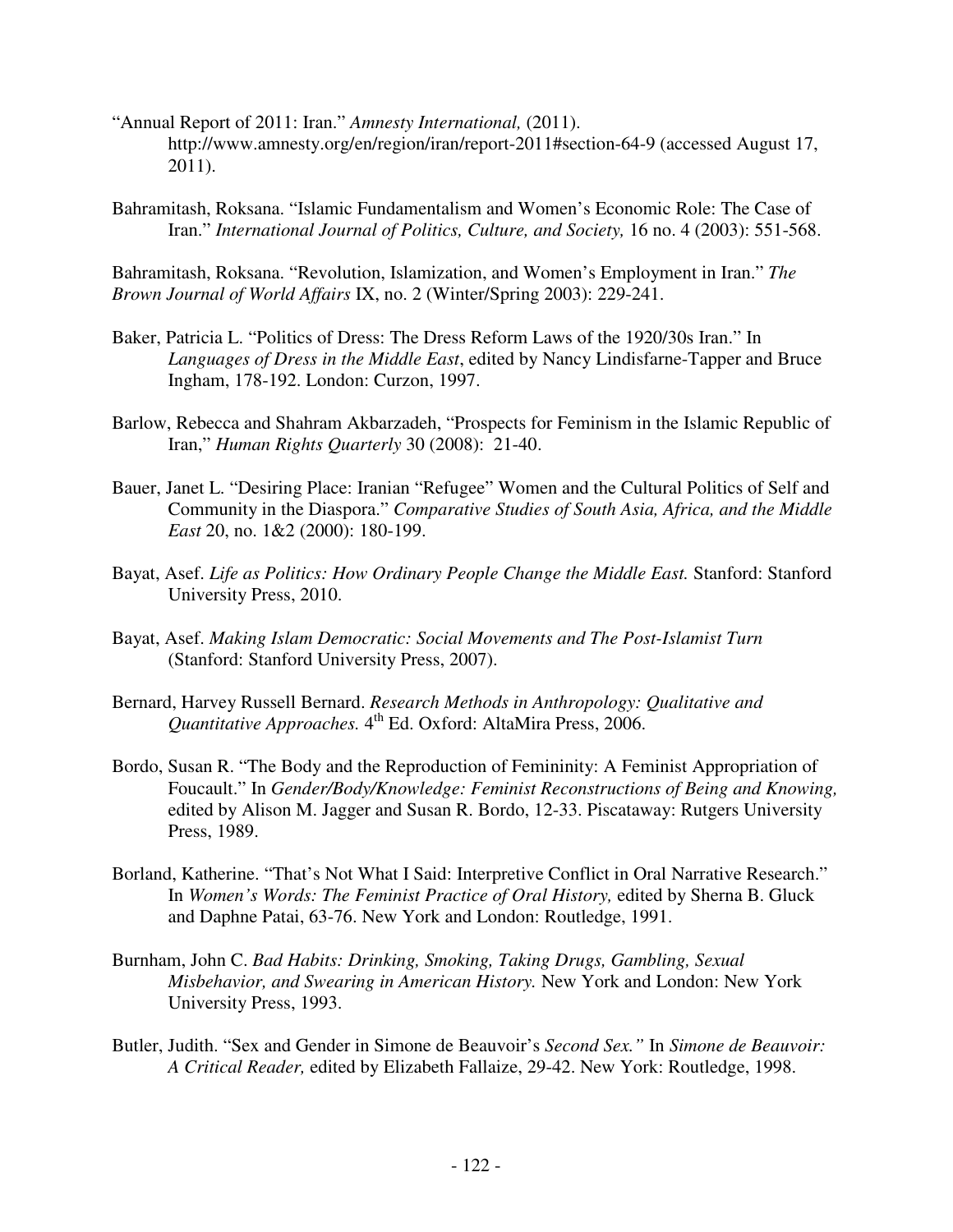"Annual Report of 2011: Iran." *Amnesty International,* (2011). http://www.amnesty.org/en/region/iran/report-2011#section-64-9 (accessed August 17, 2011).

Bahramitash, Roksana. "Islamic Fundamentalism and Women's Economic Role: The Case of Iran." *International Journal of Politics, Culture, and Society,* 16 no. 4 (2003): 551-568.

Bahramitash, Roksana. "Revolution, Islamization, and Women's Employment in Iran." *The Brown Journal of World Affairs* IX, no. 2 (Winter/Spring 2003): 229-241.

Baker, Patricia L. "Politics of Dress: The Dress Reform Laws of the 1920/30s Iran." In *Languages of Dress in the Middle East*, edited by Nancy Lindisfarne-Tapper and Bruce Ingham, 178-192. London: Curzon, 1997.

Barlow, Rebecca and Shahram Akbarzadeh, "Prospects for Feminism in the Islamic Republic of Iran," *Human Rights Quarterly* 30 (2008): 21-40.

Bauer, Janet L. "Desiring Place: Iranian "Refugee" Women and the Cultural Politics of Self and Community in the Diaspora." *Comparative Studies of South Asia, Africa, and the Middle East* 20, no. 1&2 (2000): 180-199.

Bayat, Asef. *Life as Politics: How Ordinary People Change the Middle East.* Stanford: Stanford University Press, 2010.

Bayat, Asef. *Making Islam Democratic: Social Movements and The Post-Islamist Turn* (Stanford: Stanford University Press, 2007).

Bernard, Harvey Russell Bernard. *Research Methods in Anthropology: Qualitative and Quantitative Approaches.* 4th Ed. Oxford: AltaMira Press, 2006.

Bordo, Susan R. "The Body and the Reproduction of Femininity: A Feminist Appropriation of Foucault." In *Gender/Body/Knowledge: Feminist Reconstructions of Being and Knowing,* edited by Alison M. Jagger and Susan R. Bordo, 12-33. Piscataway: Rutgers University Press, 1989.

Borland, Katherine. "That's Not What I Said: Interpretive Conflict in Oral Narrative Research." In *Women's Words: The Feminist Practice of Oral History,* edited by Sherna B. Gluck and Daphne Patai, 63-76. New York and London: Routledge, 1991.

Burnham, John C. *Bad Habits: Drinking, Smoking, Taking Drugs, Gambling, Sexual Misbehavior, and Swearing in American History.* New York and London: New York University Press, 1993.

Butler, Judith. "Sex and Gender in Simone de Beauvoir's *Second Sex."* In *Simone de Beauvoir: A Critical Reader,* edited by Elizabeth Fallaize, 29-42. New York: Routledge, 1998.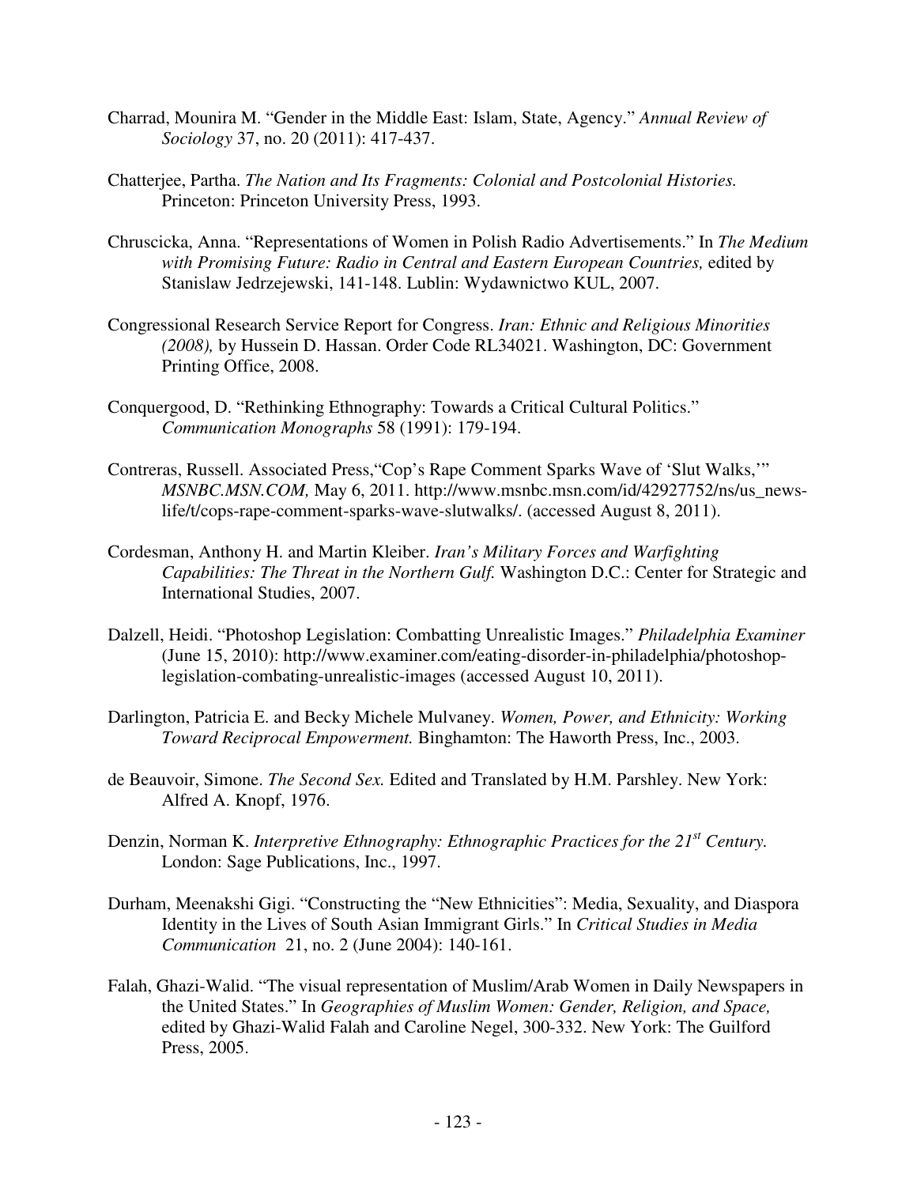Charrad, Mounira M. "Gender in the Middle East: Islam, State, Agency." *Annual Review of Sociology* 37, no. 20 (2011): 417-437.

Chatterjee, Partha. *The Nation and Its Fragments: Colonial and Postcolonial Histories.* Princeton: Princeton University Press, 1993.

Chruscicka, Anna. "Representations of Women in Polish Radio Advertisements." In *The Medium with Promising Future: Radio in Central and Eastern European Countries,* edited by Stanislaw Jedrzejewski, 141-148. Lublin: Wydawnictwo KUL, 2007.

Congressional Research Service Report for Congress. *Iran: Ethnic and Religious Minorities (2008),* by Hussein D. Hassan. Order Code RL34021. Washington, DC: Government Printing Office, 2008.

Conquergood, D. "Rethinking Ethnography: Towards a Critical Cultural Politics." *Communication Monographs* 58 (1991): 179-194.

Contreras, Russell. Associated Press,"Cop's Rape Comment Sparks Wave of 'Slut Walks,'" *MSNBC.MSN.COM,* May 6, 2011. http://www.msnbc.msn.com/id/42927752/ns/us_news-life/t/cops-rape-comment-sparks-wave-slutwalks/. (accessed August 8, 2011).

Cordesman, Anthony H. and Martin Kleiber. *Iran's Military Forces and Warfighting Capabilities: The Threat in the Northern Gulf.* Washington D.C.: Center for Strategic and International Studies, 2007.

Dalzell, Heidi. "Photoshop Legislation: Combatting Unrealistic Images." *Philadelphia Examiner* (June 15, 2010): http://www.examiner.com/eating-disorder-in-philadelphia/photoshop-legislation-combating-unrealistic-images (accessed August 10, 2011).

Darlington, Patricia E. and Becky Michele Mulvaney. *Women, Power, and Ethnicity: Working Toward Reciprocal Empowerment.* Binghamton: The Haworth Press, Inc., 2003.

de Beauvoir, Simone. *The Second Sex.* Edited and Translated by H.M. Parshley. New York: Alfred A. Knopf, 1976.

Denzin, Norman K. *Interpretive Ethnography: Ethnographic Practices for the 21st Century.* London: Sage Publications, Inc., 1997.

Durham, Meenakshi Gigi. "Constructing the "New Ethnicities": Media, Sexuality, and Diaspora Identity in the Lives of South Asian Immigrant Girls." In *Critical Studies in Media Communication* 21, no. 2 (June 2004): 140-161.

Falah, Ghazi-Walid. "The visual representation of Muslim/Arab Women in Daily Newspapers in the United States." In *Geographies of Muslim Women: Gender, Religion, and Space,* edited by Ghazi-Walid Falah and Caroline Negel, 300-332. New York: The Guilford Press, 2005.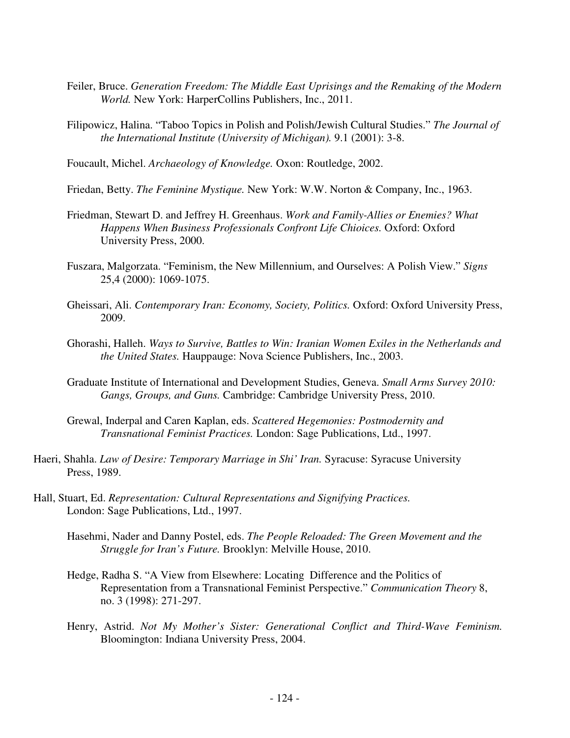Feiler, Bruce. *Generation Freedom: The Middle East Uprisings and the Remaking of the Modern World.* New York: HarperCollins Publishers, Inc., 2011.

Filipowicz, Halina. "Taboo Topics in Polish and Polish/Jewish Cultural Studies." *The Journal of the International Institute (University of Michigan).* 9.1 (2001): 3-8.

Foucault, Michel. *Archaeology of Knowledge.* Oxon: Routledge, 2002.

Friedan, Betty. *The Feminine Mystique.* New York: W.W. Norton & Company, Inc., 1963.

Friedman, Stewart D. and Jeffrey H. Greenhaus. *Work and Family-Allies or Enemies? What Happens When Business Professionals Confront Life Chioices.* Oxford: Oxford University Press, 2000.

Fuszara, Malgorzata. "Feminism, the New Millennium, and Ourselves: A Polish View." *Signs* 25,4 (2000): 1069-1075.

Gheissari, Ali. *Contemporary Iran: Economy, Society, Politics.* Oxford: Oxford University Press, 2009.

Ghorashi, Halleh. *Ways to Survive, Battles to Win: Iranian Women Exiles in the Netherlands and the United States.* Hauppauge: Nova Science Publishers, Inc., 2003.

Graduate Institute of International and Development Studies, Geneva. *Small Arms Survey 2010: Gangs, Groups, and Guns.* Cambridge: Cambridge University Press, 2010.

Grewal, Inderpal and Caren Kaplan, eds. *Scattered Hegemonies: Postmodernity and Transnational Feminist Practices.* London: Sage Publications, Ltd., 1997.

Haeri, Shahla. *Law of Desire: Temporary Marriage in Shi' Iran.* Syracuse: Syracuse University Press, 1989.

Hall, Stuart, Ed. *Representation: Cultural Representations and Signifying Practices.* London: Sage Publications, Ltd., 1997.

Hasehmi, Nader and Danny Postel, eds. *The People Reloaded: The Green Movement and the Struggle for Iran's Future.* Brooklyn: Melville House, 2010.

Hedge, Radha S. "A View from Elsewhere: Locating Difference and the Politics of Representation from a Transnational Feminist Perspective." *Communication Theory* 8, no. 3 (1998): 271-297.

Henry, Astrid. *Not My Mother's Sister: Generational Conflict and Third-Wave Feminism.* Bloomington: Indiana University Press, 2004.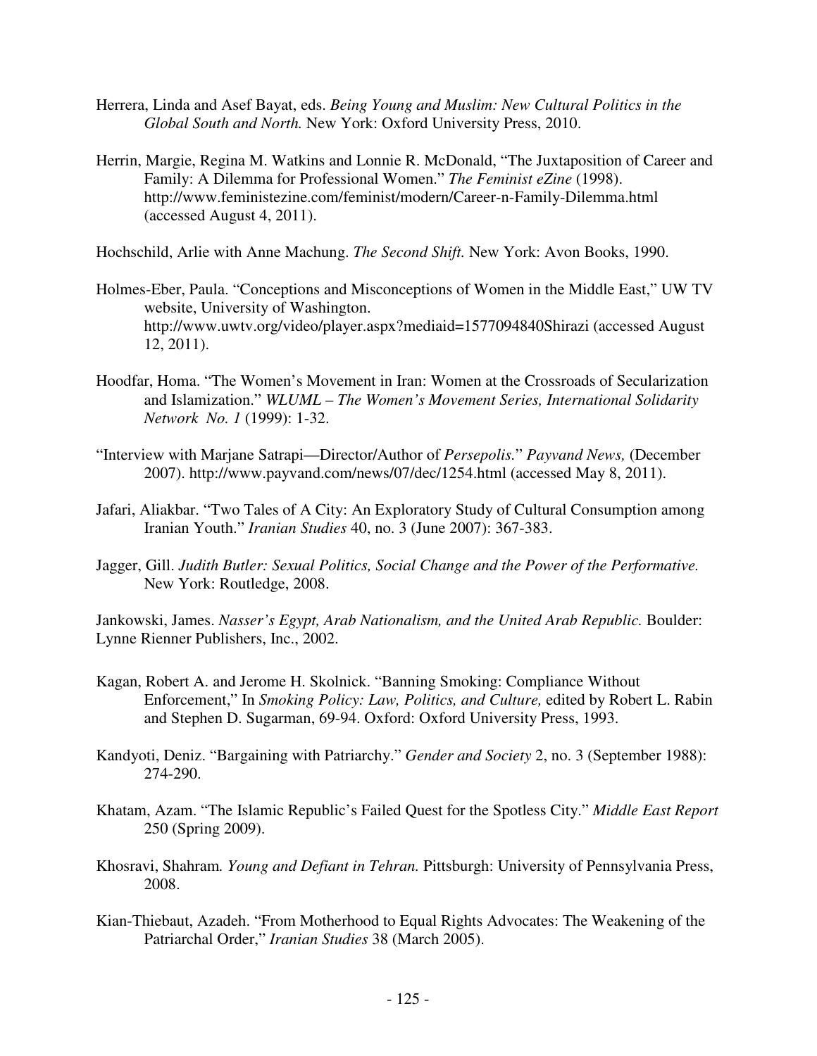Herrera, Linda and Asef Bayat, eds. *Being Young and Muslim: New Cultural Politics in the Global South and North.* New York: Oxford University Press, 2010.

Herrin, Margie, Regina M. Watkins and Lonnie R. McDonald, "The Juxtaposition of Career and Family: A Dilemma for Professional Women." *The Feminist eZine* (1998). http://www.feministezine.com/feminist/modern/Career-n-Family-Dilemma.html (accessed August 4, 2011).

Hochschild, Arlie with Anne Machung. *The Second Shift.* New York: Avon Books, 1990.

Holmes-Eber, Paula. "Conceptions and Misconceptions of Women in the Middle East," UW TV website, University of Washington. http://www.uwtv.org/video/player.aspx?mediaid=1577094840Shirazi (accessed August 12, 2011).

Hoodfar, Homa. "The Women's Movement in Iran: Women at the Crossroads of Secularization and Islamization." *WLUML – The Women's Movement Series, International Solidarity Network No. 1* (1999): 1-32.

"Interview with Marjane Satrapi—Director/Author of *Persepolis.*" *Payvand News,* (December 2007). http://www.payvand.com/news/07/dec/1254.html (accessed May 8, 2011).

Jafari, Aliakbar. "Two Tales of A City: An Exploratory Study of Cultural Consumption among Iranian Youth." *Iranian Studies* 40, no. 3 (June 2007): 367-383.

Jagger, Gill. *Judith Butler: Sexual Politics, Social Change and the Power of the Performative.* New York: Routledge, 2008.

Jankowski, James. *Nasser's Egypt, Arab Nationalism, and the United Arab Republic.* Boulder: Lynne Rienner Publishers, Inc., 2002.

Kagan, Robert A. and Jerome H. Skolnick. "Banning Smoking: Compliance Without Enforcement," In *Smoking Policy: Law, Politics, and Culture,* edited by Robert L. Rabin and Stephen D. Sugarman, 69-94. Oxford: Oxford University Press, 1993.

Kandyoti, Deniz. "Bargaining with Patriarchy." *Gender and Society* 2, no. 3 (September 1988): 274-290.

Khatam, Azam. "The Islamic Republic's Failed Quest for the Spotless City." *Middle East Report* 250 (Spring 2009).

Khosravi, Shahram*. Young and Defiant in Tehran.* Pittsburgh: University of Pennsylvania Press, 2008.

Kian-Thiebaut, Azadeh. "From Motherhood to Equal Rights Advocates: The Weakening of the Patriarchal Order," *Iranian Studies* 38 (March 2005).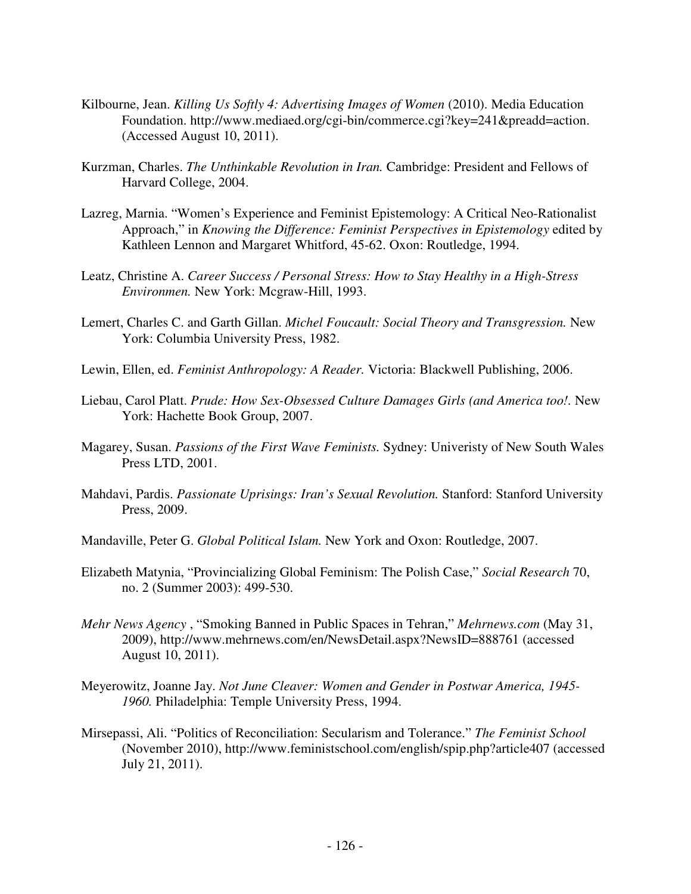Kilbourne, Jean. *Killing Us Softly 4: Advertising Images of Women* (2010). Media Education Foundation. http://www.mediaed.org/cgi-bin/commerce.cgi?key=241&preadd=action. (Accessed August 10, 2011).

Kurzman, Charles. *The Unthinkable Revolution in Iran.* Cambridge: President and Fellows of Harvard College, 2004.

Lazreg, Marnia. "Women's Experience and Feminist Epistemology: A Critical Neo-Rationalist Approach," in *Knowing the Difference: Feminist Perspectives in Epistemology* edited by Kathleen Lennon and Margaret Whitford, 45-62. Oxon: Routledge, 1994.

Leatz, Christine A. *Career Success / Personal Stress: How to Stay Healthy in a High-Stress Environmen.* New York: Mcgraw-Hill, 1993.

Lemert, Charles C. and Garth Gillan. *Michel Foucault: Social Theory and Transgression.* New York: Columbia University Press, 1982.

Lewin, Ellen, ed. *Feminist Anthropology: A Reader.* Victoria: Blackwell Publishing, 2006.

Liebau, Carol Platt. *Prude: How Sex-Obsessed Culture Damages Girls (and America too!*. New York: Hachette Book Group, 2007.

Magarey, Susan. *Passions of the First Wave Feminists.* Sydney: Univeristy of New South Wales Press LTD, 2001.

Mahdavi, Pardis. *Passionate Uprisings: Iran's Sexual Revolution.* Stanford: Stanford University Press, 2009.

Mandaville, Peter G. *Global Political Islam.* New York and Oxon: Routledge, 2007.

Elizabeth Matynia, "Provincializing Global Feminism: The Polish Case," *Social Research* 70, no. 2 (Summer 2003): 499-530.

*Mehr News Agency* , "Smoking Banned in Public Spaces in Tehran," *Mehrnews.com* (May 31, 2009), http://www.mehrnews.com/en/NewsDetail.aspx?NewsID=888761 (accessed August 10, 2011).

Meyerowitz, Joanne Jay. *Not June Cleaver: Women and Gender in Postwar America, 1945-1960.* Philadelphia: Temple University Press, 1994.

Mirsepassi, Ali. "Politics of Reconciliation: Secularism and Tolerance." *The Feminist School* (November 2010), http://www.feministschool.com/english/spip.php?article407 (accessed July 21, 2011).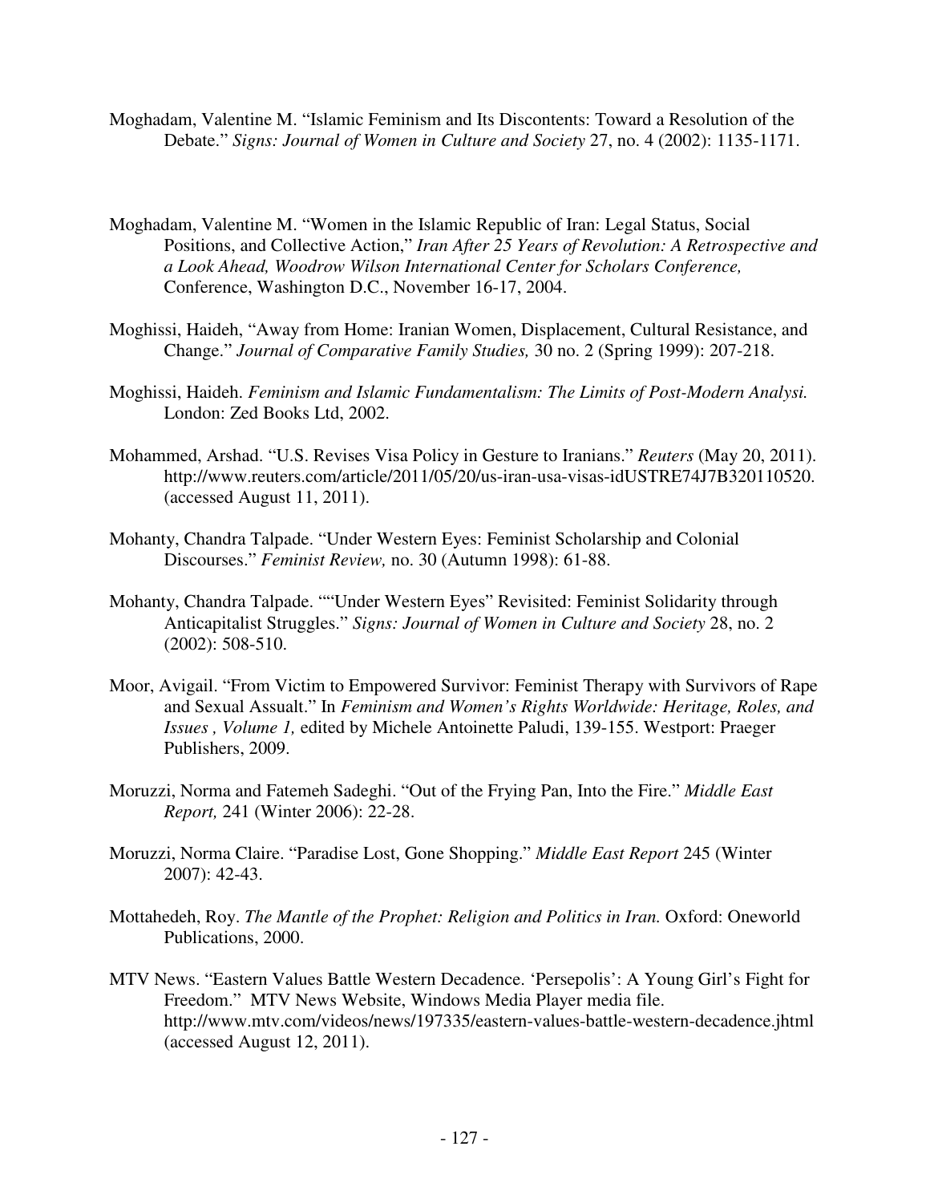Moghadam, Valentine M. "Islamic Feminism and Its Discontents: Toward a Resolution of the Debate." *Signs: Journal of Women in Culture and Society* 27, no. 4 (2002): 1135-1171.

Moghadam, Valentine M. "Women in the Islamic Republic of Iran: Legal Status, Social Positions, and Collective Action," *Iran After 25 Years of Revolution: A Retrospective and a Look Ahead, Woodrow Wilson International Center for Scholars Conference,* Conference, Washington D.C., November 16-17, 2004.

Moghissi, Haideh, "Away from Home: Iranian Women, Displacement, Cultural Resistance, and Change." *Journal of Comparative Family Studies,* 30 no. 2 (Spring 1999): 207-218.

Moghissi, Haideh. *Feminism and Islamic Fundamentalism: The Limits of Post-Modern Analysi.* London: Zed Books Ltd, 2002.

Mohammed, Arshad. "U.S. Revises Visa Policy in Gesture to Iranians." *Reuters* (May 20, 2011). http://www.reuters.com/article/2011/05/20/us-iran-usa-visas-idUSTRE74J7B320110520. (accessed August 11, 2011).

Mohanty, Chandra Talpade. "Under Western Eyes: Feminist Scholarship and Colonial Discourses." *Feminist Review,* no. 30 (Autumn 1998): 61-88.

Mohanty, Chandra Talpade. ""Under Western Eyes" Revisited: Feminist Solidarity through Anticapitalist Struggles." *Signs: Journal of Women in Culture and Society* 28, no. 2 (2002): 508-510.

Moor, Avigail. "From Victim to Empowered Survivor: Feminist Therapy with Survivors of Rape and Sexual Assualt." In *Feminism and Women's Rights Worldwide: Heritage, Roles, and Issues , Volume 1,* edited by Michele Antoinette Paludi, 139-155. Westport: Praeger Publishers, 2009.

Moruzzi, Norma and Fatemeh Sadeghi. "Out of the Frying Pan, Into the Fire." *Middle East Report,* 241 (Winter 2006): 22-28.

Moruzzi, Norma Claire. "Paradise Lost, Gone Shopping." *Middle East Report* 245 (Winter 2007): 42-43.

Mottahedeh, Roy. *The Mantle of the Prophet: Religion and Politics in Iran.* Oxford: Oneworld Publications, 2000.

MTV News. "Eastern Values Battle Western Decadence. 'Persepolis': A Young Girl's Fight for Freedom." MTV News Website, Windows Media Player media file. http://www.mtv.com/videos/news/197335/eastern-values-battle-western-decadence.jhtml (accessed August 12, 2011).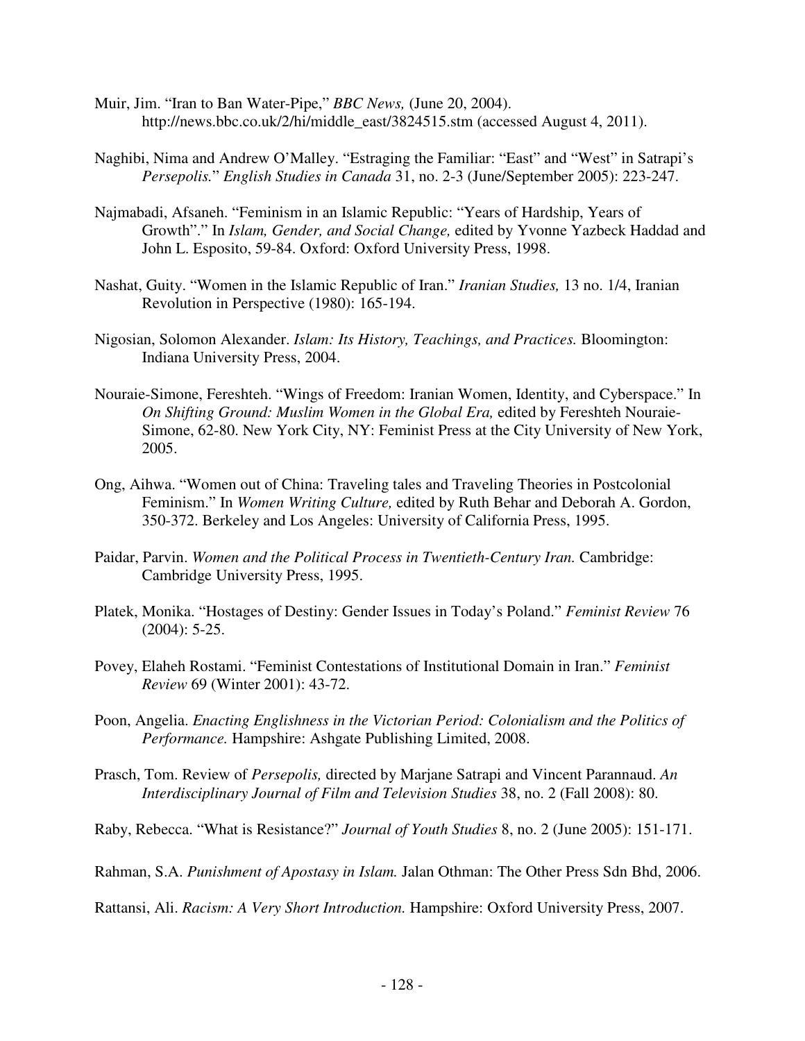Muir, Jim. "Iran to Ban Water-Pipe," *BBC News,* (June 20, 2004). http://news.bbc.co.uk/2/hi/middle_east/3824515.stm (accessed August 4, 2011).

Naghibi, Nima and Andrew O'Malley. "Estraging the Familiar: "East" and "West" in Satrapi's *Persepolis.*" *English Studies in Canada* 31, no. 2-3 (June/September 2005): 223-247.

Najmabadi, Afsaneh. "Feminism in an Islamic Republic: "Years of Hardship, Years of Growth"." In *Islam, Gender, and Social Change,* edited by Yvonne Yazbeck Haddad and John L. Esposito, 59-84. Oxford: Oxford University Press, 1998.

Nashat, Guity. "Women in the Islamic Republic of Iran." *Iranian Studies,* 13 no. 1/4, Iranian Revolution in Perspective (1980): 165-194.

Nigosian, Solomon Alexander. *Islam: Its History, Teachings, and Practices.* Bloomington: Indiana University Press, 2004.

Nouraie-Simone, Fereshteh. "Wings of Freedom: Iranian Women, Identity, and Cyberspace." In *On Shifting Ground: Muslim Women in the Global Era,* edited by Fereshteh Nouraie-Simone, 62-80. New York City, NY: Feminist Press at the City University of New York, 2005.

Ong, Aihwa. "Women out of China: Traveling tales and Traveling Theories in Postcolonial Feminism." In *Women Writing Culture,* edited by Ruth Behar and Deborah A. Gordon, 350-372. Berkeley and Los Angeles: University of California Press, 1995.

Paidar, Parvin. *Women and the Political Process in Twentieth-Century Iran.* Cambridge: Cambridge University Press, 1995.

Platek, Monika. "Hostages of Destiny: Gender Issues in Today's Poland." *Feminist Review* 76 (2004): 5-25.

Povey, Elaheh Rostami. "Feminist Contestations of Institutional Domain in Iran." *Feminist Review* 69 (Winter 2001): 43-72.

Poon, Angelia. *Enacting Englishness in the Victorian Period: Colonialism and the Politics of Performance.* Hampshire: Ashgate Publishing Limited, 2008.

Prasch, Tom. Review of *Persepolis,* directed by Marjane Satrapi and Vincent Parannaud. *An Interdisciplinary Journal of Film and Television Studies* 38, no. 2 (Fall 2008): 80.

Raby, Rebecca. "What is Resistance?" *Journal of Youth Studies* 8, no. 2 (June 2005): 151-171.

Rahman, S.A. *Punishment of Apostasy in Islam.* Jalan Othman: The Other Press Sdn Bhd, 2006.

Rattansi, Ali. *Racism: A Very Short Introduction.* Hampshire: Oxford University Press, 2007.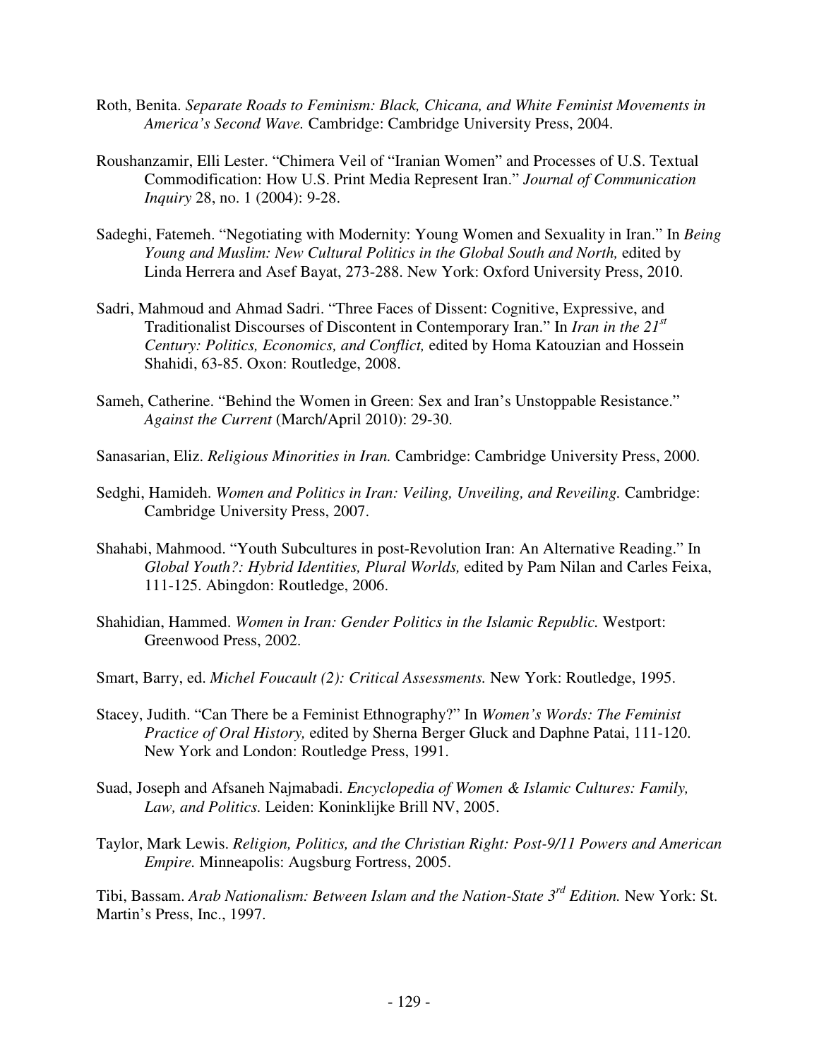Roth, Benita. *Separate Roads to Feminism: Black, Chicana, and White Feminist Movements in America's Second Wave.* Cambridge: Cambridge University Press, 2004.

Roushanzamir, Elli Lester. "Chimera Veil of "Iranian Women" and Processes of U.S. Textual Commodification: How U.S. Print Media Represent Iran." *Journal of Communication Inquiry* 28, no. 1 (2004): 9-28.

Sadeghi, Fatemeh. "Negotiating with Modernity: Young Women and Sexuality in Iran." In *Being Young and Muslim: New Cultural Politics in the Global South and North,* edited by Linda Herrera and Asef Bayat, 273-288. New York: Oxford University Press, 2010.

Sadri, Mahmoud and Ahmad Sadri. "Three Faces of Dissent: Cognitive, Expressive, and Traditionalist Discourses of Discontent in Contemporary Iran." In *Iran in the 21st Century: Politics, Economics, and Conflict,* edited by Homa Katouzian and Hossein Shahidi, 63-85. Oxon: Routledge, 2008.

Sameh, Catherine. "Behind the Women in Green: Sex and Iran's Unstoppable Resistance." *Against the Current* (March/April 2010): 29-30.

Sanasarian, Eliz. *Religious Minorities in Iran.* Cambridge: Cambridge University Press, 2000.

Sedghi, Hamideh. *Women and Politics in Iran: Veiling, Unveiling, and Reveiling.* Cambridge: Cambridge University Press, 2007.

Shahabi, Mahmood. "Youth Subcultures in post-Revolution Iran: An Alternative Reading." In *Global Youth?: Hybrid Identities, Plural Worlds,* edited by Pam Nilan and Carles Feixa, 111-125. Abingdon: Routledge, 2006.

Shahidian, Hammed. *Women in Iran: Gender Politics in the Islamic Republic.* Westport: Greenwood Press, 2002.

Smart, Barry, ed. *Michel Foucault (2): Critical Assessments.* New York: Routledge, 1995.

Stacey, Judith. "Can There be a Feminist Ethnography?" In *Women's Words: The Feminist Practice of Oral History,* edited by Sherna Berger Gluck and Daphne Patai, 111-120. New York and London: Routledge Press, 1991.

Suad, Joseph and Afsaneh Najmabadi. *Encyclopedia of Women & Islamic Cultures: Family, Law, and Politics.* Leiden: Koninklijke Brill NV, 2005.

Taylor, Mark Lewis. *Religion, Politics, and the Christian Right: Post-9/11 Powers and American Empire.* Minneapolis: Augsburg Fortress, 2005.

Tibi, Bassam. *Arab Nationalism: Between Islam and the Nation-State 3rd Edition.* New York: St. Martin's Press, Inc., 1997.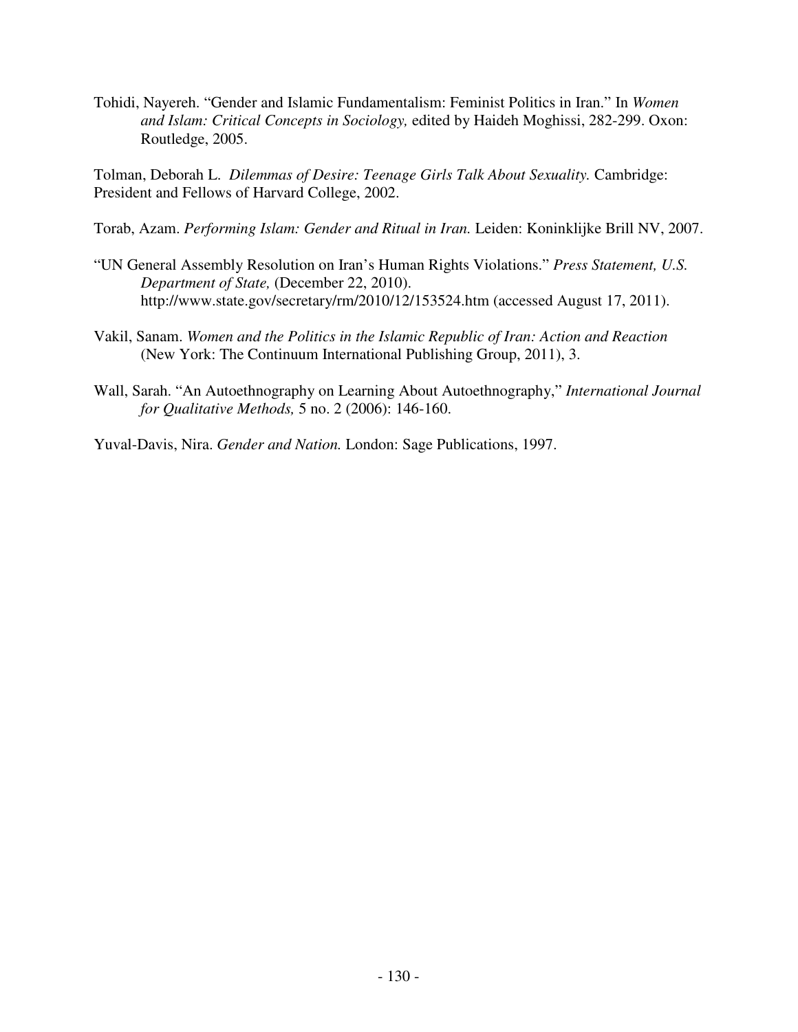Tohidi, Nayereh. "Gender and Islamic Fundamentalism: Feminist Politics in Iran." In *Women and Islam: Critical Concepts in Sociology,* edited by Haideh Moghissi, 282-299. Oxon: Routledge, 2005.

Tolman, Deborah L. *Dilemmas of Desire: Teenage Girls Talk About Sexuality.* Cambridge: President and Fellows of Harvard College, 2002.

Torab, Azam. *Performing Islam: Gender and Ritual in Iran.* Leiden: Koninklijke Brill NV, 2007.

"UN General Assembly Resolution on Iran's Human Rights Violations." *Press Statement, U.S. Department of State,* (December 22, 2010). http://www.state.gov/secretary/rm/2010/12/153524.htm (accessed August 17, 2011).

Vakil, Sanam. *Women and the Politics in the Islamic Republic of Iran: Action and Reaction* (New York: The Continuum International Publishing Group, 2011), 3.

Wall, Sarah. "An Autoethnography on Learning About Autoethnography," *International Journal for Qualitative Methods,* 5 no. 2 (2006): 146-160.

Yuval-Davis, Nira. *Gender and Nation.* London: Sage Publications, 1997.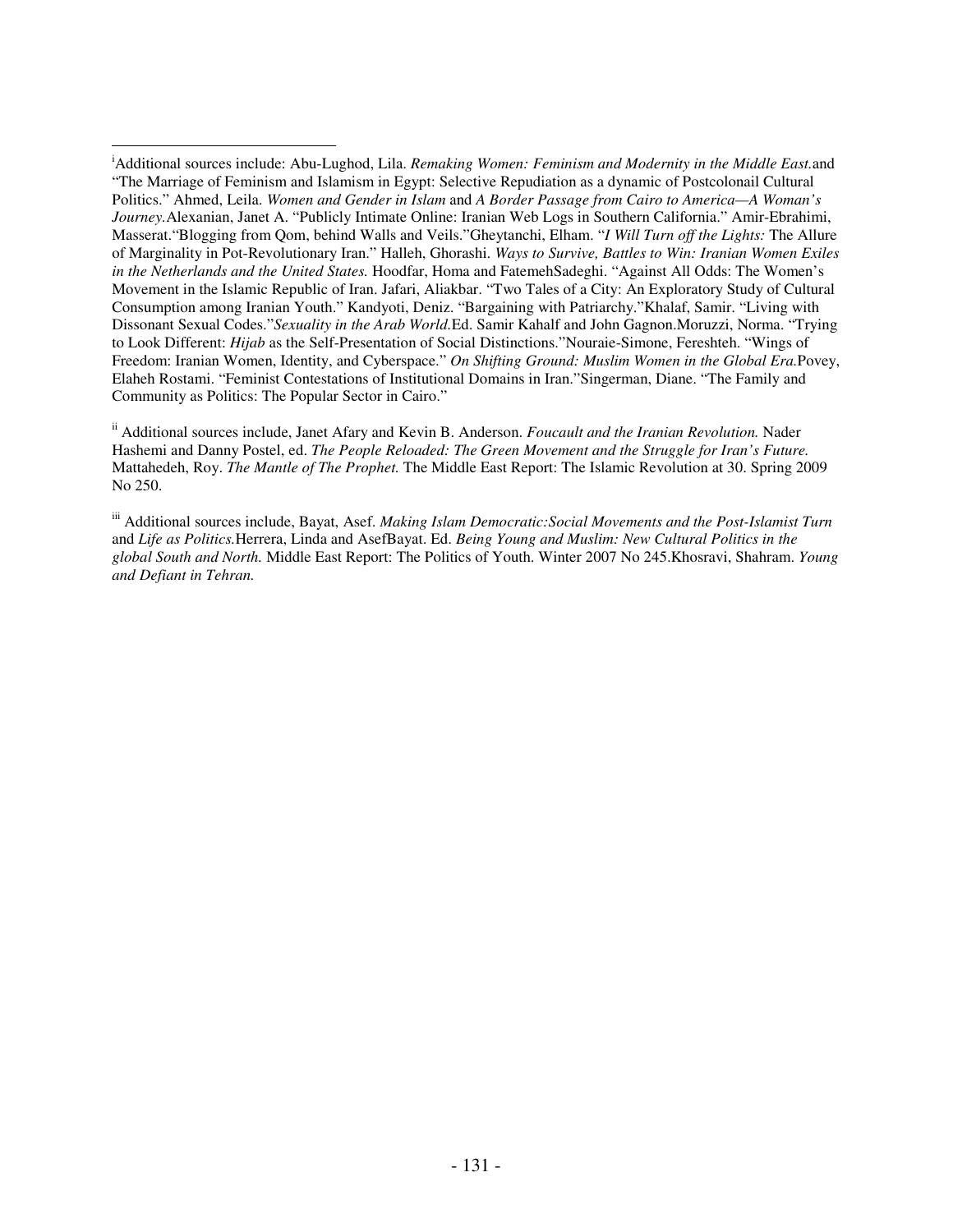[i]Additional sources include: Abu-Lughod, Lila. *Remaking Women: Feminism and Modernity in the Middle East.*and "The Marriage of Feminism and Islamism in Egypt: Selective Repudiation as a dynamic of Postcolonail Cultural Politics." Ahmed, Leila. *Women and Gender in Islam* and *A Border Passage from Cairo to America—A Woman's Journey.*Alexanian, Janet A. "Publicly Intimate Online: Iranian Web Logs in Southern California." Amir-Ebrahimi, Masserat."Blogging from Qom, behind Walls and Veils."Gheytanchi, Elham. "*I Will Turn off the Lights:* The Allure of Marginality in Pot-Revolutionary Iran." Halleh, Ghorashi. *Ways to Survive, Battles to Win: Iranian Women Exiles in the Netherlands and the United States.* Hoodfar, Homa and FatemehSadeghi. "Against All Odds: The Women's Movement in the Islamic Republic of Iran. Jafari, Aliakbar. "Two Tales of a City: An Exploratory Study of Cultural Consumption among Iranian Youth." Kandyoti, Deniz. "Bargaining with Patriarchy."Khalaf, Samir. "Living with Dissonant Sexual Codes."*Sexuality in the Arab World.*Ed. Samir Kahalf and John Gagnon.Moruzzi, Norma. "Trying to Look Different: *Hijab* as the Self-Presentation of Social Distinctions."Nouraie-Simone, Fereshteh. "Wings of Freedom: Iranian Women, Identity, and Cyberspace." *On Shifting Ground: Muslim Women in the Global Era.*Povey, Elaheh Rostami. "Feminist Contestations of Institutional Domains in Iran."Singerman, Diane. "The Family and Community as Politics: The Popular Sector in Cairo."

[ii] Additional sources include, Janet Afary and Kevin B. Anderson. *Foucault and the Iranian Revolution.* Nader Hashemi and Danny Postel, ed. *The People Reloaded: The Green Movement and the Struggle for Iran's Future.* Mattahedeh, Roy. *The Mantle of The Prophet.* The Middle East Report: The Islamic Revolution at 30. Spring 2009 No 250.

[iii] Additional sources include, Bayat, Asef. *Making Islam Democratic:Social Movements and the Post-Islamist Turn* and *Life as Politics.*Herrera, Linda and AsefBayat. Ed. *Being Young and Muslim: New Cultural Politics in the global South and North.* Middle East Report: The Politics of Youth. Winter 2007 No 245.Khosravi, Shahram. *Young and Defiant in Tehran.*